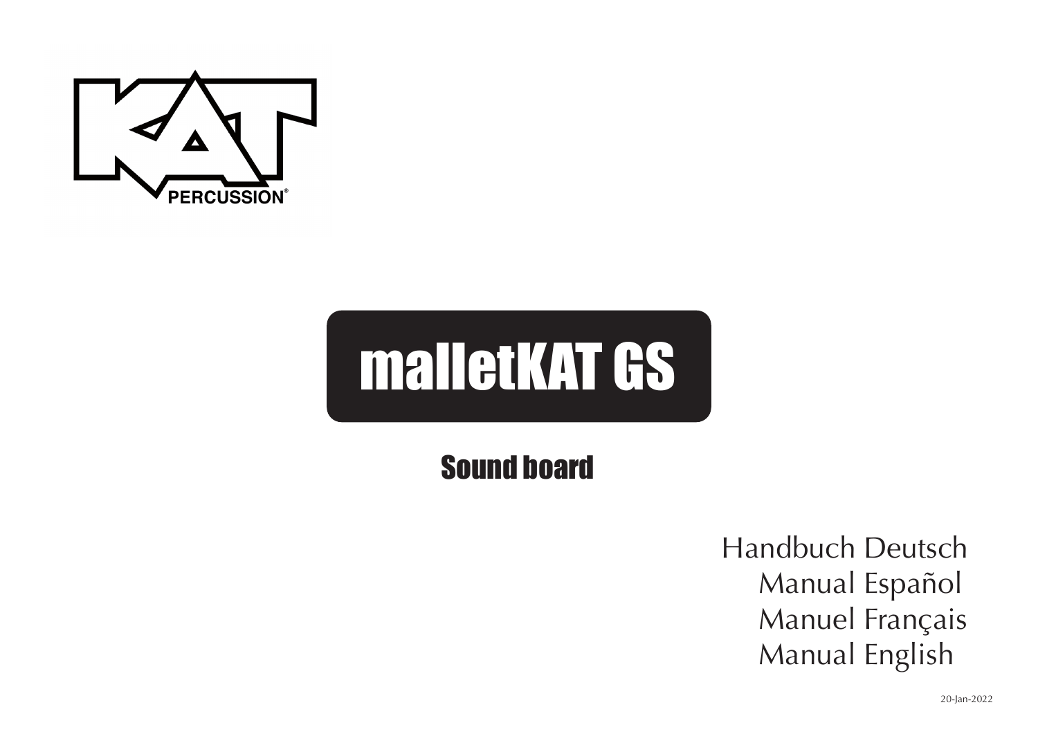KAT PERCUSSION®

# malletKAT GS

## Sound board

Handbuch Deutsch
Manual Español
Manuel Français
Manual English

20-Jan-2022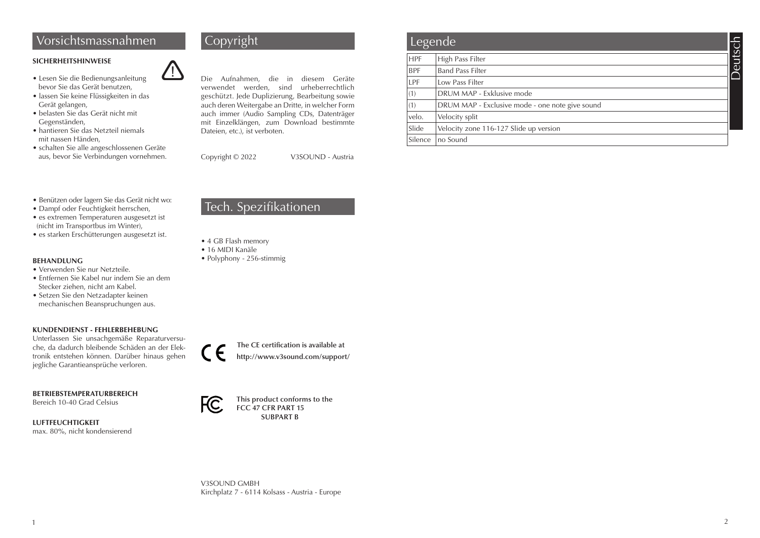## Vorsichtsmassnahmen

**SICHERHEITSHINWEISE**

- Lesen Sie die Bedienungsanleitung bevor Sie das Gerät benutzen,
- lassen Sie keine Flüssigkeiten in das Gerät gelangen,
- belasten Sie das Gerät nicht mit Gegenständen,
- hantieren Sie das Netzteil niemals mit nassen Händen,
- schalten Sie alle angeschlossenen Geräte aus, bevor Sie Verbindungen vornehmen.

- Benützen oder lagern Sie das Gerät nicht wo:
- Dampf oder Feuchtigkeit herrschen,
- es extremen Temperaturen ausgesetzt ist (nicht im Transportbus im Winter),
- es starken Erschütterungen ausgesetzt ist.

**BEHANDLUNG**

- Verwenden Sie nur Netzteile.
- Entfernen Sie Kabel nur indem Sie an dem Stecker ziehen, nicht am Kabel.
- Setzen Sie den Netzadapter keinen mechanischen Beanspruchungen aus.

**KUNDENDIENST - FEHLERBEHEBUNG**

Unterlassen Sie unsachgemäße Reparaturversuche, da dadurch bleibende Schäden an der Elektronik entstehen können. Darüber hinaus gehen jegliche Garantieansprüche verloren.

**BETRIEBSTEMPERATURBEREICH**

Bereich 10-40 Grad Celsius

**LUFTFEUCHTIGKEIT**

max. 80%, nicht kondensierend

## Copyright

Die Aufnahmen, die in diesem Geräte verwendet werden, sind urheberrechtlich geschützt. Jede Duplizierung, Bearbeitung sowie auch deren Weitergabe an Dritte, in welcher Form auch immer (Audio Sampling CDs, Datenträger mit Einzelklängen, zum Download bestimmte Dateien, etc.), ist verboten.

Copyright © 2022 V3SOUND - Austria

## Tech. Spezifikationen

- 4 GB Flash memory
- 16 MIDI Kanäle
- Polyphony - 256-stimmig

**The CE certification is available at**
**http://www.v3sound.com/support/**

**This product conforms to the FCC 47 CFR PART 15 SUBPART B**

V3SOUND GMBH
Kirchplatz 7 - 6114 Kolsass - Austria - Europe

## Legende

| | |
|---|---|
| HPF | High Pass Filter |
| BPF | Band Pass Filter |
| LPF | Low Pass Filter |
| (1) | DRUM MAP - Exklusive mode |
| (1) | DRUM MAP - Exclusive mode - one note give sound |
| velo. | Velocity split |
| Slide | Velocity zone 116-127 Slide up version |
| Silence | no Sound |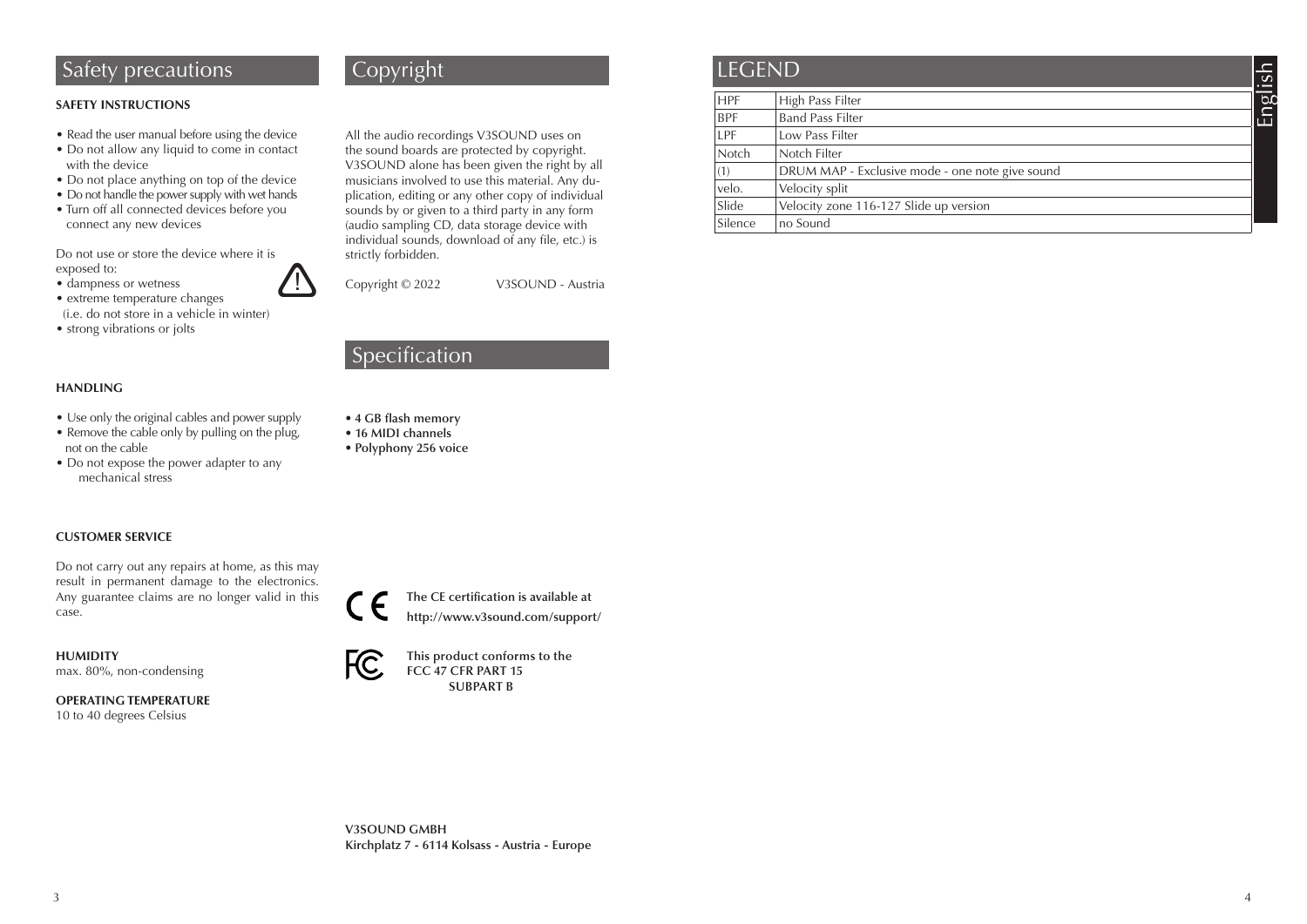## Safety precautions

**SAFETY INSTRUCTIONS**

- Read the user manual before using the device
- Do not allow any liquid to come in contact with the device
- Do not place anything on top of the device
- Do not handle the power supply with wet hands
- Turn off all connected devices before you connect any new devices

Do not use or store the device where it is exposed to:

- dampness or wetness
- extreme temperature changes (i.e. do not store in a vehicle in winter)
- strong vibrations or jolts

**HANDLING**

- Use only the original cables and power supply
- Remove the cable only by pulling on the plug, not on the cable
- Do not expose the power adapter to any mechanical stress

**CUSTOMER SERVICE**

Do not carry out any repairs at home, as this may result in permanent damage to the electronics. Any guarantee claims are no longer valid in this case.

**HUMIDITY**
max. 80%, non-condensing

**OPERATING TEMPERATURE**
10 to 40 degrees Celsius

## Copyright

All the audio recordings V3SOUND uses on the sound boards are protected by copyright. V3SOUND alone has been given the right by all musicians involved to use this material. Any duplication, editing or any other copy of individual sounds by or given to a third party in any form (audio sampling CD, data storage device with individual sounds, download of any file, etc.) is strictly forbidden.

Copyright © 2022 V3SOUND - Austria

## Specification

- **4 GB flash memory**
- **16 MIDI channels**
- **Polyphony 256 voice**

**The CE certification is available at http://www.v3sound.com/support/**

**This product conforms to the FCC 47 CFR PART 15 SUBPART B**

**V3SOUND GMBH**
**Kirchplatz 7 - 6114 Kolsass - Austria - Europe**

## LEGEND

| | |
|---|---|
| HPF | High Pass Filter |
| BPF | Band Pass Filter |
| LPF | Low Pass Filter |
| Notch | Notch Filter |
| (1) | DRUM MAP - Exclusive mode - one note give sound |
| velo. | Velocity split |
| Slide | Velocity zone 116-127 Slide up version |
| Silence | no Sound |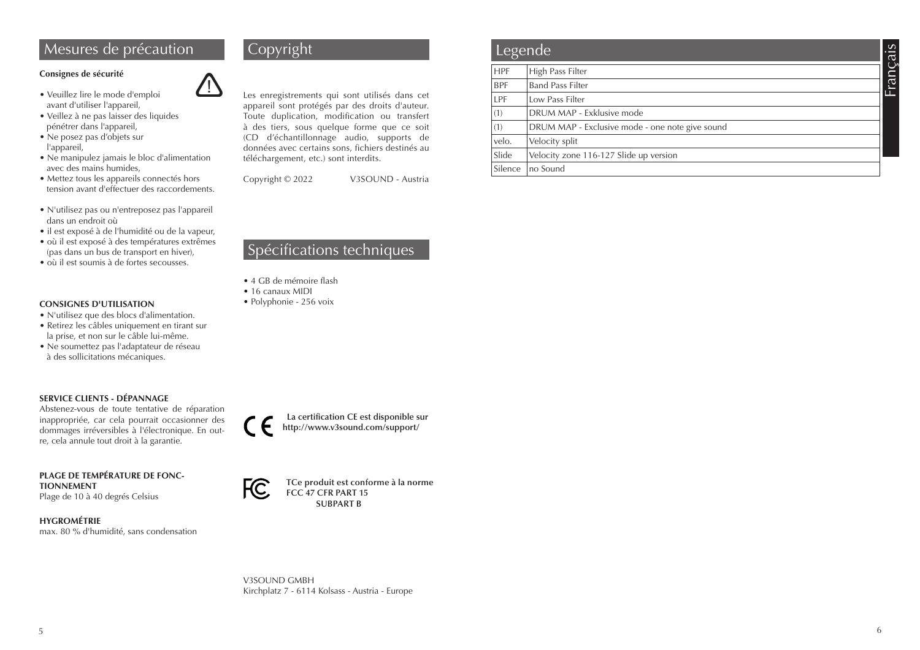## Mesures de précaution

**Consignes de sécurité**

- Veuillez lire le mode d'emploi avant d'utiliser l'appareil,
- Veillez à ne pas laisser des liquides pénétrer dans l'appareil,
- Ne posez pas d'objets sur l'appareil,
- Ne manipulez jamais le bloc d'alimentation avec des mains humides,
- Mettez tous les appareils connectés hors tension avant d'effectuer des raccordements.

- N'utilisez pas ou n'entreposez pas l'appareil dans un endroit où
- il est exposé à de l'humidité ou de la vapeur,
- où il est exposé à des températures extrêmes (pas dans un bus de transport en hiver),
- où il est soumis à de fortes secousses.

**CONSIGNES D'UTILISATION**

- N'utilisez que des blocs d'alimentation.
- Retirez les câbles uniquement en tirant sur la prise, et non sur le câble lui-même.
- Ne soumettez pas l'adaptateur de réseau à des sollicitations mécaniques.

**SERVICE CLIENTS - DÉPANNAGE**

Abstenez-vous de toute tentative de réparation inappropriée, car cela pourrait occasionner des dommages irréversibles à l'électronique. En outre, cela annule tout droit à la garantie.

**PLAGE DE TEMPÉRATURE DE FONCTIONNEMENT**

Plage de 10 à 40 degrés Celsius

**HYGROMÉTRIE**

max. 80 % d'humidité, sans condensation

## Copyright

Les enregistrements qui sont utilisés dans cet appareil sont protégés par des droits d'auteur. Toute duplication, modification ou transfert à des tiers, sous quelque forme que ce soit (CD d'échantillonnage audio, supports de données avec certains sons, fichiers destinés au téléchargement, etc.) sont interdits.

Copyright © 2022 V3SOUND - Austria

## Spécifications techniques

- 4 GB de mémoire flash
- 16 canaux MIDI
- Polyphonie - 256 voix

**La certification CE est disponible sur http://www.v3sound.com/support/**

**TCe produit est conforme à la norme FCC 47 CFR PART 15 SUBPART B**

V3SOUND GMBH
Kirchplatz 7 - 6114 Kolsass - Austria - Europe

## Legende

| | |
|---|---|
| HPF | High Pass Filter |
| BPF | Band Pass Filter |
| LPF | Low Pass Filter |
| (1) | DRUM MAP - Exklusive mode |
| (1) | DRUM MAP - Exclusive mode - one note give sound |
| velo. | Velocity split |
| Slide | Velocity zone 116-127 Slide up version |
| Silence | no Sound |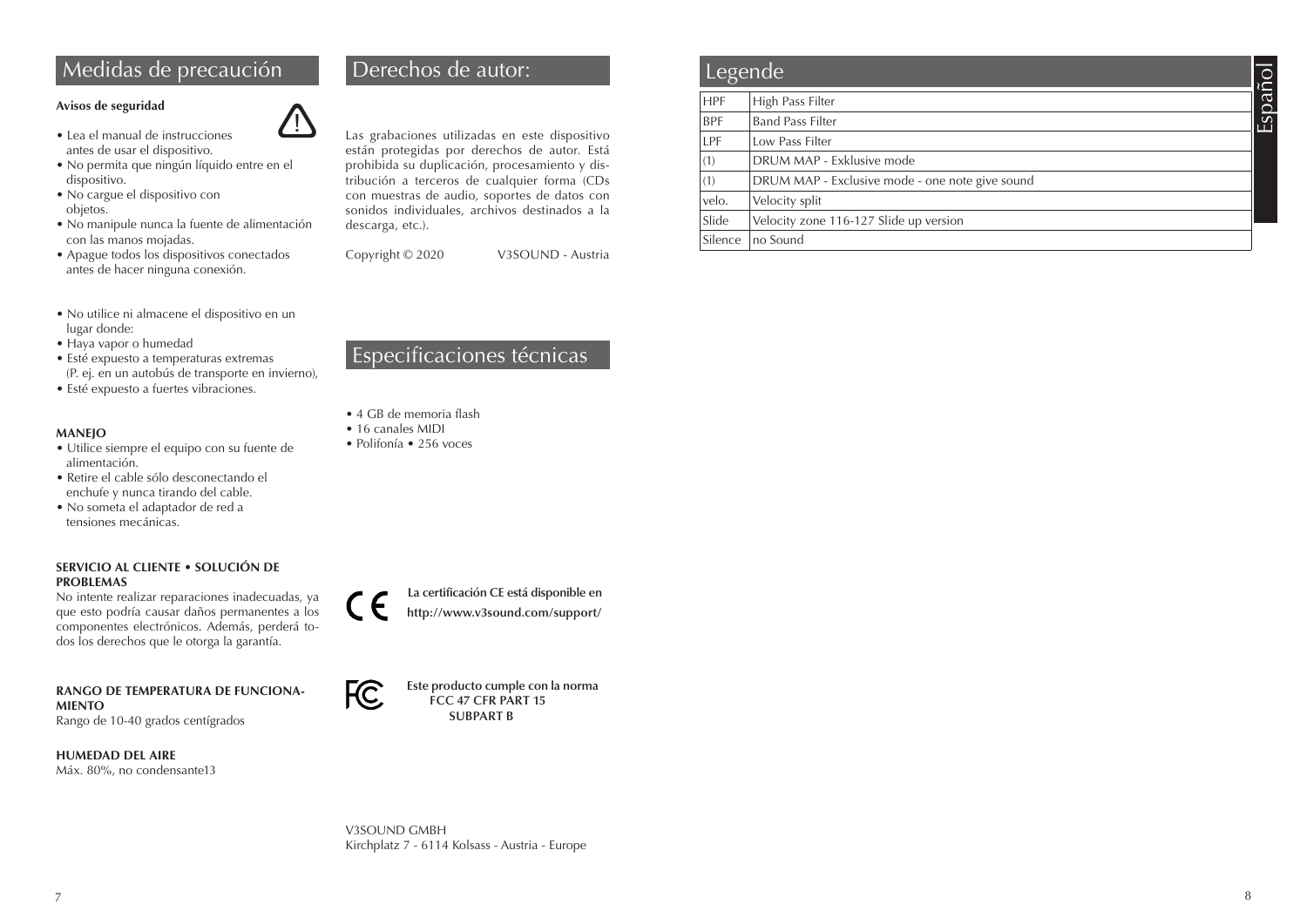## Medidas de precaución

**Avisos de seguridad**

- Lea el manual de instrucciones antes de usar el dispositivo.
- No permita que ningún líquido entre en el dispositivo.
- No cargue el dispositivo con objetos.
- No manipule nunca la fuente de alimentación con las manos mojadas.
- Apague todos los dispositivos conectados antes de hacer ninguna conexión.

- No utilice ni almacene el dispositivo en un lugar donde:
- Haya vapor o humedad
- Esté expuesto a temperaturas extremas (P. ej. en un autobús de transporte en invierno),
- Esté expuesto a fuertes vibraciones.

**MANEJO**

- Utilice siempre el equipo con su fuente de alimentación.
- Retire el cable sólo desconectando el enchufe y nunca tirando del cable.
- No someta el adaptador de red a tensiones mecánicas.

**SERVICIO AL CLIENTE • SOLUCIÓN DE PROBLEMAS**

No intente realizar reparaciones inadecuadas, ya que esto podría causar daños permanentes a los componentes electrónicos. Además, perderá todos los derechos que le otorga la garantía.

**RANGO DE TEMPERATURA DE FUNCIONAMIENTO**

Rango de 10-40 grados centígrados

**HUMEDAD DEL AIRE**

Máx. 80%, no condensante13

## Derechos de autor:

Las grabaciones utilizadas en este dispositivo están protegidas por derechos de autor. Está prohibida su duplicación, procesamiento y distribución a terceros de cualquier forma (CDs con muestras de audio, soportes de datos con sonidos individuales, archivos destinados a la descarga, etc.).

Copyright © 2020 V3SOUND - Austria

## Especificaciones técnicas

- 4 GB de memoria flash
- 16 canales MIDI
- Polifonía • 256 voces

**La certificación CE está disponible en**
**http://www.v3sound.com/support/**

**Este producto cumple con la norma FCC 47 CFR PART 15 SUBPART B**

V3SOUND GMBH
Kirchplatz 7 - 6114 Kolsass - Austria - Europe

## Legende

| | |
|---|---|
| HPF | High Pass Filter |
| BPF | Band Pass Filter |
| LPF | Low Pass Filter |
| (1) | DRUM MAP - Exklusive mode |
| (1) | DRUM MAP - Exclusive mode - one note give sound |
| velo. | Velocity split |
| Slide | Velocity zone 116-127 Slide up version |
| Silence | no Sound |

Español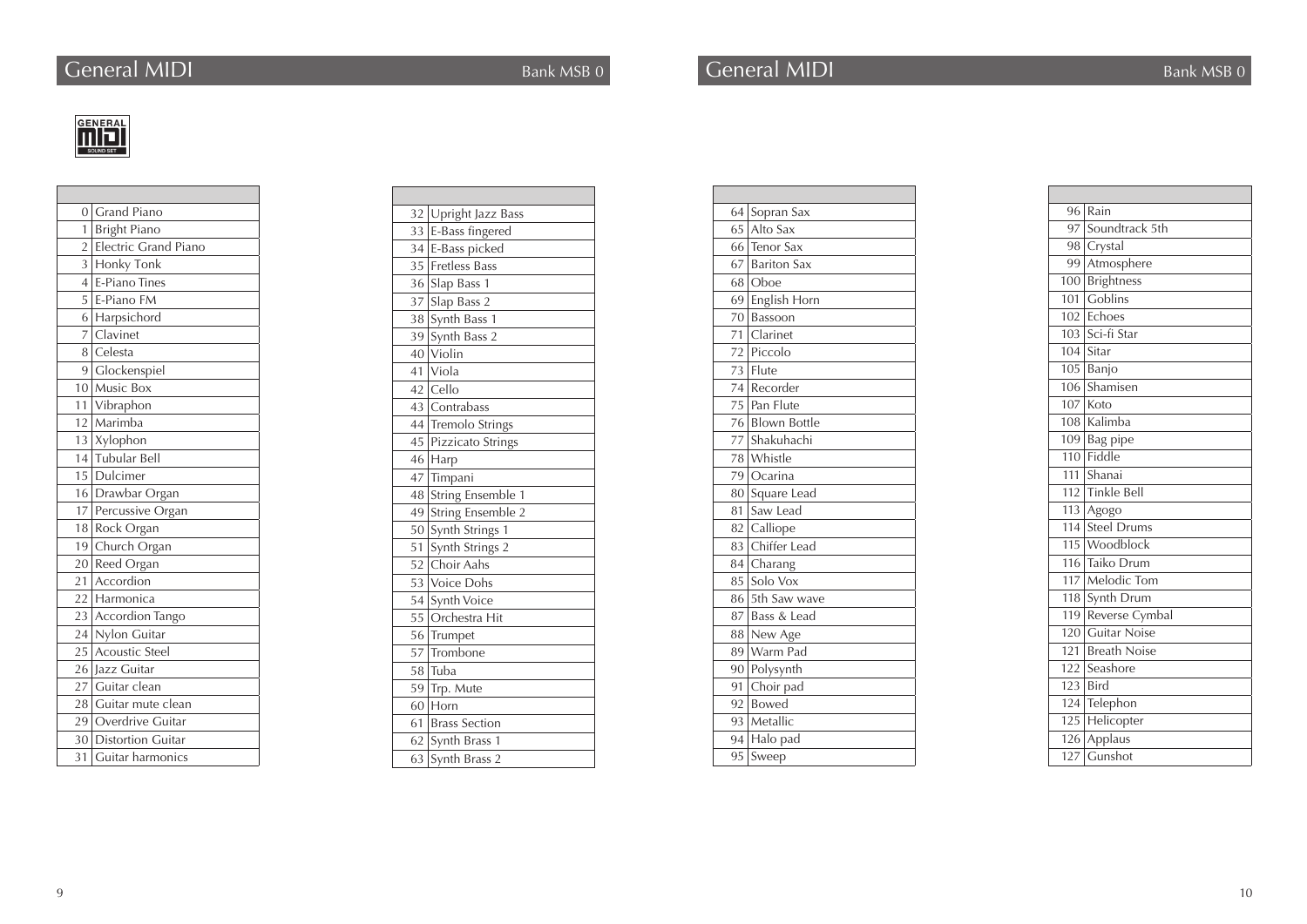## General MIDI — Bank MSB 0

| | |
|---|---|
| 0 | Grand Piano |
| 1 | Bright Piano |
| 2 | Electric Grand Piano |
| 3 | Honky Tonk |
| 4 | E-Piano Tines |
| 5 | E-Piano FM |
| 6 | Harpsichord |
| 7 | Clavinet |
| 8 | Celesta |
| 9 | Glockenspiel |
| 10 | Music Box |
| 11 | Vibraphon |
| 12 | Marimba |
| 13 | Xylophon |
| 14 | Tubular Bell |
| 15 | Dulcimer |
| 16 | Drawbar Organ |
| 17 | Percussive Organ |
| 18 | Rock Organ |
| 19 | Church Organ |
| 20 | Reed Organ |
| 21 | Accordion |
| 22 | Harmonica |
| 23 | Accordion Tango |
| 24 | Nylon Guitar |
| 25 | Acoustic Steel |
| 26 | Jazz Guitar |
| 27 | Guitar clean |
| 28 | Guitar mute clean |
| 29 | Overdrive Guitar |
| 30 | Distortion Guitar |
| 31 | Guitar harmonics |

| | |
|---|---|
| 32 | Upright Jazz Bass |
| 33 | E-Bass fingered |
| 34 | E-Bass picked |
| 35 | Fretless Bass |
| 36 | Slap Bass 1 |
| 37 | Slap Bass 2 |
| 38 | Synth Bass 1 |
| 39 | Synth Bass 2 |
| 40 | Violin |
| 41 | Viola |
| 42 | Cello |
| 43 | Contrabass |
| 44 | Tremolo Strings |
| 45 | Pizzicato Strings |
| 46 | Harp |
| 47 | Timpani |
| 48 | String Ensemble 1 |
| 49 | String Ensemble 2 |
| 50 | Synth Strings 1 |
| 51 | Synth Strings 2 |
| 52 | Choir Aahs |
| 53 | Voice Dohs |
| 54 | Synth Voice |
| 55 | Orchestra Hit |
| 56 | Trumpet |
| 57 | Trombone |
| 58 | Tuba |
| 59 | Trp. Mute |
| 60 | Horn |
| 61 | Brass Section |
| 62 | Synth Brass 1 |
| 63 | Synth Brass 2 |

## General MIDI — Bank MSB 0

| | |
|---|---|
| 64 | Sopran Sax |
| 65 | Alto Sax |
| 66 | Tenor Sax |
| 67 | Bariton Sax |
| 68 | Oboe |
| 69 | English Horn |
| 70 | Bassoon |
| 71 | Clarinet |
| 72 | Piccolo |
| 73 | Flute |
| 74 | Recorder |
| 75 | Pan Flute |
| 76 | Blown Bottle |
| 77 | Shakuhachi |
| 78 | Whistle |
| 79 | Ocarina |
| 80 | Square Lead |
| 81 | Saw Lead |
| 82 | Calliope |
| 83 | Chiffer Lead |
| 84 | Charang |
| 85 | Solo Vox |
| 86 | 5th Saw wave |
| 87 | Bass & Lead |
| 88 | New Age |
| 89 | Warm Pad |
| 90 | Polysynth |
| 91 | Choir pad |
| 92 | Bowed |
| 93 | Metallic |
| 94 | Halo pad |
| 95 | Sweep |

| | |
|---|---|
| 96 | Rain |
| 97 | Soundtrack 5th |
| 98 | Crystal |
| 99 | Atmosphere |
| 100 | Brightness |
| 101 | Goblins |
| 102 | Echoes |
| 103 | Sci-fi Star |
| 104 | Sitar |
| 105 | Banjo |
| 106 | Shamisen |
| 107 | Koto |
| 108 | Kalimba |
| 109 | Bag pipe |
| 110 | Fiddle |
| 111 | Shanai |
| 112 | Tinkle Bell |
| 113 | Agogo |
| 114 | Steel Drums |
| 115 | Woodblock |
| 116 | Taiko Drum |
| 117 | Melodic Tom |
| 118 | Synth Drum |
| 119 | Reverse Cymbal |
| 120 | Guitar Noise |
| 121 | Breath Noise |
| 122 | Seashore |
| 123 | Bird |
| 124 | Telephon |
| 125 | Helicopter |
| 126 | Applaus |
| 127 | Gunshot |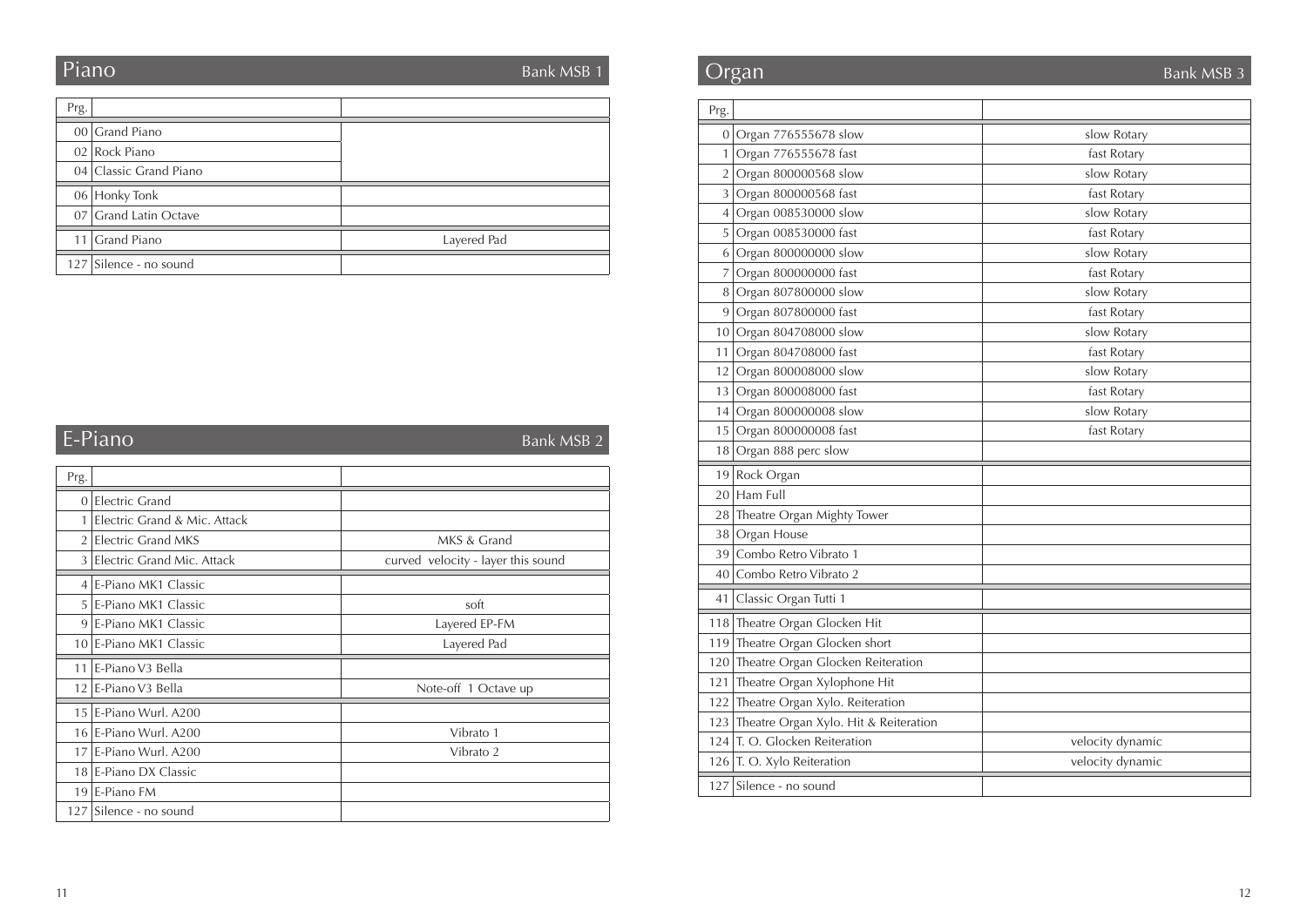## Piano

Bank MSB 1

| Prg. | | |
|---|---|---|
| 00 | Grand Piano | |
| 02 | Rock Piano | |
| 04 | Classic Grand Piano | |
| 06 | Honky Tonk | |
| 07 | Grand Latin Octave | |
| 11 | Grand Piano | Layered Pad |
| 127 | Silence - no sound | |

## E-Piano

Bank MSB 2

| Prg. | | |
|---|---|---|
| 0 | Electric Grand | |
| 1 | Electric Grand & Mic. Attack | |
| 2 | Electric Grand MKS | MKS & Grand |
| 3 | Electric Grand Mic. Attack | curved velocity - layer this sound |
| 4 | E-Piano MK1 Classic | |
| 5 | E-Piano MK1 Classic | soft |
| 9 | E-Piano MK1 Classic | Layered EP-FM |
| 10 | E-Piano MK1 Classic | Layered Pad |
| 11 | E-Piano V3 Bella | |
| 12 | E-Piano V3 Bella | Note-off 1 Octave up |
| 15 | E-Piano Wurl. A200 | |
| 16 | E-Piano Wurl. A200 | Vibrato 1 |
| 17 | E-Piano Wurl. A200 | Vibrato 2 |
| 18 | E-Piano DX Classic | |
| 19 | E-Piano FM | |
| 127 | Silence - no sound | |

## Organ

Bank MSB 3

| Prg. | | |
|---|---|---|
| 0 | Organ 776555678 slow | slow Rotary |
| 1 | Organ 776555678 fast | fast Rotary |
| 2 | Organ 800000568 slow | slow Rotary |
| 3 | Organ 800000568 fast | fast Rotary |
| 4 | Organ 008530000 slow | slow Rotary |
| 5 | Organ 008530000 fast | fast Rotary |
| 6 | Organ 800000000 slow | slow Rotary |
| 7 | Organ 800000000 fast | fast Rotary |
| 8 | Organ 807800000 slow | slow Rotary |
| 9 | Organ 807800000 fast | fast Rotary |
| 10 | Organ 804708000 slow | slow Rotary |
| 11 | Organ 804708000 fast | fast Rotary |
| 12 | Organ 800008000 slow | slow Rotary |
| 13 | Organ 800008000 fast | fast Rotary |
| 14 | Organ 800000008 slow | slow Rotary |
| 15 | Organ 800000008 fast | fast Rotary |
| 18 | Organ 888 perc slow | |
| 19 | Rock Organ | |
| 20 | Ham Full | |
| 28 | Theatre Organ Mighty Tower | |
| 38 | Organ House | |
| 39 | Combo Retro Vibrato 1 | |
| 40 | Combo Retro Vibrato 2 | |
| 41 | Classic Organ Tutti 1 | |
| 118 | Theatre Organ Glocken Hit | |
| 119 | Theatre Organ Glocken short | |
| 120 | Theatre Organ Glocken Reiteration | |
| 121 | Theatre Organ Xylophone Hit | |
| 122 | Theatre Organ Xylo. Reiteration | |
| 123 | Theatre Organ Xylo. Hit & Reiteration | |
| 124 | T. O. Glocken Reiteration | velocity dynamic |
| 126 | T. O. Xylo Reiteration | velocity dynamic |
| 127 | Silence - no sound | |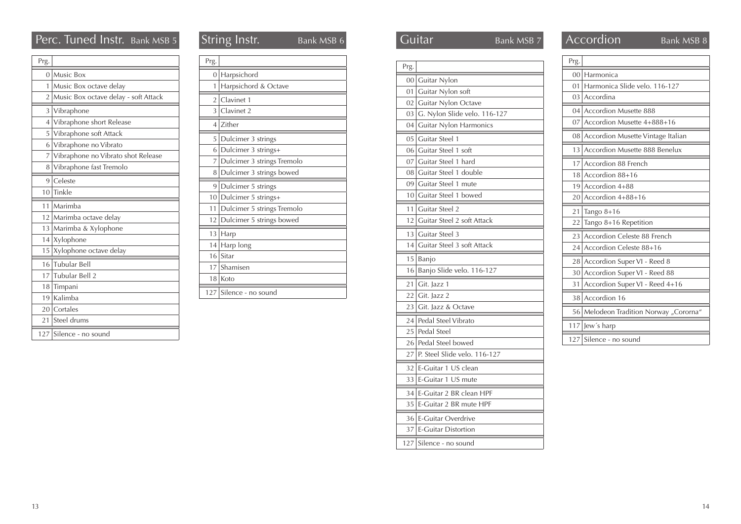## Perc. Tuned Instr. Bank MSB 5

| Prg. | |
|---|---|
| 0 | Music Box |
| 1 | Music Box octave delay |
| 2 | Music Box octave delay - soft Attack |
| 3 | Vibraphone |
| 4 | Vibraphone short Release |
| 5 | Vibraphone soft Attack |
| 6 | Vibraphone no Vibrato |
| 7 | Vibraphone no Vibrato shot Release |
| 8 | Vibraphone fast Tremolo |
| 9 | Celeste |
| 10 | Tinkle |
| 11 | Marimba |
| 12 | Marimba octave delay |
| 13 | Marimba & Xylophone |
| 14 | Xylophone |
| 15 | Xylophone octave delay |
| 16 | Tubular Bell |
| 17 | Tubular Bell 2 |
| 18 | Timpani |
| 19 | Kalimba |
| 20 | Cortales |
| 21 | Steel drums |
| 127 | Silence - no sound |

## String Instr. Bank MSB 6

| Prg. | |
|---|---|
| 0 | Harpsichord |
| 1 | Harpsichord & Octave |
| 2 | Clavinet 1 |
| 3 | Clavinet 2 |
| 4 | Zither |
| 5 | Dulcimer 3 strings |
| 6 | Dulcimer 3 strings+ |
| 7 | Dulcimer 3 strings Tremolo |
| 8 | Dulcimer 3 strings bowed |
| 9 | Dulcimer 5 strings |
| 10 | Dulcimer 5 strings+ |
| 11 | Dulcimer 5 strings Tremolo |
| 12 | Dulcimer 5 strings bowed |
| 13 | Harp |
| 14 | Harp long |
| 16 | Sitar |
| 17 | Shamisen |
| 18 | Koto |
| 127 | Silence - no sound |

## Guitar Bank MSB 7

| Prg. | |
|---|---|
| 00 | Guitar Nylon |
| 01 | Guitar Nylon soft |
| 02 | Guitar Nylon Octave |
| 03 | G. Nylon Slide velo. 116-127 |
| 04 | Guitar Nylon Harmonics |
| 05 | Guitar Steel 1 |
| 06 | Guitar Steel 1 soft |
| 07 | Guitar Steel 1 hard |
| 08 | Guitar Steel 1 double |
| 09 | Guitar Steel 1 mute |
| 10 | Guitar Steel 1 bowed |
| 11 | Guitar Steel 2 |
| 12 | Guitar Steel 2 soft Attack |
| 13 | Guitar Steel 3 |
| 14 | Guitar Steel 3 soft Attack |
| 15 | Banjo |
| 16 | Banjo Slide velo. 116-127 |
| 21 | Git. Jazz 1 |
| 22 | Git. Jazz 2 |
| 23 | Git. Jazz & Octave |
| 24 | Pedal Steel Vibrato |
| 25 | Pedal Steel |
| 26 | Pedal Steel bowed |
| 27 | P. Steel Slide velo. 116-127 |
| 32 | E-Guitar 1 US clean |
| 33 | E-Guitar 1 US mute |
| 34 | E-Guitar 2 BR clean HPF |
| 35 | E-Guitar 2 BR mute HPF |
| 36 | E-Guitar Overdrive |
| 37 | E-Guitar Distortion |
| 127 | Silence - no sound |

## Accordion Bank MSB 8

| Prg. | |
|---|---|
| 00 | Harmonica |
| 01 | Harmonica Slide velo. 116-127 |
| 03 | Accordina |
| 04 | Accordion Musette 888 |
| 07 | Accordion Musette 4+888+16 |
| 08 | Accordion Musette Vintage Italian |
| 13 | Accordion Musette 888 Benelux |
| 17 | Accordion 88 French |
| 18 | Accordion 88+16 |
| 19 | Accordion 4+88 |
| 20 | Accordion 4+88+16 |
| 21 | Tango 8+16 |
| 22 | Tango 8+16 Repetition |
| 23 | Accordion Celeste 88 French |
| 24 | Accordion Celeste 88+16 |
| 28 | Accordion Super VI - Reed 8 |
| 30 | Accordion Super VI - Reed 88 |
| 31 | Accordion Super VI - Reed 4+16 |
| 38 | Accordion 16 |
| 56 | Melodeon Tradition Norway „Cororna" |
| 117 | Jew´s harp |
| 127 | Silence - no sound |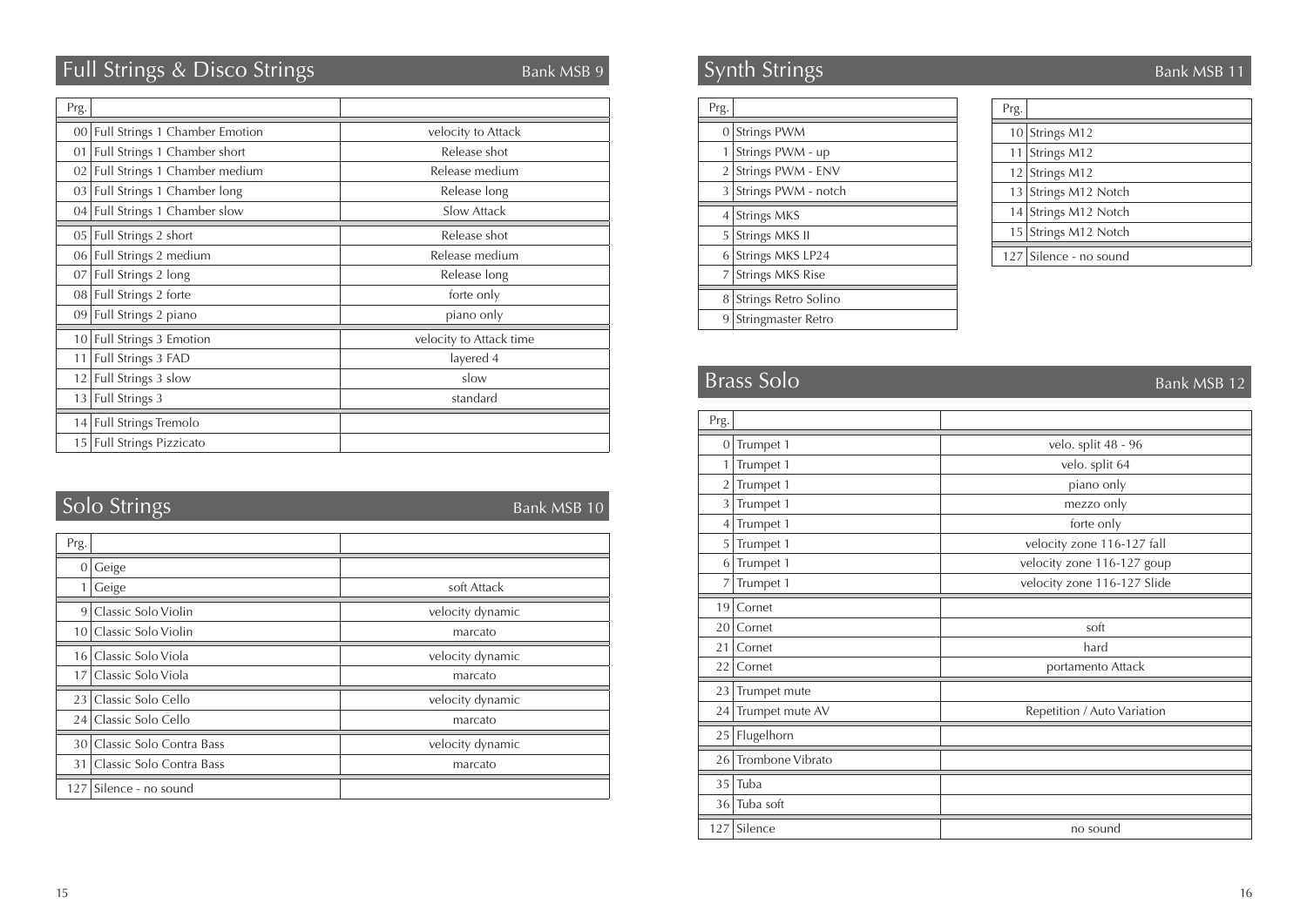## Full Strings & Disco Strings

Bank MSB 9

| Prg. | | |
|---|---|---|
| 00 | Full Strings 1 Chamber Emotion | velocity to Attack |
| 01 | Full Strings 1 Chamber short | Release shot |
| 02 | Full Strings 1 Chamber medium | Release medium |
| 03 | Full Strings 1 Chamber long | Release long |
| 04 | Full Strings 1 Chamber slow | Slow Attack |
| 05 | Full Strings 2 short | Release shot |
| 06 | Full Strings 2 medium | Release medium |
| 07 | Full Strings 2 long | Release long |
| 08 | Full Strings 2 forte | forte only |
| 09 | Full Strings 2 piano | piano only |
| 10 | Full Strings 3 Emotion | velocity to Attack time |
| 11 | Full Strings 3 FAD | layered 4 |
| 12 | Full Strings 3 slow | slow |
| 13 | Full Strings 3 | standard |
| 14 | Full Strings Tremolo | |
| 15 | Full Strings Pizzicato | |

## Solo Strings

Bank MSB 10

| Prg. | | |
|---|---|---|
| 0 | Geige | |
| 1 | Geige | soft Attack |
| 9 | Classic Solo Violin | velocity dynamic |
| 10 | Classic Solo Violin | marcato |
| 16 | Classic Solo Viola | velocity dynamic |
| 17 | Classic Solo Viola | marcato |
| 23 | Classic Solo Cello | velocity dynamic |
| 24 | Classic Solo Cello | marcato |
| 30 | Classic Solo Contra Bass | velocity dynamic |
| 31 | Classic Solo Contra Bass | marcato |
| 127 | Silence - no sound | |

## Synth Strings

Bank MSB 11

| Prg. | |
|---|---|
| 0 | Strings PWM |
| 1 | Strings PWM - up |
| 2 | Strings PWM - ENV |
| 3 | Strings PWM - notch |
| 4 | Strings MKS |
| 5 | Strings MKS II |
| 6 | Strings MKS LP24 |
| 7 | Strings MKS Rise |
| 8 | Strings Retro Solino |
| 9 | Stringmaster Retro |

| Prg. | |
|---|---|
| 10 | Strings M12 |
| 11 | Strings M12 |
| 12 | Strings M12 |
| 13 | Strings M12 Notch |
| 14 | Strings M12 Notch |
| 15 | Strings M12 Notch |
| 127 | Silence - no sound |

## Brass Solo

Bank MSB 12

| Prg. | | |
|---|---|---|
| 0 | Trumpet 1 | velo. split 48 - 96 |
| 1 | Trumpet 1 | velo. split 64 |
| 2 | Trumpet 1 | piano only |
| 3 | Trumpet 1 | mezzo only |
| 4 | Trumpet 1 | forte only |
| 5 | Trumpet 1 | velocity zone 116-127 fall |
| 6 | Trumpet 1 | velocity zone 116-127 goup |
| 7 | Trumpet 1 | velocity zone 116-127 Slide |
| 19 | Cornet | |
| 20 | Cornet | soft |
| 21 | Cornet | hard |
| 22 | Cornet | portamento Attack |
| 23 | Trumpet mute | |
| 24 | Trumpet mute AV | Repetition / Auto Variation |
| 25 | Flugelhorn | |
| 26 | Trombone Vibrato | |
| 35 | Tuba | |
| 36 | Tuba soft | |
| 127 | Silence | no sound |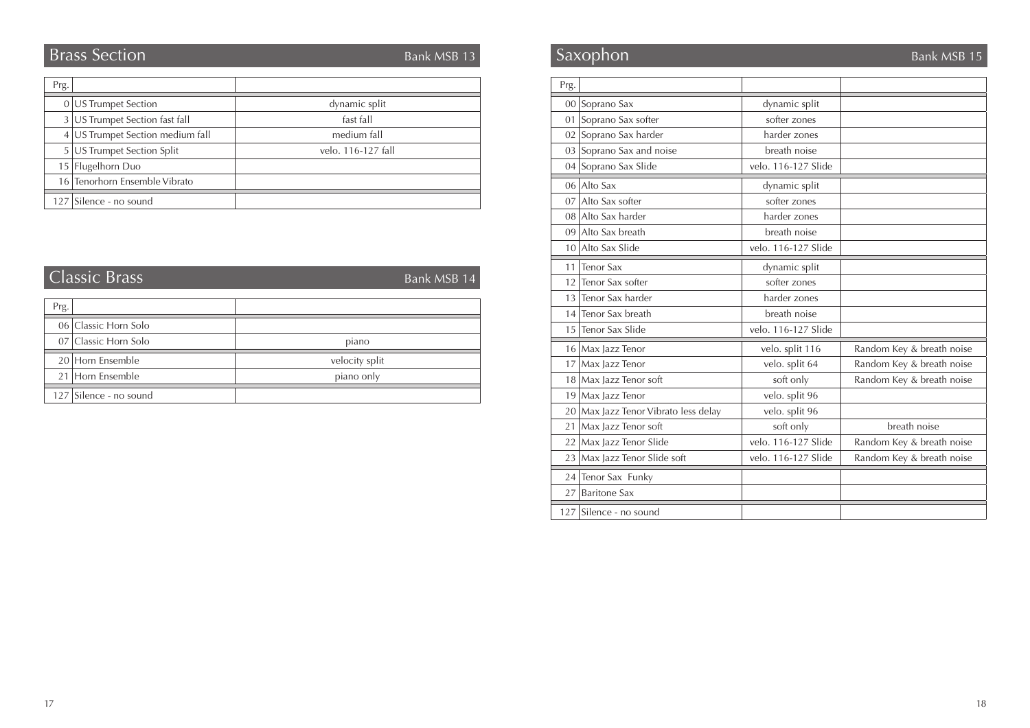## Brass Section

Bank MSB 13

| Prg. | | |
|---|---|---|
| 0 | US Trumpet Section | dynamic split |
| 3 | US Trumpet Section fast fall | fast fall |
| 4 | US Trumpet Section medium fall | medium fall |
| 5 | US Trumpet Section Split | velo. 116-127 fall |
| 15 | Flugelhorn Duo | |
| 16 | Tenorhorn Ensemble Vibrato | |
| 127 | Silence - no sound | |

## Classic Brass

Bank MSB 14

| Prg. | | |
|---|---|---|
| 06 | Classic Horn Solo | |
| 07 | Classic Horn Solo | piano |
| 20 | Horn Ensemble | velocity split |
| 21 | Horn Ensemble | piano only |
| 127 | Silence - no sound | |

## Saxophon

Bank MSB 15

| Prg. | | | |
|---|---|---|---|
| 00 | Soprano Sax | dynamic split | |
| 01 | Soprano Sax softer | softer zones | |
| 02 | Soprano Sax harder | harder zones | |
| 03 | Soprano Sax and noise | breath noise | |
| 04 | Soprano Sax Slide | velo. 116-127 Slide | |
| 06 | Alto Sax | dynamic split | |
| 07 | Alto Sax softer | softer zones | |
| 08 | Alto Sax harder | harder zones | |
| 09 | Alto Sax breath | breath noise | |
| 10 | Alto Sax Slide | velo. 116-127 Slide | |
| 11 | Tenor Sax | dynamic split | |
| 12 | Tenor Sax softer | softer zones | |
| 13 | Tenor Sax harder | harder zones | |
| 14 | Tenor Sax breath | breath noise | |
| 15 | Tenor Sax Slide | velo. 116-127 Slide | |
| 16 | Max Jazz Tenor | velo. split 116 | Random Key & breath noise |
| 17 | Max Jazz Tenor | velo. split 64 | Random Key & breath noise |
| 18 | Max Jazz Tenor soft | soft only | Random Key & breath noise |
| 19 | Max Jazz Tenor | velo. split 96 | |
| 20 | Max Jazz Tenor Vibrato less delay | velo. split 96 | |
| 21 | Max Jazz Tenor soft | soft only | breath noise |
| 22 | Max Jazz Tenor Slide | velo. 116-127 Slide | Random Key & breath noise |
| 23 | Max Jazz Tenor Slide soft | velo. 116-127 Slide | Random Key & breath noise |
| 24 | Tenor Sax Funky | | |
| 27 | Baritone Sax | | |
| 127 | Silence - no sound | | |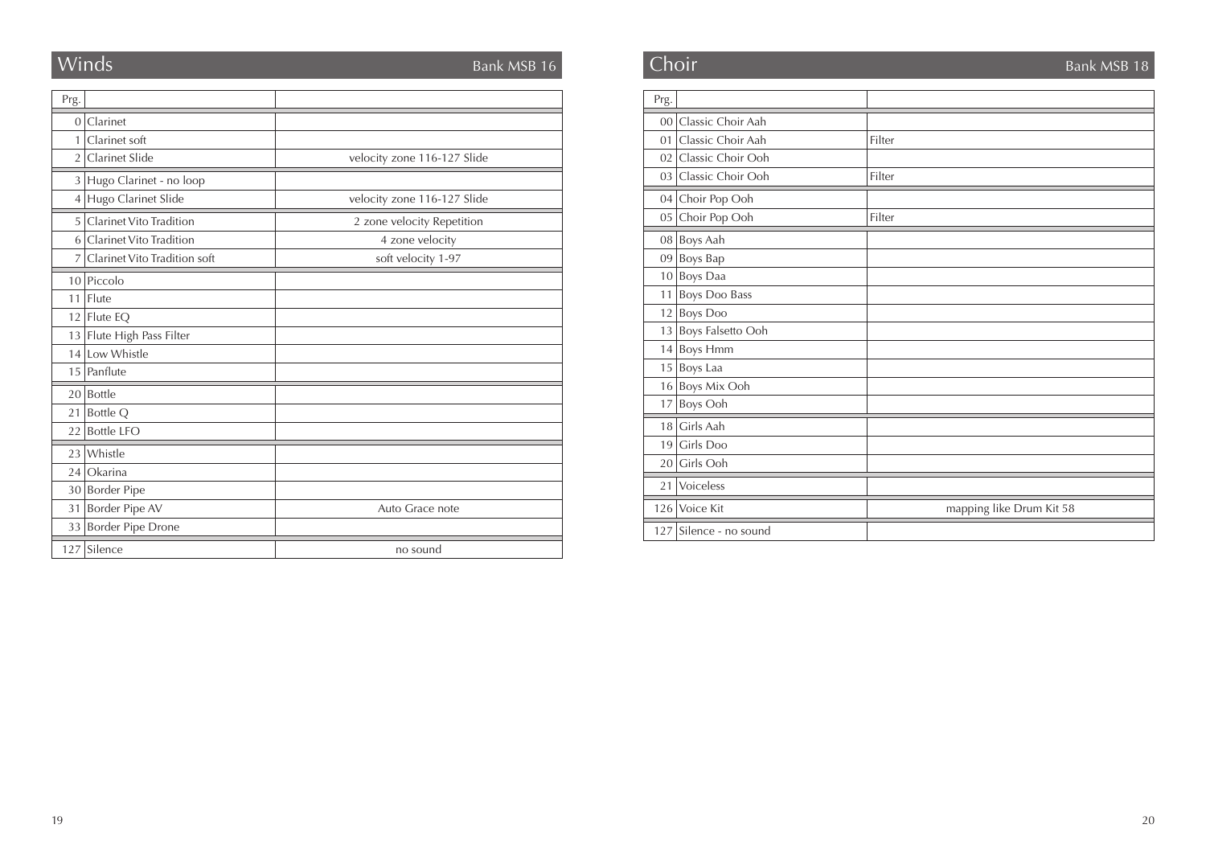## Winds — Bank MSB 16

| Prg. | | |
|---|---|---|
| 0 | Clarinet | |
| 1 | Clarinet soft | |
| 2 | Clarinet Slide | velocity zone 116-127 Slide |
| 3 | Hugo Clarinet - no loop | |
| 4 | Hugo Clarinet Slide | velocity zone 116-127 Slide |
| 5 | Clarinet Vito Tradition | 2 zone velocity Repetition |
| 6 | Clarinet Vito Tradition | 4 zone velocity |
| 7 | Clarinet Vito Tradition soft | soft velocity 1-97 |
| 10 | Piccolo | |
| 11 | Flute | |
| 12 | Flute EQ | |
| 13 | Flute High Pass Filter | |
| 14 | Low Whistle | |
| 15 | Panflute | |
| 20 | Bottle | |
| 21 | Bottle Q | |
| 22 | Bottle LFO | |
| 23 | Whistle | |
| 24 | Okarina | |
| 30 | Border Pipe | |
| 31 | Border Pipe AV | Auto Grace note |
| 33 | Border Pipe Drone | |
| 127 | Silence | no sound |

## Choir — Bank MSB 18

| Prg. | | |
|---|---|---|
| 00 | Classic Choir Aah | |
| 01 | Classic Choir Aah | Filter |
| 02 | Classic Choir Ooh | |
| 03 | Classic Choir Ooh | Filter |
| 04 | Choir Pop Ooh | |
| 05 | Choir Pop Ooh | Filter |
| 08 | Boys Aah | |
| 09 | Boys Bap | |
| 10 | Boys Daa | |
| 11 | Boys Doo Bass | |
| 12 | Boys Doo | |
| 13 | Boys Falsetto Ooh | |
| 14 | Boys Hmm | |
| 15 | Boys Laa | |
| 16 | Boys Mix Ooh | |
| 17 | Boys Ooh | |
| 18 | Girls Aah | |
| 19 | Girls Doo | |
| 20 | Girls Ooh | |
| 21 | Voiceless | |
| 126 | Voice Kit | mapping like Drum Kit 58 |
| 127 | Silence - no sound | |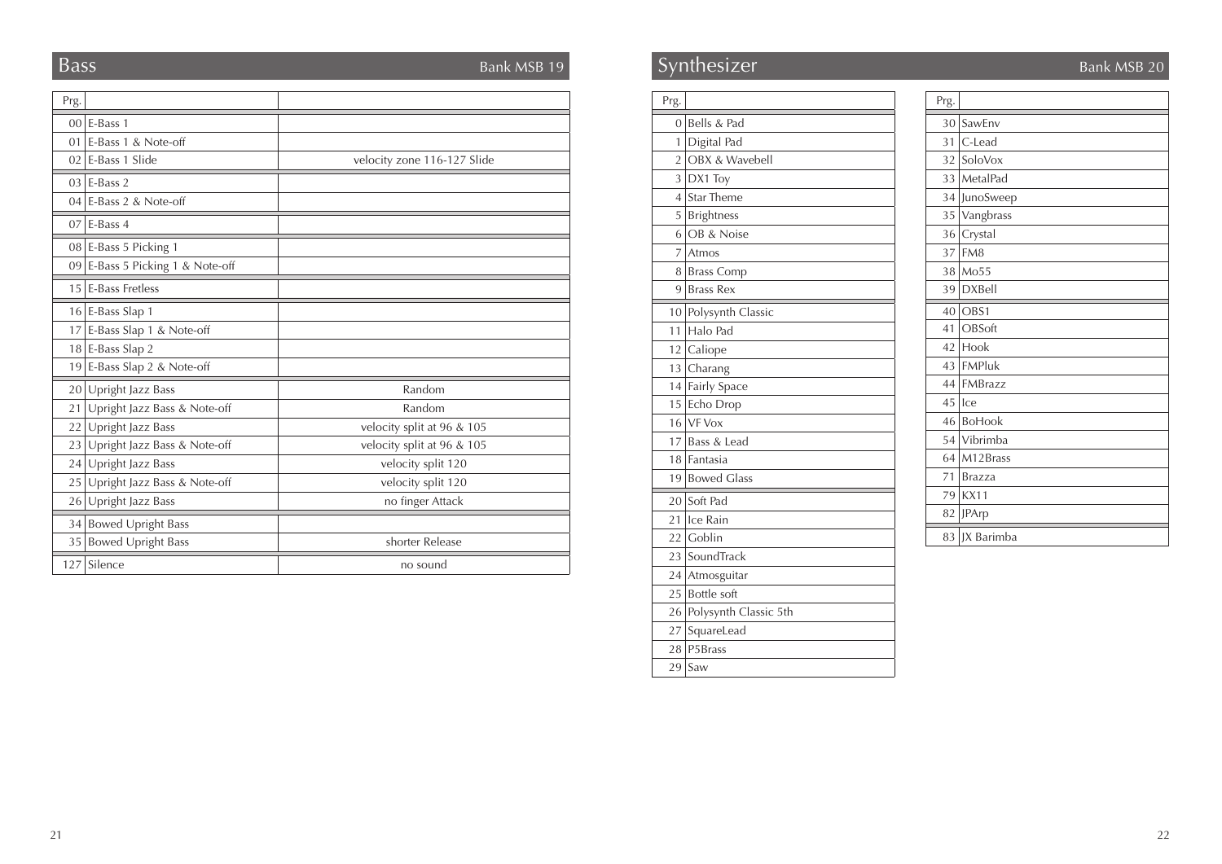## Bass

Bank MSB 19

| Prg. | | |
|---|---|---|
| 00 | E-Bass 1 | |
| 01 | E-Bass 1 & Note-off | |
| 02 | E-Bass 1 Slide | velocity zone 116-127 Slide |
| 03 | E-Bass 2 | |
| 04 | E-Bass 2 & Note-off | |
| 07 | E-Bass 4 | |
| 08 | E-Bass 5 Picking 1 | |
| 09 | E-Bass 5 Picking 1 & Note-off | |
| 15 | E-Bass Fretless | |
| 16 | E-Bass Slap 1 | |
| 17 | E-Bass Slap 1 & Note-off | |
| 18 | E-Bass Slap 2 | |
| 19 | E-Bass Slap 2 & Note-off | |
| 20 | Upright Jazz Bass | Random |
| 21 | Upright Jazz Bass & Note-off | Random |
| 22 | Upright Jazz Bass | velocity split at 96 & 105 |
| 23 | Upright Jazz Bass & Note-off | velocity split at 96 & 105 |
| 24 | Upright Jazz Bass | velocity split 120 |
| 25 | Upright Jazz Bass & Note-off | velocity split 120 |
| 26 | Upright Jazz Bass | no finger Attack |
| 34 | Bowed Upright Bass | |
| 35 | Bowed Upright Bass | shorter Release |
| 127 | Silence | no sound |

## Synthesizer

Bank MSB 20

| Prg. | |
|---|---|
| 0 | Bells & Pad |
| 1 | Digital Pad |
| 2 | OBX & Wavebell |
| 3 | DX1 Toy |
| 4 | Star Theme |
| 5 | Brightness |
| 6 | OB & Noise |
| 7 | Atmos |
| 8 | Brass Comp |
| 9 | Brass Rex |
| 10 | Polysynth Classic |
| 11 | Halo Pad |
| 12 | Caliope |
| 13 | Charang |
| 14 | Fairly Space |
| 15 | Echo Drop |
| 16 | VF Vox |
| 17 | Bass & Lead |
| 18 | Fantasia |
| 19 | Bowed Glass |
| 20 | Soft Pad |
| 21 | Ice Rain |
| 22 | Goblin |
| 23 | SoundTrack |
| 24 | Atmosguitar |
| 25 | Bottle soft |
| 26 | Polysynth Classic 5th |
| 27 | SquareLead |
| 28 | P5Brass |
| 29 | Saw |

| Prg. | |
|---|---|
| 30 | SawEnv |
| 31 | C-Lead |
| 32 | SoloVox |
| 33 | MetalPad |
| 34 | JunoSweep |
| 35 | Vangbrass |
| 36 | Crystal |
| 37 | FM8 |
| 38 | Mo55 |
| 39 | DXBell |
| 40 | OBS1 |
| 41 | OBSoft |
| 42 | Hook |
| 43 | FMPluk |
| 44 | FMBrazz |
| 45 | Ice |
| 46 | BoHook |
| 54 | Vibrimba |
| 64 | M12Brass |
| 71 | Brazza |
| 79 | KX11 |
| 82 | JPArp |
| 83 | JX Barimba |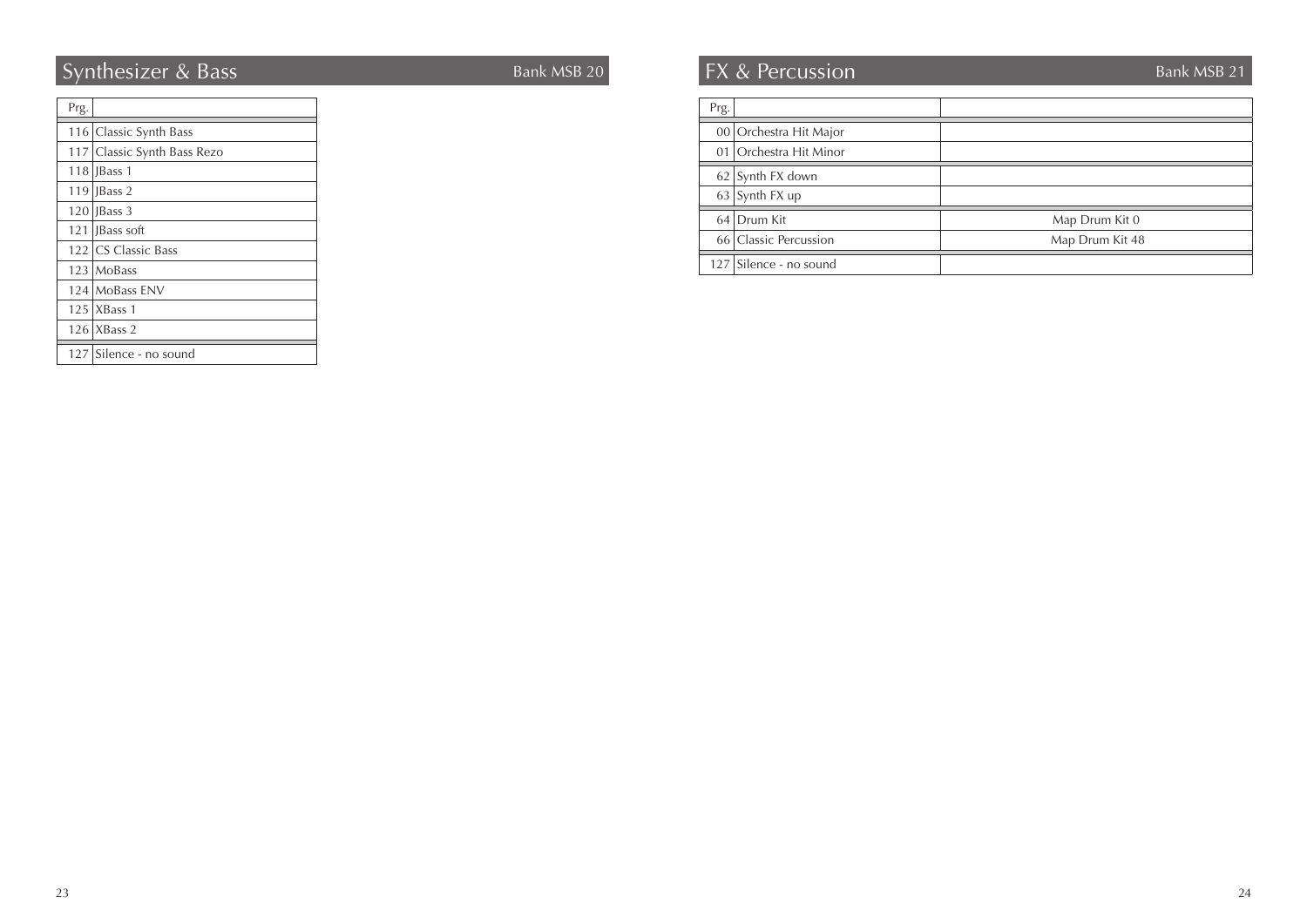## Synthesizer & Bass

Bank MSB 20

| Prg. | |
|---|---|
| 116 | Classic Synth Bass |
| 117 | Classic Synth Bass Rezo |
| 118 | JBass 1 |
| 119 | JBass 2 |
| 120 | JBass 3 |
| 121 | JBass soft |
| 122 | CS Classic Bass |
| 123 | MoBass |
| 124 | MoBass ENV |
| 125 | XBass 1 |
| 126 | XBass 2 |
| 127 | Silence - no sound |

## FX & Percussion

Bank MSB 21

| Prg. | | |
|---|---|---|
| 00 | Orchestra Hit Major | |
| 01 | Orchestra Hit Minor | |
| 62 | Synth FX down | |
| 63 | Synth FX up | |
| 64 | Drum Kit | Map Drum Kit 0 |
| 66 | Classic Percussion | Map Drum Kit 48 |
| 127 | Silence - no sound | |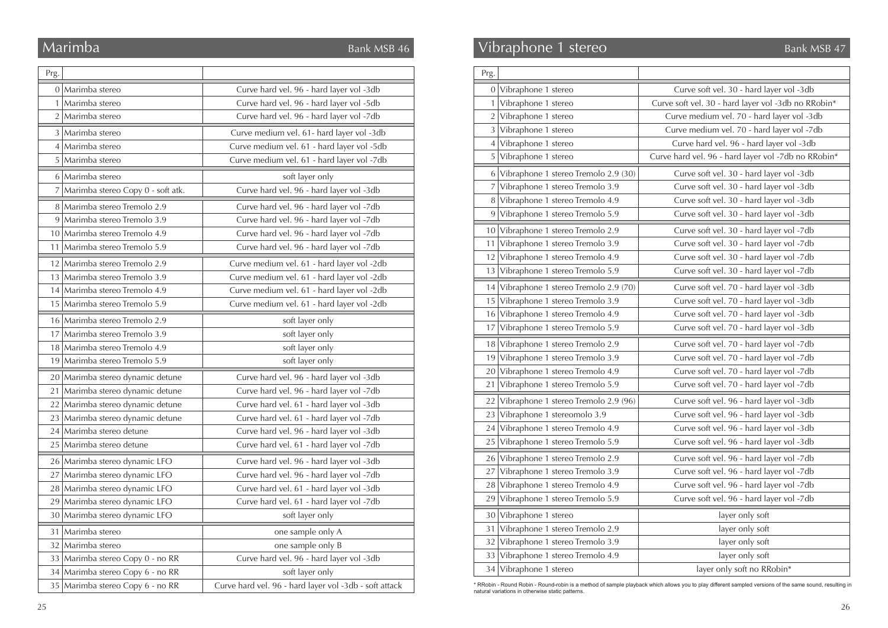## Marimba

Bank MSB 46

| Prg. | | |
|---|---|---|
| 0 | Marimba stereo | Curve hard vel. 96 - hard layer vol -3db |
| 1 | Marimba stereo | Curve hard vel. 96 - hard layer vol -5db |
| 2 | Marimba stereo | Curve hard vel. 96 - hard layer vol -7db |
| 3 | Marimba stereo | Curve medium vel. 61- hard layer vol -3db |
| 4 | Marimba stereo | Curve medium vel. 61 - hard layer vol -5db |
| 5 | Marimba stereo | Curve medium vel. 61 - hard layer vol -7db |
| 6 | Marimba stereo | soft layer only |
| 7 | Marimba stereo Copy 0 - soft atk. | Curve hard vel. 96 - hard layer vol -3db |
| 8 | Marimba stereo Tremolo 2.9 | Curve hard vel. 96 - hard layer vol -7db |
| 9 | Marimba stereo Tremolo 3.9 | Curve hard vel. 96 - hard layer vol -7db |
| 10 | Marimba stereo Tremolo 4.9 | Curve hard vel. 96 - hard layer vol -7db |
| 11 | Marimba stereo Tremolo 5.9 | Curve hard vel. 96 - hard layer vol -7db |
| 12 | Marimba stereo Tremolo 2.9 | Curve medium vel. 61 - hard layer vol -2db |
| 13 | Marimba stereo Tremolo 3.9 | Curve medium vel. 61 - hard layer vol -2db |
| 14 | Marimba stereo Tremolo 4.9 | Curve medium vel. 61 - hard layer vol -2db |
| 15 | Marimba stereo Tremolo 5.9 | Curve medium vel. 61 - hard layer vol -2db |
| 16 | Marimba stereo Tremolo 2.9 | soft layer only |
| 17 | Marimba stereo Tremolo 3.9 | soft layer only |
| 18 | Marimba stereo Tremolo 4.9 | soft layer only |
| 19 | Marimba stereo Tremolo 5.9 | soft layer only |
| 20 | Marimba stereo dynamic detune | Curve hard vel. 96 - hard layer vol -3db |
| 21 | Marimba stereo dynamic detune | Curve hard vel. 96 - hard layer vol -7db |
| 22 | Marimba stereo dynamic detune | Curve hard vel. 61 - hard layer vol -3db |
| 23 | Marimba stereo dynamic detune | Curve hard vel. 61 - hard layer vol -7db |
| 24 | Marimba stereo detune | Curve hard vel. 96 - hard layer vol -3db |
| 25 | Marimba stereo detune | Curve hard vel. 61 - hard layer vol -7db |
| 26 | Marimba stereo dynamic LFO | Curve hard vel. 96 - hard layer vol -3db |
| 27 | Marimba stereo dynamic LFO | Curve hard vel. 96 - hard layer vol -7db |
| 28 | Marimba stereo dynamic LFO | Curve hard vel. 61 - hard layer vol -3db |
| 29 | Marimba stereo dynamic LFO | Curve hard vel. 61 - hard layer vol -7db |
| 30 | Marimba stereo dynamic LFO | soft layer only |
| 31 | Marimba stereo | one sample only A |
| 32 | Marimba stereo | one sample only B |
| 33 | Marimba stereo Copy 0 - no RR | Curve hard vel. 96 - hard layer vol -3db |
| 34 | Marimba stereo Copy 6 - no RR | soft layer only |
| 35 | Marimba stereo Copy 6 - no RR | Curve hard vel. 96 - hard layer vol -3db - soft attack |

## Vibraphone 1 stereo

Bank MSB 47

| Prg. | | |
|---|---|---|
| 0 | Vibraphone 1 stereo | Curve soft vel. 30 - hard layer vol -3db |
| 1 | Vibraphone 1 stereo | Curve soft vel. 30 - hard layer vol -3db no RRobin* |
| 2 | Vibraphone 1 stereo | Curve medium vel. 70 - hard layer vol -3db |
| 3 | Vibraphone 1 stereo | Curve medium vel. 70 - hard layer vol -7db |
| 4 | Vibraphone 1 stereo | Curve hard vel. 96 - hard layer vol -3db |
| 5 | Vibraphone 1 stereo | Curve hard vel. 96 - hard layer vol -7db no RRobin* |
| 6 | Vibraphone 1 stereo Tremolo 2.9 (30) | Curve soft vel. 30 - hard layer vol -3db |
| 7 | Vibraphone 1 stereo Tremolo 3.9 | Curve soft vel. 30 - hard layer vol -3db |
| 8 | Vibraphone 1 stereo Tremolo 4.9 | Curve soft vel. 30 - hard layer vol -3db |
| 9 | Vibraphone 1 stereo Tremolo 5.9 | Curve soft vel. 30 - hard layer vol -3db |
| 10 | Vibraphone 1 stereo Tremolo 2.9 | Curve soft vel. 30 - hard layer vol -7db |
| 11 | Vibraphone 1 stereo Tremolo 3.9 | Curve soft vel. 30 - hard layer vol -7db |
| 12 | Vibraphone 1 stereo Tremolo 4.9 | Curve soft vel. 30 - hard layer vol -7db |
| 13 | Vibraphone 1 stereo Tremolo 5.9 | Curve soft vel. 30 - hard layer vol -7db |
| 14 | Vibraphone 1 stereo Tremolo 2.9 (70) | Curve soft vel. 70 - hard layer vol -3db |
| 15 | Vibraphone 1 stereo Tremolo 3.9 | Curve soft vel. 70 - hard layer vol -3db |
| 16 | Vibraphone 1 stereo Tremolo 4.9 | Curve soft vel. 70 - hard layer vol -3db |
| 17 | Vibraphone 1 stereo Tremolo 5.9 | Curve soft vel. 70 - hard layer vol -3db |
| 18 | Vibraphone 1 stereo Tremolo 2.9 | Curve soft vel. 70 - hard layer vol -7db |
| 19 | Vibraphone 1 stereo Tremolo 3.9 | Curve soft vel. 70 - hard layer vol -7db |
| 20 | Vibraphone 1 stereo Tremolo 4.9 | Curve soft vel. 70 - hard layer vol -7db |
| 21 | Vibraphone 1 stereo Tremolo 5.9 | Curve soft vel. 70 - hard layer vol -7db |
| 22 | Vibraphone 1 stereo Tremolo 2.9 (96) | Curve soft vel. 96 - hard layer vol -3db |
| 23 | Vibraphone 1 stereomolo 3.9 | Curve soft vel. 96 - hard layer vol -3db |
| 24 | Vibraphone 1 stereo Tremolo 4.9 | Curve soft vel. 96 - hard layer vol -3db |
| 25 | Vibraphone 1 stereo Tremolo 5.9 | Curve soft vel. 96 - hard layer vol -3db |
| 26 | Vibraphone 1 stereo Tremolo 2.9 | Curve soft vel. 96 - hard layer vol -7db |
| 27 | Vibraphone 1 stereo Tremolo 3.9 | Curve soft vel. 96 - hard layer vol -7db |
| 28 | Vibraphone 1 stereo Tremolo 4.9 | Curve soft vel. 96 - hard layer vol -7db |
| 29 | Vibraphone 1 stereo Tremolo 5.9 | Curve soft vel. 96 - hard layer vol -7db |
| 30 | Vibraphone 1 stereo | layer only soft |
| 31 | Vibraphone 1 stereo Tremolo 2.9 | layer only soft |
| 32 | Vibraphone 1 stereo Tremolo 3.9 | layer only soft |
| 33 | Vibraphone 1 stereo Tremolo 4.9 | layer only soft |
| 34 | Vibraphone 1 stereo | layer only soft no RRobin* |

* RRobin - Round Robin - Round-robin is a method of sample playback which allows you to play different sampled versions of the same sound, resulting in natural variations in otherwise static patterns.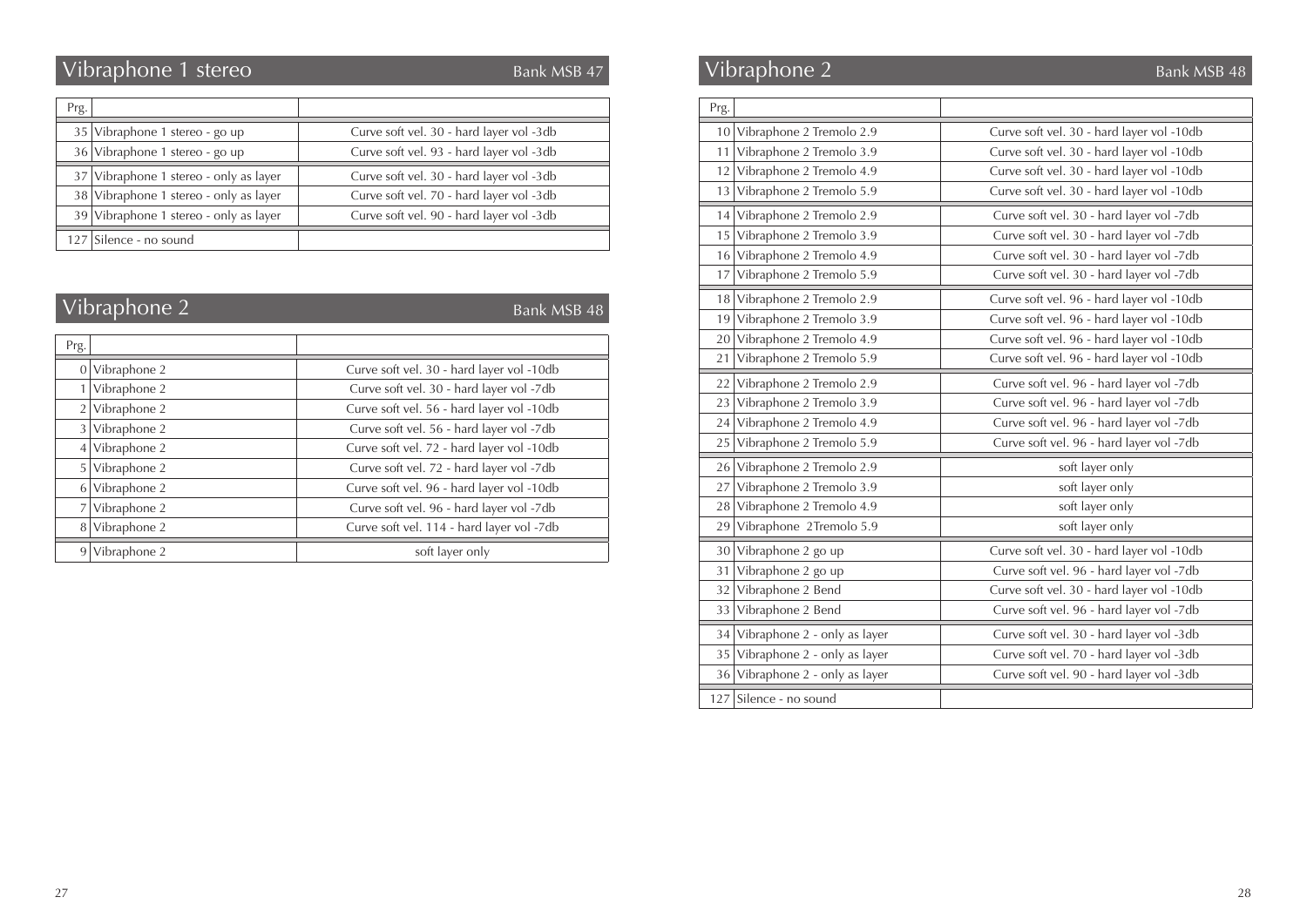## Vibraphone 1 stereo

Bank MSB 47

| Prg. | | |
|---|---|---|
| 35 | Vibraphone 1 stereo - go up | Curve soft vel. 30 - hard layer vol -3db |
| 36 | Vibraphone 1 stereo - go up | Curve soft vel. 93 - hard layer vol -3db |
| 37 | Vibraphone 1 stereo - only as layer | Curve soft vel. 30 - hard layer vol -3db |
| 38 | Vibraphone 1 stereo - only as layer | Curve soft vel. 70 - hard layer vol -3db |
| 39 | Vibraphone 1 stereo - only as layer | Curve soft vel. 90 - hard layer vol -3db |
| 127 | Silence - no sound | |

## Vibraphone 2

Bank MSB 48

| Prg. | | |
|---|---|---|
| 0 | Vibraphone 2 | Curve soft vel. 30 - hard layer vol -10db |
| 1 | Vibraphone 2 | Curve soft vel. 30 - hard layer vol -7db |
| 2 | Vibraphone 2 | Curve soft vel. 56 - hard layer vol -10db |
| 3 | Vibraphone 2 | Curve soft vel. 56 - hard layer vol -7db |
| 4 | Vibraphone 2 | Curve soft vel. 72 - hard layer vol -10db |
| 5 | Vibraphone 2 | Curve soft vel. 72 - hard layer vol -7db |
| 6 | Vibraphone 2 | Curve soft vel. 96 - hard layer vol -10db |
| 7 | Vibraphone 2 | Curve soft vel. 96 - hard layer vol -7db |
| 8 | Vibraphone 2 | Curve soft vel. 114 - hard layer vol -7db |
| 9 | Vibraphone 2 | soft layer only |

## Vibraphone 2

Bank MSB 48

| Prg. | | |
|---|---|---|
| 10 | Vibraphone 2 Tremolo 2.9 | Curve soft vel. 30 - hard layer vol -10db |
| 11 | Vibraphone 2 Tremolo 3.9 | Curve soft vel. 30 - hard layer vol -10db |
| 12 | Vibraphone 2 Tremolo 4.9 | Curve soft vel. 30 - hard layer vol -10db |
| 13 | Vibraphone 2 Tremolo 5.9 | Curve soft vel. 30 - hard layer vol -10db |
| 14 | Vibraphone 2 Tremolo 2.9 | Curve soft vel. 30 - hard layer vol -7db |
| 15 | Vibraphone 2 Tremolo 3.9 | Curve soft vel. 30 - hard layer vol -7db |
| 16 | Vibraphone 2 Tremolo 4.9 | Curve soft vel. 30 - hard layer vol -7db |
| 17 | Vibraphone 2 Tremolo 5.9 | Curve soft vel. 30 - hard layer vol -7db |
| 18 | Vibraphone 2 Tremolo 2.9 | Curve soft vel. 96 - hard layer vol -10db |
| 19 | Vibraphone 2 Tremolo 3.9 | Curve soft vel. 96 - hard layer vol -10db |
| 20 | Vibraphone 2 Tremolo 4.9 | Curve soft vel. 96 - hard layer vol -10db |
| 21 | Vibraphone 2 Tremolo 5.9 | Curve soft vel. 96 - hard layer vol -10db |
| 22 | Vibraphone 2 Tremolo 2.9 | Curve soft vel. 96 - hard layer vol -7db |
| 23 | Vibraphone 2 Tremolo 3.9 | Curve soft vel. 96 - hard layer vol -7db |
| 24 | Vibraphone 2 Tremolo 4.9 | Curve soft vel. 96 - hard layer vol -7db |
| 25 | Vibraphone 2 Tremolo 5.9 | Curve soft vel. 96 - hard layer vol -7db |
| 26 | Vibraphone 2 Tremolo 2.9 | soft layer only |
| 27 | Vibraphone 2 Tremolo 3.9 | soft layer only |
| 28 | Vibraphone 2 Tremolo 4.9 | soft layer only |
| 29 | Vibraphone 2Tremolo 5.9 | soft layer only |
| 30 | Vibraphone 2 go up | Curve soft vel. 30 - hard layer vol -10db |
| 31 | Vibraphone 2 go up | Curve soft vel. 96 - hard layer vol -7db |
| 32 | Vibraphone 2 Bend | Curve soft vel. 30 - hard layer vol -10db |
| 33 | Vibraphone 2 Bend | Curve soft vel. 96 - hard layer vol -7db |
| 34 | Vibraphone 2 - only as layer | Curve soft vel. 30 - hard layer vol -3db |
| 35 | Vibraphone 2 - only as layer | Curve soft vel. 70 - hard layer vol -3db |
| 36 | Vibraphone 2 - only as layer | Curve soft vel. 90 - hard layer vol -3db |
| 127 | Silence - no sound | |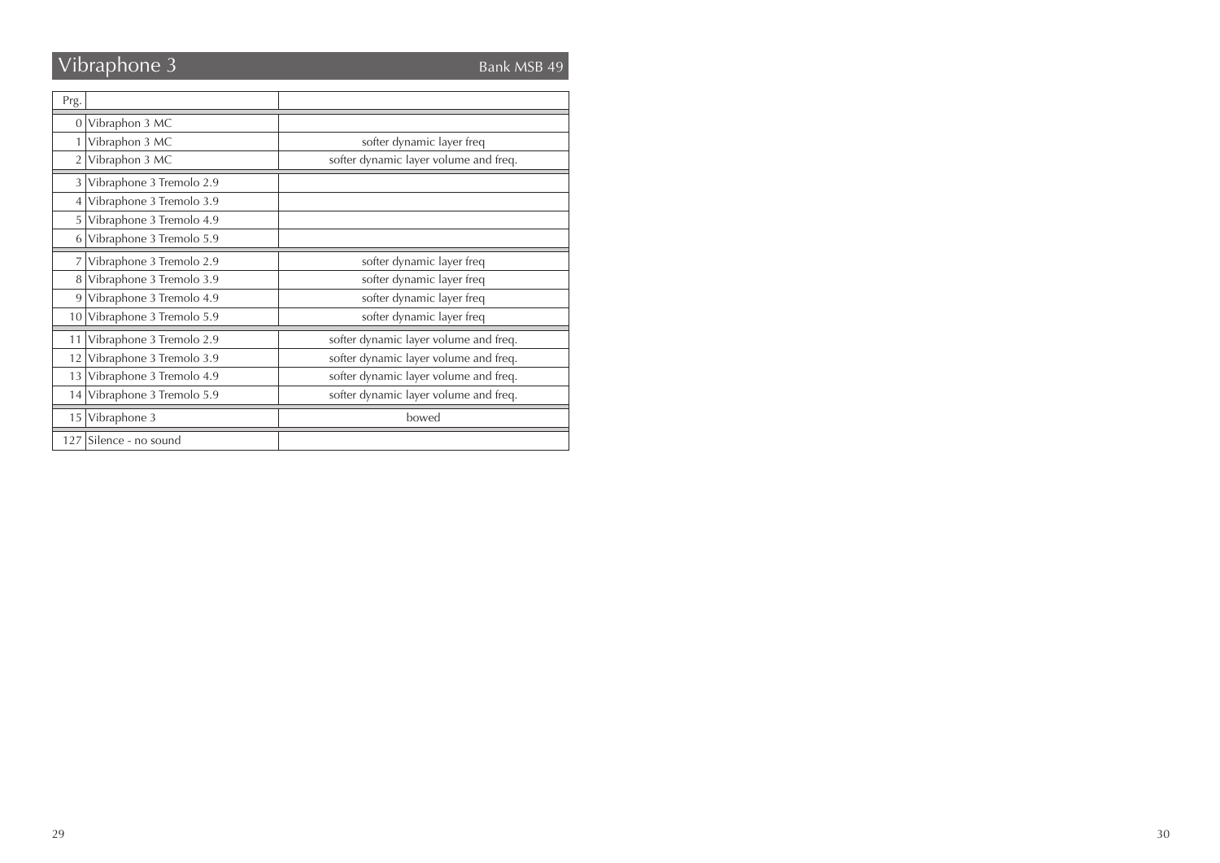# Vibraphone 3

Bank MSB 49

| Prg. | | |
|---|---|---|
| 0 | Vibraphon 3 MC | |
| 1 | Vibraphon 3 MC | softer dynamic layer freq |
| 2 | Vibraphon 3 MC | softer dynamic layer volume and freq. |
| 3 | Vibraphone 3 Tremolo 2.9 | |
| 4 | Vibraphone 3 Tremolo 3.9 | |
| 5 | Vibraphone 3 Tremolo 4.9 | |
| 6 | Vibraphone 3 Tremolo 5.9 | |
| 7 | Vibraphone 3 Tremolo 2.9 | softer dynamic layer freq |
| 8 | Vibraphone 3 Tremolo 3.9 | softer dynamic layer freq |
| 9 | Vibraphone 3 Tremolo 4.9 | softer dynamic layer freq |
| 10 | Vibraphone 3 Tremolo 5.9 | softer dynamic layer freq |
| 11 | Vibraphone 3 Tremolo 2.9 | softer dynamic layer volume and freq. |
| 12 | Vibraphone 3 Tremolo 3.9 | softer dynamic layer volume and freq. |
| 13 | Vibraphone 3 Tremolo 4.9 | softer dynamic layer volume and freq. |
| 14 | Vibraphone 3 Tremolo 5.9 | softer dynamic layer volume and freq. |
| 15 | Vibraphone 3 | bowed |
| 127 | Silence - no sound | |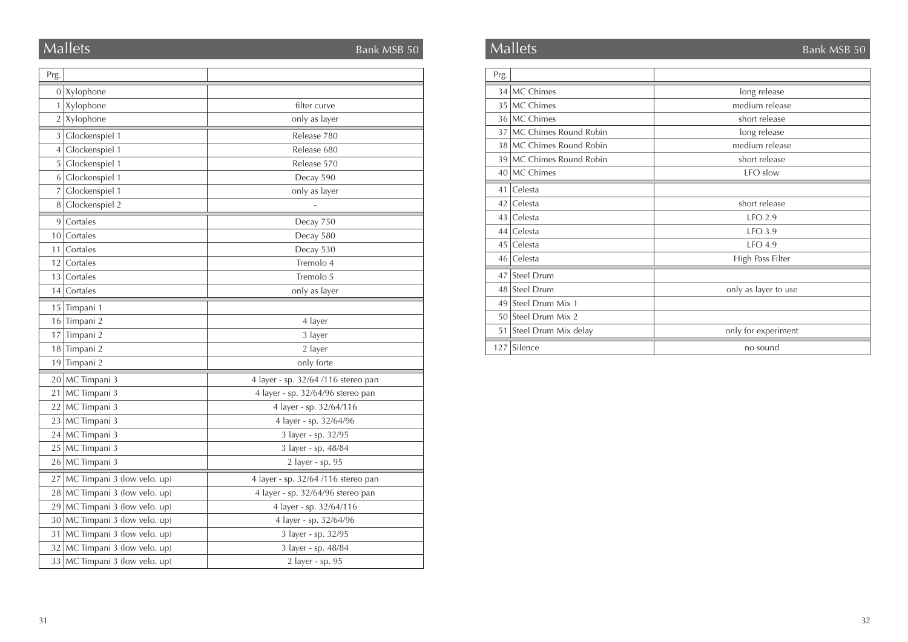# Mallets

Bank MSB 50

| Prg. | | |
|---|---|---|
| 0 | Xylophone | |
| 1 | Xylophone | filter curve |
| 2 | Xylophone | only as layer |
| 3 | Glockenspiel 1 | Release 780 |
| 4 | Glockenspiel 1 | Release 680 |
| 5 | Glockenspiel 1 | Release 570 |
| 6 | Glockenspiel 1 | Decay 590 |
| 7 | Glockenspiel 1 | only as layer |
| 8 | Glockenspiel 2 | - |
| 9 | Cortales | Decay 750 |
| 10 | Cortales | Decay 580 |
| 11 | Cortales | Decay 530 |
| 12 | Cortales | Tremolo 4 |
| 13 | Cortales | Tremolo 5 |
| 14 | Cortales | only as layer |
| 15 | Timpani 1 | |
| 16 | Timpani 2 | 4 layer |
| 17 | Timpani 2 | 3 layer |
| 18 | Timpani 2 | 2 layer |
| 19 | Timpani 2 | only forte |
| 20 | MC Timpani 3 | 4 layer - sp. 32/64 /116 stereo pan |
| 21 | MC Timpani 3 | 4 layer - sp. 32/64/96 stereo pan |
| 22 | MC Timpani 3 | 4 layer - sp. 32/64/116 |
| 23 | MC Timpani 3 | 4 layer - sp. 32/64/96 |
| 24 | MC Timpani 3 | 3 layer - sp. 32/95 |
| 25 | MC Timpani 3 | 3 layer - sp. 48/84 |
| 26 | MC Timpani 3 | 2 layer - sp. 95 |
| 27 | MC Timpani 3 (low velo. up) | 4 layer - sp. 32/64 /116 stereo pan |
| 28 | MC Timpani 3 (low velo. up) | 4 layer - sp. 32/64/96 stereo pan |
| 29 | MC Timpani 3 (low velo. up) | 4 layer - sp. 32/64/116 |
| 30 | MC Timpani 3 (low velo. up) | 4 layer - sp. 32/64/96 |
| 31 | MC Timpani 3 (low velo. up) | 3 layer - sp. 32/95 |
| 32 | MC Timpani 3 (low velo. up) | 3 layer - sp. 48/84 |
| 33 | MC Timpani 3 (low velo. up) | 2 layer - sp. 95 |

# Mallets

Bank MSB 50

| Prg. | | |
|---|---|---|
| 34 | MC Chimes | long release |
| 35 | MC Chimes | medium release |
| 36 | MC Chimes | short release |
| 37 | MC Chimes Round Robin | long release |
| 38 | MC Chimes Round Robin | medium release |
| 39 | MC Chimes Round Robin | short release |
| 40 | MC Chimes | LFO slow |
| 41 | Celesta | |
| 42 | Celesta | short release |
| 43 | Celesta | LFO 2.9 |
| 44 | Celesta | LFO 3.9 |
| 45 | Celesta | LFO 4.9 |
| 46 | Celesta | High Pass Filter |
| 47 | Steel Drum | |
| 48 | Steel Drum | only as layer to use |
| 49 | Steel Drum Mix 1 | |
| 50 | Steel Drum Mix 2 | |
| 51 | Steel Drum Mix delay | only for experiment |
| 127 | Silence | no sound |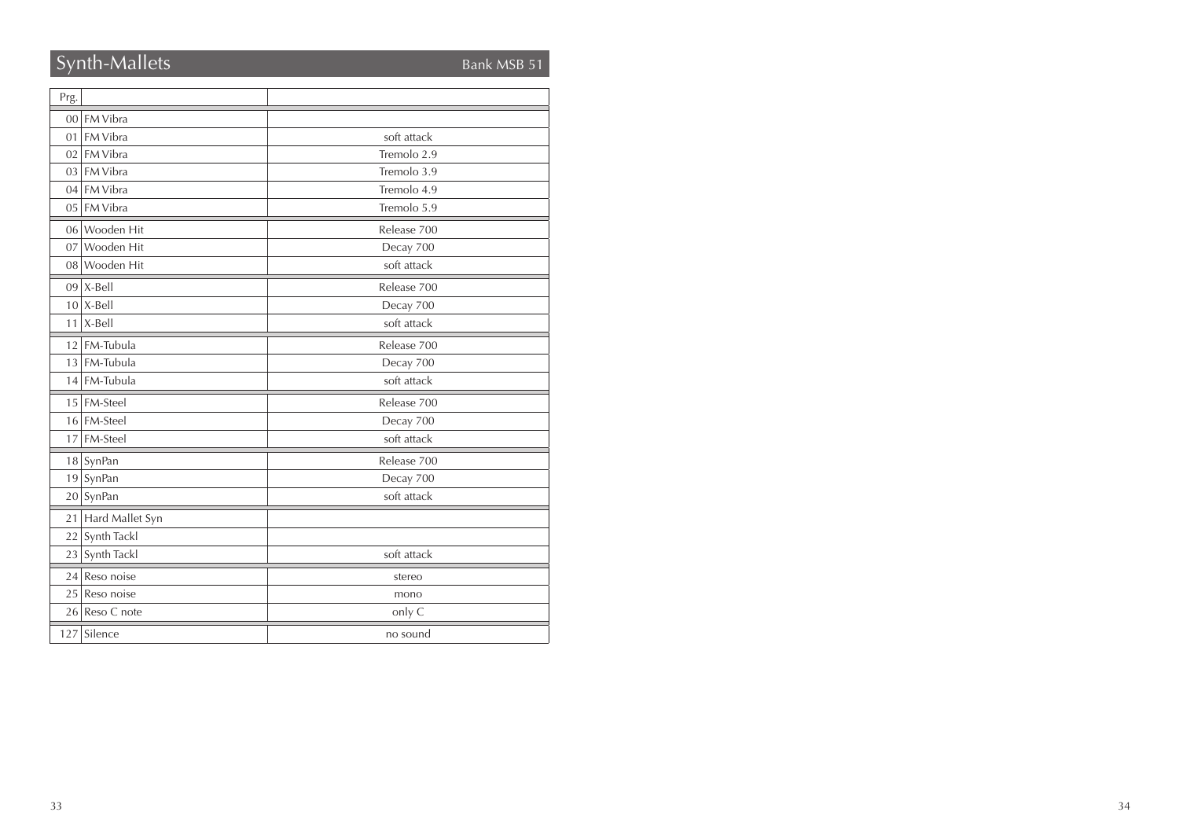# Synth-Mallets

Bank MSB 51

| Prg. | | |
|---|---|---|
| 00 | FM Vibra | |
| 01 | FM Vibra | soft attack |
| 02 | FM Vibra | Tremolo 2.9 |
| 03 | FM Vibra | Tremolo 3.9 |
| 04 | FM Vibra | Tremolo 4.9 |
| 05 | FM Vibra | Tremolo 5.9 |
| 06 | Wooden Hit | Release 700 |
| 07 | Wooden Hit | Decay 700 |
| 08 | Wooden Hit | soft attack |
| 09 | X-Bell | Release 700 |
| 10 | X-Bell | Decay 700 |
| 11 | X-Bell | soft attack |
| 12 | FM-Tubula | Release 700 |
| 13 | FM-Tubula | Decay 700 |
| 14 | FM-Tubula | soft attack |
| 15 | FM-Steel | Release 700 |
| 16 | FM-Steel | Decay 700 |
| 17 | FM-Steel | soft attack |
| 18 | SynPan | Release 700 |
| 19 | SynPan | Decay 700 |
| 20 | SynPan | soft attack |
| 21 | Hard Mallet Syn | |
| 22 | Synth Tackl | |
| 23 | Synth Tackl | soft attack |
| 24 | Reso noise | stereo |
| 25 | Reso noise | mono |
| 26 | Reso C note | only C |
| 127 | Silence | no sound |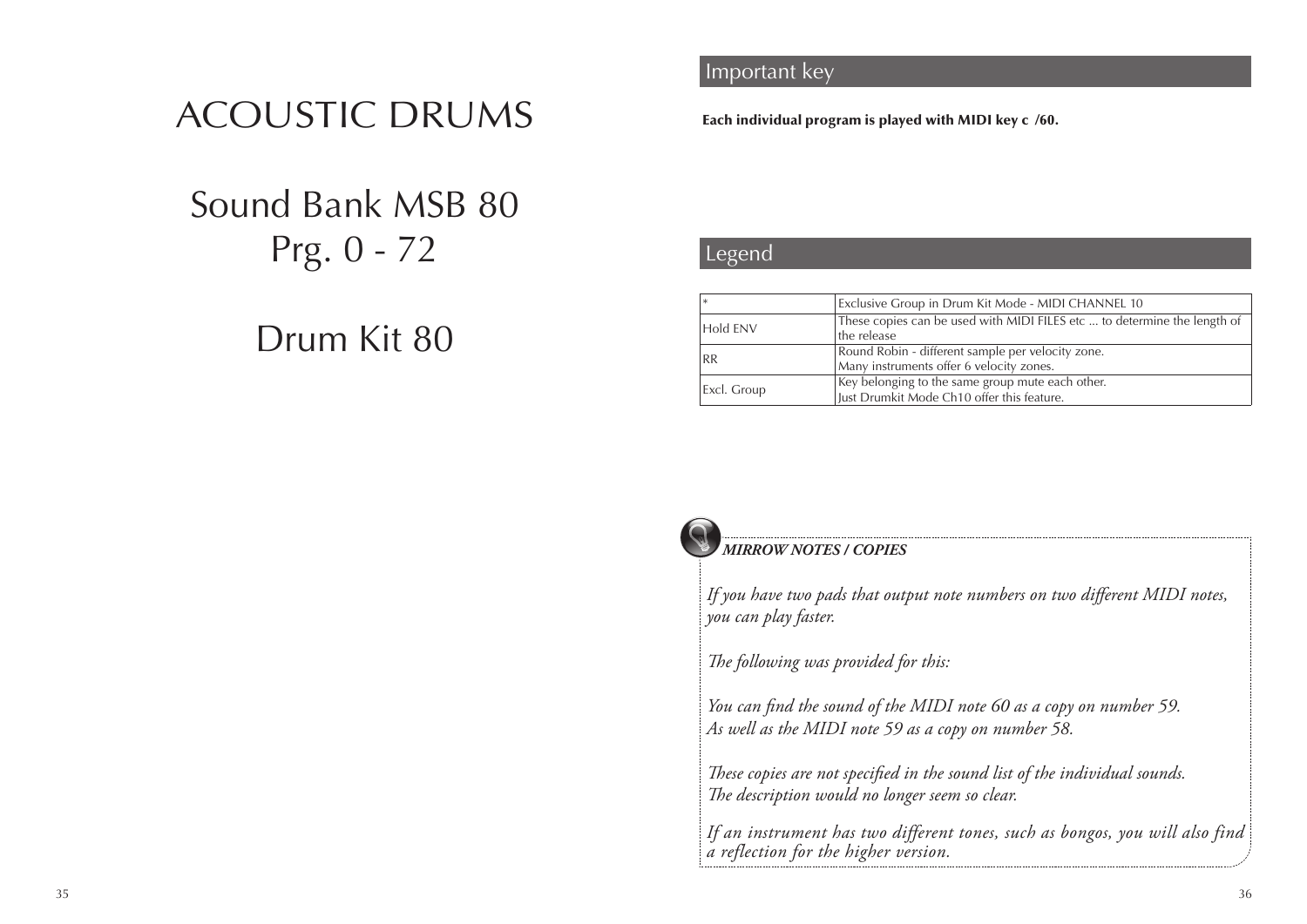# ACOUSTIC DRUMS

# Sound Bank MSB 80
# Prg. 0 - 72

# Drum Kit 80

## Important key

**Each individual program is played with MIDI key c /60.**

## Legend

| | |
|---|---|
| * | Exclusive Group in Drum Kit Mode - MIDI CHANNEL 10 |
| Hold ENV | These copies can be used with MIDI FILES etc ... to determine the length of the release |
| RR | Round Robin - different sample per velocity zone. Many instruments offer 6 velocity zones. |
| Excl. Group | Key belonging to the same group mute each other. Just Drumkit Mode Ch10 offer this feature. |

***MIRROW NOTES / COPIES***

*If you have two pads that output note numbers on two different MIDI notes, you can play faster.*

*The following was provided for this:*

*You can find the sound of the MIDI note 60 as a copy on number 59.*
*As well as the MIDI note 59 as a copy on number 58.*

*These copies are not specified in the sound list of the individual sounds.*
*The description would no longer seem so clear.*

*If an instrument has two different tones, such as bongos, you will also find a reflection for the higher version.*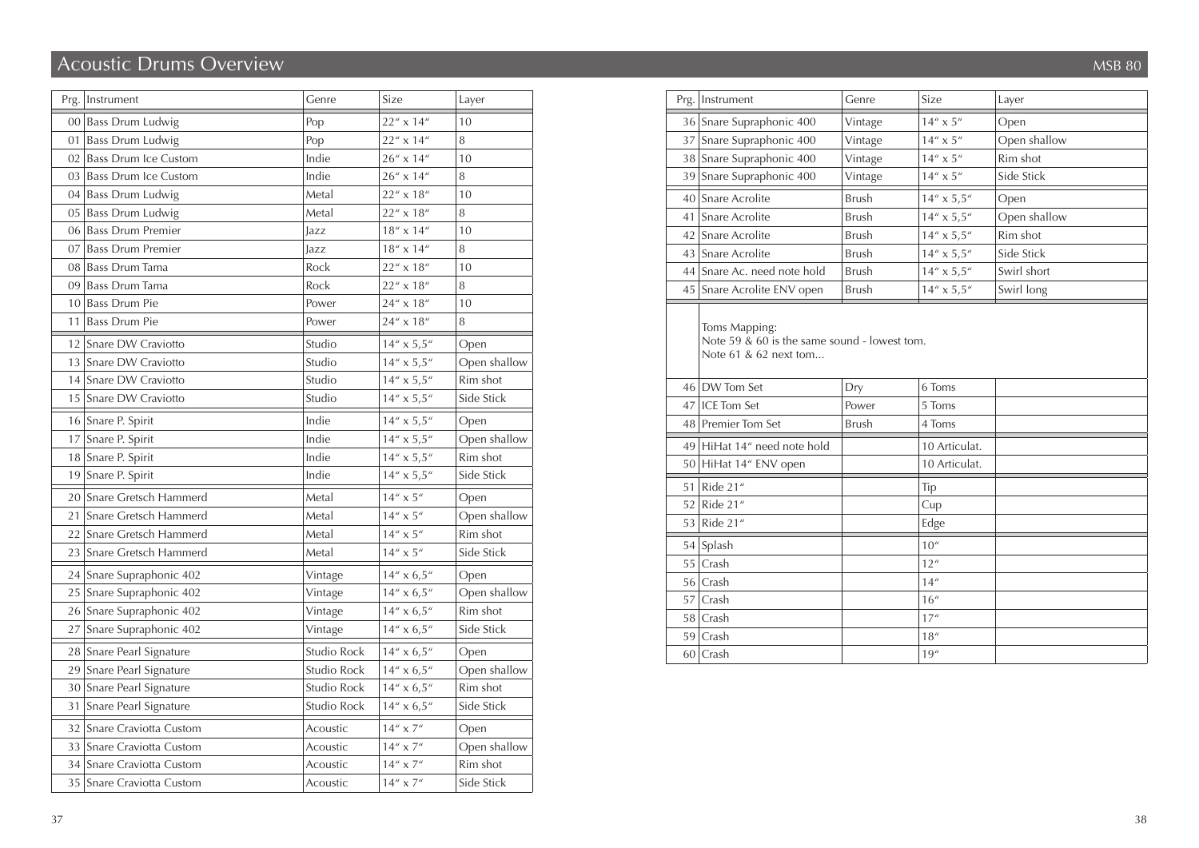# Acoustic Drums Overview

| Prg. | Instrument | Genre | Size | Layer |
|---|---|---|---|---|
| 00 | Bass Drum Ludwig | Pop | 22" x 14" | 10 |
| 01 | Bass Drum Ludwig | Pop | 22" x 14" | 8 |
| 02 | Bass Drum Ice Custom | Indie | 26" x 14" | 10 |
| 03 | Bass Drum Ice Custom | Indie | 26" x 14" | 8 |
| 04 | Bass Drum Ludwig | Metal | 22" x 18" | 10 |
| 05 | Bass Drum Ludwig | Metal | 22" x 18" | 8 |
| 06 | Bass Drum Premier | Jazz | 18" x 14" | 10 |
| 07 | Bass Drum Premier | Jazz | 18" x 14" | 8 |
| 08 | Bass Drum Tama | Rock | 22" x 18" | 10 |
| 09 | Bass Drum Tama | Rock | 22" x 18" | 8 |
| 10 | Bass Drum Pie | Power | 24" x 18" | 10 |
| 11 | Bass Drum Pie | Power | 24" x 18" | 8 |
| 12 | Snare DW Craviotto | Studio | 14" x 5,5" | Open |
| 13 | Snare DW Craviotto | Studio | 14" x 5,5" | Open shallow |
| 14 | Snare DW Craviotto | Studio | 14" x 5,5" | Rim shot |
| 15 | Snare DW Craviotto | Studio | 14" x 5,5" | Side Stick |
| 16 | Snare P. Spirit | Indie | 14" x 5,5" | Open |
| 17 | Snare P. Spirit | Indie | 14" x 5,5" | Open shallow |
| 18 | Snare P. Spirit | Indie | 14" x 5,5" | Rim shot |
| 19 | Snare P. Spirit | Indie | 14" x 5,5" | Side Stick |
| 20 | Snare Gretsch Hammerd | Metal | 14" x 5" | Open |
| 21 | Snare Gretsch Hammerd | Metal | 14" x 5" | Open shallow |
| 22 | Snare Gretsch Hammerd | Metal | 14" x 5" | Rim shot |
| 23 | Snare Gretsch Hammerd | Metal | 14" x 5" | Side Stick |
| 24 | Snare Supraphonic 402 | Vintage | 14" x 6,5" | Open |
| 25 | Snare Supraphonic 402 | Vintage | 14" x 6,5" | Open shallow |
| 26 | Snare Supraphonic 402 | Vintage | 14" x 6,5" | Rim shot |
| 27 | Snare Supraphonic 402 | Vintage | 14" x 6,5" | Side Stick |
| 28 | Snare Pearl Signature | Studio Rock | 14" x 6,5" | Open |
| 29 | Snare Pearl Signature | Studio Rock | 14" x 6,5" | Open shallow |
| 30 | Snare Pearl Signature | Studio Rock | 14" x 6,5" | Rim shot |
| 31 | Snare Pearl Signature | Studio Rock | 14" x 6,5" | Side Stick |
| 32 | Snare Craviotta Custom | Acoustic | 14" x 7" | Open |
| 33 | Snare Craviotta Custom | Acoustic | 14" x 7" | Open shallow |
| 34 | Snare Craviotta Custom | Acoustic | 14" x 7" | Rim shot |
| 35 | Snare Craviotta Custom | Acoustic | 14" x 7" | Side Stick |
| 36 | Snare Supraphonic 400 | Vintage | 14" x 5" | Open |
| 37 | Snare Supraphonic 400 | Vintage | 14" x 5" | Open shallow |
| 38 | Snare Supraphonic 400 | Vintage | 14" x 5" | Rim shot |
| 39 | Snare Supraphonic 400 | Vintage | 14" x 5" | Side Stick |
| 40 | Snare Acrolite | Brush | 14" x 5,5" | Open |
| 41 | Snare Acrolite | Brush | 14" x 5,5" | Open shallow |
| 42 | Snare Acrolite | Brush | 14" x 5,5" | Rim shot |
| 43 | Snare Acrolite | Brush | 14" x 5,5" | Side Stick |
| 44 | Snare Ac. need note hold | Brush | 14" x 5,5" | Swirl short |
| 45 | Snare Acrolite ENV open | Brush | 14" x 5,5" | Swirl long |
| | Toms Mapping: Note 59 & 60 is the same sound - lowest tom. Note 61 & 62 next tom... | | | |
| 46 | DW Tom Set | Dry | 6 Toms | |
| 47 | ICE Tom Set | Power | 5 Toms | |
| 48 | Premier Tom Set | Brush | 4 Toms | |
| 49 | HiHat 14" need note hold | | 10 Articulat. | |
| 50 | HiHat 14" ENV open | | 10 Articulat. | |
| 51 | Ride 21" | | Tip | |
| 52 | Ride 21" | | Cup | |
| 53 | Ride 21" | | Edge | |
| 54 | Splash | | 10" | |
| 55 | Crash | | 12" | |
| 56 | Crash | | 14" | |
| 57 | Crash | | 16" | |
| 58 | Crash | | 17" | |
| 59 | Crash | | 18" | |
| 60 | Crash | | 19" | |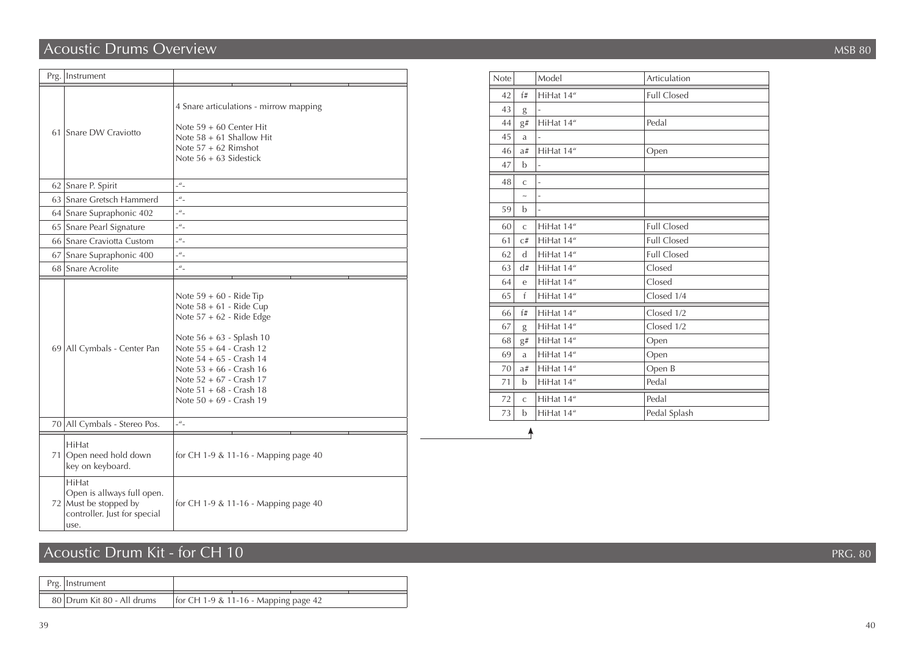## Acoustic Drums Overview

MSB 80

| Prg. | Instrument | |
|---|---|---|
| 61 | Snare DW Craviotto | 4 Snare articulations - mirrow mapping<br><br>Note 59 + 60 Center Hit<br>Note 58 + 61 Shallow Hit<br>Note 57 + 62 Rimshot<br>Note 56 + 63 Sidestick |
| 62 | Snare P. Spirit | -"- |
| 63 | Snare Gretsch Hammerd | -"- |
| 64 | Snare Supraphonic 402 | -"- |
| 65 | Snare Pearl Signature | -"- |
| 66 | Snare Craviotta Custom | -"- |
| 67 | Snare Supraphonic 400 | -"- |
| 68 | Snare Acrolite | -"- |
| 69 | All Cymbals - Center Pan | Note 59 + 60 - Ride Tip<br>Note 58 + 61 - Ride Cup<br>Note 57 + 62 - Ride Edge<br><br>Note 56 + 63 - Splash 10<br>Note 55 + 64 - Crash 12<br>Note 54 + 65 - Crash 14<br>Note 53 + 66 - Crash 16<br>Note 52 + 67 - Crash 17<br>Note 51 + 68 - Crash 18<br>Note 50 + 69 - Crash 19 |
| 70 | All Cymbals - Stereo Pos. | -"- |
| 71 | HiHat<br>Open need hold down key on keyboard. | for CH 1-9 & 11-16 - Mapping page 40 |
| 72 | HiHat<br>Open is allways full open. Must be stopped by controller. Just for special use. | for CH 1-9 & 11-16 - Mapping page 40 |

| Note | | Model | Articulation |
|---|---|---|---|
| 42 | f# | HiHat 14" | Full Closed |
| 43 | g | - | |
| 44 | g# | HiHat 14" | Pedal |
| 45 | a | - | |
| 46 | a# | HiHat 14" | Open |
| 47 | b | - | |
| 48 | c | - | |
| | ~ | - | |
| 59 | b | - | |
| 60 | c | HiHat 14" | Full Closed |
| 61 | c# | HiHat 14" | Full Closed |
| 62 | d | HiHat 14" | Full Closed |
| 63 | d# | HiHat 14" | Closed |
| 64 | e | HiHat 14" | Closed |
| 65 | f | HiHat 14" | Closed 1/4 |
| 66 | f# | HiHat 14" | Closed 1/2 |
| 67 | g | HiHat 14" | Closed 1/2 |
| 68 | g# | HiHat 14" | Open |
| 69 | a | HiHat 14" | Open |
| 70 | a# | HiHat 14" | Open B |
| 71 | b | HiHat 14" | Pedal |
| 72 | c | HiHat 14" | Pedal |
| 73 | b | HiHat 14" | Pedal Splash |

## Acoustic Drum Kit - for CH 10

PRG. 80

| Prg. | Instrument | |
|---|---|---|
| 80 | Drum Kit 80 - All drums | for CH 1-9 & 11-16 - Mapping page 42 |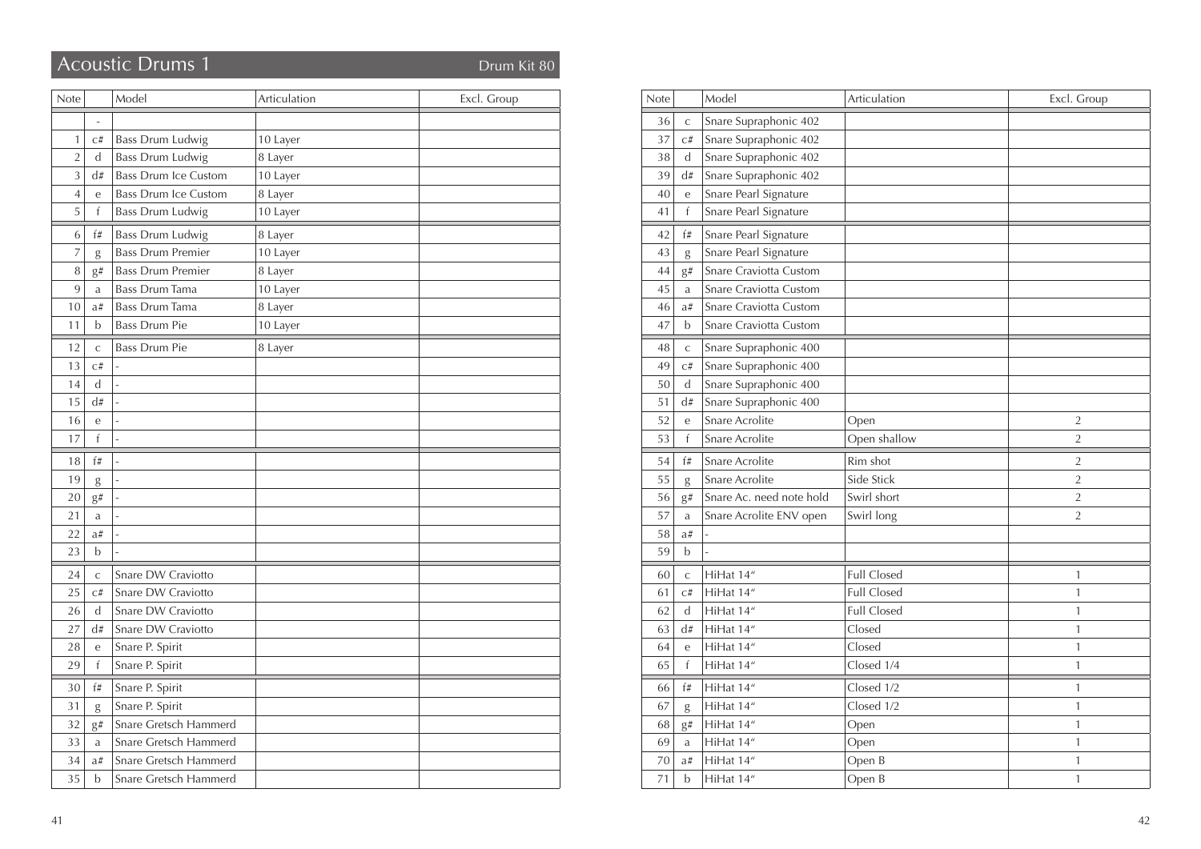## Acoustic Drums 1

Drum Kit 80

| Note | | Model | Articulation | Excl. Group |
|---|---|---|---|---|
| | - | | | |
| 1 | c# | Bass Drum Ludwig | 10 Layer | |
| 2 | d | Bass Drum Ludwig | 8 Layer | |
| 3 | d# | Bass Drum Ice Custom | 10 Layer | |
| 4 | e | Bass Drum Ice Custom | 8 Layer | |
| 5 | f | Bass Drum Ludwig | 10 Layer | |
| 6 | f# | Bass Drum Ludwig | 8 Layer | |
| 7 | g | Bass Drum Premier | 10 Layer | |
| 8 | g# | Bass Drum Premier | 8 Layer | |
| 9 | a | Bass Drum Tama | 10 Layer | |
| 10 | a# | Bass Drum Tama | 8 Layer | |
| 11 | b | Bass Drum Pie | 10 Layer | |
| 12 | c | Bass Drum Pie | 8 Layer | |
| 13 | c# | - | | |
| 14 | d | - | | |
| 15 | d# | - | | |
| 16 | e | - | | |
| 17 | f | - | | |
| 18 | f# | - | | |
| 19 | g | - | | |
| 20 | g# | - | | |
| 21 | a | - | | |
| 22 | a# | - | | |
| 23 | b | - | | |
| 24 | c | Snare DW Craviotto | | |
| 25 | c# | Snare DW Craviotto | | |
| 26 | d | Snare DW Craviotto | | |
| 27 | d# | Snare DW Craviotto | | |
| 28 | e | Snare P. Spirit | | |
| 29 | f | Snare P. Spirit | | |
| 30 | f# | Snare P. Spirit | | |
| 31 | g | Snare P. Spirit | | |
| 32 | g# | Snare Gretsch Hammerd | | |
| 33 | a | Snare Gretsch Hammerd | | |
| 34 | a# | Snare Gretsch Hammerd | | |
| 35 | b | Snare Gretsch Hammerd | | |

| Note | | Model | Articulation | Excl. Group |
|---|---|---|---|---|
| 36 | c | Snare Supraphonic 402 | | |
| 37 | c# | Snare Supraphonic 402 | | |
| 38 | d | Snare Supraphonic 402 | | |
| 39 | d# | Snare Supraphonic 402 | | |
| 40 | e | Snare Pearl Signature | | |
| 41 | f | Snare Pearl Signature | | |
| 42 | f# | Snare Pearl Signature | | |
| 43 | g | Snare Pearl Signature | | |
| 44 | g# | Snare Craviotta Custom | | |
| 45 | a | Snare Craviotta Custom | | |
| 46 | a# | Snare Craviotta Custom | | |
| 47 | b | Snare Craviotta Custom | | |
| 48 | c | Snare Supraphonic 400 | | |
| 49 | c# | Snare Supraphonic 400 | | |
| 50 | d | Snare Supraphonic 400 | | |
| 51 | d# | Snare Supraphonic 400 | | |
| 52 | e | Snare Acrolite | Open | 2 |
| 53 | f | Snare Acrolite | Open shallow | 2 |
| 54 | f# | Snare Acrolite | Rim shot | 2 |
| 55 | g | Snare Acrolite | Side Stick | 2 |
| 56 | g# | Snare Ac. need note hold | Swirl short | 2 |
| 57 | a | Snare Acrolite ENV open | Swirl long | 2 |
| 58 | a# | - | | |
| 59 | b | - | | |
| 60 | c | HiHat 14" | Full Closed | 1 |
| 61 | c# | HiHat 14" | Full Closed | 1 |
| 62 | d | HiHat 14" | Full Closed | 1 |
| 63 | d# | HiHat 14" | Closed | 1 |
| 64 | e | HiHat 14" | Closed | 1 |
| 65 | f | HiHat 14" | Closed 1/4 | 1 |
| 66 | f# | HiHat 14" | Closed 1/2 | 1 |
| 67 | g | HiHat 14" | Closed 1/2 | 1 |
| 68 | g# | HiHat 14" | Open | 1 |
| 69 | a | HiHat 14" | Open | 1 |
| 70 | a# | HiHat 14" | Open B | 1 |
| 71 | b | HiHat 14" | Open B | 1 |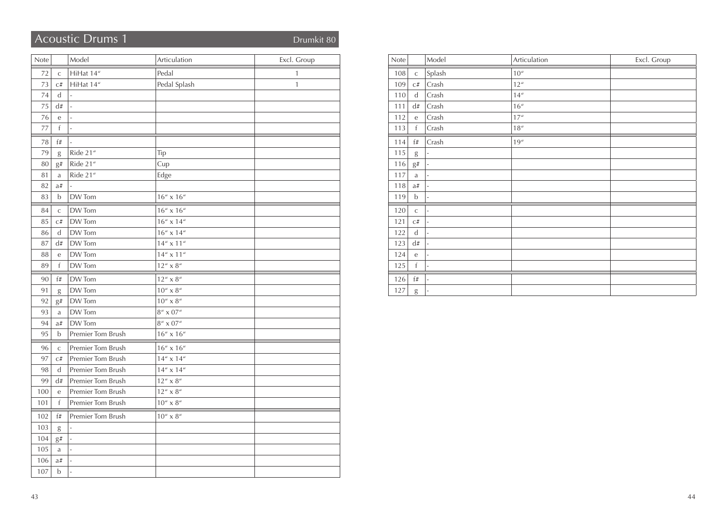## Acoustic Drums 1

Drumkit 80

| Note | | Model | Articulation | Excl. Group |
|---|---|---|---|---|
| 72 | c | HiHat 14" | Pedal | 1 |
| 73 | c# | HiHat 14" | Pedal Splash | 1 |
| 74 | d | - | | |
| 75 | d# | - | | |
| 76 | e | - | | |
| 77 | f | - | | |
| 78 | f# | - | | |
| 79 | g | Ride 21" | Tip | |
| 80 | g# | Ride 21" | Cup | |
| 81 | a | Ride 21" | Edge | |
| 82 | a# | - | | |
| 83 | b | DW Tom | 16" x 16" | |
| 84 | c | DW Tom | 16" x 16" | |
| 85 | c# | DW Tom | 16" x 14" | |
| 86 | d | DW Tom | 16" x 14" | |
| 87 | d# | DW Tom | 14" x 11" | |
| 88 | e | DW Tom | 14" x 11" | |
| 89 | f | DW Tom | 12" x 8" | |
| 90 | f# | DW Tom | 12" x 8" | |
| 91 | g | DW Tom | 10" x 8" | |
| 92 | g# | DW Tom | 10" x 8" | |
| 93 | a | DW Tom | 8" x 07" | |
| 94 | a# | DW Tom | 8" x 07" | |
| 95 | b | Premier Tom Brush | 16" x 16" | |
| 96 | c | Premier Tom Brush | 16" x 16" | |
| 97 | c# | Premier Tom Brush | 14" x 14" | |
| 98 | d | Premier Tom Brush | 14" x 14" | |
| 99 | d# | Premier Tom Brush | 12" x 8" | |
| 100 | e | Premier Tom Brush | 12" x 8" | |
| 101 | f | Premier Tom Brush | 10" x 8" | |
| 102 | f# | Premier Tom Brush | 10" x 8" | |
| 103 | g | - | | |
| 104 | g# | - | | |
| 105 | a | - | | |
| 106 | a# | - | | |
| 107 | b | - | | |
| 108 | c | Splash | 10" | |
| 109 | c# | Crash | 12" | |
| 110 | d | Crash | 14" | |
| 111 | d# | Crash | 16" | |
| 112 | e | Crash | 17" | |
| 113 | f | Crash | 18" | |
| 114 | f# | Crash | 19" | |
| 115 | g | - | | |
| 116 | g# | - | | |
| 117 | a | - | | |
| 118 | a# | - | | |
| 119 | b | - | | |
| 120 | c | - | | |
| 121 | c# | - | | |
| 122 | d | - | | |
| 123 | d# | - | | |
| 124 | e | - | | |
| 125 | f | - | | |
| 126 | f# | - | | |
| 127 | g | - | | |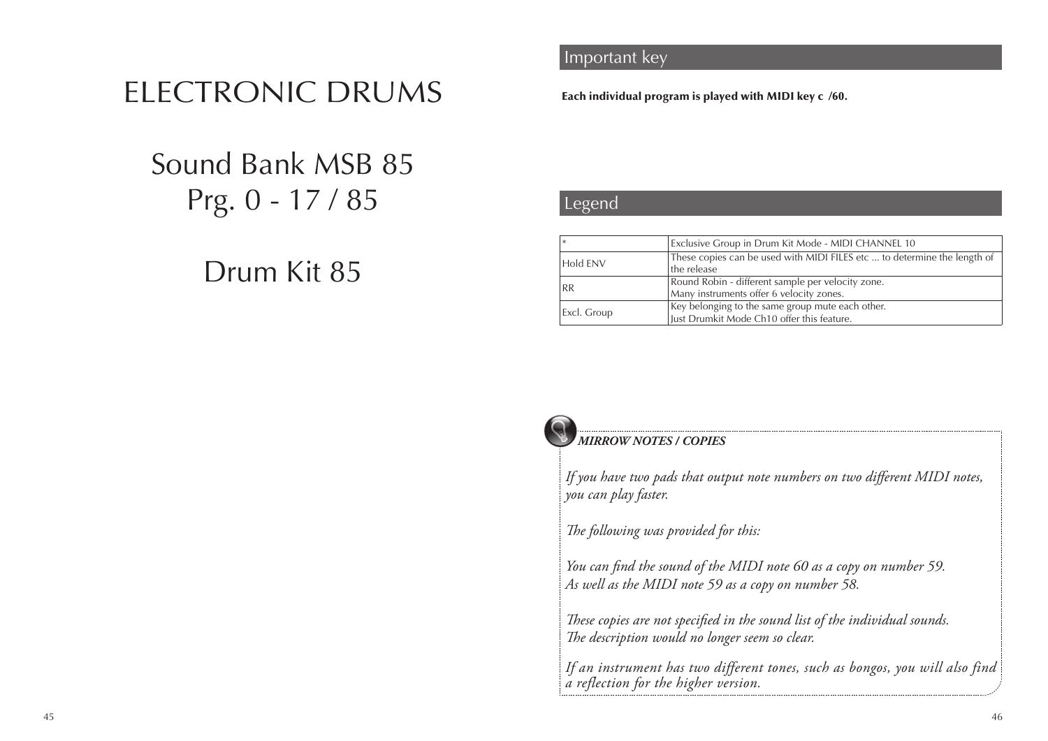# ELECTRONIC DRUMS

## Sound Bank MSB 85
## Prg. 0 - 17 / 85

## Drum Kit 85

## Important key

**Each individual program is played with MIDI key c /60.**

## Legend

| | |
|---|---|
| * | Exclusive Group in Drum Kit Mode - MIDI CHANNEL 10 |
| Hold ENV | These copies can be used with MIDI FILES etc ... to determine the length of the release |
| RR | Round Robin - different sample per velocity zone. Many instruments offer 6 velocity zones. |
| Excl. Group | Key belonging to the same group mute each other. Just Drumkit Mode Ch10 offer this feature. |

***MIRROW NOTES / COPIES***

*If you have two pads that output note numbers on two different MIDI notes, you can play faster.*

*The following was provided for this:*

*You can find the sound of the MIDI note 60 as a copy on number 59.*
*As well as the MIDI note 59 as a copy on number 58.*

*These copies are not specified in the sound list of the individual sounds.*
*The description would no longer seem so clear.*

*If an instrument has two different tones, such as bongos, you will also find a reflection for the higher version.*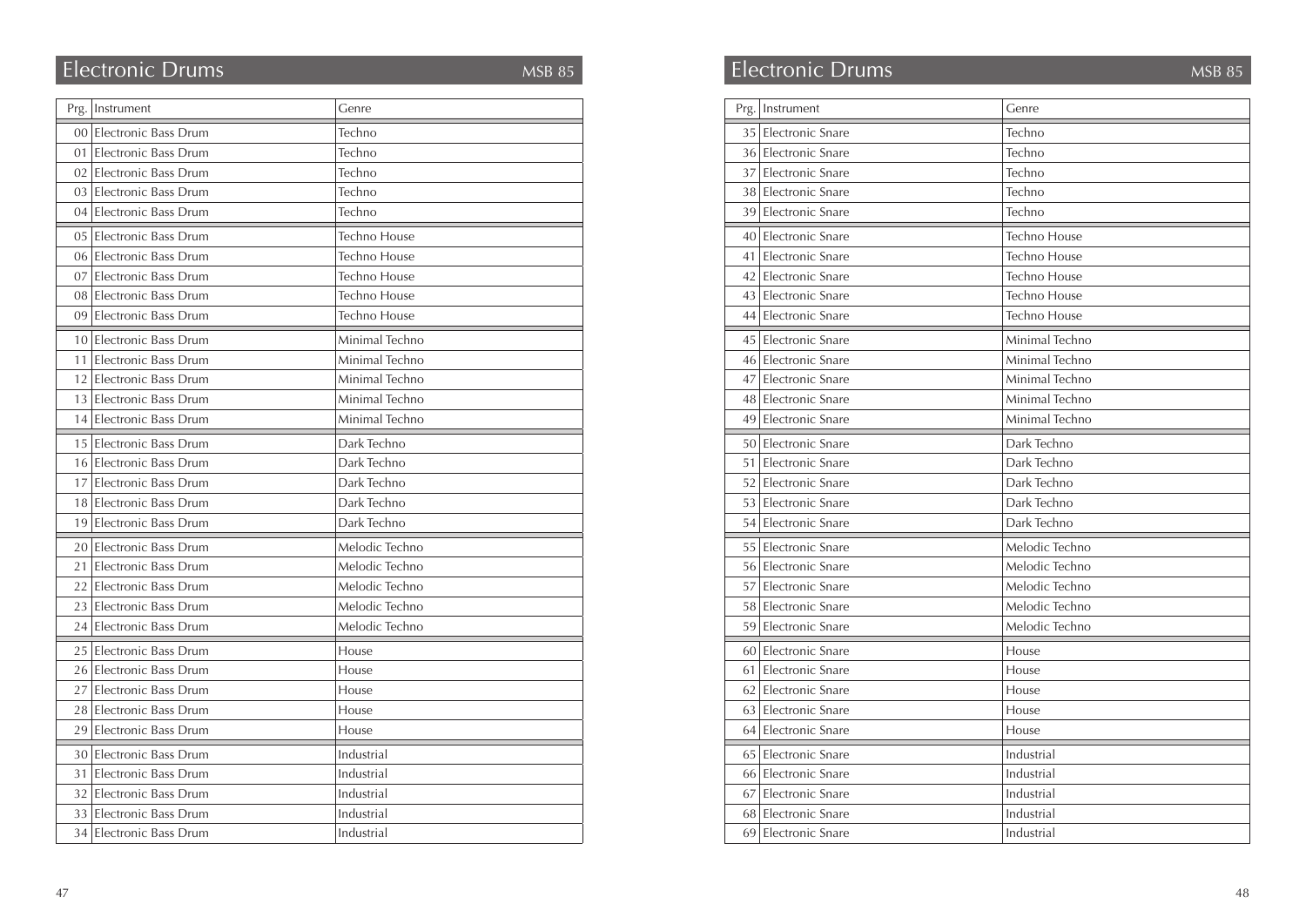## Electronic Drums MSB 85

| Prg. | Instrument | Genre |
|---|---|---|
| 00 | Electronic Bass Drum | Techno |
| 01 | Electronic Bass Drum | Techno |
| 02 | Electronic Bass Drum | Techno |
| 03 | Electronic Bass Drum | Techno |
| 04 | Electronic Bass Drum | Techno |
| 05 | Electronic Bass Drum | Techno House |
| 06 | Electronic Bass Drum | Techno House |
| 07 | Electronic Bass Drum | Techno House |
| 08 | Electronic Bass Drum | Techno House |
| 09 | Electronic Bass Drum | Techno House |
| 10 | Electronic Bass Drum | Minimal Techno |
| 11 | Electronic Bass Drum | Minimal Techno |
| 12 | Electronic Bass Drum | Minimal Techno |
| 13 | Electronic Bass Drum | Minimal Techno |
| 14 | Electronic Bass Drum | Minimal Techno |
| 15 | Electronic Bass Drum | Dark Techno |
| 16 | Electronic Bass Drum | Dark Techno |
| 17 | Electronic Bass Drum | Dark Techno |
| 18 | Electronic Bass Drum | Dark Techno |
| 19 | Electronic Bass Drum | Dark Techno |
| 20 | Electronic Bass Drum | Melodic Techno |
| 21 | Electronic Bass Drum | Melodic Techno |
| 22 | Electronic Bass Drum | Melodic Techno |
| 23 | Electronic Bass Drum | Melodic Techno |
| 24 | Electronic Bass Drum | Melodic Techno |
| 25 | Electronic Bass Drum | House |
| 26 | Electronic Bass Drum | House |
| 27 | Electronic Bass Drum | House |
| 28 | Electronic Bass Drum | House |
| 29 | Electronic Bass Drum | House |
| 30 | Electronic Bass Drum | Industrial |
| 31 | Electronic Bass Drum | Industrial |
| 32 | Electronic Bass Drum | Industrial |
| 33 | Electronic Bass Drum | Industrial |
| 34 | Electronic Bass Drum | Industrial |

## Electronic Drums MSB 85

| Prg. | Instrument | Genre |
|---|---|---|
| 35 | Electronic Snare | Techno |
| 36 | Electronic Snare | Techno |
| 37 | Electronic Snare | Techno |
| 38 | Electronic Snare | Techno |
| 39 | Electronic Snare | Techno |
| 40 | Electronic Snare | Techno House |
| 41 | Electronic Snare | Techno House |
| 42 | Electronic Snare | Techno House |
| 43 | Electronic Snare | Techno House |
| 44 | Electronic Snare | Techno House |
| 45 | Electronic Snare | Minimal Techno |
| 46 | Electronic Snare | Minimal Techno |
| 47 | Electronic Snare | Minimal Techno |
| 48 | Electronic Snare | Minimal Techno |
| 49 | Electronic Snare | Minimal Techno |
| 50 | Electronic Snare | Dark Techno |
| 51 | Electronic Snare | Dark Techno |
| 52 | Electronic Snare | Dark Techno |
| 53 | Electronic Snare | Dark Techno |
| 54 | Electronic Snare | Dark Techno |
| 55 | Electronic Snare | Melodic Techno |
| 56 | Electronic Snare | Melodic Techno |
| 57 | Electronic Snare | Melodic Techno |
| 58 | Electronic Snare | Melodic Techno |
| 59 | Electronic Snare | Melodic Techno |
| 60 | Electronic Snare | House |
| 61 | Electronic Snare | House |
| 62 | Electronic Snare | House |
| 63 | Electronic Snare | House |
| 64 | Electronic Snare | House |
| 65 | Electronic Snare | Industrial |
| 66 | Electronic Snare | Industrial |
| 67 | Electronic Snare | Industrial |
| 68 | Electronic Snare | Industrial |
| 69 | Electronic Snare | Industrial |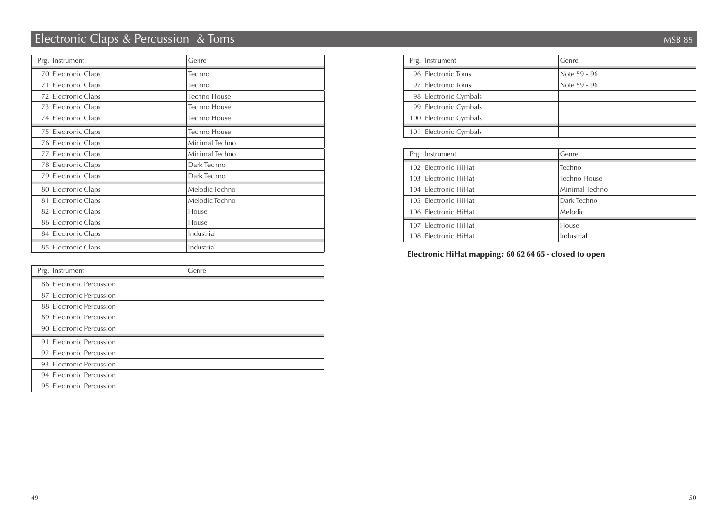# Electronic Claps & Percussion & Toms

MSB 85

| Prg. | Instrument | Genre |
|---|---|---|
| 70 | Electronic Claps | Techno |
| 71 | Electronic Claps | Techno |
| 72 | Electronic Claps | Techno House |
| 73 | Electronic Claps | Techno House |
| 74 | Electronic Claps | Techno House |
| 75 | Electronic Claps | Techno House |
| 76 | Electronic Claps | Minimal Techno |
| 77 | Electronic Claps | Minimal Techno |
| 78 | Electronic Claps | Dark Techno |
| 79 | Electronic Claps | Dark Techno |
| 80 | Electronic Claps | Melodic Techno |
| 81 | Electronic Claps | Melodic Techno |
| 82 | Electronic Claps | House |
| 86 | Electronic Claps | House |
| 84 | Electronic Claps | Industrial |
| 85 | Electronic Claps | Industrial |

| Prg. | Instrument | Genre |
|---|---|---|
| 86 | Electronic Percussion | |
| 87 | Electronic Percussion | |
| 88 | Electronic Percussion | |
| 89 | Electronic Percussion | |
| 90 | Electronic Percussion | |
| 91 | Electronic Percussion | |
| 92 | Electronic Percussion | |
| 93 | Electronic Percussion | |
| 94 | Electronic Percussion | |
| 95 | Electronic Percussion | |

| Prg. | Instrument | Genre |
|---|---|---|
| 96 | Electronic Toms | Note 59 - 96 |
| 97 | Electronic Toms | Note 59 - 96 |
| 98 | Electronic Cymbals | |
| 99 | Electronic Cymbals | |
| 100 | Electronic Cymbals | |
| 101 | Electronic Cymbals | |

| Prg. | Instrument | Genre |
|---|---|---|
| 102 | Electronic HiHat | Techno |
| 103 | Electronic HiHat | Techno House |
| 104 | Electronic HiHat | Minimal Techno |
| 105 | Electronic HiHat | Dark Techno |
| 106 | Electronic HiHat | Melodic |
| 107 | Electronic HiHat | House |
| 108 | Electronic HiHat | Industrial |

**Electronic HiHat mapping: 60 62 64 65 - closed to open**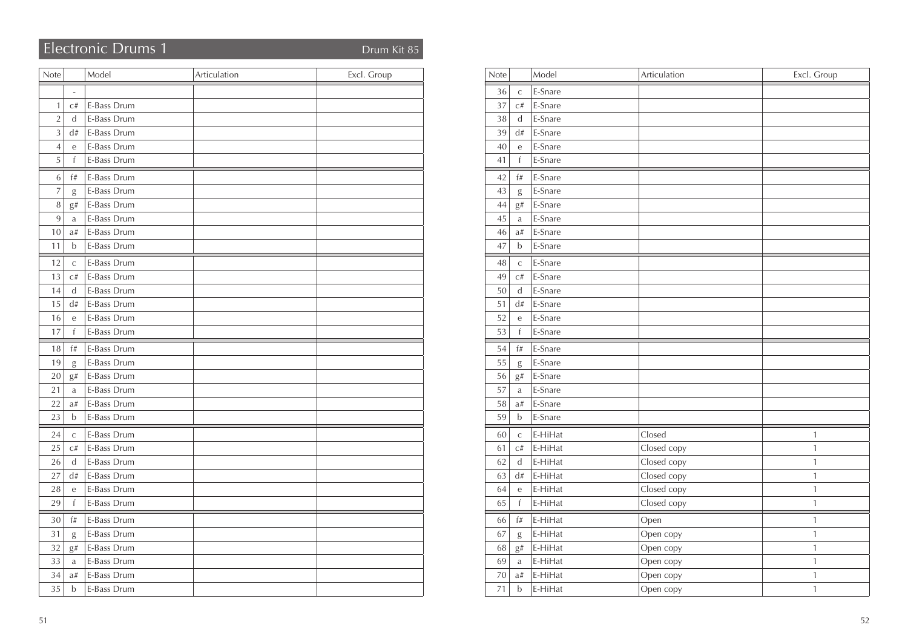# Electronic Drums 1

Drum Kit 85

| Note | | Model | Articulation | Excl. Group |
|---|---|---|---|---|
| | - | | | |
| 1 | c# | E-Bass Drum | | |
| 2 | d | E-Bass Drum | | |
| 3 | d# | E-Bass Drum | | |
| 4 | e | E-Bass Drum | | |
| 5 | f | E-Bass Drum | | |
| 6 | f# | E-Bass Drum | | |
| 7 | g | E-Bass Drum | | |
| 8 | g# | E-Bass Drum | | |
| 9 | a | E-Bass Drum | | |
| 10 | a# | E-Bass Drum | | |
| 11 | b | E-Bass Drum | | |
| 12 | c | E-Bass Drum | | |
| 13 | c# | E-Bass Drum | | |
| 14 | d | E-Bass Drum | | |
| 15 | d# | E-Bass Drum | | |
| 16 | e | E-Bass Drum | | |
| 17 | f | E-Bass Drum | | |
| 18 | f# | E-Bass Drum | | |
| 19 | g | E-Bass Drum | | |
| 20 | g# | E-Bass Drum | | |
| 21 | a | E-Bass Drum | | |
| 22 | a# | E-Bass Drum | | |
| 23 | b | E-Bass Drum | | |
| 24 | c | E-Bass Drum | | |
| 25 | c# | E-Bass Drum | | |
| 26 | d | E-Bass Drum | | |
| 27 | d# | E-Bass Drum | | |
| 28 | e | E-Bass Drum | | |
| 29 | f | E-Bass Drum | | |
| 30 | f# | E-Bass Drum | | |
| 31 | g | E-Bass Drum | | |
| 32 | g# | E-Bass Drum | | |
| 33 | a | E-Bass Drum | | |
| 34 | a# | E-Bass Drum | | |
| 35 | b | E-Bass Drum | | |

| Note | | Model | Articulation | Excl. Group |
|---|---|---|---|---|
| 36 | c | E-Snare | | |
| 37 | c# | E-Snare | | |
| 38 | d | E-Snare | | |
| 39 | d# | E-Snare | | |
| 40 | e | E-Snare | | |
| 41 | f | E-Snare | | |
| 42 | f# | E-Snare | | |
| 43 | g | E-Snare | | |
| 44 | g# | E-Snare | | |
| 45 | a | E-Snare | | |
| 46 | a# | E-Snare | | |
| 47 | b | E-Snare | | |
| 48 | c | E-Snare | | |
| 49 | c# | E-Snare | | |
| 50 | d | E-Snare | | |
| 51 | d# | E-Snare | | |
| 52 | e | E-Snare | | |
| 53 | f | E-Snare | | |
| 54 | f# | E-Snare | | |
| 55 | g | E-Snare | | |
| 56 | g# | E-Snare | | |
| 57 | a | E-Snare | | |
| 58 | a# | E-Snare | | |
| 59 | b | E-Snare | | |
| 60 | c | E-HiHat | Closed | 1 |
| 61 | c# | E-HiHat | Closed copy | 1 |
| 62 | d | E-HiHat | Closed copy | 1 |
| 63 | d# | E-HiHat | Closed copy | 1 |
| 64 | e | E-HiHat | Closed copy | 1 |
| 65 | f | E-HiHat | Closed copy | 1 |
| 66 | f# | E-HiHat | Open | 1 |
| 67 | g | E-HiHat | Open copy | 1 |
| 68 | g# | E-HiHat | Open copy | 1 |
| 69 | a | E-HiHat | Open copy | 1 |
| 70 | a# | E-HiHat | Open copy | 1 |
| 71 | b | E-HiHat | Open copy | 1 |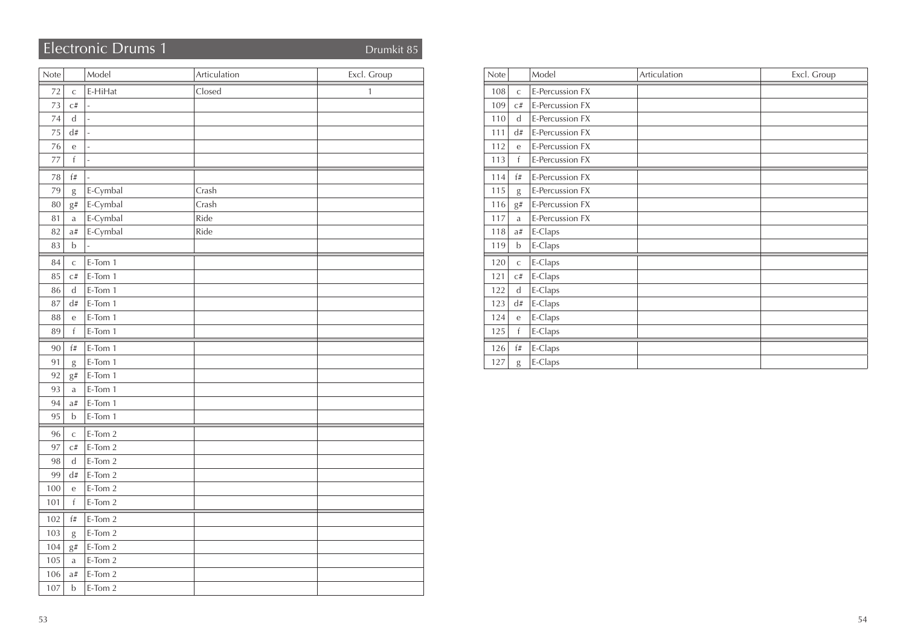## Electronic Drums 1

Drumkit 85

| Note | | Model | Articulation | Excl. Group |
|---|---|---|---|---|
| 72 | c | E-HiHat | Closed | 1 |
| 73 | c# | - | | |
| 74 | d | - | | |
| 75 | d# | - | | |
| 76 | e | - | | |
| 77 | f | - | | |
| 78 | f# | - | | |
| 79 | g | E-Cymbal | Crash | |
| 80 | g# | E-Cymbal | Crash | |
| 81 | a | E-Cymbal | Ride | |
| 82 | a# | E-Cymbal | Ride | |
| 83 | b | - | | |
| 84 | c | E-Tom 1 | | |
| 85 | c# | E-Tom 1 | | |
| 86 | d | E-Tom 1 | | |
| 87 | d# | E-Tom 1 | | |
| 88 | e | E-Tom 1 | | |
| 89 | f | E-Tom 1 | | |
| 90 | f# | E-Tom 1 | | |
| 91 | g | E-Tom 1 | | |
| 92 | g# | E-Tom 1 | | |
| 93 | a | E-Tom 1 | | |
| 94 | a# | E-Tom 1 | | |
| 95 | b | E-Tom 1 | | |
| 96 | c | E-Tom 2 | | |
| 97 | c# | E-Tom 2 | | |
| 98 | d | E-Tom 2 | | |
| 99 | d# | E-Tom 2 | | |
| 100 | e | E-Tom 2 | | |
| 101 | f | E-Tom 2 | | |
| 102 | f# | E-Tom 2 | | |
| 103 | g | E-Tom 2 | | |
| 104 | g# | E-Tom 2 | | |
| 105 | a | E-Tom 2 | | |
| 106 | a# | E-Tom 2 | | |
| 107 | b | E-Tom 2 | | |

| Note | | Model | Articulation | Excl. Group |
|---|---|---|---|---|
| 108 | c | E-Percussion FX | | |
| 109 | c# | E-Percussion FX | | |
| 110 | d | E-Percussion FX | | |
| 111 | d# | E-Percussion FX | | |
| 112 | e | E-Percussion FX | | |
| 113 | f | E-Percussion FX | | |
| 114 | f# | E-Percussion FX | | |
| 115 | g | E-Percussion FX | | |
| 116 | g# | E-Percussion FX | | |
| 117 | a | E-Percussion FX | | |
| 118 | a# | E-Claps | | |
| 119 | b | E-Claps | | |
| 120 | c | E-Claps | | |
| 121 | c# | E-Claps | | |
| 122 | d | E-Claps | | |
| 123 | d# | E-Claps | | |
| 124 | e | E-Claps | | |
| 125 | f | E-Claps | | |
| 126 | f# | E-Claps | | |
| 127 | g | E-Claps | | |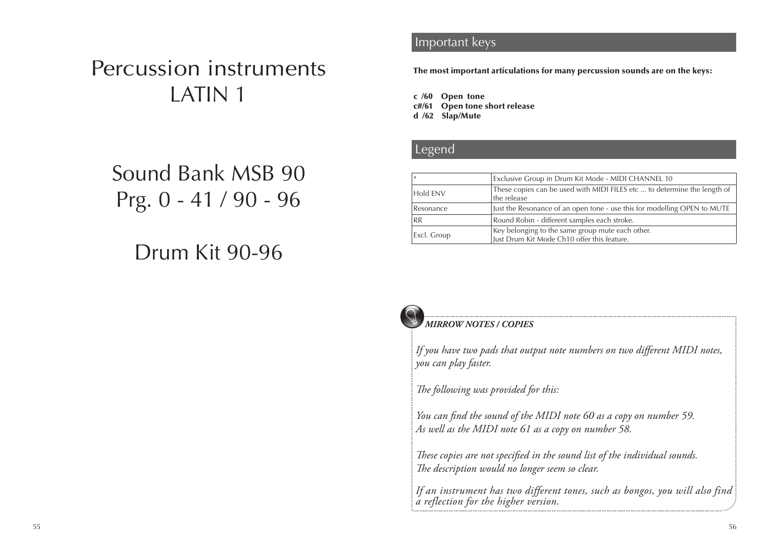# Percussion instruments
# LATIN 1

## Sound Bank MSB 90
## Prg. 0 - 41 / 90 - 96

## Drum Kit 90-96

## Important keys

**The most important articulations for many percussion sounds are on the keys:**

**c /60 Open tone**
**c#/61 Open tone short release**
**d /62 Slap/Mute**

## Legend

| | |
|---|---|
| * | Exclusive Group in Drum Kit Mode - MIDI CHANNEL 10 |
| Hold ENV | These copies can be used with MIDI FILES etc ... to determine the length of the release |
| Resonance | Just the Resonance of an open tone - use this for modelling OPEN to MUTE |
| RR | Round Robin - different samples each stroke. |
| Excl. Group | Key belonging to the same group mute each other. Just Drum Kit Mode Ch10 offer this feature. |

***MIRROW NOTES / COPIES***

*If you have two pads that output note numbers on two different MIDI notes, you can play faster.*

*The following was provided for this:*

*You can find the sound of the MIDI note 60 as a copy on number 59.*
*As well as the MIDI note 61 as a copy on number 58.*

*These copies are not specified in the sound list of the individual sounds.*
*The description would no longer seem so clear.*

*If an instrument has two different tones, such as bongos, you will also find a reflection for the higher version.*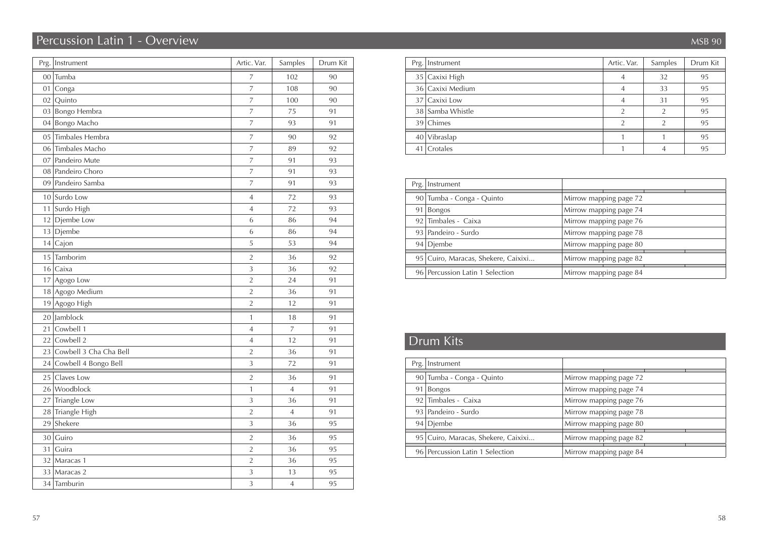# Percussion Latin 1 - Overview

| Prg. | Instrument | Artic. Var. | Samples | Drum Kit |
|---|---|---|---|---|
| 00 | Tumba | 7 | 102 | 90 |
| 01 | Conga | 7 | 108 | 90 |
| 02 | Quinto | 7 | 100 | 90 |
| 03 | Bongo Hembra | 7 | 75 | 91 |
| 04 | Bongo Macho | 7 | 93 | 91 |
| 05 | Timbales Hembra | 7 | 90 | 92 |
| 06 | Timbales Macho | 7 | 89 | 92 |
| 07 | Pandeiro Mute | 7 | 91 | 93 |
| 08 | Pandeiro Choro | 7 | 91 | 93 |
| 09 | Pandeiro Samba | 7 | 91 | 93 |
| 10 | Surdo Low | 4 | 72 | 93 |
| 11 | Surdo High | 4 | 72 | 93 |
| 12 | Djembe Low | 6 | 86 | 94 |
| 13 | Djembe | 6 | 86 | 94 |
| 14 | Cajon | 5 | 53 | 94 |
| 15 | Tamborim | 2 | 36 | 92 |
| 16 | Caixa | 3 | 36 | 92 |
| 17 | Agogo Low | 2 | 24 | 91 |
| 18 | Agogo Medium | 2 | 36 | 91 |
| 19 | Agogo High | 2 | 12 | 91 |
| 20 | Jamblock | 1 | 18 | 91 |
| 21 | Cowbell 1 | 4 | 7 | 91 |
| 22 | Cowbell 2 | 4 | 12 | 91 |
| 23 | Cowbell 3 Cha Cha Bell | 2 | 36 | 91 |
| 24 | Cowbell 4 Bongo Bell | 3 | 72 | 91 |
| 25 | Claves Low | 2 | 36 | 91 |
| 26 | Woodblock | 1 | 4 | 91 |
| 27 | Triangle Low | 3 | 36 | 91 |
| 28 | Triangle High | 2 | 4 | 91 |
| 29 | Shekere | 3 | 36 | 95 |
| 30 | Guiro | 2 | 36 | 95 |
| 31 | Guira | 2 | 36 | 95 |
| 32 | Maracas 1 | 2 | 36 | 95 |
| 33 | Maracas 2 | 3 | 13 | 95 |
| 34 | Tamburin | 3 | 4 | 95 |
| 35 | Caxixi High | 4 | 32 | 95 |
| 36 | Caxixi Medium | 4 | 33 | 95 |
| 37 | Caxixi Low | 4 | 31 | 95 |
| 38 | Samba Whistle | 2 | 2 | 95 |
| 39 | Chimes | 2 | 2 | 95 |
| 40 | Vibraslap | 1 | 1 | 95 |
| 41 | Crotales | 1 | 4 | 95 |

| Prg. | Instrument | |
|---|---|---|
| 90 | Tumba - Conga - Quinto | Mirrow mapping page 72 |
| 91 | Bongos | Mirrow mapping page 74 |
| 92 | Timbales - Caixa | Mirrow mapping page 76 |
| 93 | Pandeiro - Surdo | Mirrow mapping page 78 |
| 94 | Djembe | Mirrow mapping page 80 |
| 95 | Cuiro, Maracas, Shekere, Caixixi... | Mirrow mapping page 82 |
| 96 | Percussion Latin 1 Selection | Mirrow mapping page 84 |

## Drum Kits

| Prg. | Instrument | |
|---|---|---|
| 90 | Tumba - Conga - Quinto | Mirrow mapping page 72 |
| 91 | Bongos | Mirrow mapping page 74 |
| 92 | Timbales - Caixa | Mirrow mapping page 76 |
| 93 | Pandeiro - Surdo | Mirrow mapping page 78 |
| 94 | Djembe | Mirrow mapping page 80 |
| 95 | Cuiro, Maracas, Shekere, Caixixi... | Mirrow mapping page 82 |
| 96 | Percussion Latin 1 Selection | Mirrow mapping page 84 |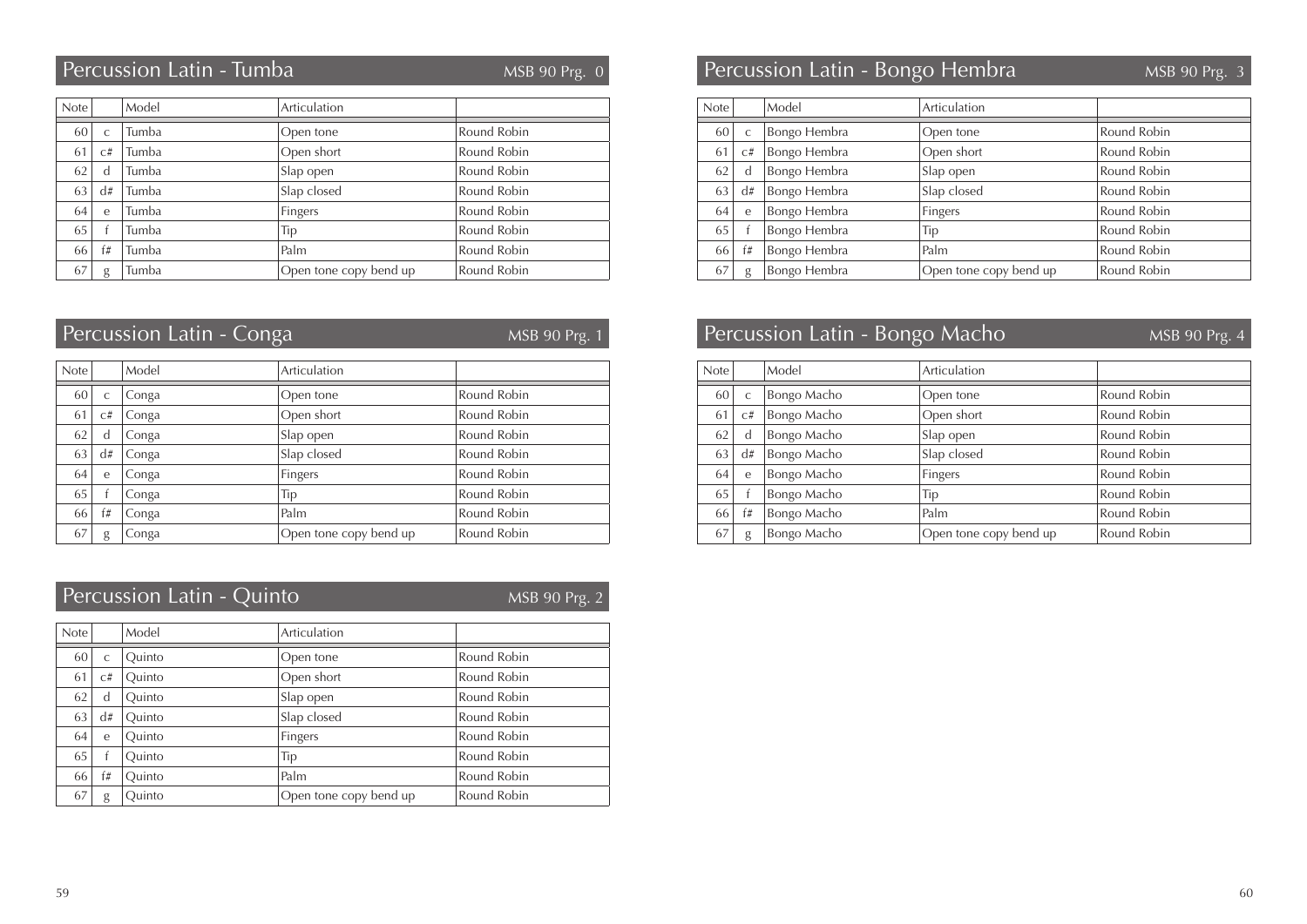## Percussion Latin - Tumba

MSB 90 Prg. 0

| Note | | Model | Articulation | |
|---|---|---|---|---|
| 60 | c | Tumba | Open tone | Round Robin |
| 61 | c# | Tumba | Open short | Round Robin |
| 62 | d | Tumba | Slap open | Round Robin |
| 63 | d# | Tumba | Slap closed | Round Robin |
| 64 | e | Tumba | Fingers | Round Robin |
| 65 | f | Tumba | Tip | Round Robin |
| 66 | f# | Tumba | Palm | Round Robin |
| 67 | g | Tumba | Open tone copy bend up | Round Robin |

## Percussion Latin - Conga

MSB 90 Prg. 1

| Note | | Model | Articulation | |
|---|---|---|---|---|
| 60 | c | Conga | Open tone | Round Robin |
| 61 | c# | Conga | Open short | Round Robin |
| 62 | d | Conga | Slap open | Round Robin |
| 63 | d# | Conga | Slap closed | Round Robin |
| 64 | e | Conga | Fingers | Round Robin |
| 65 | f | Conga | Tip | Round Robin |
| 66 | f# | Conga | Palm | Round Robin |
| 67 | g | Conga | Open tone copy bend up | Round Robin |

## Percussion Latin - Quinto

MSB 90 Prg. 2

| Note | | Model | Articulation | |
|---|---|---|---|---|
| 60 | c | Quinto | Open tone | Round Robin |
| 61 | c# | Quinto | Open short | Round Robin |
| 62 | d | Quinto | Slap open | Round Robin |
| 63 | d# | Quinto | Slap closed | Round Robin |
| 64 | e | Quinto | Fingers | Round Robin |
| 65 | f | Quinto | Tip | Round Robin |
| 66 | f# | Quinto | Palm | Round Robin |
| 67 | g | Quinto | Open tone copy bend up | Round Robin |

## Percussion Latin - Bongo Hembra

MSB 90 Prg. 3

| Note | | Model | Articulation | |
|---|---|---|---|---|
| 60 | c | Bongo Hembra | Open tone | Round Robin |
| 61 | c# | Bongo Hembra | Open short | Round Robin |
| 62 | d | Bongo Hembra | Slap open | Round Robin |
| 63 | d# | Bongo Hembra | Slap closed | Round Robin |
| 64 | e | Bongo Hembra | Fingers | Round Robin |
| 65 | f | Bongo Hembra | Tip | Round Robin |
| 66 | f# | Bongo Hembra | Palm | Round Robin |
| 67 | g | Bongo Hembra | Open tone copy bend up | Round Robin |

## Percussion Latin - Bongo Macho

MSB 90 Prg. 4

| Note | | Model | Articulation | |
|---|---|---|---|---|
| 60 | c | Bongo Macho | Open tone | Round Robin |
| 61 | c# | Bongo Macho | Open short | Round Robin |
| 62 | d | Bongo Macho | Slap open | Round Robin |
| 63 | d# | Bongo Macho | Slap closed | Round Robin |
| 64 | e | Bongo Macho | Fingers | Round Robin |
| 65 | f | Bongo Macho | Tip | Round Robin |
| 66 | f# | Bongo Macho | Palm | Round Robin |
| 67 | g | Bongo Macho | Open tone copy bend up | Round Robin |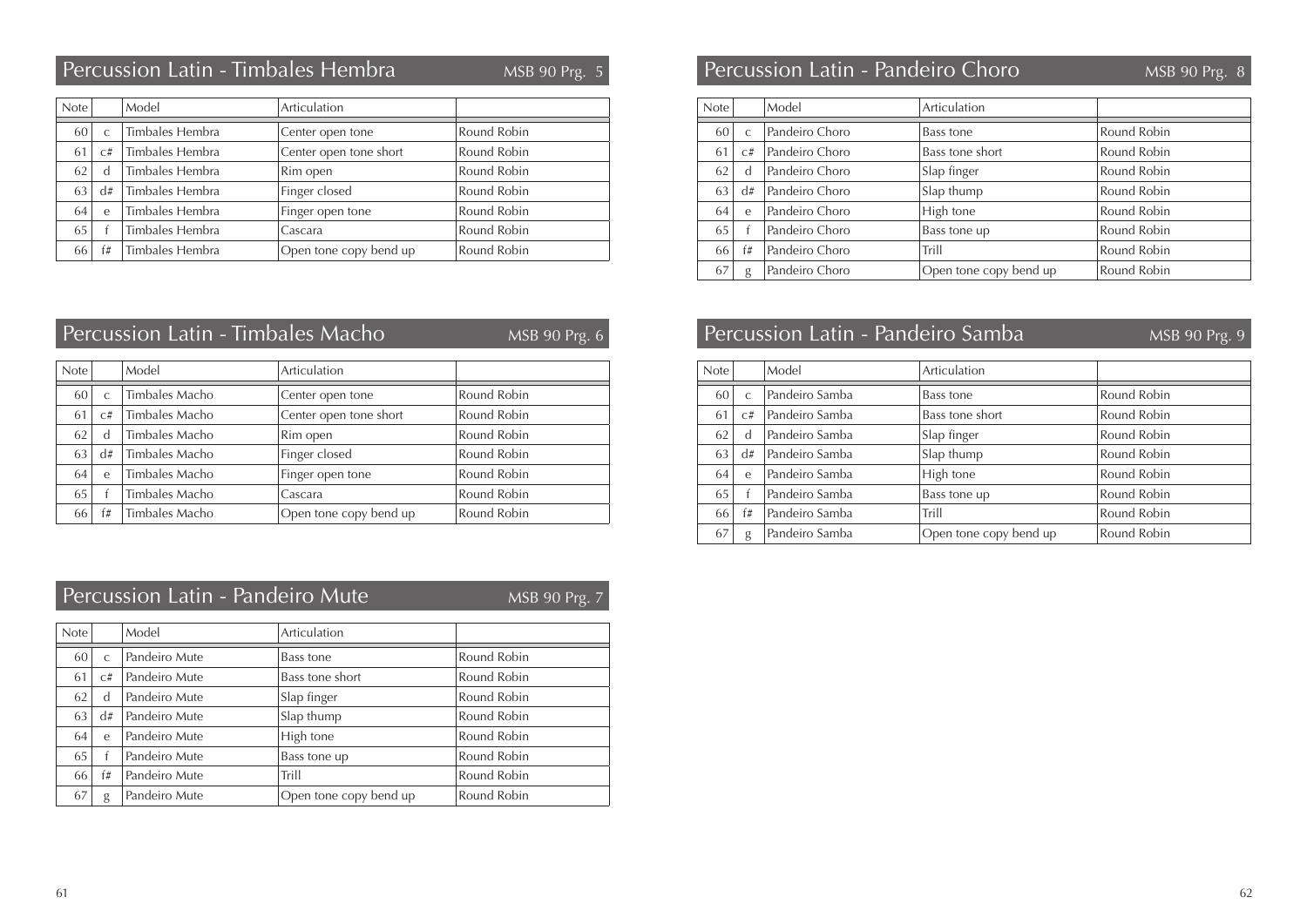## Percussion Latin - Timbales Hembra MSB 90 Prg. 5

| Note | | Model | Articulation | |
|---|---|---|---|---|
| 60 | c | Timbales Hembra | Center open tone | Round Robin |
| 61 | c# | Timbales Hembra | Center open tone short | Round Robin |
| 62 | d | Timbales Hembra | Rim open | Round Robin |
| 63 | d# | Timbales Hembra | Finger closed | Round Robin |
| 64 | e | Timbales Hembra | Finger open tone | Round Robin |
| 65 | f | Timbales Hembra | Cascara | Round Robin |
| 66 | f# | Timbales Hembra | Open tone copy bend up | Round Robin |

## Percussion Latin - Timbales Macho MSB 90 Prg. 6

| Note | | Model | Articulation | |
|---|---|---|---|---|
| 60 | c | Timbales Macho | Center open tone | Round Robin |
| 61 | c# | Timbales Macho | Center open tone short | Round Robin |
| 62 | d | Timbales Macho | Rim open | Round Robin |
| 63 | d# | Timbales Macho | Finger closed | Round Robin |
| 64 | e | Timbales Macho | Finger open tone | Round Robin |
| 65 | f | Timbales Macho | Cascara | Round Robin |
| 66 | f# | Timbales Macho | Open tone copy bend up | Round Robin |

## Percussion Latin - Pandeiro Mute MSB 90 Prg. 7

| Note | | Model | Articulation | |
|---|---|---|---|---|
| 60 | c | Pandeiro Mute | Bass tone | Round Robin |
| 61 | c# | Pandeiro Mute | Bass tone short | Round Robin |
| 62 | d | Pandeiro Mute | Slap finger | Round Robin |
| 63 | d# | Pandeiro Mute | Slap thump | Round Robin |
| 64 | e | Pandeiro Mute | High tone | Round Robin |
| 65 | f | Pandeiro Mute | Bass tone up | Round Robin |
| 66 | f# | Pandeiro Mute | Trill | Round Robin |
| 67 | g | Pandeiro Mute | Open tone copy bend up | Round Robin |

## Percussion Latin - Pandeiro Choro MSB 90 Prg. 8

| Note | | Model | Articulation | |
|---|---|---|---|---|
| 60 | c | Pandeiro Choro | Bass tone | Round Robin |
| 61 | c# | Pandeiro Choro | Bass tone short | Round Robin |
| 62 | d | Pandeiro Choro | Slap finger | Round Robin |
| 63 | d# | Pandeiro Choro | Slap thump | Round Robin |
| 64 | e | Pandeiro Choro | High tone | Round Robin |
| 65 | f | Pandeiro Choro | Bass tone up | Round Robin |
| 66 | f# | Pandeiro Choro | Trill | Round Robin |
| 67 | g | Pandeiro Choro | Open tone copy bend up | Round Robin |

## Percussion Latin - Pandeiro Samba MSB 90 Prg. 9

| Note | | Model | Articulation | |
|---|---|---|---|---|
| 60 | c | Pandeiro Samba | Bass tone | Round Robin |
| 61 | c# | Pandeiro Samba | Bass tone short | Round Robin |
| 62 | d | Pandeiro Samba | Slap finger | Round Robin |
| 63 | d# | Pandeiro Samba | Slap thump | Round Robin |
| 64 | e | Pandeiro Samba | High tone | Round Robin |
| 65 | f | Pandeiro Samba | Bass tone up | Round Robin |
| 66 | f# | Pandeiro Samba | Trill | Round Robin |
| 67 | g | Pandeiro Samba | Open tone copy bend up | Round Robin |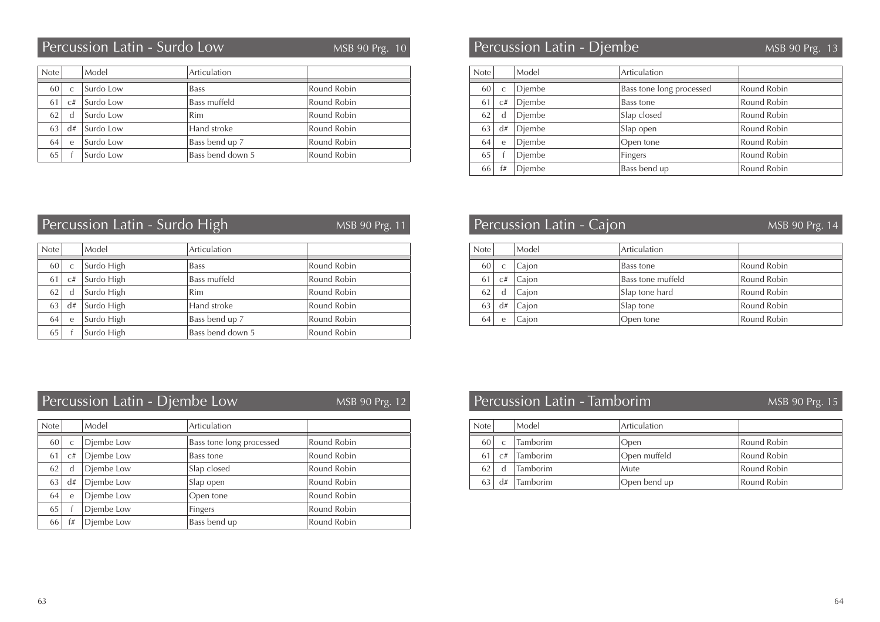## Percussion Latin - Surdo Low

MSB 90 Prg. 10

| Note | | Model | Articulation | |
|---|---|---|---|---|
| 60 | c | Surdo Low | Bass | Round Robin |
| 61 | c# | Surdo Low | Bass muffeld | Round Robin |
| 62 | d | Surdo Low | Rim | Round Robin |
| 63 | d# | Surdo Low | Hand stroke | Round Robin |
| 64 | e | Surdo Low | Bass bend up 7 | Round Robin |
| 65 | f | Surdo Low | Bass bend down 5 | Round Robin |

## Percussion Latin - Surdo High

MSB 90 Prg. 11

| Note | | Model | Articulation | |
|---|---|---|---|---|
| 60 | c | Surdo High | Bass | Round Robin |
| 61 | c# | Surdo High | Bass muffeld | Round Robin |
| 62 | d | Surdo High | Rim | Round Robin |
| 63 | d# | Surdo High | Hand stroke | Round Robin |
| 64 | e | Surdo High | Bass bend up 7 | Round Robin |
| 65 | f | Surdo High | Bass bend down 5 | Round Robin |

## Percussion Latin - Djembe Low

MSB 90 Prg. 12

| Note | | Model | Articulation | |
|---|---|---|---|---|
| 60 | c | Djembe Low | Bass tone long processed | Round Robin |
| 61 | c# | Djembe Low | Bass tone | Round Robin |
| 62 | d | Djembe Low | Slap closed | Round Robin |
| 63 | d# | Djembe Low | Slap open | Round Robin |
| 64 | e | Djembe Low | Open tone | Round Robin |
| 65 | f | Djembe Low | Fingers | Round Robin |
| 66 | f# | Djembe Low | Bass bend up | Round Robin |

## Percussion Latin - Djembe

MSB 90 Prg. 13

| Note | | Model | Articulation | |
|---|---|---|---|---|
| 60 | c | Djembe | Bass tone long processed | Round Robin |
| 61 | c# | Djembe | Bass tone | Round Robin |
| 62 | d | Djembe | Slap closed | Round Robin |
| 63 | d# | Djembe | Slap open | Round Robin |
| 64 | e | Djembe | Open tone | Round Robin |
| 65 | f | Djembe | Fingers | Round Robin |
| 66 | f# | Djembe | Bass bend up | Round Robin |

## Percussion Latin - Cajon

MSB 90 Prg. 14

| Note | | Model | Articulation | |
|---|---|---|---|---|
| 60 | c | Cajon | Bass tone | Round Robin |
| 61 | c# | Cajon | Bass tone muffeld | Round Robin |
| 62 | d | Cajon | Slap tone hard | Round Robin |
| 63 | d# | Cajon | Slap tone | Round Robin |
| 64 | e | Cajon | Open tone | Round Robin |

## Percussion Latin - Tamborim

MSB 90 Prg. 15

| Note | | Model | Articulation | |
|---|---|---|---|---|
| 60 | c | Tamborim | Open | Round Robin |
| 61 | c# | Tamborim | Open muffeld | Round Robin |
| 62 | d | Tamborim | Mute | Round Robin |
| 63 | d# | Tamborim | Open bend up | Round Robin |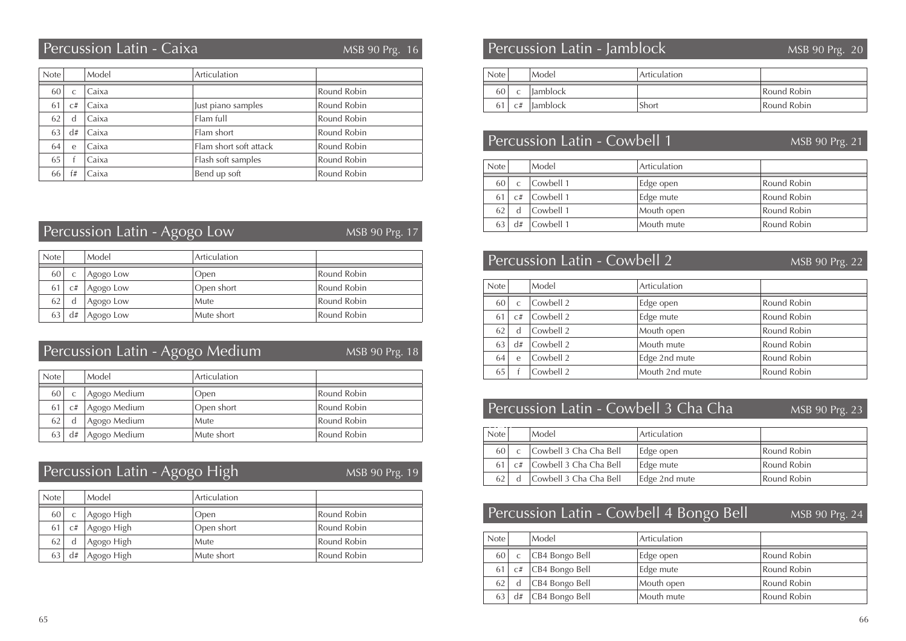## Percussion Latin - Caixa

MSB 90 Prg. 16

| Note | | Model | Articulation | |
|---|---|---|---|---|
| 60 | c | Caixa | | Round Robin |
| 61 | c# | Caixa | Just piano samples | Round Robin |
| 62 | d | Caixa | Flam full | Round Robin |
| 63 | d# | Caixa | Flam short | Round Robin |
| 64 | e | Caixa | Flam short soft attack | Round Robin |
| 65 | f | Caixa | Flash soft samples | Round Robin |
| 66 | f# | Caixa | Bend up soft | Round Robin |

## Percussion Latin - Agogo Low

MSB 90 Prg. 17

| Note | | Model | Articulation | |
|---|---|---|---|---|
| 60 | c | Agogo Low | Open | Round Robin |
| 61 | c# | Agogo Low | Open short | Round Robin |
| 62 | d | Agogo Low | Mute | Round Robin |
| 63 | d# | Agogo Low | Mute short | Round Robin |

## Percussion Latin - Agogo Medium

MSB 90 Prg. 18

| Note | | Model | Articulation | |
|---|---|---|---|---|
| 60 | c | Agogo Medium | Open | Round Robin |
| 61 | c# | Agogo Medium | Open short | Round Robin |
| 62 | d | Agogo Medium | Mute | Round Robin |
| 63 | d# | Agogo Medium | Mute short | Round Robin |

## Percussion Latin - Agogo High

MSB 90 Prg. 19

| Note | | Model | Articulation | |
|---|---|---|---|---|
| 60 | c | Agogo High | Open | Round Robin |
| 61 | c# | Agogo High | Open short | Round Robin |
| 62 | d | Agogo High | Mute | Round Robin |
| 63 | d# | Agogo High | Mute short | Round Robin |

## Percussion Latin - Jamblock

MSB 90 Prg. 20

| Note | | Model | Articulation | |
|---|---|---|---|---|
| 60 | c | Jamblock | | Round Robin |
| 61 | c# | Jamblock | Short | Round Robin |

## Percussion Latin - Cowbell 1

MSB 90 Prg. 21

| Note | | Model | Articulation | |
|---|---|---|---|---|
| 60 | c | Cowbell 1 | Edge open | Round Robin |
| 61 | c# | Cowbell 1 | Edge mute | Round Robin |
| 62 | d | Cowbell 1 | Mouth open | Round Robin |
| 63 | d# | Cowbell 1 | Mouth mute | Round Robin |

## Percussion Latin - Cowbell 2

MSB 90 Prg. 22

| Note | | Model | Articulation | |
|---|---|---|---|---|
| 60 | c | Cowbell 2 | Edge open | Round Robin |
| 61 | c# | Cowbell 2 | Edge mute | Round Robin |
| 62 | d | Cowbell 2 | Mouth open | Round Robin |
| 63 | d# | Cowbell 2 | Mouth mute | Round Robin |
| 64 | e | Cowbell 2 | Edge 2nd mute | Round Robin |
| 65 | f | Cowbell 2 | Mouth 2nd mute | Round Robin |

## Percussion Latin - Cowbell 3 Cha Cha

MSB 90 Prg. 23

| Note | | Model | Articulation | |
|---|---|---|---|---|
| 60 | c | Cowbell 3 Cha Cha Bell | Edge open | Round Robin |
| 61 | c# | Cowbell 3 Cha Cha Bell | Edge mute | Round Robin |
| 62 | d | Cowbell 3 Cha Cha Bell | Edge 2nd mute | Round Robin |

## Percussion Latin - Cowbell 4 Bongo Bell

MSB 90 Prg. 24

| Note | | Model | Articulation | |
|---|---|---|---|---|
| 60 | c | CB4 Bongo Bell | Edge open | Round Robin |
| 61 | c# | CB4 Bongo Bell | Edge mute | Round Robin |
| 62 | d | CB4 Bongo Bell | Mouth open | Round Robin |
| 63 | d# | CB4 Bongo Bell | Mouth mute | Round Robin |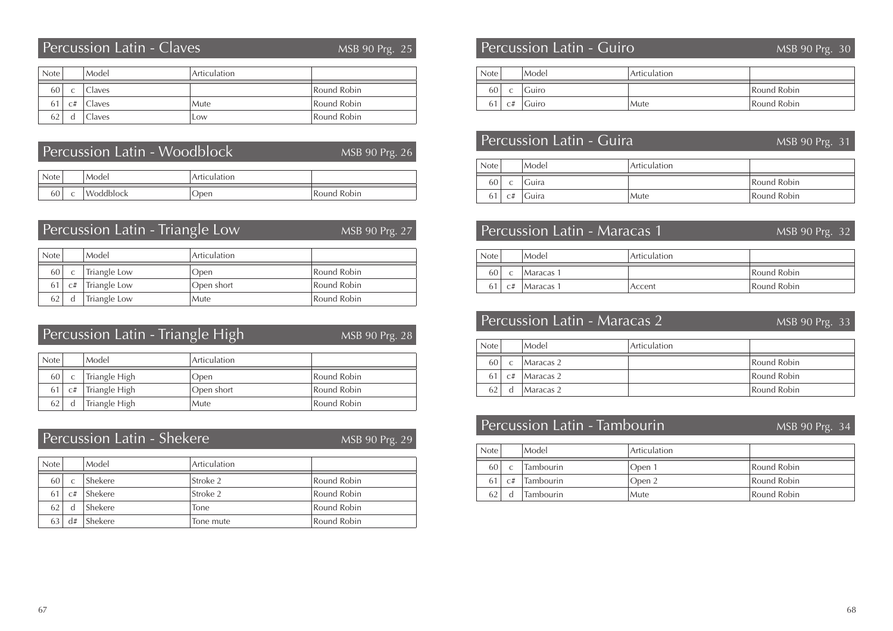## Percussion Latin - Claves

MSB 90 Prg. 25

| Note | | Model | Articulation | |
|---|---|---|---|---|
| 60 | c | Claves | | Round Robin |
| 61 | c# | Claves | Mute | Round Robin |
| 62 | d | Claves | Low | Round Robin |

## Percussion Latin - Woodblock

MSB 90 Prg. 26

| Note | | Model | Articulation | |
|---|---|---|---|---|
| 60 | c | Woddblock | Open | Round Robin |

## Percussion Latin - Triangle Low

MSB 90 Prg. 27

| Note | | Model | Articulation | |
|---|---|---|---|---|
| 60 | c | Triangle Low | Open | Round Robin |
| 61 | c# | Triangle Low | Open short | Round Robin |
| 62 | d | Triangle Low | Mute | Round Robin |

## Percussion Latin - Triangle High

MSB 90 Prg. 28

| Note | | Model | Articulation | |
|---|---|---|---|---|
| 60 | c | Triangle High | Open | Round Robin |
| 61 | c# | Triangle High | Open short | Round Robin |
| 62 | d | Triangle High | Mute | Round Robin |

## Percussion Latin - Shekere

MSB 90 Prg. 29

| Note | | Model | Articulation | |
|---|---|---|---|---|
| 60 | c | Shekere | Stroke 2 | Round Robin |
| 61 | c# | Shekere | Stroke 2 | Round Robin |
| 62 | d | Shekere | Tone | Round Robin |
| 63 | d# | Shekere | Tone mute | Round Robin |

## Percussion Latin - Guiro

MSB 90 Prg. 30

| Note | | Model | Articulation | |
|---|---|---|---|---|
| 60 | c | Guiro | | Round Robin |
| 61 | c# | Guiro | Mute | Round Robin |

## Percussion Latin - Guira

MSB 90 Prg. 31

| Note | | Model | Articulation | |
|---|---|---|---|---|
| 60 | c | Guira | | Round Robin |
| 61 | c# | Guira | Mute | Round Robin |

## Percussion Latin - Maracas 1

MSB 90 Prg. 32

| Note | | Model | Articulation | |
|---|---|---|---|---|
| 60 | c | Maracas 1 | | Round Robin |
| 61 | c# | Maracas 1 | Accent | Round Robin |

## Percussion Latin - Maracas 2

MSB 90 Prg. 33

| Note | | Model | Articulation | |
|---|---|---|---|---|
| 60 | c | Maracas 2 | | Round Robin |
| 61 | c# | Maracas 2 | | Round Robin |
| 62 | d | Maracas 2 | | Round Robin |

## Percussion Latin - Tambourin

MSB 90 Prg. 34

| Note | | Model | Articulation | |
|---|---|---|---|---|
| 60 | c | Tambourin | Open 1 | Round Robin |
| 61 | c# | Tambourin | Open 2 | Round Robin |
| 62 | d | Tambourin | Mute | Round Robin |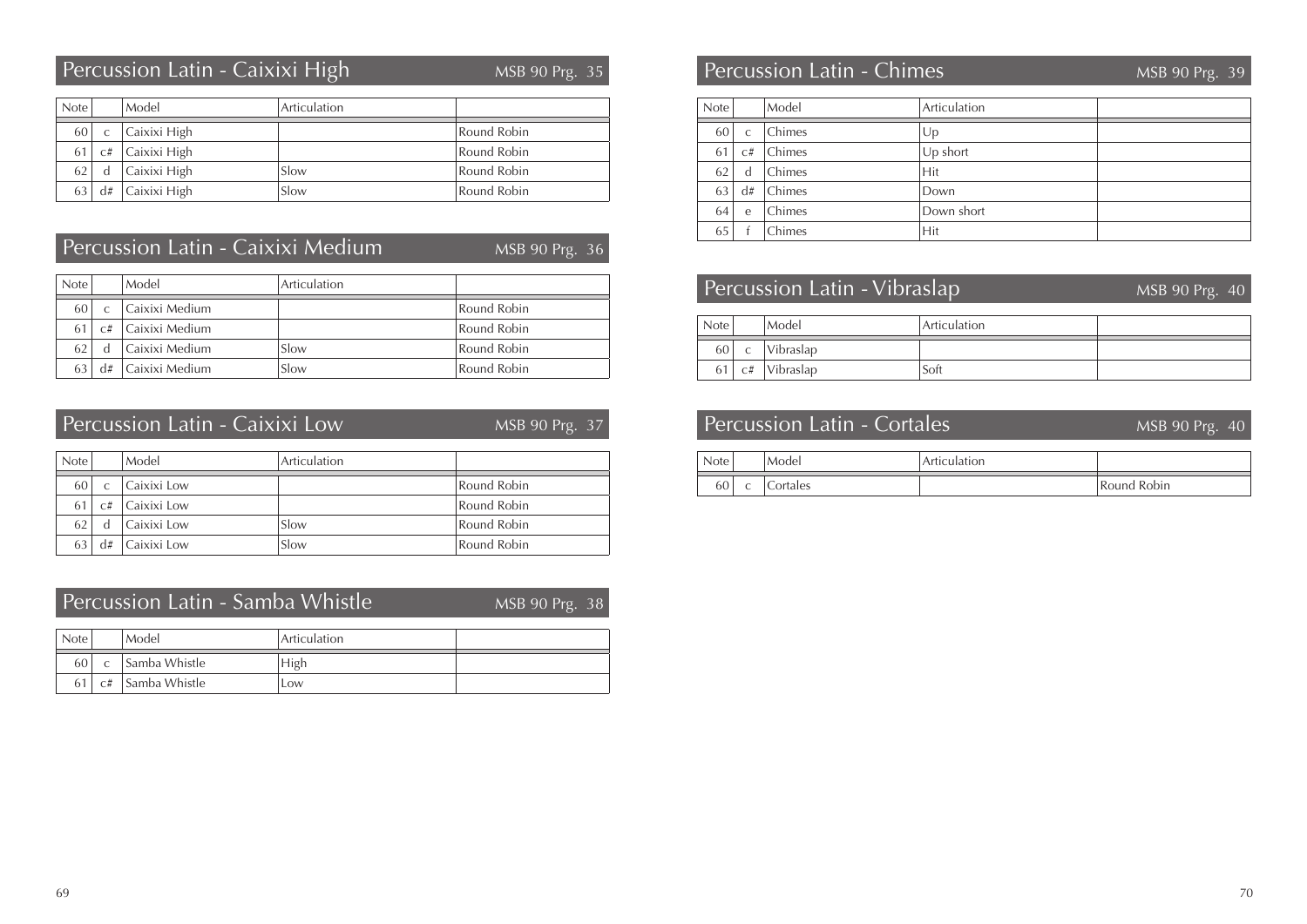## Percussion Latin - Caixixi High MSB 90 Prg. 35

| Note | | Model | Articulation | |
|---|---|---|---|---|
| 60 | c | Caixixi High | | Round Robin |
| 61 | c# | Caixixi High | | Round Robin |
| 62 | d | Caixixi High | Slow | Round Robin |
| 63 | d# | Caixixi High | Slow | Round Robin |

## Percussion Latin - Caixixi Medium MSB 90 Prg. 36

| Note | | Model | Articulation | |
|---|---|---|---|---|
| 60 | c | Caixixi Medium | | Round Robin |
| 61 | c# | Caixixi Medium | | Round Robin |
| 62 | d | Caixixi Medium | Slow | Round Robin |
| 63 | d# | Caixixi Medium | Slow | Round Robin |

## Percussion Latin - Caixixi Low MSB 90 Prg. 37

| Note | | Model | Articulation | |
|---|---|---|---|---|
| 60 | c | Caixixi Low | | Round Robin |
| 61 | c# | Caixixi Low | | Round Robin |
| 62 | d | Caixixi Low | Slow | Round Robin |
| 63 | d# | Caixixi Low | Slow | Round Robin |

## Percussion Latin - Samba Whistle MSB 90 Prg. 38

| Note | | Model | Articulation | |
|---|---|---|---|---|
| 60 | c | Samba Whistle | High | |
| 61 | c# | Samba Whistle | Low | |

## Percussion Latin - Chimes MSB 90 Prg. 39

| Note | | Model | Articulation | |
|---|---|---|---|---|
| 60 | c | Chimes | Up | |
| 61 | c# | Chimes | Up short | |
| 62 | d | Chimes | Hit | |
| 63 | d# | Chimes | Down | |
| 64 | e | Chimes | Down short | |
| 65 | f | Chimes | Hit | |

## Percussion Latin - Vibraslap MSB 90 Prg. 40

| Note | | Model | Articulation | |
|---|---|---|---|---|
| 60 | c | Vibraslap | | |
| 61 | c# | Vibraslap | Soft | |

## Percussion Latin - Cortales MSB 90 Prg. 40

| Note | | Model | Articulation | |
|---|---|---|---|---|
| 60 | c | Cortales | | Round Robin |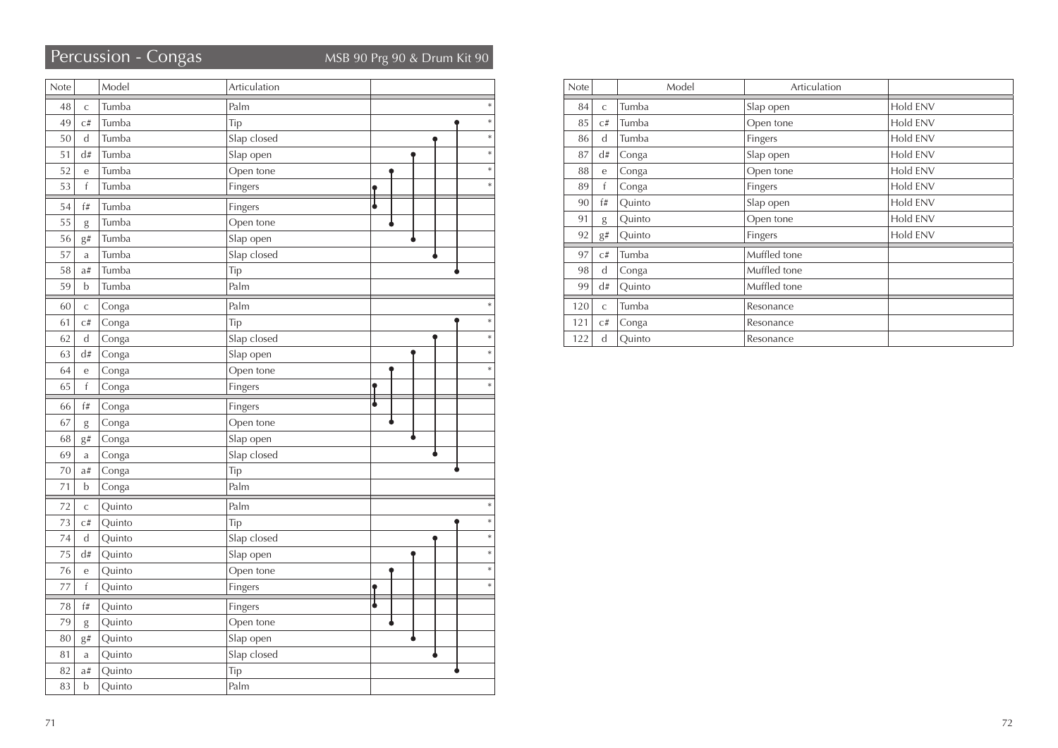# Percussion - Congas

MSB 90 Prg 90 & Drum Kit 90

| Note | | Model | Articulation | |
|---|---|---|---|---|
| 48 | c | Tumba | Palm | * |
| 49 | c# | Tumba | Tip | * |
| 50 | d | Tumba | Slap closed | * |
| 51 | d# | Tumba | Slap open | * |
| 52 | e | Tumba | Open tone | * |
| 53 | f | Tumba | Fingers | * |
| 54 | f# | Tumba | Fingers | |
| 55 | g | Tumba | Open tone | |
| 56 | g# | Tumba | Slap open | |
| 57 | a | Tumba | Slap closed | |
| 58 | a# | Tumba | Tip | |
| 59 | b | Tumba | Palm | |
| 60 | c | Conga | Palm | * |
| 61 | c# | Conga | Tip | * |
| 62 | d | Conga | Slap closed | * |
| 63 | d# | Conga | Slap open | * |
| 64 | e | Conga | Open tone | * |
| 65 | f | Conga | Fingers | * |
| 66 | f# | Conga | Fingers | |
| 67 | g | Conga | Open tone | |
| 68 | g# | Conga | Slap open | |
| 69 | a | Conga | Slap closed | |
| 70 | a# | Conga | Tip | |
| 71 | b | Conga | Palm | |
| 72 | c | Quinto | Palm | * |
| 73 | c# | Quinto | Tip | * |
| 74 | d | Quinto | Slap closed | * |
| 75 | d# | Quinto | Slap open | * |
| 76 | e | Quinto | Open tone | * |
| 77 | f | Quinto | Fingers | * |
| 78 | f# | Quinto | Fingers | |
| 79 | g | Quinto | Open tone | |
| 80 | g# | Quinto | Slap open | |
| 81 | a | Quinto | Slap closed | |
| 82 | a# | Quinto | Tip | |
| 83 | b | Quinto | Palm | |

| Note | | Model | Articulation | |
|---|---|---|---|---|
| 84 | c | Tumba | Slap open | Hold ENV |
| 85 | c# | Tumba | Open tone | Hold ENV |
| 86 | d | Tumba | Fingers | Hold ENV |
| 87 | d# | Conga | Slap open | Hold ENV |
| 88 | e | Conga | Open tone | Hold ENV |
| 89 | f | Conga | Fingers | Hold ENV |
| 90 | f# | Quinto | Slap open | Hold ENV |
| 91 | g | Quinto | Open tone | Hold ENV |
| 92 | g# | Quinto | Fingers | Hold ENV |
| 97 | c# | Tumba | Muffled tone | |
| 98 | d | Conga | Muffled tone | |
| 99 | d# | Quinto | Muffled tone | |
| 120 | c | Tumba | Resonance | |
| 121 | c# | Conga | Resonance | |
| 122 | d | Quinto | Resonance | |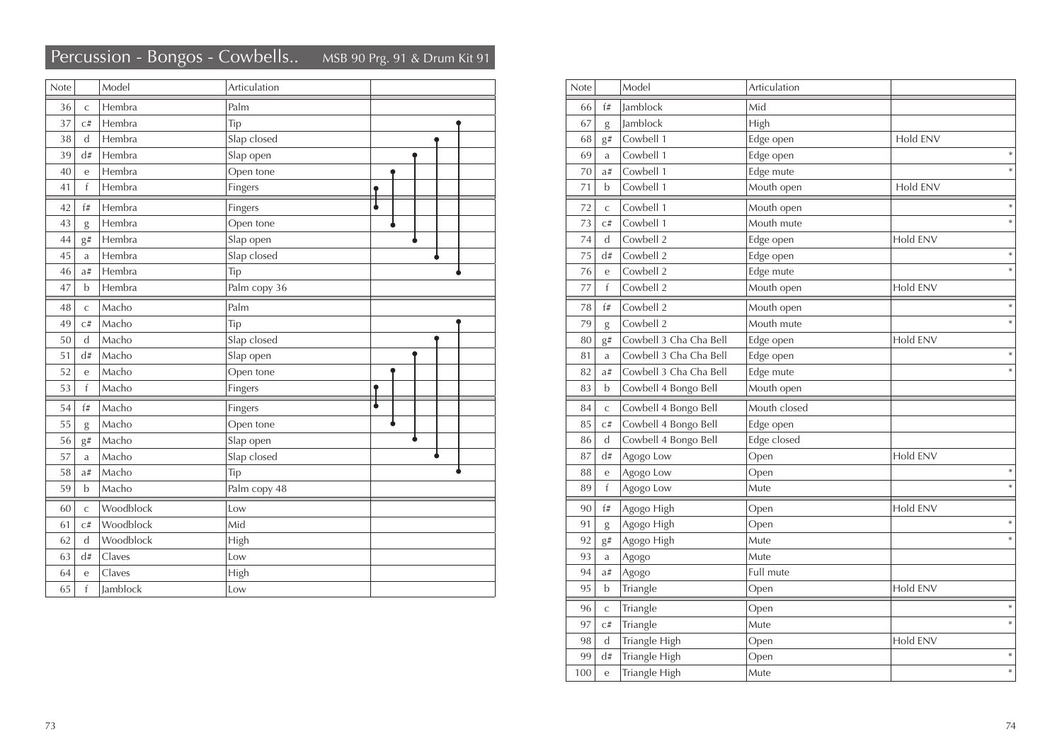# Percussion - Bongos - Cowbells.. MSB 90 Prg. 91 & Drum Kit 91

| Note | | Model | Articulation | |
|---|---|---|---|---|
| 36 | c | Hembra | Palm | |
| 37 | c# | Hembra | Tip | |
| 38 | d | Hembra | Slap closed | |
| 39 | d# | Hembra | Slap open | |
| 40 | e | Hembra | Open tone | |
| 41 | f | Hembra | Fingers | |
| 42 | f# | Hembra | Fingers | |
| 43 | g | Hembra | Open tone | |
| 44 | g# | Hembra | Slap open | |
| 45 | a | Hembra | Slap closed | |
| 46 | a# | Hembra | Tip | |
| 47 | b | Hembra | Palm copy 36 | |
| 48 | c | Macho | Palm | |
| 49 | c# | Macho | Tip | |
| 50 | d | Macho | Slap closed | |
| 51 | d# | Macho | Slap open | |
| 52 | e | Macho | Open tone | |
| 53 | f | Macho | Fingers | |
| 54 | f# | Macho | Fingers | |
| 55 | g | Macho | Open tone | |
| 56 | g# | Macho | Slap open | |
| 57 | a | Macho | Slap closed | |
| 58 | a# | Macho | Tip | |
| 59 | b | Macho | Palm copy 48 | |
| 60 | c | Woodblock | Low | |
| 61 | c# | Woodblock | Mid | |
| 62 | d | Woodblock | High | |
| 63 | d# | Claves | Low | |
| 64 | e | Claves | High | |
| 65 | f | Jamblock | Low | |

| Note | | Model | Articulation | |
|---|---|---|---|---|
| 66 | f# | Jamblock | Mid | |
| 67 | g | Jamblock | High | |
| 68 | g# | Cowbell 1 | Edge open | Hold ENV |
| 69 | a | Cowbell 1 | Edge open | * |
| 70 | a# | Cowbell 1 | Edge mute | * |
| 71 | b | Cowbell 1 | Mouth open | Hold ENV |
| 72 | c | Cowbell 1 | Mouth open | * |
| 73 | c# | Cowbell 1 | Mouth mute | * |
| 74 | d | Cowbell 2 | Edge open | Hold ENV |
| 75 | d# | Cowbell 2 | Edge open | * |
| 76 | e | Cowbell 2 | Edge mute | * |
| 77 | f | Cowbell 2 | Mouth open | Hold ENV |
| 78 | f# | Cowbell 2 | Mouth open | * |
| 79 | g | Cowbell 2 | Mouth mute | * |
| 80 | g# | Cowbell 3 Cha Cha Bell | Edge open | Hold ENV |
| 81 | a | Cowbell 3 Cha Cha Bell | Edge open | * |
| 82 | a# | Cowbell 3 Cha Cha Bell | Edge mute | * |
| 83 | b | Cowbell 4 Bongo Bell | Mouth open | |
| 84 | c | Cowbell 4 Bongo Bell | Mouth closed | |
| 85 | c# | Cowbell 4 Bongo Bell | Edge open | |
| 86 | d | Cowbell 4 Bongo Bell | Edge closed | |
| 87 | d# | Agogo Low | Open | Hold ENV |
| 88 | e | Agogo Low | Open | * |
| 89 | f | Agogo Low | Mute | * |
| 90 | f# | Agogo High | Open | Hold ENV |
| 91 | g | Agogo High | Open | * |
| 92 | g# | Agogo High | Mute | * |
| 93 | a | Agogo | Mute | |
| 94 | a# | Agogo | Full mute | |
| 95 | b | Triangle | Open | Hold ENV |
| 96 | c | Triangle | Open | * |
| 97 | c# | Triangle | Mute | * |
| 98 | d | Triangle High | Open | Hold ENV |
| 99 | d# | Triangle High | Open | * |
| 100 | e | Triangle High | Mute | * |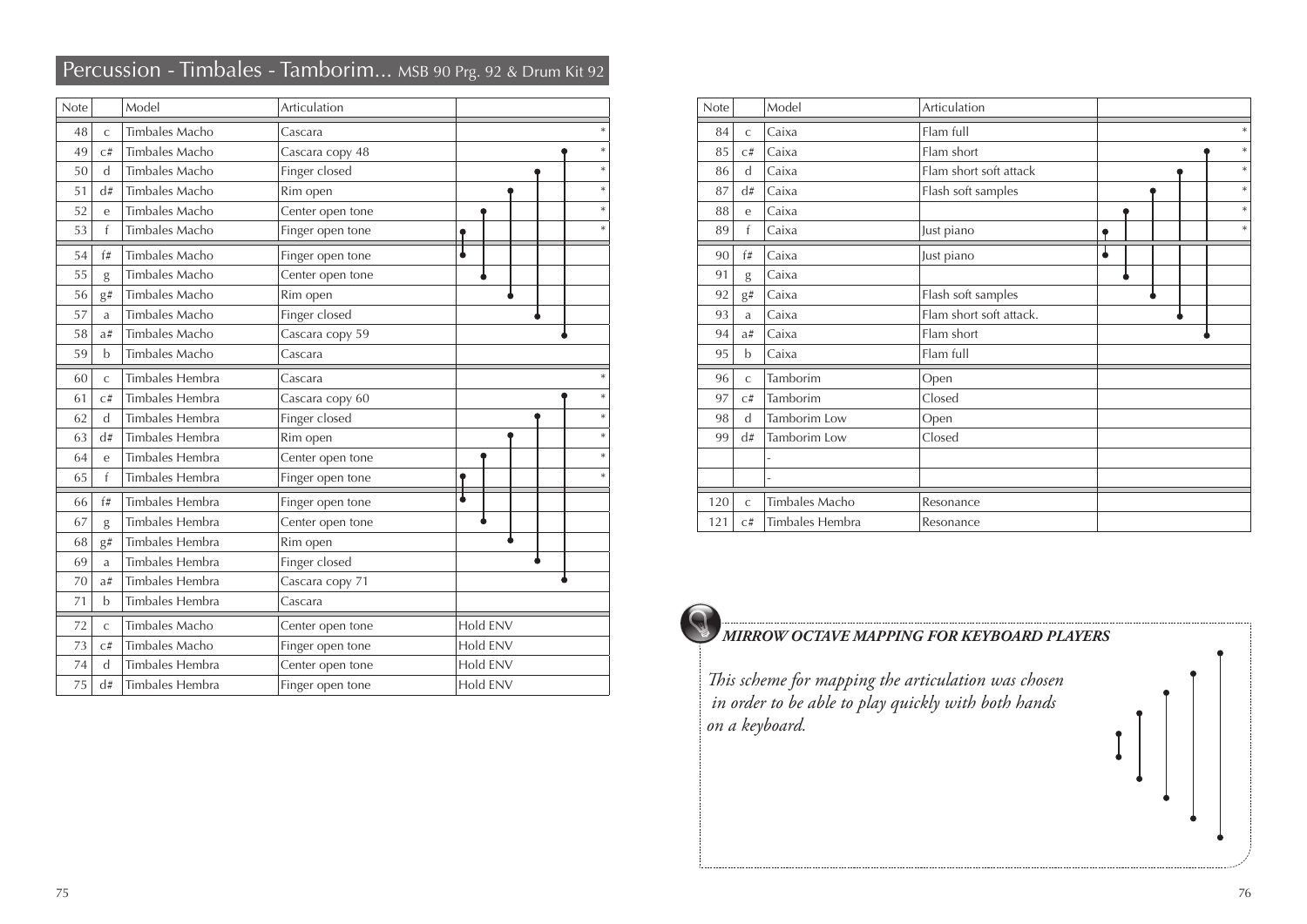## Percussion - Timbales - Tamborim... MSB 90 Prg. 92 & Drum Kit 92

| Note | | Model | Articulation | |
|---|---|---|---|---|
| 48 | c | Timbales Macho | Cascara | * |
| 49 | c# | Timbales Macho | Cascara copy 48 | * |
| 50 | d | Timbales Macho | Finger closed | * |
| 51 | d# | Timbales Macho | Rim open | * |
| 52 | e | Timbales Macho | Center open tone | * |
| 53 | f | Timbales Macho | Finger open tone | * |
| 54 | f# | Timbales Macho | Finger open tone | |
| 55 | g | Timbales Macho | Center open tone | |
| 56 | g# | Timbales Macho | Rim open | |
| 57 | a | Timbales Macho | Finger closed | |
| 58 | a# | Timbales Macho | Cascara copy 59 | |
| 59 | b | Timbales Macho | Cascara | |
| 60 | c | Timbales Hembra | Cascara | * |
| 61 | c# | Timbales Hembra | Cascara copy 60 | * |
| 62 | d | Timbales Hembra | Finger closed | * |
| 63 | d# | Timbales Hembra | Rim open | * |
| 64 | e | Timbales Hembra | Center open tone | * |
| 65 | f | Timbales Hembra | Finger open tone | * |
| 66 | f# | Timbales Hembra | Finger open tone | |
| 67 | g | Timbales Hembra | Center open tone | |
| 68 | g# | Timbales Hembra | Rim open | |
| 69 | a | Timbales Hembra | Finger closed | |
| 70 | a# | Timbales Hembra | Cascara copy 71 | |
| 71 | b | Timbales Hembra | Cascara | |
| 72 | c | Timbales Macho | Center open tone | Hold ENV |
| 73 | c# | Timbales Macho | Finger open tone | Hold ENV |
| 74 | d | Timbales Hembra | Center open tone | Hold ENV |
| 75 | d# | Timbales Hembra | Finger open tone | Hold ENV |

| Note | | Model | Articulation | |
|---|---|---|---|---|
| 84 | c | Caixa | Flam full | * |
| 85 | c# | Caixa | Flam short | * |
| 86 | d | Caixa | Flam short soft attack | * |
| 87 | d# | Caixa | Flash soft samples | * |
| 88 | e | Caixa | | * |
| 89 | f | Caixa | Just piano | * |
| 90 | f# | Caixa | Just piano | |
| 91 | g | Caixa | | |
| 92 | g# | Caixa | Flash soft samples | |
| 93 | a | Caixa | Flam short soft attack. | |
| 94 | a# | Caixa | Flam short | |
| 95 | b | Caixa | Flam full | |
| 96 | c | Tamborim | Open | |
| 97 | c# | Tamborim | Closed | |
| 98 | d | Tamborim Low | Open | |
| 99 | d# | Tamborim Low | Closed | |
| | | - | | |
| | | - | | |
| 120 | c | Timbales Macho | Resonance | |
| 121 | c# | Timbales Hembra | Resonance | |

***MIRROW OCTAVE MAPPING FOR KEYBOARD PLAYERS***

*This scheme for mapping the articulation was chosen in order to be able to play quickly with both hands on a keyboard.*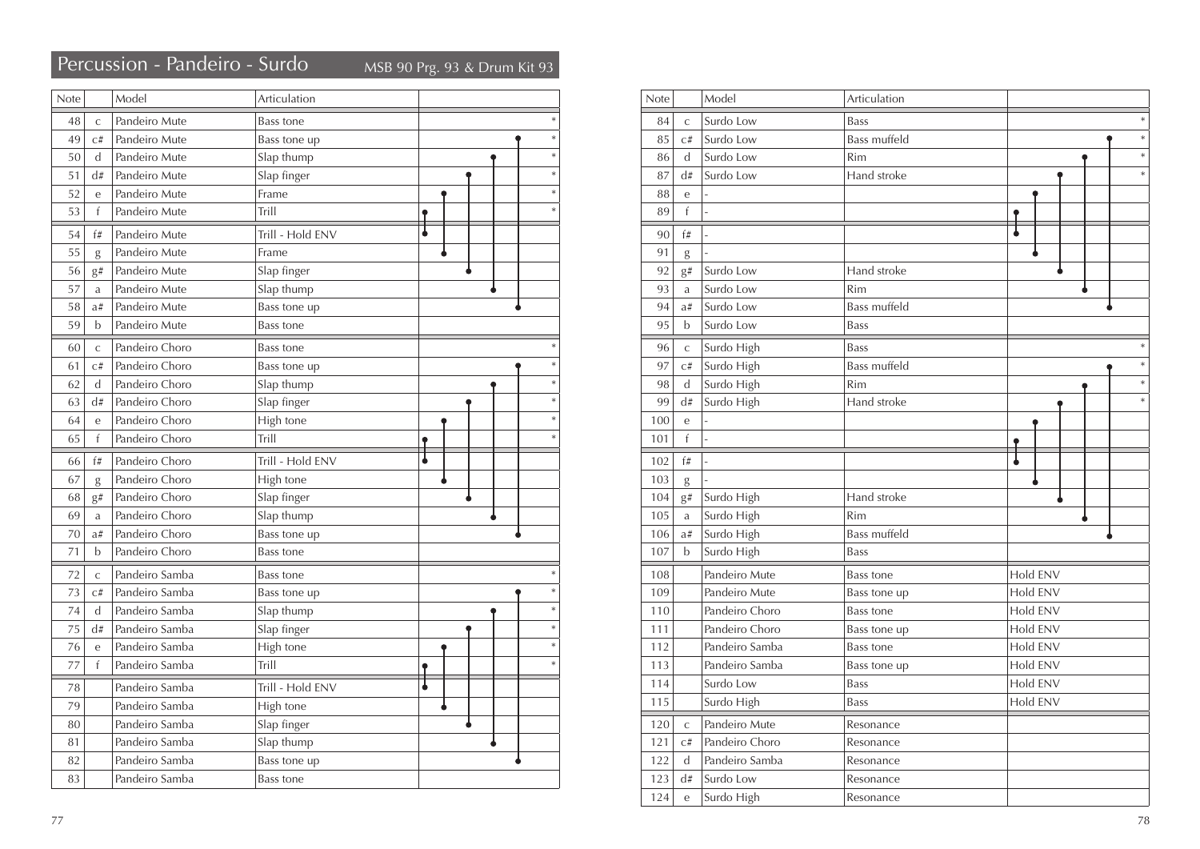# Percussion - Pandeiro - Surdo

MSB 90 Prg. 93 & Drum Kit 93

| Note | | Model | Articulation | |
|---|---|---|---|---|
| 48 | c | Pandeiro Mute | Bass tone | * |
| 49 | c# | Pandeiro Mute | Bass tone up | * |
| 50 | d | Pandeiro Mute | Slap thump | * |
| 51 | d# | Pandeiro Mute | Slap finger | * |
| 52 | e | Pandeiro Mute | Frame | * |
| 53 | f | Pandeiro Mute | Trill | * |
| 54 | f# | Pandeiro Mute | Trill - Hold ENV | |
| 55 | g | Pandeiro Mute | Frame | |
| 56 | g# | Pandeiro Mute | Slap finger | |
| 57 | a | Pandeiro Mute | Slap thump | |
| 58 | a# | Pandeiro Mute | Bass tone up | |
| 59 | b | Pandeiro Mute | Bass tone | |
| 60 | c | Pandeiro Choro | Bass tone | * |
| 61 | c# | Pandeiro Choro | Bass tone up | * |
| 62 | d | Pandeiro Choro | Slap thump | * |
| 63 | d# | Pandeiro Choro | Slap finger | * |
| 64 | e | Pandeiro Choro | High tone | * |
| 65 | f | Pandeiro Choro | Trill | * |
| 66 | f# | Pandeiro Choro | Trill - Hold ENV | |
| 67 | g | Pandeiro Choro | High tone | |
| 68 | g# | Pandeiro Choro | Slap finger | |
| 69 | a | Pandeiro Choro | Slap thump | |
| 70 | a# | Pandeiro Choro | Bass tone up | |
| 71 | b | Pandeiro Choro | Bass tone | |
| 72 | c | Pandeiro Samba | Bass tone | * |
| 73 | c# | Pandeiro Samba | Bass tone up | * |
| 74 | d | Pandeiro Samba | Slap thump | * |
| 75 | d# | Pandeiro Samba | Slap finger | * |
| 76 | e | Pandeiro Samba | High tone | * |
| 77 | f | Pandeiro Samba | Trill | * |
| 78 | | Pandeiro Samba | Trill - Hold ENV | |
| 79 | | Pandeiro Samba | High tone | |
| 80 | | Pandeiro Samba | Slap finger | |
| 81 | | Pandeiro Samba | Slap thump | |
| 82 | | Pandeiro Samba | Bass tone up | |
| 83 | | Pandeiro Samba | Bass tone | |

| Note | | Model | Articulation | |
|---|---|---|---|---|
| 84 | c | Surdo Low | Bass | * |
| 85 | c# | Surdo Low | Bass muffeld | * |
| 86 | d | Surdo Low | Rim | * |
| 87 | d# | Surdo Low | Hand stroke | * |
| 88 | e | - | | |
| 89 | f | - | | |
| 90 | f# | - | | |
| 91 | g | - | | |
| 92 | g# | Surdo Low | Hand stroke | |
| 93 | a | Surdo Low | Rim | |
| 94 | a# | Surdo Low | Bass muffeld | |
| 95 | b | Surdo Low | Bass | |
| 96 | c | Surdo High | Bass | * |
| 97 | c# | Surdo High | Bass muffeld | * |
| 98 | d | Surdo High | Rim | * |
| 99 | d# | Surdo High | Hand stroke | * |
| 100 | e | - | | |
| 101 | f | - | | |
| 102 | f# | - | | |
| 103 | g | - | | |
| 104 | g# | Surdo High | Hand stroke | |
| 105 | a | Surdo High | Rim | |
| 106 | a# | Surdo High | Bass muffeld | |
| 107 | b | Surdo High | Bass | |
| 108 | | Pandeiro Mute | Bass tone | Hold ENV |
| 109 | | Pandeiro Mute | Bass tone up | Hold ENV |
| 110 | | Pandeiro Choro | Bass tone | Hold ENV |
| 111 | | Pandeiro Choro | Bass tone up | Hold ENV |
| 112 | | Pandeiro Samba | Bass tone | Hold ENV |
| 113 | | Pandeiro Samba | Bass tone up | Hold ENV |
| 114 | | Surdo Low | Bass | Hold ENV |
| 115 | | Surdo High | Bass | Hold ENV |
| 120 | c | Pandeiro Mute | Resonance | |
| 121 | c# | Pandeiro Choro | Resonance | |
| 122 | d | Pandeiro Samba | Resonance | |
| 123 | d# | Surdo Low | Resonance | |
| 124 | e | Surdo High | Resonance | |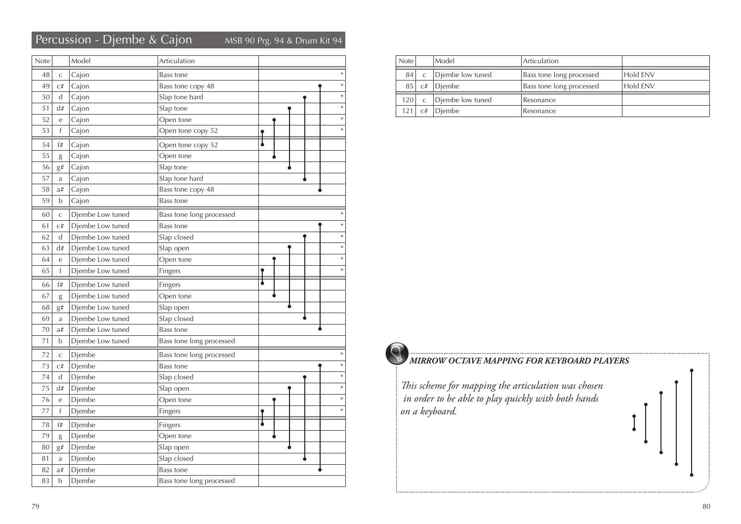## Percussion - Djembe & Cajon

MSB 90 Prg. 94 & Drum Kit 94

| Note | | Model | Articulation | |
|---|---|---|---|---|
| 48 | c | Cajon | Bass tone | * |
| 49 | c# | Cajon | Bass tone copy 48 | * |
| 50 | d | Cajon | Slap tone hard | * |
| 51 | d# | Cajon | Slap tone | * |
| 52 | e | Cajon | Open tone | * |
| 53 | f | Cajon | Open tone copy 52 | * |
| 54 | f# | Cajon | Open tone copy 52 | |
| 55 | g | Cajon | Open tone | |
| 56 | g# | Cajon | Slap tone | |
| 57 | a | Cajon | Slap tone hard | |
| 58 | a# | Cajon | Bass tone copy 48 | |
| 59 | b | Cajon | Bass tone | |
| 60 | c | Djembe Low tuned | Bass tone long processed | * |
| 61 | c# | Djembe Low tuned | Bass tone | * |
| 62 | d | Djembe Low tuned | Slap closed | * |
| 63 | d# | Djembe Low tuned | Slap open | * |
| 64 | e | Djembe Low tuned | Open tone | * |
| 65 | f | Djembe Low tuned | Fingers | * |
| 66 | f# | Djembe Low tuned | Fingers | |
| 67 | g | Djembe Low tuned | Open tone | |
| 68 | g# | Djembe Low tuned | Slap open | |
| 69 | a | Djembe Low tuned | Slap closed | |
| 70 | a# | Djembe Low tuned | Bass tone | |
| 71 | b | Djembe Low tuned | Bass tone long processed | |
| 72 | c | Djembe | Bass tone long processed | * |
| 73 | c# | Djembe | Bass tone | * |
| 74 | d | Djembe | Slap closed | * |
| 75 | d# | Djembe | Slap open | * |
| 76 | e | Djembe | Open tone | * |
| 77 | f | Djembe | Fingers | * |
| 78 | f# | Djembe | Fingers | |
| 79 | g | Djembe | Open tone | |
| 80 | g# | Djembe | Slap open | |
| 81 | a | Djembe | Slap closed | |
| 82 | a# | Djembe | Bass tone | |
| 83 | b | Djembe | Bass tone long processed | |

| Note | | Model | Articulation | |
|---|---|---|---|---|
| 84 | c | Djembe low tuned | Bass tone long processed | Hold ENV |
| 85 | c# | Djembe | Bass tone long processed | Hold ENV |
| 120 | c | Djembe low tuned | Resonance | |
| 121 | c# | Djembe | Resonance | |

***MIRROW OCTAVE MAPPING FOR KEYBOARD PLAYERS***

*This scheme for mapping the articulation was chosen in order to be able to play quickly with both hands on a keyboard.*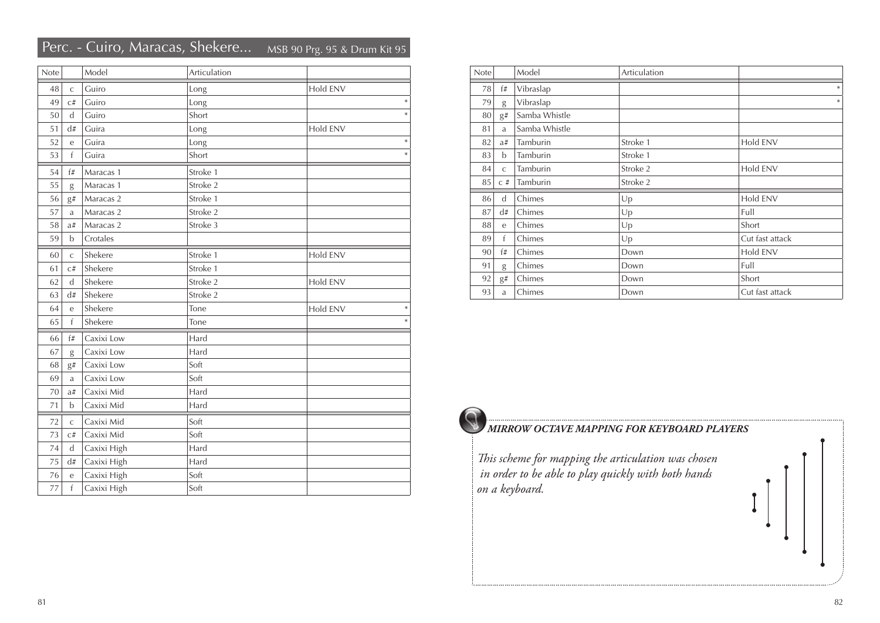## Perc. - Cuiro, Maracas, Shekere... MSB 90 Prg. 95 & Drum Kit 95

| Note | | Model | Articulation | |
|---|---|---|---|---|
| 48 | c | Guiro | Long | Hold ENV |
| 49 | c# | Guiro | Long | * |
| 50 | d | Guiro | Short | * |
| 51 | d# | Guira | Long | Hold ENV |
| 52 | e | Guira | Long | * |
| 53 | f | Guira | Short | * |
| 54 | f# | Maracas 1 | Stroke 1 | |
| 55 | g | Maracas 1 | Stroke 2 | |
| 56 | g# | Maracas 2 | Stroke 1 | |
| 57 | a | Maracas 2 | Stroke 2 | |
| 58 | a# | Maracas 2 | Stroke 3 | |
| 59 | b | Crotales | | |
| 60 | c | Shekere | Stroke 1 | Hold ENV |
| 61 | c# | Shekere | Stroke 1 | |
| 62 | d | Shekere | Stroke 2 | Hold ENV |
| 63 | d# | Shekere | Stroke 2 | |
| 64 | e | Shekere | Tone | Hold ENV * |
| 65 | f | Shekere | Tone | * |
| 66 | f# | Caxixi Low | Hard | |
| 67 | g | Caxixi Low | Hard | |
| 68 | g# | Caxixi Low | Soft | |
| 69 | a | Caxixi Low | Soft | |
| 70 | a# | Caxixi Mid | Hard | |
| 71 | b | Caxixi Mid | Hard | |
| 72 | c | Caxixi Mid | Soft | |
| 73 | c# | Caxixi Mid | Soft | |
| 74 | d | Caxixi High | Hard | |
| 75 | d# | Caxixi High | Hard | |
| 76 | e | Caxixi High | Soft | |
| 77 | f | Caxixi High | Soft | |

| Note | | Model | Articulation | |
|---|---|---|---|---|
| 78 | f# | Vibraslap | | * |
| 79 | g | Vibraslap | | * |
| 80 | g# | Samba Whistle | | |
| 81 | a | Samba Whistle | | |
| 82 | a# | Tamburin | Stroke 1 | Hold ENV |
| 83 | b | Tamburin | Stroke 1 | |
| 84 | c | Tamburin | Stroke 2 | Hold ENV |
| 85 | c # | Tamburin | Stroke 2 | |
| 86 | d | Chimes | Up | Hold ENV |
| 87 | d# | Chimes | Up | Full |
| 88 | e | Chimes | Up | Short |
| 89 | f | Chimes | Up | Cut fast attack |
| 90 | f# | Chimes | Down | Hold ENV |
| 91 | g | Chimes | Down | Full |
| 92 | g# | Chimes | Down | Short |
| 93 | a | Chimes | Down | Cut fast attack |

***MIRROW OCTAVE MAPPING FOR KEYBOARD PLAYERS***

*This scheme for mapping the articulation was chosen in order to be able to play quickly with both hands on a keyboard.*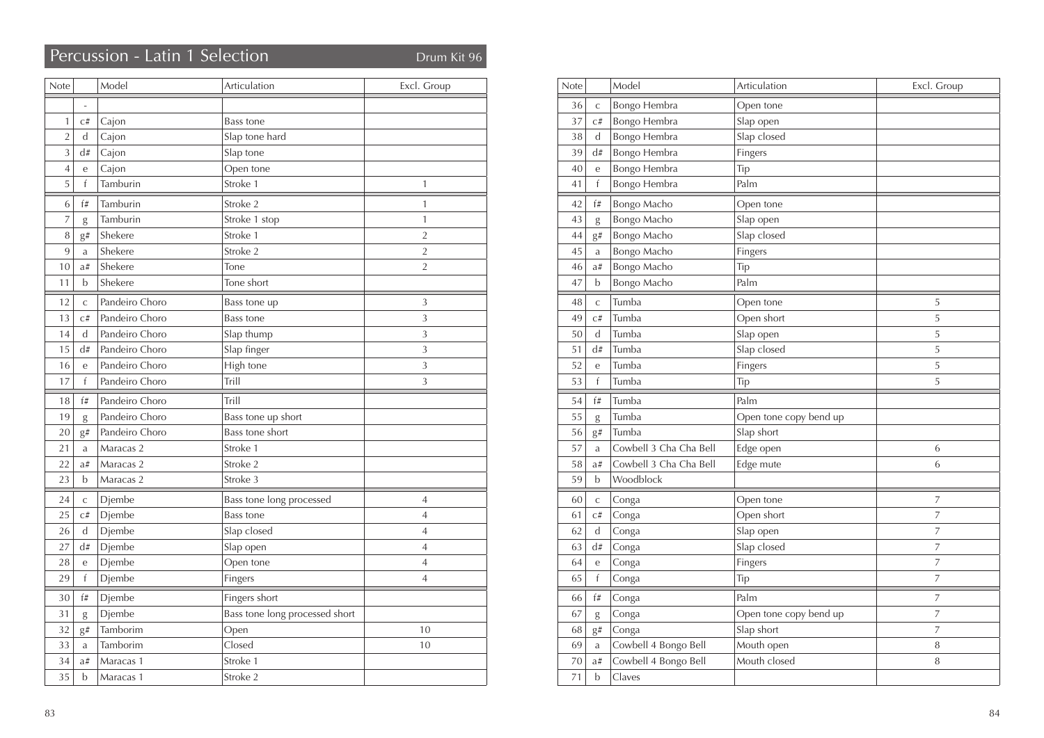# Percussion - Latin 1 Selection

Drum Kit 96

| Note | | Model | Articulation | Excl. Group |
|---|---|---|---|---|
| | - | | | |
| 1 | c# | Cajon | Bass tone | |
| 2 | d | Cajon | Slap tone hard | |
| 3 | d# | Cajon | Slap tone | |
| 4 | e | Cajon | Open tone | |
| 5 | f | Tamburin | Stroke 1 | 1 |
| 6 | f# | Tamburin | Stroke 2 | 1 |
| 7 | g | Tamburin | Stroke 1 stop | 1 |
| 8 | g# | Shekere | Stroke 1 | 2 |
| 9 | a | Shekere | Stroke 2 | 2 |
| 10 | a# | Shekere | Tone | 2 |
| 11 | b | Shekere | Tone short | |
| 12 | c | Pandeiro Choro | Bass tone up | 3 |
| 13 | c# | Pandeiro Choro | Bass tone | 3 |
| 14 | d | Pandeiro Choro | Slap thump | 3 |
| 15 | d# | Pandeiro Choro | Slap finger | 3 |
| 16 | e | Pandeiro Choro | High tone | 3 |
| 17 | f | Pandeiro Choro | Trill | 3 |
| 18 | f# | Pandeiro Choro | Trill | |
| 19 | g | Pandeiro Choro | Bass tone up short | |
| 20 | g# | Pandeiro Choro | Bass tone short | |
| 21 | a | Maracas 2 | Stroke 1 | |
| 22 | a# | Maracas 2 | Stroke 2 | |
| 23 | b | Maracas 2 | Stroke 3 | |
| 24 | c | Djembe | Bass tone long processed | 4 |
| 25 | c# | Djembe | Bass tone | 4 |
| 26 | d | Djembe | Slap closed | 4 |
| 27 | d# | Djembe | Slap open | 4 |
| 28 | e | Djembe | Open tone | 4 |
| 29 | f | Djembe | Fingers | 4 |
| 30 | f# | Djembe | Fingers short | |
| 31 | g | Djembe | Bass tone long processed short | |
| 32 | g# | Tamborim | Open | 10 |
| 33 | a | Tamborim | Closed | 10 |
| 34 | a# | Maracas 1 | Stroke 1 | |
| 35 | b | Maracas 1 | Stroke 2 | |
| 36 | c | Bongo Hembra | Open tone | |
| 37 | c# | Bongo Hembra | Slap open | |
| 38 | d | Bongo Hembra | Slap closed | |
| 39 | d# | Bongo Hembra | Fingers | |
| 40 | e | Bongo Hembra | Tip | |
| 41 | f | Bongo Hembra | Palm | |
| 42 | f# | Bongo Macho | Open tone | |
| 43 | g | Bongo Macho | Slap open | |
| 44 | g# | Bongo Macho | Slap closed | |
| 45 | a | Bongo Macho | Fingers | |
| 46 | a# | Bongo Macho | Tip | |
| 47 | b | Bongo Macho | Palm | |
| 48 | c | Tumba | Open tone | 5 |
| 49 | c# | Tumba | Open short | 5 |
| 50 | d | Tumba | Slap open | 5 |
| 51 | d# | Tumba | Slap closed | 5 |
| 52 | e | Tumba | Fingers | 5 |
| 53 | f | Tumba | Tip | 5 |
| 54 | f# | Tumba | Palm | |
| 55 | g | Tumba | Open tone copy bend up | |
| 56 | g# | Tumba | Slap short | |
| 57 | a | Cowbell 3 Cha Cha Bell | Edge open | 6 |
| 58 | a# | Cowbell 3 Cha Cha Bell | Edge mute | 6 |
| 59 | b | Woodblock | | |
| 60 | c | Conga | Open tone | 7 |
| 61 | c# | Conga | Open short | 7 |
| 62 | d | Conga | Slap open | 7 |
| 63 | d# | Conga | Slap closed | 7 |
| 64 | e | Conga | Fingers | 7 |
| 65 | f | Conga | Tip | 7 |
| 66 | f# | Conga | Palm | 7 |
| 67 | g | Conga | Open tone copy bend up | 7 |
| 68 | g# | Conga | Slap short | 7 |
| 69 | a | Cowbell 4 Bongo Bell | Mouth open | 8 |
| 70 | a# | Cowbell 4 Bongo Bell | Mouth closed | 8 |
| 71 | b | Claves | | |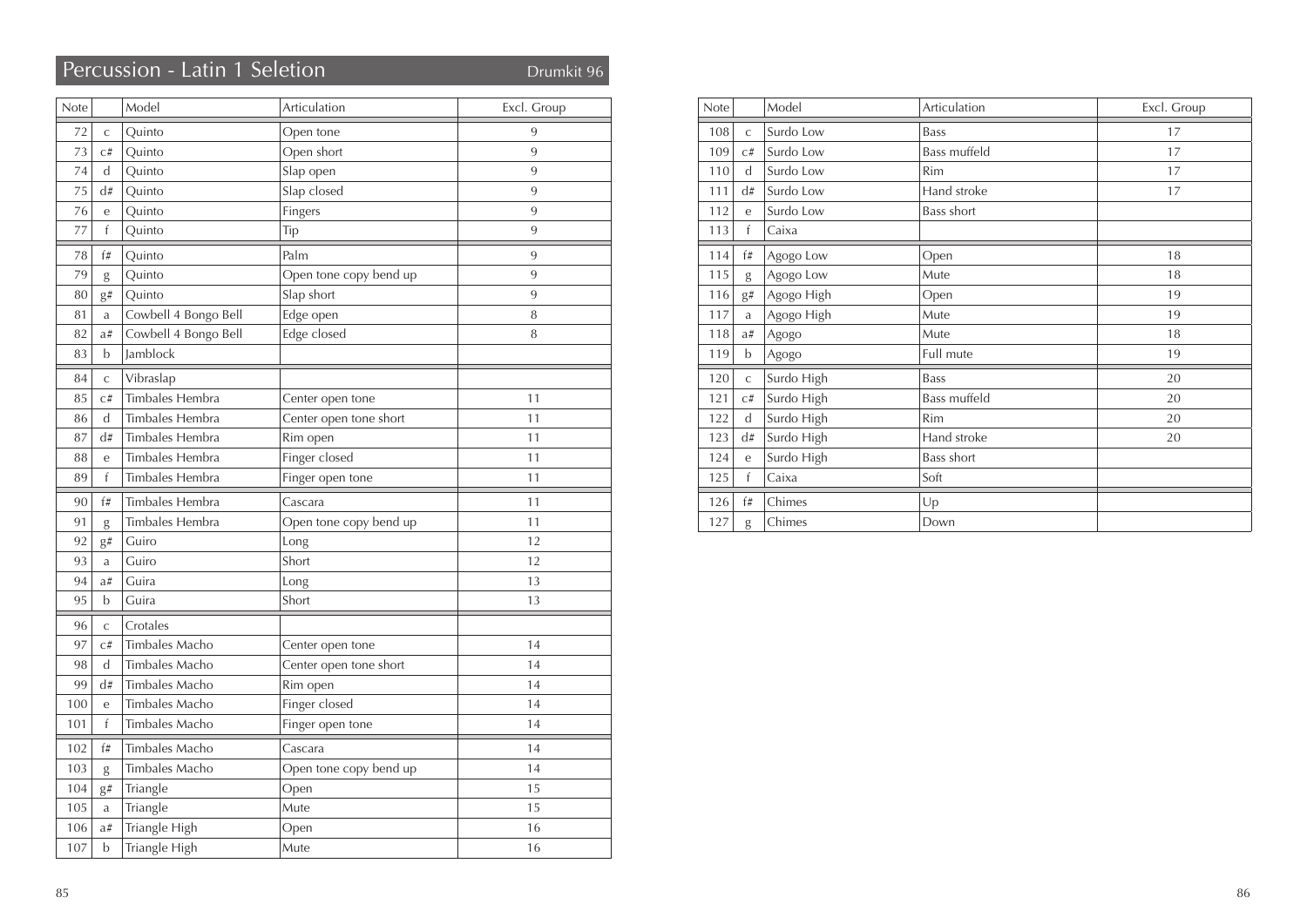# Percussion - Latin 1 Seletion

Drumkit 96

| Note | | Model | Articulation | Excl. Group |
|---|---|---|---|---|
| 72 | c | Quinto | Open tone | 9 |
| 73 | c# | Quinto | Open short | 9 |
| 74 | d | Quinto | Slap open | 9 |
| 75 | d# | Quinto | Slap closed | 9 |
| 76 | e | Quinto | Fingers | 9 |
| 77 | f | Quinto | Tip | 9 |
| 78 | f# | Quinto | Palm | 9 |
| 79 | g | Quinto | Open tone copy bend up | 9 |
| 80 | g# | Quinto | Slap short | 9 |
| 81 | a | Cowbell 4 Bongo Bell | Edge open | 8 |
| 82 | a# | Cowbell 4 Bongo Bell | Edge closed | 8 |
| 83 | b | Jamblock | | |
| 84 | c | Vibraslap | | |
| 85 | c# | Timbales Hembra | Center open tone | 11 |
| 86 | d | Timbales Hembra | Center open tone short | 11 |
| 87 | d# | Timbales Hembra | Rim open | 11 |
| 88 | e | Timbales Hembra | Finger closed | 11 |
| 89 | f | Timbales Hembra | Finger open tone | 11 |
| 90 | f# | Timbales Hembra | Cascara | 11 |
| 91 | g | Timbales Hembra | Open tone copy bend up | 11 |
| 92 | g# | Guiro | Long | 12 |
| 93 | a | Guiro | Short | 12 |
| 94 | a# | Guira | Long | 13 |
| 95 | b | Guira | Short | 13 |
| 96 | c | Crotales | | |
| 97 | c# | Timbales Macho | Center open tone | 14 |
| 98 | d | Timbales Macho | Center open tone short | 14 |
| 99 | d# | Timbales Macho | Rim open | 14 |
| 100 | e | Timbales Macho | Finger closed | 14 |
| 101 | f | Timbales Macho | Finger open tone | 14 |
| 102 | f# | Timbales Macho | Cascara | 14 |
| 103 | g | Timbales Macho | Open tone copy bend up | 14 |
| 104 | g# | Triangle | Open | 15 |
| 105 | a | Triangle | Mute | 15 |
| 106 | a# | Triangle High | Open | 16 |
| 107 | b | Triangle High | Mute | 16 |

| Note | | Model | Articulation | Excl. Group |
|---|---|---|---|---|
| 108 | c | Surdo Low | Bass | 17 |
| 109 | c# | Surdo Low | Bass muffeld | 17 |
| 110 | d | Surdo Low | Rim | 17 |
| 111 | d# | Surdo Low | Hand stroke | 17 |
| 112 | e | Surdo Low | Bass short | |
| 113 | f | Caixa | | |
| 114 | f# | Agogo Low | Open | 18 |
| 115 | g | Agogo Low | Mute | 18 |
| 116 | g# | Agogo High | Open | 19 |
| 117 | a | Agogo High | Mute | 19 |
| 118 | a# | Agogo | Mute | 18 |
| 119 | b | Agogo | Full mute | 19 |
| 120 | c | Surdo High | Bass | 20 |
| 121 | c# | Surdo High | Bass muffeld | 20 |
| 122 | d | Surdo High | Rim | 20 |
| 123 | d# | Surdo High | Hand stroke | 20 |
| 124 | e | Surdo High | Bass short | |
| 125 | f | Caixa | Soft | |
| 126 | f# | Chimes | Up | |
| 127 | g | Chimes | Down | |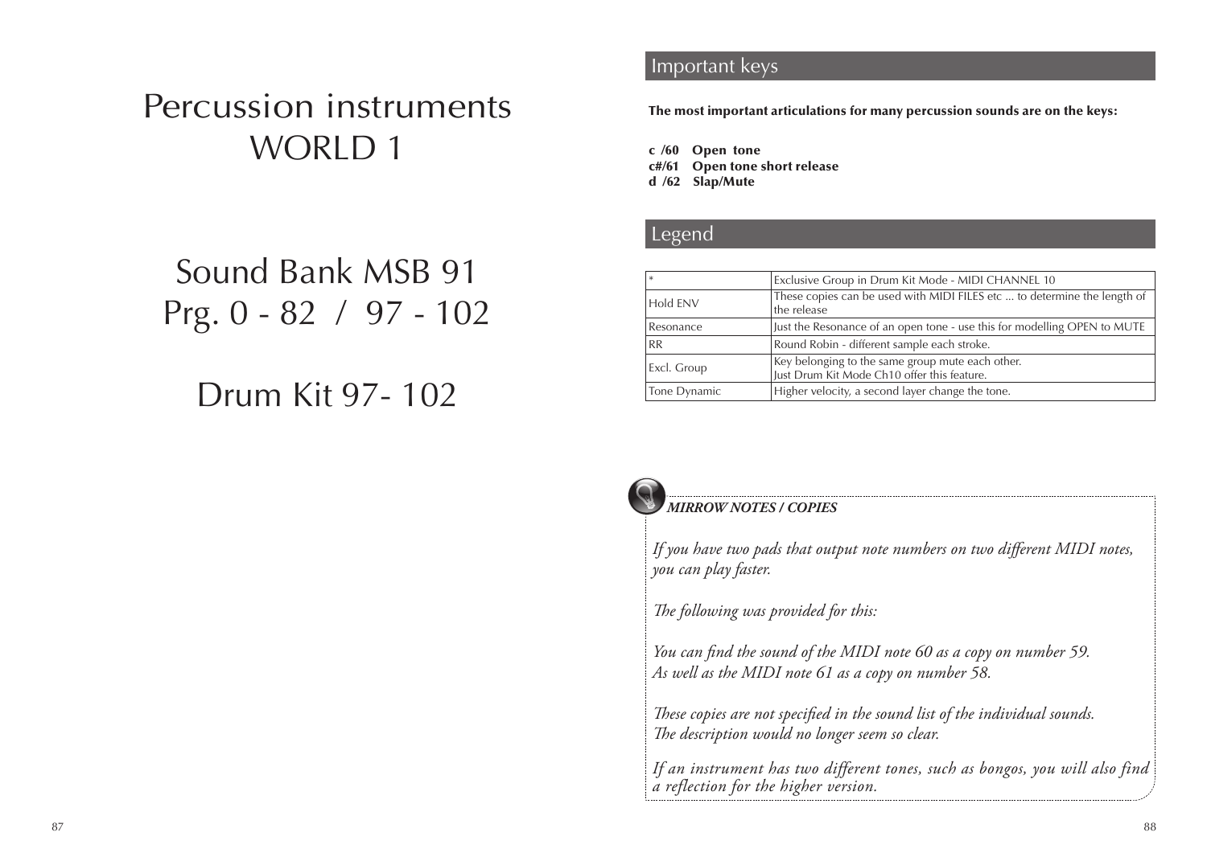# Percussion instruments WORLD 1

## Sound Bank MSB 91
## Prg. 0 - 82 / 97 - 102

## Drum Kit 97- 102

## Important keys

**The most important articulations for many percussion sounds are on the keys:**

**c /60 Open tone**
**c#/61 Open tone short release**
**d /62 Slap/Mute**

## Legend

| | |
|---|---|
| * | Exclusive Group in Drum Kit Mode - MIDI CHANNEL 10 |
| Hold ENV | These copies can be used with MIDI FILES etc ... to determine the length of the release |
| Resonance | Just the Resonance of an open tone - use this for modelling OPEN to MUTE |
| RR | Round Robin - different sample each stroke. |
| Excl. Group | Key belonging to the same group mute each other. Just Drum Kit Mode Ch10 offer this feature. |
| Tone Dynamic | Higher velocity, a second layer change the tone. |

***MIRROW NOTES / COPIES***

*If you have two pads that output note numbers on two different MIDI notes, you can play faster.*

*The following was provided for this:*

*You can find the sound of the MIDI note 60 as a copy on number 59.*
*As well as the MIDI note 61 as a copy on number 58.*

*These copies are not specified in the sound list of the individual sounds.*
*The description would no longer seem so clear.*

*If an instrument has two different tones, such as bongos, you will also find a reflection for the higher version.*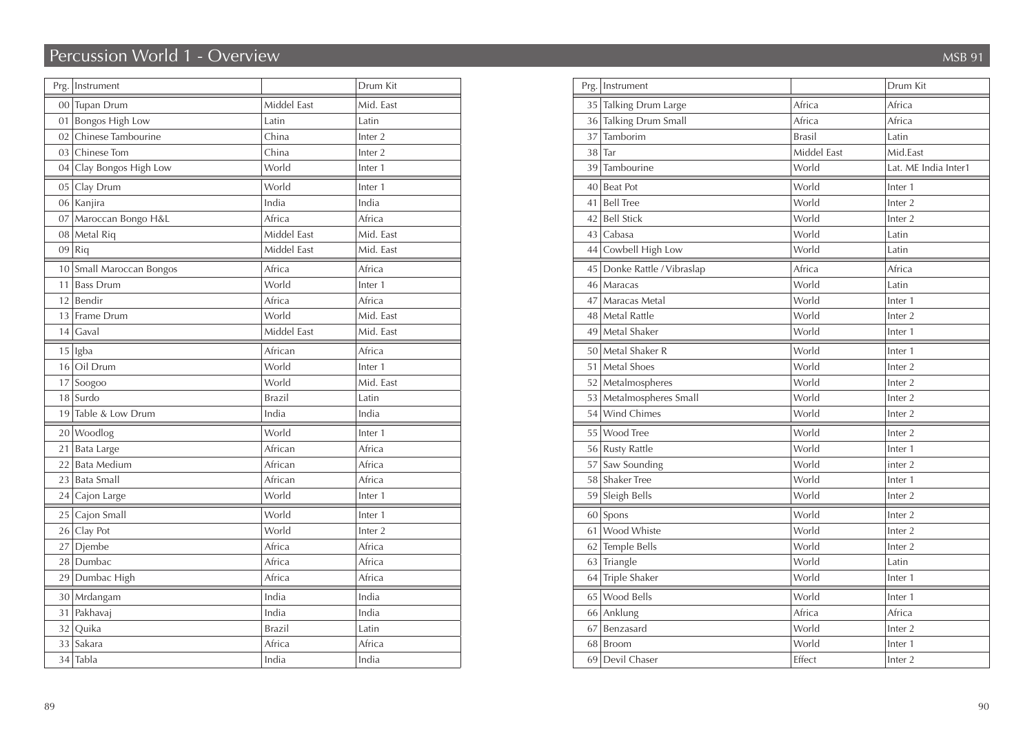# Percussion World 1 - Overview

MSB 91

| Prg. | Instrument | | Drum Kit |
|---|---|---|---|
| 00 | Tupan Drum | Middel East | Mid. East |
| 01 | Bongos High Low | Latin | Latin |
| 02 | Chinese Tambourine | China | Inter 2 |
| 03 | Chinese Tom | China | Inter 2 |
| 04 | Clay Bongos High Low | World | Inter 1 |
| 05 | Clay Drum | World | Inter 1 |
| 06 | Kanjira | India | India |
| 07 | Maroccan Bongo H&L | Africa | Africa |
| 08 | Metal Riq | Middel East | Mid. East |
| 09 | Riq | Middel East | Mid. East |
| 10 | Small Maroccan Bongos | Africa | Africa |
| 11 | Bass Drum | World | Inter 1 |
| 12 | Bendir | Africa | Africa |
| 13 | Frame Drum | World | Mid. East |
| 14 | Gaval | Middel East | Mid. East |
| 15 | Igba | African | Africa |
| 16 | Oil Drum | World | Inter 1 |
| 17 | Soogoo | World | Mid. East |
| 18 | Surdo | Brazil | Latin |
| 19 | Table & Low Drum | India | India |
| 20 | Woodlog | World | Inter 1 |
| 21 | Bata Large | African | Africa |
| 22 | Bata Medium | African | Africa |
| 23 | Bata Small | African | Africa |
| 24 | Cajon Large | World | Inter 1 |
| 25 | Cajon Small | World | Inter 1 |
| 26 | Clay Pot | World | Inter 2 |
| 27 | Djembe | Africa | Africa |
| 28 | Dumbac | Africa | Africa |
| 29 | Dumbac High | Africa | Africa |
| 30 | Mrdangam | India | India |
| 31 | Pakhavaj | India | India |
| 32 | Quika | Brazil | Latin |
| 33 | Sakara | Africa | Africa |
| 34 | Tabla | India | India |

| Prg. | Instrument | | Drum Kit |
|---|---|---|---|
| 35 | Talking Drum Large | Africa | Africa |
| 36 | Talking Drum Small | Africa | Africa |
| 37 | Tamborim | Brasil | Latin |
| 38 | Tar | Middel East | Mid.East |
| 39 | Tambourine | World | Lat. ME India Inter1 |
| 40 | Beat Pot | World | Inter 1 |
| 41 | Bell Tree | World | Inter 2 |
| 42 | Bell Stick | World | Inter 2 |
| 43 | Cabasa | World | Latin |
| 44 | Cowbell High Low | World | Latin |
| 45 | Donke Rattle / Vibraslap | Africa | Africa |
| 46 | Maracas | World | Latin |
| 47 | Maracas Metal | World | Inter 1 |
| 48 | Metal Rattle | World | Inter 2 |
| 49 | Metal Shaker | World | Inter 1 |
| 50 | Metal Shaker R | World | Inter 1 |
| 51 | Metal Shoes | World | Inter 2 |
| 52 | Metalmospheres | World | Inter 2 |
| 53 | Metalmospheres Small | World | Inter 2 |
| 54 | Wind Chimes | World | Inter 2 |
| 55 | Wood Tree | World | Inter 2 |
| 56 | Rusty Rattle | World | Inter 1 |
| 57 | Saw Sounding | World | inter 2 |
| 58 | Shaker Tree | World | Inter 1 |
| 59 | Sleigh Bells | World | Inter 2 |
| 60 | Spons | World | Inter 2 |
| 61 | Wood Whiste | World | Inter 2 |
| 62 | Temple Bells | World | Inter 2 |
| 63 | Triangle | World | Latin |
| 64 | Triple Shaker | World | Inter 1 |
| 65 | Wood Bells | World | Inter 1 |
| 66 | Anklung | Africa | Africa |
| 67 | Benzasard | World | Inter 2 |
| 68 | Broom | World | Inter 1 |
| 69 | Devil Chaser | Effect | Inter 2 |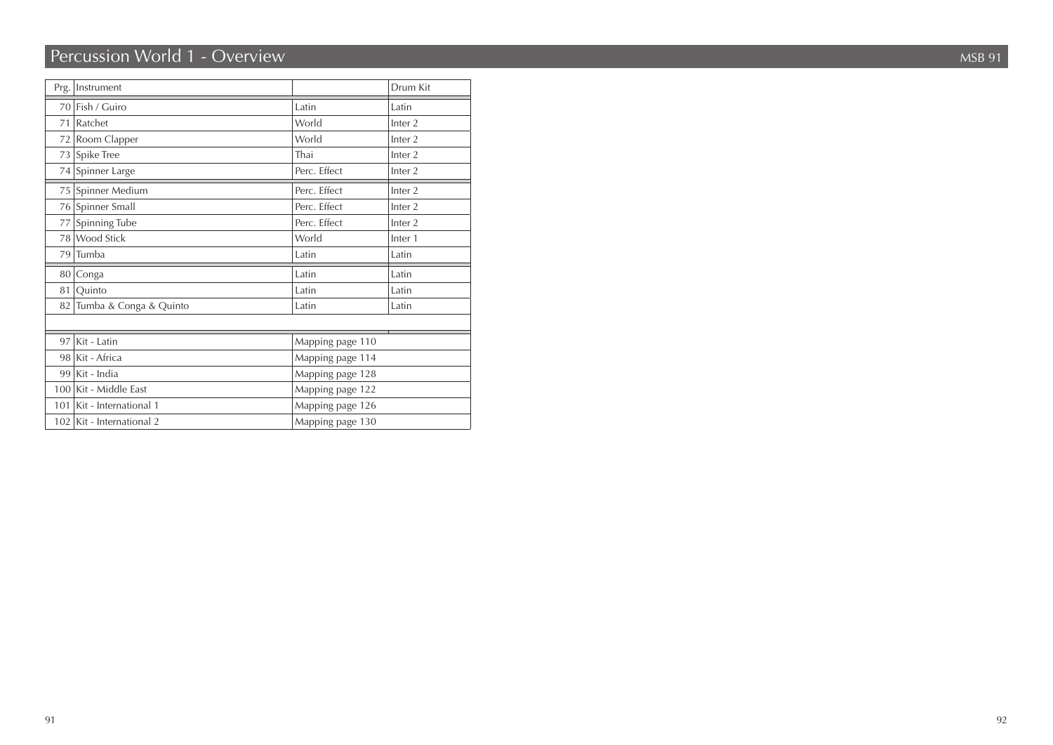# Percussion World 1 - Overview

MSB 91

| Prg. | Instrument | | Drum Kit |
|---|---|---|---|
| 70 | Fish / Guiro | Latin | Latin |
| 71 | Ratchet | World | Inter 2 |
| 72 | Room Clapper | World | Inter 2 |
| 73 | Spike Tree | Thai | Inter 2 |
| 74 | Spinner Large | Perc. Effect | Inter 2 |
| 75 | Spinner Medium | Perc. Effect | Inter 2 |
| 76 | Spinner Small | Perc. Effect | Inter 2 |
| 77 | Spinning Tube | Perc. Effect | Inter 2 |
| 78 | Wood Stick | World | Inter 1 |
| 79 | Tumba | Latin | Latin |
| 80 | Conga | Latin | Latin |
| 81 | Quinto | Latin | Latin |
| 82 | Tumba & Conga & Quinto | Latin | Latin |
| | | | |
| 97 | Kit - Latin | Mapping page 110 | |
| 98 | Kit - Africa | Mapping page 114 | |
| 99 | Kit - India | Mapping page 128 | |
| 100 | Kit - Middle East | Mapping page 122 | |
| 101 | Kit - International 1 | Mapping page 126 | |
| 102 | Kit - International 2 | Mapping page 130 | |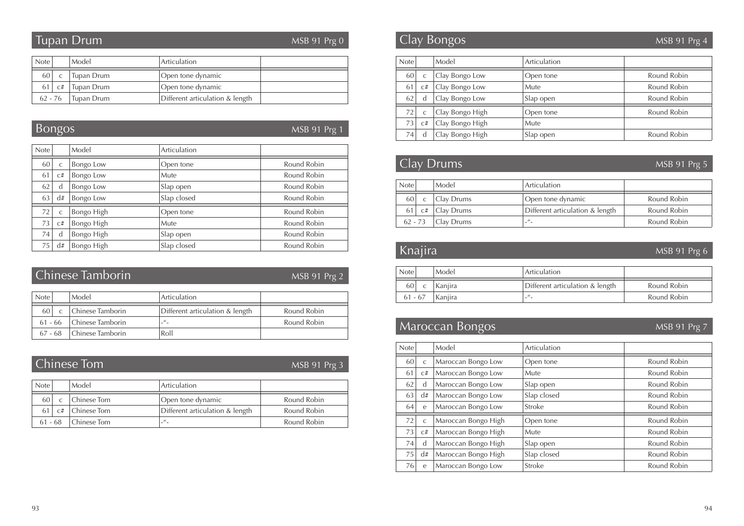## Tupan Drum

MSB 91 Prg 0

| Note | | Model | Articulation | |
|---|---|---|---|---|
| 60 | c | Tupan Drum | Open tone dynamic | |
| 61 | c# | Tupan Drum | Open tone dynamic | |
| 62 - 76 | | Tupan Drum | Different articulation & length | |

## Bongos

MSB 91 Prg 1

| Note | | Model | Articulation | |
|---|---|---|---|---|
| 60 | c | Bongo Low | Open tone | Round Robin |
| 61 | c# | Bongo Low | Mute | Round Robin |
| 62 | d | Bongo Low | Slap open | Round Robin |
| 63 | d# | Bongo Low | Slap closed | Round Robin |
| 72 | c | Bongo High | Open tone | Round Robin |
| 73 | c# | Bongo High | Mute | Round Robin |
| 74 | d | Bongo High | Slap open | Round Robin |
| 75 | d# | Bongo High | Slap closed | Round Robin |

## Chinese Tamborin

MSB 91 Prg 2

| Note | | Model | Articulation | |
|---|---|---|---|---|
| 60 | c | Chinese Tamborin | Different articulation & length | Round Robin |
| 61 - 66 | | Chinese Tamborin | -"- | Round Robin |
| 67 - 68 | | Chinese Tamborin | Roll | |

## Chinese Tom

MSB 91 Prg 3

| Note | | Model | Articulation | |
|---|---|---|---|---|
| 60 | c | Chinese Tom | Open tone dynamic | Round Robin |
| 61 | c# | Chinese Tom | Different articulation & length | Round Robin |
| 61 - 68 | | Chinese Tom | -"- | Round Robin |

## Clay Bongos

MSB 91 Prg 4

| Note | | Model | Articulation | |
|---|---|---|---|---|
| 60 | c | Clay Bongo Low | Open tone | Round Robin |
| 61 | c# | Clay Bongo Low | Mute | Round Robin |
| 62 | d | Clay Bongo Low | Slap open | Round Robin |
| 72 | c | Clay Bongo High | Open tone | Round Robin |
| 73 | c# | Clay Bongo High | Mute | |
| 74 | d | Clay Bongo High | Slap open | Round Robin |

## Clay Drums

MSB 91 Prg 5

| Note | | Model | Articulation | |
|---|---|---|---|---|
| 60 | c | Clay Drums | Open tone dynamic | Round Robin |
| 61 | c# | Clay Drums | Different articulation & length | Round Robin |
| 62 - 73 | | Clay Drums | -"- | Round Robin |

## Knajira

MSB 91 Prg 6

| Note | | Model | Articulation | |
|---|---|---|---|---|
| 60 | c | Kanjira | Different articulation & length | Round Robin |
| 61 - 67 | | Kanjira | -"- | Round Robin |

## Maroccan Bongos

MSB 91 Prg 7

| Note | | Model | Articulation | |
|---|---|---|---|---|
| 60 | c | Maroccan Bongo Low | Open tone | Round Robin |
| 61 | c# | Maroccan Bongo Low | Mute | Round Robin |
| 62 | d | Maroccan Bongo Low | Slap open | Round Robin |
| 63 | d# | Maroccan Bongo Low | Slap closed | Round Robin |
| 64 | e | Maroccan Bongo Low | Stroke | Round Robin |
| 72 | c | Maroccan Bongo High | Open tone | Round Robin |
| 73 | c# | Maroccan Bongo High | Mute | Round Robin |
| 74 | d | Maroccan Bongo High | Slap open | Round Robin |
| 75 | d# | Maroccan Bongo High | Slap closed | Round Robin |
| 76 | e | Maroccan Bongo Low | Stroke | Round Robin |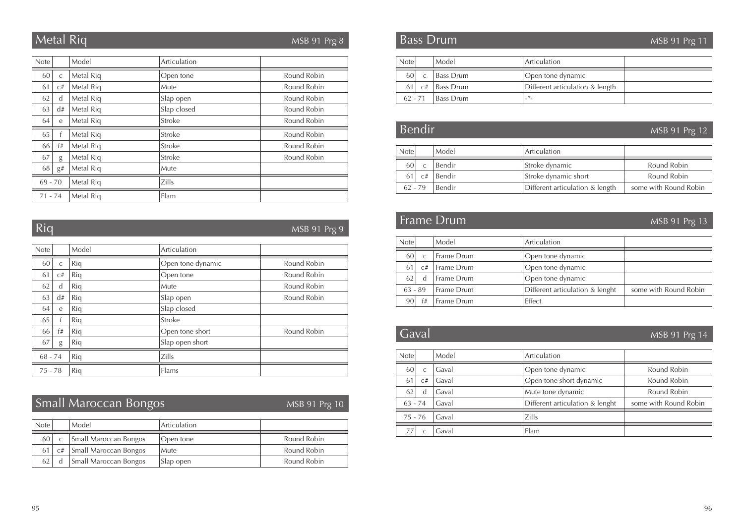## Metal Riq

MSB 91 Prg 8

| Note | | Model | Articulation | |
|---|---|---|---|---|
| 60 | c | Metal Riq | Open tone | Round Robin |
| 61 | c# | Metal Riq | Mute | Round Robin |
| 62 | d | Metal Riq | Slap open | Round Robin |
| 63 | d# | Metal Riq | Slap closed | Round Robin |
| 64 | e | Metal Riq | Stroke | Round Robin |
| 65 | f | Metal Riq | Stroke | Round Robin |
| 66 | f# | Metal Riq | Stroke | Round Robin |
| 67 | g | Metal Riq | Stroke | Round Robin |
| 68 | g# | Metal Riq | Mute | |
| 69 - 70 | | Metal Riq | Zills | |
| 71 - 74 | | Metal Riq | Flam | |

## Riq

MSB 91 Prg 9

| Note | | Model | Articulation | |
|---|---|---|---|---|
| 60 | c | Riq | Open tone dynamic | Round Robin |
| 61 | c# | Riq | Open tone | Round Robin |
| 62 | d | Riq | Mute | Round Robin |
| 63 | d# | Riq | Slap open | Round Robin |
| 64 | e | Riq | Slap closed | |
| 65 | f | Riq | Stroke | |
| 66 | f# | Riq | Open tone short | Round Robin |
| 67 | g | Riq | Slap open short | |
| 68 - 74 | | Riq | Zills | |
| 75 - 78 | | Riq | Flams | |

## Small Maroccan Bongos

MSB 91 Prg 10

| Note | | Model | Articulation | |
|---|---|---|---|---|
| 60 | c | Small Maroccan Bongos | Open tone | Round Robin |
| 61 | c# | Small Maroccan Bongos | Mute | Round Robin |
| 62 | d | Small Maroccan Bongos | Slap open | Round Robin |

## Bass Drum

MSB 91 Prg 11

| Note | | Model | Articulation | |
|---|---|---|---|---|
| 60 | c | Bass Drum | Open tone dynamic | |
| 61 | c# | Bass Drum | Different articulation & length | |
| 62 - 71 | | Bass Drum | -"- | |

## Bendir

MSB 91 Prg 12

| Note | | Model | Articulation | |
|---|---|---|---|---|
| 60 | c | Bendir | Stroke dynamic | Round Robin |
| 61 | c# | Bendir | Stroke dynamic short | Round Robin |
| 62 - 79 | | Bendir | Different articulation & length | some with Round Robin |

## Frame Drum

MSB 91 Prg 13

| Note | | Model | Articulation | |
|---|---|---|---|---|
| 60 | c | Frame Drum | Open tone dynamic | |
| 61 | c# | Frame Drum | Open tone dynamic | |
| 62 | d | Frame Drum | Open tone dynamic | |
| 63 - 89 | | Frame Drum | Different articulation & lenght | some with Round Robin |
| 90 | f# | Frame Drum | Effect | |

## Gaval

MSB 91 Prg 14

| Note | | Model | Articulation | |
|---|---|---|---|---|
| 60 | c | Gaval | Open tone dynamic | Round Robin |
| 61 | c# | Gaval | Open tone short dynamic | Round Robin |
| 62 | d | Gaval | Mute tone dynamic | Round Robin |
| 63 - 74 | | Gaval | Different articulation & lenght | some with Round Robin |
| 75 - 76 | | Gaval | Zills | |
| 77 | c | Gaval | Flam | |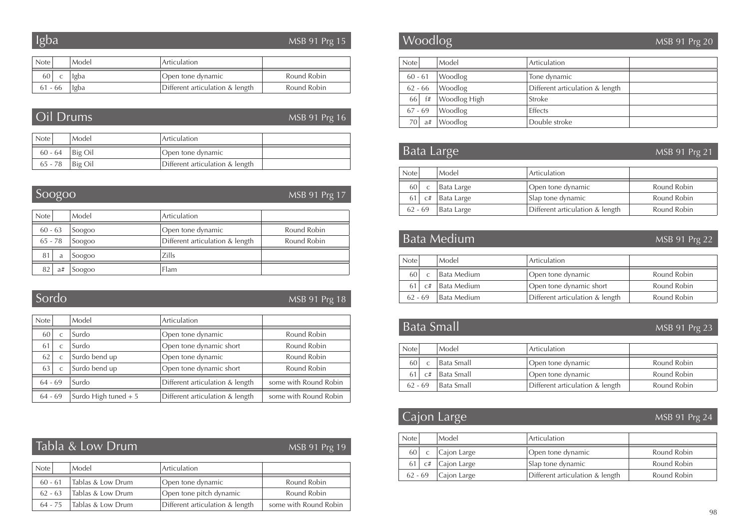## Igba

MSB 91 Prg 15

| Note | | Model | Articulation | |
|---|---|---|---|---|
| 60 | c | Igba | Open tone dynamic | Round Robin |
| 61 - 66 | | Igba | Different articulation & length | Round Robin |

## Oil Drums

MSB 91 Prg 16

| Note | | Model | Articulation | |
|---|---|---|---|---|
| 60 - 64 | | Big Oil | Open tone dynamic | |
| 65 - 78 | | Big Oil | Different articulation & length | |

## Soogoo

MSB 91 Prg 17

| Note | | Model | Articulation | |
|---|---|---|---|---|
| 60 - 63 | | Soogoo | Open tone dynamic | Round Robin |
| 65 - 78 | | Soogoo | Different articulation & length | Round Robin |
| 81 | a | Soogoo | Zills | |
| 82 | a# | Soogoo | Flam | |

## Sordo

MSB 91 Prg 18

| Note | | Model | Articulation | |
|---|---|---|---|---|
| 60 | c | Surdo | Open tone dynamic | Round Robin |
| 61 | c | Surdo | Open tone dynamic short | Round Robin |
| 62 | c | Surdo bend up | Open tone dynamic | Round Robin |
| 63 | c | Surdo bend up | Open tone dynamic short | Round Robin |
| 64 - 69 | | Surdo | Different articulation & length | some with Round Robin |
| 64 - 69 | | Surdo High tuned + 5 | Different articulation & length | some with Round Robin |

## Tabla & Low Drum

MSB 91 Prg 19

| Note | | Model | Articulation | |
|---|---|---|---|---|
| 60 - 61 | | Tablas & Low Drum | Open tone dynamic | Round Robin |
| 62 - 63 | | Tablas & Low Drum | Open tone pitch dynamic | Round Robin |
| 64 - 75 | | Tablas & Low Drum | Different articulation & length | some with Round Robin |

## Woodlog

MSB 91 Prg 20

| Note | | Model | Articulation | |
|---|---|---|---|---|
| 60 - 61 | | Woodlog | Tone dynamic | |
| 62 - 66 | | Woodlog | Different articulation & length | |
| 66 | f# | Woodlog High | Stroke | |
| 67 - 69 | | Woodlog | Effects | |
| 70 | a# | Woodlog | Double stroke | |

## Bata Large

MSB 91 Prg 21

| Note | | Model | Articulation | |
|---|---|---|---|---|
| 60 | c | Bata Large | Open tone dynamic | Round Robin |
| 61 | c# | Bata Large | Slap tone dynamic | Round Robin |
| 62 - 69 | | Bata Large | Different articulation & length | Round Robin |

## Bata Medium

MSB 91 Prg 22

| Note | | Model | Articulation | |
|---|---|---|---|---|
| 60 | c | Bata Medium | Open tone dynamic | Round Robin |
| 61 | c# | Bata Medium | Open tone dynamic short | Round Robin |
| 62 - 69 | | Bata Medium | Different articulation & length | Round Robin |

## Bata Small

MSB 91 Prg 23

| Note | | Model | Articulation | |
|---|---|---|---|---|
| 60 | c | Bata Small | Open tone dynamic | Round Robin |
| 61 | c# | Bata Small | Open tone dynamic | Round Robin |
| 62 - 69 | | Bata Small | Different articulation & length | Round Robin |

## Cajon Large

MSB 91 Prg 24

| Note | | Model | Articulation | |
|---|---|---|---|---|
| 60 | c | Cajon Large | Open tone dynamic | Round Robin |
| 61 | c# | Cajon Large | Slap tone dynamic | Round Robin |
| 62 - 69 | | Cajon Large | Different articulation & length | Round Robin |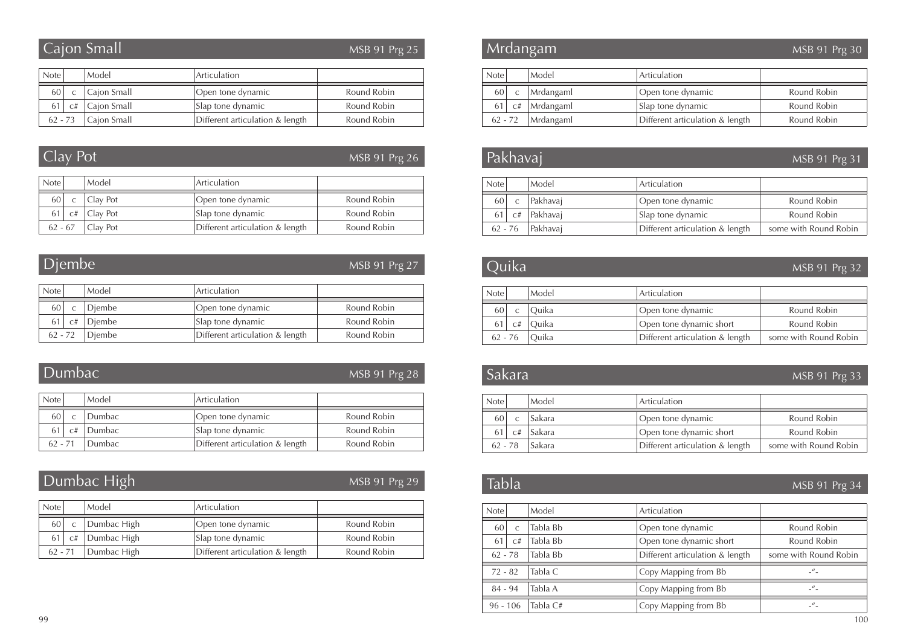## Cajon Small

MSB 91 Prg 25

| Note | | Model | Articulation | |
|---|---|---|---|---|
| 60 | c | Cajon Small | Open tone dynamic | Round Robin |
| 61 | c# | Cajon Small | Slap tone dynamic | Round Robin |
| 62 - 73 | | Cajon Small | Different articulation & length | Round Robin |

## Clay Pot

MSB 91 Prg 26

| Note | | Model | Articulation | |
|---|---|---|---|---|
| 60 | c | Clay Pot | Open tone dynamic | Round Robin |
| 61 | c# | Clay Pot | Slap tone dynamic | Round Robin |
| 62 - 67 | | Clay Pot | Different articulation & length | Round Robin |

## Djembe

MSB 91 Prg 27

| Note | | Model | Articulation | |
|---|---|---|---|---|
| 60 | c | Djembe | Open tone dynamic | Round Robin |
| 61 | c# | Djembe | Slap tone dynamic | Round Robin |
| 62 - 72 | | Djembe | Different articulation & length | Round Robin |

## Dumbac

MSB 91 Prg 28

| Note | | Model | Articulation | |
|---|---|---|---|---|
| 60 | c | Dumbac | Open tone dynamic | Round Robin |
| 61 | c# | Dumbac | Slap tone dynamic | Round Robin |
| 62 - 71 | | Dumbac | Different articulation & length | Round Robin |

## Dumbac High

MSB 91 Prg 29

| Note | | Model | Articulation | |
|---|---|---|---|---|
| 60 | c | Dumbac High | Open tone dynamic | Round Robin |
| 61 | c# | Dumbac High | Slap tone dynamic | Round Robin |
| 62 - 71 | | Dumbac High | Different articulation & length | Round Robin |

## Mrdangam

MSB 91 Prg 30

| Note | | Model | Articulation | |
|---|---|---|---|---|
| 60 | c | Mrdangaml | Open tone dynamic | Round Robin |
| 61 | c# | Mrdangaml | Slap tone dynamic | Round Robin |
| 62 - 72 | | Mrdangaml | Different articulation & length | Round Robin |

## Pakhavaj

MSB 91 Prg 31

| Note | | Model | Articulation | |
|---|---|---|---|---|
| 60 | c | Pakhavaj | Open tone dynamic | Round Robin |
| 61 | c# | Pakhavaj | Slap tone dynamic | Round Robin |
| 62 - 76 | | Pakhavaj | Different articulation & length | some with Round Robin |

## Quika

MSB 91 Prg 32

| Note | | Model | Articulation | |
|---|---|---|---|---|
| 60 | c | Quika | Open tone dynamic | Round Robin |
| 61 | c# | Quika | Open tone dynamic short | Round Robin |
| 62 - 76 | | Quika | Different articulation & length | some with Round Robin |

## Sakara

MSB 91 Prg 33

| Note | | Model | Articulation | |
|---|---|---|---|---|
| 60 | c | Sakara | Open tone dynamic | Round Robin |
| 61 | c# | Sakara | Open tone dynamic short | Round Robin |
| 62 - 78 | | Sakara | Different articulation & length | some with Round Robin |

## Tabla

MSB 91 Prg 34

| Note | | Model | Articulation | |
|---|---|---|---|---|
| 60 | c | Tabla Bb | Open tone dynamic | Round Robin |
| 61 | c# | Tabla Bb | Open tone dynamic short | Round Robin |
| 62 - 78 | | Tabla Bb | Different articulation & length | some with Round Robin |
| 72 - 82 | | Tabla C | Copy Mapping from Bb | -"- |
| 84 - 94 | | Tabla A | Copy Mapping from Bb | -"- |
| 96 - 106 | | Tabla C# | Copy Mapping from Bb | -"- |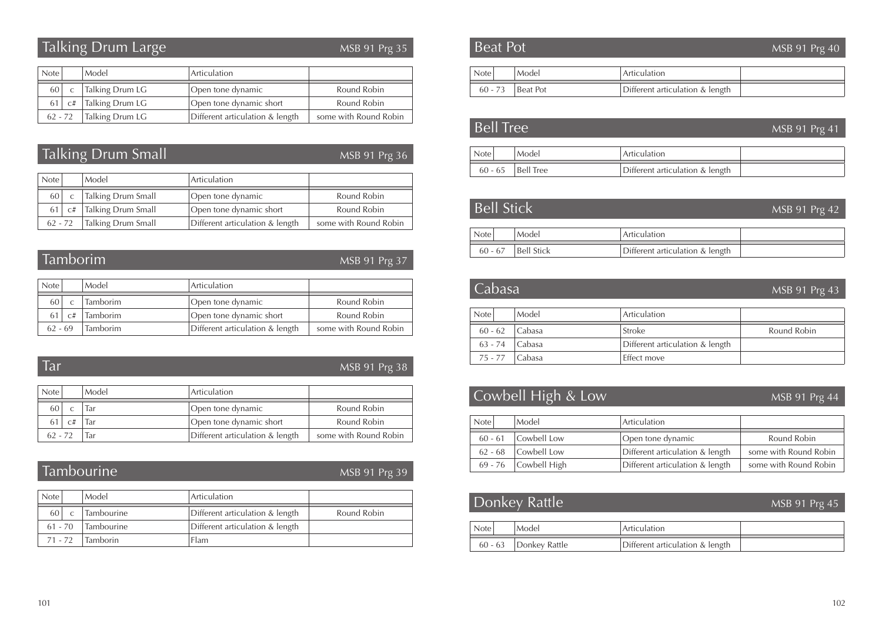## Talking Drum Large

MSB 91 Prg 35

| Note | | Model | Articulation | |
|---|---|---|---|---|
| 60 | c | Talking Drum LG | Open tone dynamic | Round Robin |
| 61 | c# | Talking Drum LG | Open tone dynamic short | Round Robin |
| 62 - 72 | | Talking Drum LG | Different articulation & length | some with Round Robin |

## Talking Drum Small

MSB 91 Prg 36

| Note | | Model | Articulation | |
|---|---|---|---|---|
| 60 | c | Talking Drum Small | Open tone dynamic | Round Robin |
| 61 | c# | Talking Drum Small | Open tone dynamic short | Round Robin |
| 62 - 72 | | Talking Drum Small | Different articulation & length | some with Round Robin |

## Tamborim

MSB 91 Prg 37

| Note | | Model | Articulation | |
|---|---|---|---|---|
| 60 | c | Tamborim | Open tone dynamic | Round Robin |
| 61 | c# | Tamborim | Open tone dynamic short | Round Robin |
| 62 - 69 | | Tamborim | Different articulation & length | some with Round Robin |

## Tar

MSB 91 Prg 38

| Note | | Model | Articulation | |
|---|---|---|---|---|
| 60 | c | Tar | Open tone dynamic | Round Robin |
| 61 | c# | Tar | Open tone dynamic short | Round Robin |
| 62 - 72 | | Tar | Different articulation & length | some with Round Robin |

## Tambourine

MSB 91 Prg 39

| Note | | Model | Articulation | |
|---|---|---|---|---|
| 60 | c | Tambourine | Different articulation & length | Round Robin |
| 61 - 70 | | Tambourine | Different articulation & length | |
| 71 - 72 | | Tamborin | Flam | |

## Beat Pot

MSB 91 Prg 40

| Note | Model | Articulation | |
|---|---|---|---|
| 60 - 73 | Beat Pot | Different articulation & length | |

## Bell Tree

MSB 91 Prg 41

| Note | Model | Articulation | |
|---|---|---|---|
| 60 - 65 | Bell Tree | Different articulation & length | |

## Bell Stick

MSB 91 Prg 42

| Note | Model | Articulation | |
|---|---|---|---|
| 60 - 67 | Bell Stick | Different articulation & length | |

## Cabasa

MSB 91 Prg 43

| Note | Model | Articulation | |
|---|---|---|---|
| 60 - 62 | Cabasa | Stroke | Round Robin |
| 63 - 74 | Cabasa | Different articulation & length | |
| 75 - 77 | Cabasa | Effect move | |

## Cowbell High & Low

MSB 91 Prg 44

| Note | Model | Articulation | |
|---|---|---|---|
| 60 - 61 | Cowbell Low | Open tone dynamic | Round Robin |
| 62 - 68 | Cowbell Low | Different articulation & length | some with Round Robin |
| 69 - 76 | Cowbell High | Different articulation & length | some with Round Robin |

## Donkey Rattle

MSB 91 Prg 45

| Note | Model | Articulation | |
|---|---|---|---|
| 60 - 63 | Donkey Rattle | Different articulation & length | |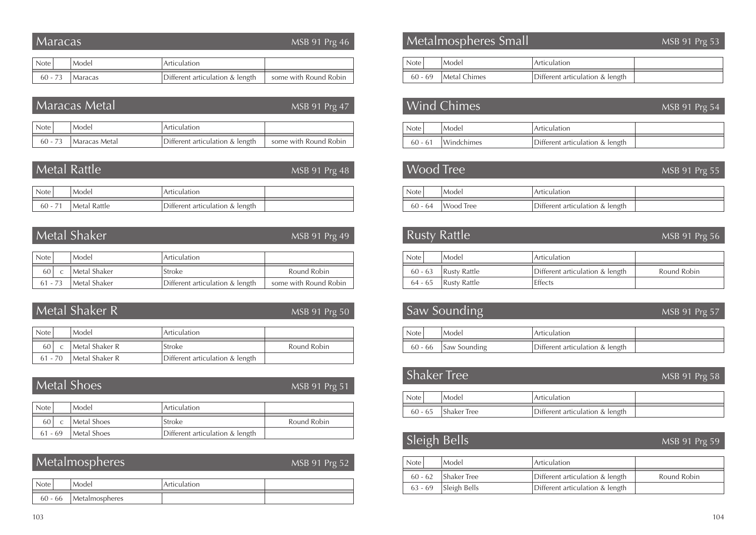## Maracas

MSB 91 Prg 46

| Note | | Model | Articulation | |
|---|---|---|---|---|
| 60 - 73 | | Maracas | Different articulation & length | some with Round Robin |

## Maracas Metal

MSB 91 Prg 47

| Note | | Model | Articulation | |
|---|---|---|---|---|
| 60 - 73 | | Maracas Metal | Different articulation & length | some with Round Robin |

## Metal Rattle

MSB 91 Prg 48

| Note | | Model | Articulation | |
|---|---|---|---|---|
| 60 - 71 | | Metal Rattle | Different articulation & length | |

## Metal Shaker

MSB 91 Prg 49

| Note | | Model | Articulation | |
|---|---|---|---|---|
| 60 | c | Metal Shaker | Stroke | Round Robin |
| 61 - 73 | | Metal Shaker | Different articulation & length | some with Round Robin |

## Metal Shaker R

MSB 91 Prg 50

| Note | | Model | Articulation | |
|---|---|---|---|---|
| 60 | c | Metal Shaker R | Stroke | Round Robin |
| 61 - 70 | | Metal Shaker R | Different articulation & length | |

## Metal Shoes

MSB 91 Prg 51

| Note | | Model | Articulation | |
|---|---|---|---|---|
| 60 | c | Metal Shoes | Stroke | Round Robin |
| 61 - 69 | | Metal Shoes | Different articulation & length | |

## Metalmospheres

MSB 91 Prg 52

| Note | | Model | Articulation | |
|---|---|---|---|---|
| 60 - 66 | | Metalmospheres | | |

## Metalmospheres Small

MSB 91 Prg 53

| Note | | Model | Articulation | |
|---|---|---|---|---|
| 60 - 69 | | Metal Chimes | Different articulation & length | |

## Wind Chimes

MSB 91 Prg 54

| Note | | Model | Articulation | |
|---|---|---|---|---|
| 60 - 61 | | Windchimes | Different articulation & length | |

## Wood Tree

MSB 91 Prg 55

| Note | | Model | Articulation | |
|---|---|---|---|---|
| 60 - 64 | | Wood Tree | Different articulation & length | |

## Rusty Rattle

MSB 91 Prg 56

| Note | | Model | Articulation | |
|---|---|---|---|---|
| 60 - 63 | | Rusty Rattle | Different articulation & length | Round Robin |
| 64 - 65 | | Rusty Rattle | Effects | |

## Saw Sounding

MSB 91 Prg 57

| Note | | Model | Articulation | |
|---|---|---|---|---|
| 60 - 66 | | Saw Sounding | Different articulation & length | |

## Shaker Tree

MSB 91 Prg 58

| Note | | Model | Articulation | |
|---|---|---|---|---|
| 60 - 65 | | Shaker Tree | Different articulation & length | |

## Sleigh Bells

MSB 91 Prg 59

| Note | | Model | Articulation | |
|---|---|---|---|---|
| 60 - 62 | | Shaker Tree | Different articulation & length | Round Robin |
| 63 - 69 | | Sleigh Bells | Different articulation & length | |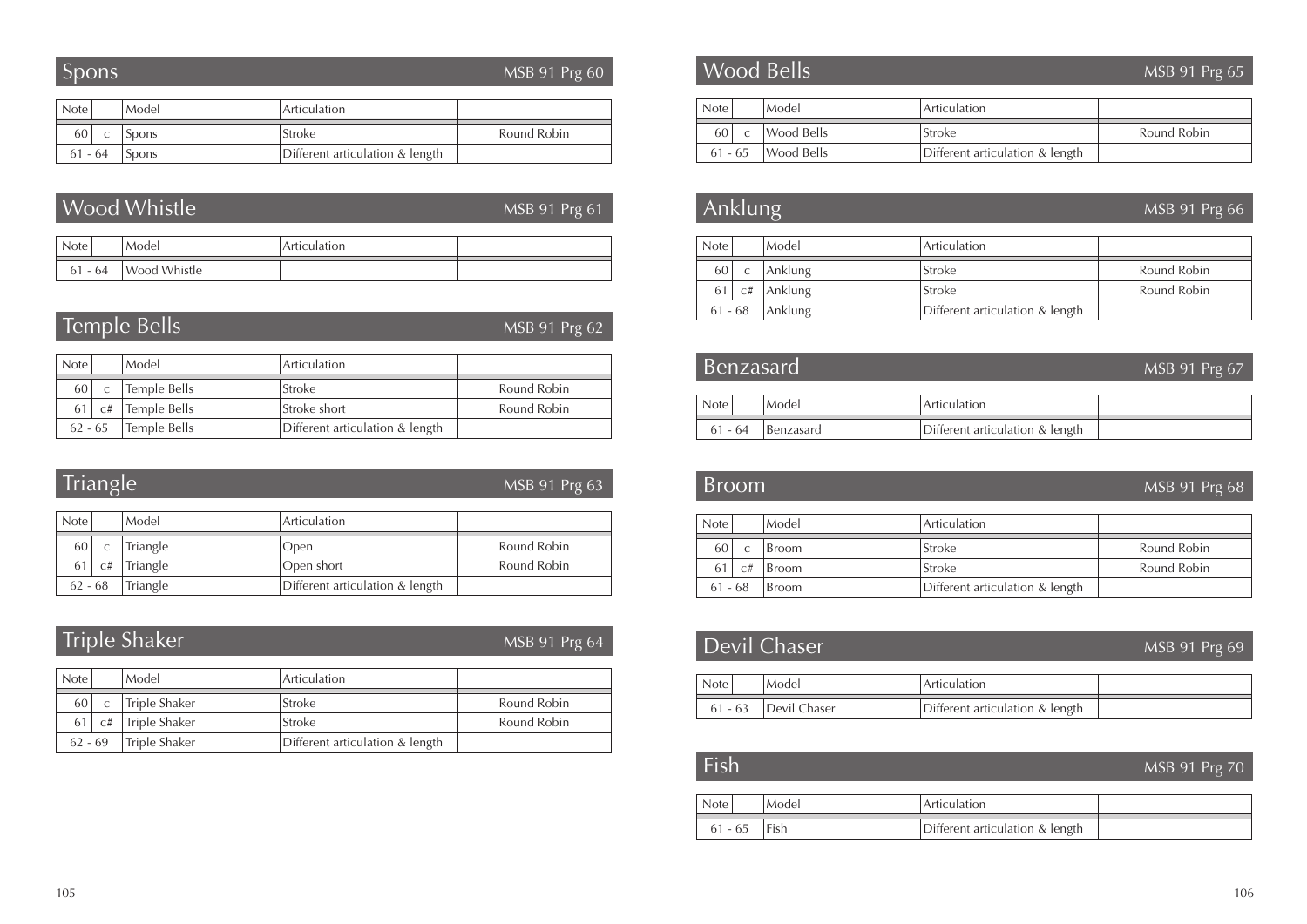## Spons

MSB 91 Prg 60

| Note | | Model | Articulation | |
|---|---|---|---|---|
| 60 | c | Spons | Stroke | Round Robin |
| 61 - 64 | | Spons | Different articulation & length | |

## Wood Whistle

MSB 91 Prg 61

| Note | | Model | Articulation | |
|---|---|---|---|---|
| 61 - 64 | | Wood Whistle | | |

## Temple Bells

MSB 91 Prg 62

| Note | | Model | Articulation | |
|---|---|---|---|---|
| 60 | c | Temple Bells | Stroke | Round Robin |
| 61 | c# | Temple Bells | Stroke short | Round Robin |
| 62 - 65 | | Temple Bells | Different articulation & length | |

## Triangle

MSB 91 Prg 63

| Note | | Model | Articulation | |
|---|---|---|---|---|
| 60 | c | Triangle | Open | Round Robin |
| 61 | c# | Triangle | Open short | Round Robin |
| 62 - 68 | | Triangle | Different articulation & length | |

## Triple Shaker

MSB 91 Prg 64

| Note | | Model | Articulation | |
|---|---|---|---|---|
| 60 | c | Triple Shaker | Stroke | Round Robin |
| 61 | c# | Triple Shaker | Stroke | Round Robin |
| 62 - 69 | | Triple Shaker | Different articulation & length | |

## Wood Bells

MSB 91 Prg 65

| Note | | Model | Articulation | |
|---|---|---|---|---|
| 60 | c | Wood Bells | Stroke | Round Robin |
| 61 - 65 | | Wood Bells | Different articulation & length | |

## Anklung

MSB 91 Prg 66

| Note | | Model | Articulation | |
|---|---|---|---|---|
| 60 | c | Anklung | Stroke | Round Robin |
| 61 | c# | Anklung | Stroke | Round Robin |
| 61 - 68 | | Anklung | Different articulation & length | |

## Benzasard

MSB 91 Prg 67

| Note | | Model | Articulation | |
|---|---|---|---|---|
| 61 - 64 | | Benzasard | Different articulation & length | |

## Broom

MSB 91 Prg 68

| Note | | Model | Articulation | |
|---|---|---|---|---|
| 60 | c | Broom | Stroke | Round Robin |
| 61 | c# | Broom | Stroke | Round Robin |
| 61 - 68 | | Broom | Different articulation & length | |

## Devil Chaser

MSB 91 Prg 69

| Note | | Model | Articulation | |
|---|---|---|---|---|
| 61 - 63 | | Devil Chaser | Different articulation & length | |

## Fish

MSB 91 Prg 70

| Note | | Model | Articulation | |
|---|---|---|---|---|
| 61 - 65 | | Fish | Different articulation & length | |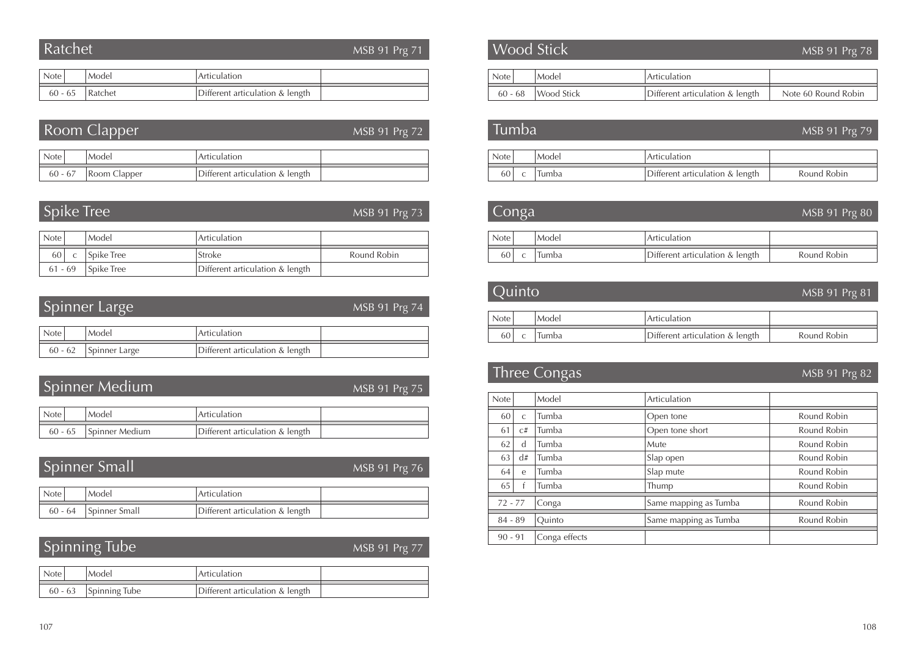## Ratchet

MSB 91 Prg 71

| Note | | Model | Articulation | |
|---|---|---|---|---|
| 60 - 65 | | Ratchet | Different articulation & length | |

## Room Clapper

MSB 91 Prg 72

| Note | | Model | Articulation | |
|---|---|---|---|---|
| 60 - 67 | | Room Clapper | Different articulation & length | |

## Spike Tree

MSB 91 Prg 73

| Note | | Model | Articulation | |
|---|---|---|---|---|
| 60 | c | Spike Tree | Stroke | Round Robin |
| 61 - 69 | | Spike Tree | Different articulation & length | |

## Spinner Large

MSB 91 Prg 74

| Note | | Model | Articulation | |
|---|---|---|---|---|
| 60 - 62 | | Spinner Large | Different articulation & length | |

## Spinner Medium

MSB 91 Prg 75

| Note | | Model | Articulation | |
|---|---|---|---|---|
| 60 - 65 | | Spinner Medium | Different articulation & length | |

## Spinner Small

MSB 91 Prg 76

| Note | | Model | Articulation | |
|---|---|---|---|---|
| 60 - 64 | | Spinner Small | Different articulation & length | |

## Spinning Tube

MSB 91 Prg 77

| Note | | Model | Articulation | |
|---|---|---|---|---|
| 60 - 63 | | Spinning Tube | Different articulation & length | |

## Wood Stick

MSB 91 Prg 78

| Note | | Model | Articulation | |
|---|---|---|---|---|
| 60 - 68 | | Wood Stick | Different articulation & length | Note 60 Round Robin |

## Tumba

MSB 91 Prg 79

| Note | | Model | Articulation | |
|---|---|---|---|---|
| 60 | c | Tumba | Different articulation & length | Round Robin |

## Conga

MSB 91 Prg 80

| Note | | Model | Articulation | |
|---|---|---|---|---|
| 60 | c | Tumba | Different articulation & length | Round Robin |

## Quinto

MSB 91 Prg 81

| Note | | Model | Articulation | |
|---|---|---|---|---|
| 60 | c | Tumba | Different articulation & length | Round Robin |

## Three Congas

MSB 91 Prg 82

| Note | | Model | Articulation | |
|---|---|---|---|---|
| 60 | c | Tumba | Open tone | Round Robin |
| 61 | c# | Tumba | Open tone short | Round Robin |
| 62 | d | Tumba | Mute | Round Robin |
| 63 | d# | Tumba | Slap open | Round Robin |
| 64 | e | Tumba | Slap mute | Round Robin |
| 65 | f | Tumba | Thump | Round Robin |
| 72 - 77 | | Conga | Same mapping as Tumba | Round Robin |
| 84 - 89 | | Quinto | Same mapping as Tumba | Round Robin |
| 90 - 91 | | Conga effects | | |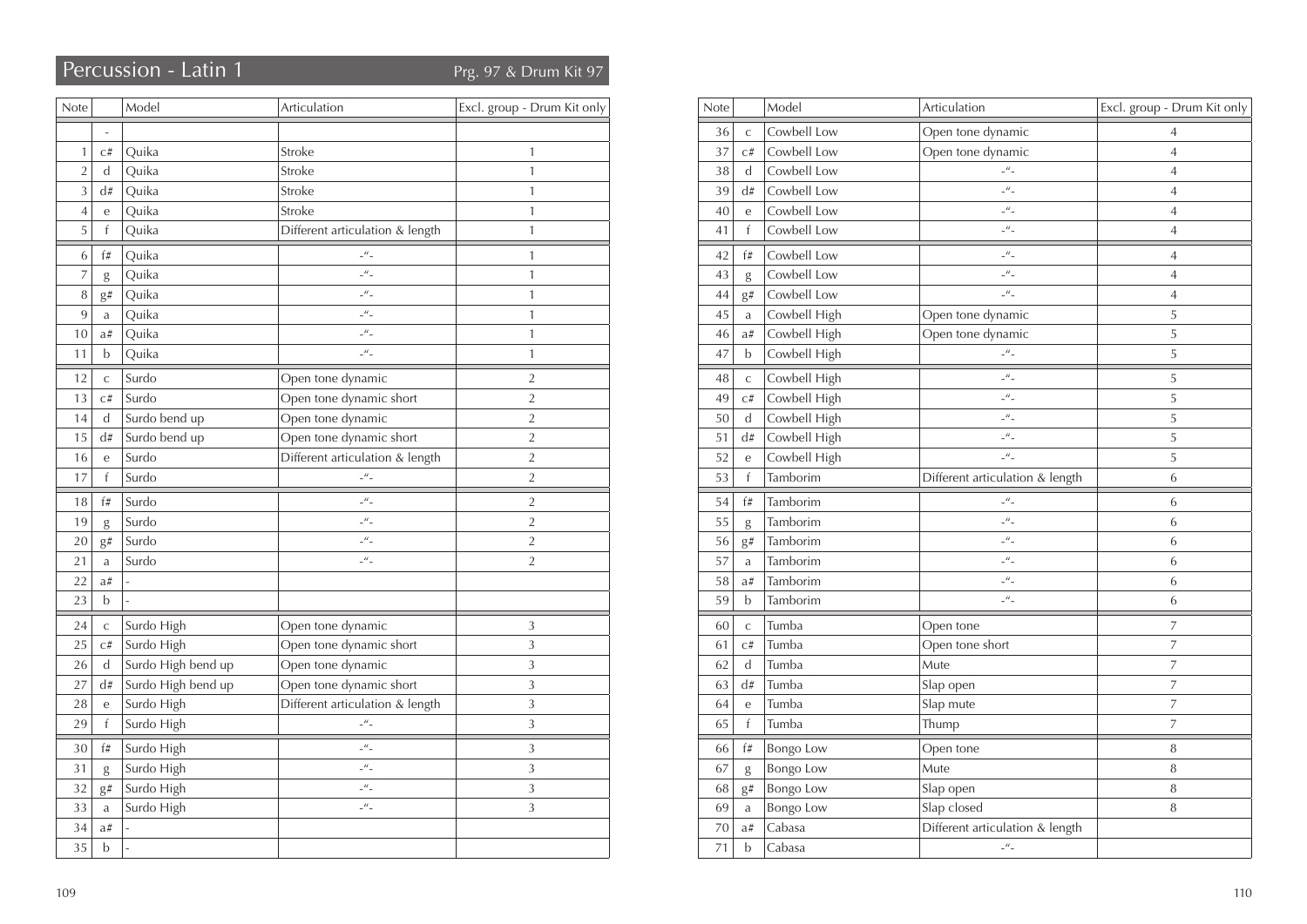# Percussion - Latin 1

Prg. 97 & Drum Kit 97

| Note | | Model | Articulation | Excl. group - Drum Kit only |
|---|---|---|---|---|
| | - | | | |
| 1 | c# | Quika | Stroke | 1 |
| 2 | d | Quika | Stroke | 1 |
| 3 | d# | Quika | Stroke | 1 |
| 4 | e | Quika | Stroke | 1 |
| 5 | f | Quika | Different articulation & length | 1 |
| 6 | f# | Quika | -"- | 1 |
| 7 | g | Quika | -"- | 1 |
| 8 | g# | Quika | -"- | 1 |
| 9 | a | Quika | -"- | 1 |
| 10 | a# | Quika | -"- | 1 |
| 11 | b | Quika | -"- | 1 |
| 12 | c | Surdo | Open tone dynamic | 2 |
| 13 | c# | Surdo | Open tone dynamic short | 2 |
| 14 | d | Surdo bend up | Open tone dynamic | 2 |
| 15 | d# | Surdo bend up | Open tone dynamic short | 2 |
| 16 | e | Surdo | Different articulation & length | 2 |
| 17 | f | Surdo | -"- | 2 |
| 18 | f# | Surdo | -"- | 2 |
| 19 | g | Surdo | -"- | 2 |
| 20 | g# | Surdo | -"- | 2 |
| 21 | a | Surdo | -"- | 2 |
| 22 | a# | - | | |
| 23 | b | - | | |
| 24 | c | Surdo High | Open tone dynamic | 3 |
| 25 | c# | Surdo High | Open tone dynamic short | 3 |
| 26 | d | Surdo High bend up | Open tone dynamic | 3 |
| 27 | d# | Surdo High bend up | Open tone dynamic short | 3 |
| 28 | e | Surdo High | Different articulation & length | 3 |
| 29 | f | Surdo High | -"- | 3 |
| 30 | f# | Surdo High | -"- | 3 |
| 31 | g | Surdo High | -"- | 3 |
| 32 | g# | Surdo High | -"- | 3 |
| 33 | a | Surdo High | -"- | 3 |
| 34 | a# | - | | |
| 35 | b | - | | |
| 36 | c | Cowbell Low | Open tone dynamic | 4 |
| 37 | c# | Cowbell Low | Open tone dynamic | 4 |
| 38 | d | Cowbell Low | -"- | 4 |
| 39 | d# | Cowbell Low | -"- | 4 |
| 40 | e | Cowbell Low | -"- | 4 |
| 41 | f | Cowbell Low | -"- | 4 |
| 42 | f# | Cowbell Low | -"- | 4 |
| 43 | g | Cowbell Low | -"- | 4 |
| 44 | g# | Cowbell Low | -"- | 4 |
| 45 | a | Cowbell High | Open tone dynamic | 5 |
| 46 | a# | Cowbell High | Open tone dynamic | 5 |
| 47 | b | Cowbell High | -"- | 5 |
| 48 | c | Cowbell High | -"- | 5 |
| 49 | c# | Cowbell High | -"- | 5 |
| 50 | d | Cowbell High | -"- | 5 |
| 51 | d# | Cowbell High | -"- | 5 |
| 52 | e | Cowbell High | -"- | 5 |
| 53 | f | Tamborim | Different articulation & length | 6 |
| 54 | f# | Tamborim | -"- | 6 |
| 55 | g | Tamborim | -"- | 6 |
| 56 | g# | Tamborim | -"- | 6 |
| 57 | a | Tamborim | -"- | 6 |
| 58 | a# | Tamborim | -"- | 6 |
| 59 | b | Tamborim | -"- | 6 |
| 60 | c | Tumba | Open tone | 7 |
| 61 | c# | Tumba | Open tone short | 7 |
| 62 | d | Tumba | Mute | 7 |
| 63 | d# | Tumba | Slap open | 7 |
| 64 | e | Tumba | Slap mute | 7 |
| 65 | f | Tumba | Thump | 7 |
| 66 | f# | Bongo Low | Open tone | 8 |
| 67 | g | Bongo Low | Mute | 8 |
| 68 | g# | Bongo Low | Slap open | 8 |
| 69 | a | Bongo Low | Slap closed | 8 |
| 70 | a# | Cabasa | Different articulation & length | |
| 71 | b | Cabasa | -"- | |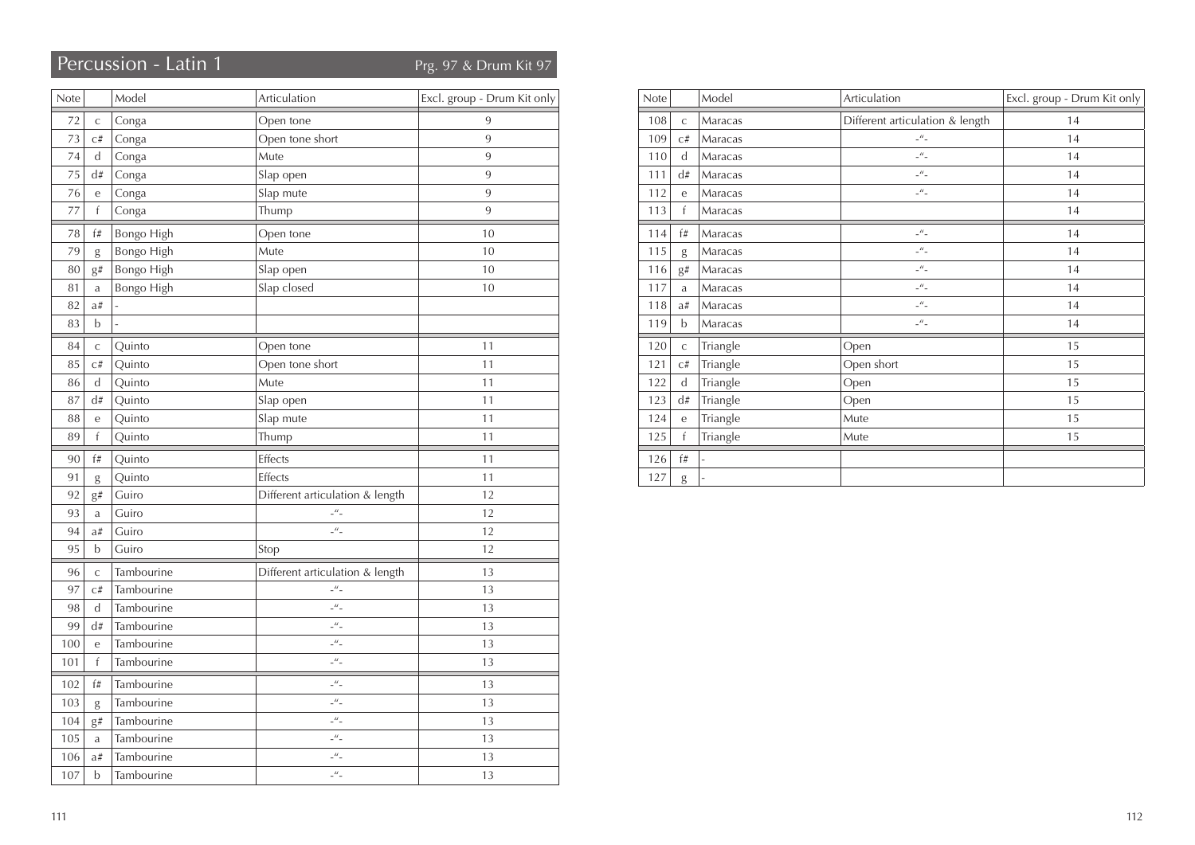# Percussion - Latin 1

Prg. 97 & Drum Kit 97

| Note | | Model | Articulation | Excl. group - Drum Kit only |
|---|---|---|---|---|
| 72 | c | Conga | Open tone | 9 |
| 73 | c# | Conga | Open tone short | 9 |
| 74 | d | Conga | Mute | 9 |
| 75 | d# | Conga | Slap open | 9 |
| 76 | e | Conga | Slap mute | 9 |
| 77 | f | Conga | Thump | 9 |
| 78 | f# | Bongo High | Open tone | 10 |
| 79 | g | Bongo High | Mute | 10 |
| 80 | g# | Bongo High | Slap open | 10 |
| 81 | a | Bongo High | Slap closed | 10 |
| 82 | a# | - | | |
| 83 | b | - | | |
| 84 | c | Quinto | Open tone | 11 |
| 85 | c# | Quinto | Open tone short | 11 |
| 86 | d | Quinto | Mute | 11 |
| 87 | d# | Quinto | Slap open | 11 |
| 88 | e | Quinto | Slap mute | 11 |
| 89 | f | Quinto | Thump | 11 |
| 90 | f# | Quinto | Effects | 11 |
| 91 | g | Quinto | Effects | 11 |
| 92 | g# | Guiro | Different articulation & length | 12 |
| 93 | a | Guiro | -"- | 12 |
| 94 | a# | Guiro | -"- | 12 |
| 95 | b | Guiro | Stop | 12 |
| 96 | c | Tambourine | Different articulation & length | 13 |
| 97 | c# | Tambourine | -"- | 13 |
| 98 | d | Tambourine | -"- | 13 |
| 99 | d# | Tambourine | -"- | 13 |
| 100 | e | Tambourine | -"- | 13 |
| 101 | f | Tambourine | -"- | 13 |
| 102 | f# | Tambourine | -"- | 13 |
| 103 | g | Tambourine | -"- | 13 |
| 104 | g# | Tambourine | -"- | 13 |
| 105 | a | Tambourine | -"- | 13 |
| 106 | a# | Tambourine | -"- | 13 |
| 107 | b | Tambourine | -"- | 13 |

| Note | | Model | Articulation | Excl. group - Drum Kit only |
|---|---|---|---|---|
| 108 | c | Maracas | Different articulation & length | 14 |
| 109 | c# | Maracas | -"- | 14 |
| 110 | d | Maracas | -"- | 14 |
| 111 | d# | Maracas | -"- | 14 |
| 112 | e | Maracas | -"- | 14 |
| 113 | f | Maracas | | 14 |
| 114 | f# | Maracas | -"- | 14 |
| 115 | g | Maracas | -"- | 14 |
| 116 | g# | Maracas | -"- | 14 |
| 117 | a | Maracas | -"- | 14 |
| 118 | a# | Maracas | -"- | 14 |
| 119 | b | Maracas | -"- | 14 |
| 120 | c | Triangle | Open | 15 |
| 121 | c# | Triangle | Open short | 15 |
| 122 | d | Triangle | Open | 15 |
| 123 | d# | Triangle | Open | 15 |
| 124 | e | Triangle | Mute | 15 |
| 125 | f | Triangle | Mute | 15 |
| 126 | f# | - | | |
| 127 | g | - | | |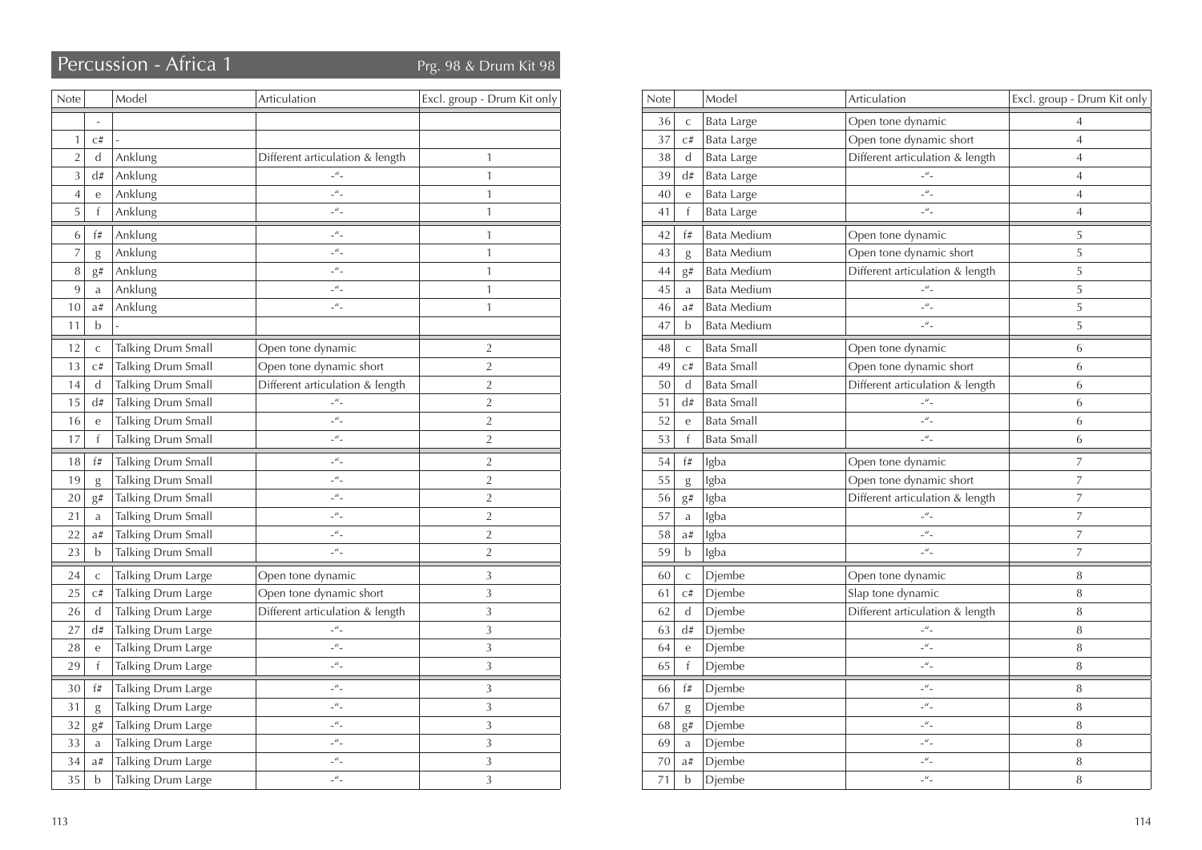## Percussion - Africa 1

Prg. 98 & Drum Kit 98

| Note | | Model | Articulation | Excl. group - Drum Kit only |
|---|---|---|---|---|
| | - | | | |
| 1 | c# | - | | |
| 2 | d | Anklung | Different articulation & length | 1 |
| 3 | d# | Anklung | -"- | 1 |
| 4 | e | Anklung | -"- | 1 |
| 5 | f | Anklung | -"- | 1 |
| 6 | f# | Anklung | -"- | 1 |
| 7 | g | Anklung | -"- | 1 |
| 8 | g# | Anklung | -"- | 1 |
| 9 | a | Anklung | -"- | 1 |
| 10 | a# | Anklung | -"- | 1 |
| 11 | b | - | | |
| 12 | c | Talking Drum Small | Open tone dynamic | 2 |
| 13 | c# | Talking Drum Small | Open tone dynamic short | 2 |
| 14 | d | Talking Drum Small | Different articulation & length | 2 |
| 15 | d# | Talking Drum Small | -"- | 2 |
| 16 | e | Talking Drum Small | -"- | 2 |
| 17 | f | Talking Drum Small | -"- | 2 |
| 18 | f# | Talking Drum Small | -"- | 2 |
| 19 | g | Talking Drum Small | -"- | 2 |
| 20 | g# | Talking Drum Small | -"- | 2 |
| 21 | a | Talking Drum Small | -"- | 2 |
| 22 | a# | Talking Drum Small | -"- | 2 |
| 23 | b | Talking Drum Small | -"- | 2 |
| 24 | c | Talking Drum Large | Open tone dynamic | 3 |
| 25 | c# | Talking Drum Large | Open tone dynamic short | 3 |
| 26 | d | Talking Drum Large | Different articulation & length | 3 |
| 27 | d# | Talking Drum Large | -"- | 3 |
| 28 | e | Talking Drum Large | -"- | 3 |
| 29 | f | Talking Drum Large | -"- | 3 |
| 30 | f# | Talking Drum Large | -"- | 3 |
| 31 | g | Talking Drum Large | -"- | 3 |
| 32 | g# | Talking Drum Large | -"- | 3 |
| 33 | a | Talking Drum Large | -"- | 3 |
| 34 | a# | Talking Drum Large | -"- | 3 |
| 35 | b | Talking Drum Large | -"- | 3 |

| Note | | Model | Articulation | Excl. group - Drum Kit only |
|---|---|---|---|---|
| 36 | c | Bata Large | Open tone dynamic | 4 |
| 37 | c# | Bata Large | Open tone dynamic short | 4 |
| 38 | d | Bata Large | Different articulation & length | 4 |
| 39 | d# | Bata Large | -"- | 4 |
| 40 | e | Bata Large | -"- | 4 |
| 41 | f | Bata Large | -"- | 4 |
| 42 | f# | Bata Medium | Open tone dynamic | 5 |
| 43 | g | Bata Medium | Open tone dynamic short | 5 |
| 44 | g# | Bata Medium | Different articulation & length | 5 |
| 45 | a | Bata Medium | -"- | 5 |
| 46 | a# | Bata Medium | -"- | 5 |
| 47 | b | Bata Medium | -"- | 5 |
| 48 | c | Bata Small | Open tone dynamic | 6 |
| 49 | c# | Bata Small | Open tone dynamic short | 6 |
| 50 | d | Bata Small | Different articulation & length | 6 |
| 51 | d# | Bata Small | -"- | 6 |
| 52 | e | Bata Small | -"- | 6 |
| 53 | f | Bata Small | -"- | 6 |
| 54 | f# | Igba | Open tone dynamic | 7 |
| 55 | g | Igba | Open tone dynamic short | 7 |
| 56 | g# | Igba | Different articulation & length | 7 |
| 57 | a | Igba | -"- | 7 |
| 58 | a# | Igba | -"- | 7 |
| 59 | b | Igba | -"- | 7 |
| 60 | c | Djembe | Open tone dynamic | 8 |
| 61 | c# | Djembe | Slap tone dynamic | 8 |
| 62 | d | Djembe | Different articulation & length | 8 |
| 63 | d# | Djembe | -"- | 8 |
| 64 | e | Djembe | -"- | 8 |
| 65 | f | Djembe | -"- | 8 |
| 66 | f# | Djembe | -"- | 8 |
| 67 | g | Djembe | -"- | 8 |
| 68 | g# | Djembe | -"- | 8 |
| 69 | a | Djembe | -"- | 8 |
| 70 | a# | Djembe | -"- | 8 |
| 71 | b | Djembe | -"- | 8 |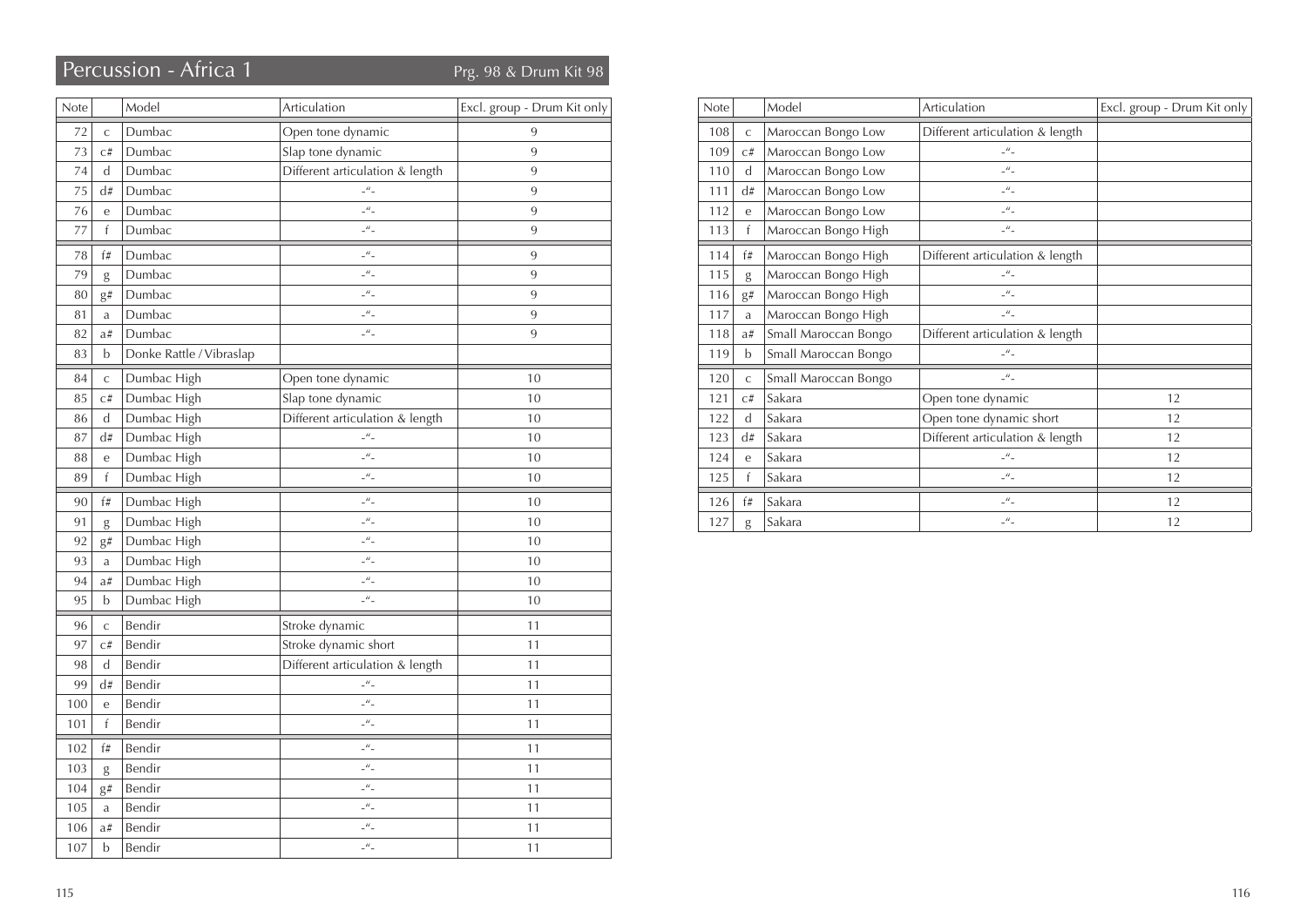## Percussion - Africa 1

Prg. 98 & Drum Kit 98

| Note | | Model | Articulation | Excl. group - Drum Kit only |
|---|---|---|---|---|
| 72 | c | Dumbac | Open tone dynamic | 9 |
| 73 | c# | Dumbac | Slap tone dynamic | 9 |
| 74 | d | Dumbac | Different articulation & length | 9 |
| 75 | d# | Dumbac | -"- | 9 |
| 76 | e | Dumbac | -"- | 9 |
| 77 | f | Dumbac | -"- | 9 |
| 78 | f# | Dumbac | -"- | 9 |
| 79 | g | Dumbac | -"- | 9 |
| 80 | g# | Dumbac | -"- | 9 |
| 81 | a | Dumbac | -"- | 9 |
| 82 | a# | Dumbac | -"- | 9 |
| 83 | b | Donke Rattle / Vibraslap | | |
| 84 | c | Dumbac High | Open tone dynamic | 10 |
| 85 | c# | Dumbac High | Slap tone dynamic | 10 |
| 86 | d | Dumbac High | Different articulation & length | 10 |
| 87 | d# | Dumbac High | -"- | 10 |
| 88 | e | Dumbac High | -"- | 10 |
| 89 | f | Dumbac High | -"- | 10 |
| 90 | f# | Dumbac High | -"- | 10 |
| 91 | g | Dumbac High | -"- | 10 |
| 92 | g# | Dumbac High | -"- | 10 |
| 93 | a | Dumbac High | -"- | 10 |
| 94 | a# | Dumbac High | -"- | 10 |
| 95 | b | Dumbac High | -"- | 10 |
| 96 | c | Bendir | Stroke dynamic | 11 |
| 97 | c# | Bendir | Stroke dynamic short | 11 |
| 98 | d | Bendir | Different articulation & length | 11 |
| 99 | d# | Bendir | -"- | 11 |
| 100 | e | Bendir | -"- | 11 |
| 101 | f | Bendir | -"- | 11 |
| 102 | f# | Bendir | -"- | 11 |
| 103 | g | Bendir | -"- | 11 |
| 104 | g# | Bendir | -"- | 11 |
| 105 | a | Bendir | -"- | 11 |
| 106 | a# | Bendir | -"- | 11 |
| 107 | b | Bendir | -"- | 11 |

| Note | | Model | Articulation | Excl. group - Drum Kit only |
|---|---|---|---|---|
| 108 | c | Maroccan Bongo Low | Different articulation & length | |
| 109 | c# | Maroccan Bongo Low | -"- | |
| 110 | d | Maroccan Bongo Low | -"- | |
| 111 | d# | Maroccan Bongo Low | -"- | |
| 112 | e | Maroccan Bongo Low | -"- | |
| 113 | f | Maroccan Bongo High | -"- | |
| 114 | f# | Maroccan Bongo High | Different articulation & length | |
| 115 | g | Maroccan Bongo High | -"- | |
| 116 | g# | Maroccan Bongo High | -"- | |
| 117 | a | Maroccan Bongo High | -"- | |
| 118 | a# | Small Maroccan Bongo | Different articulation & length | |
| 119 | b | Small Maroccan Bongo | -"- | |
| 120 | c | Small Maroccan Bongo | -"- | |
| 121 | c# | Sakara | Open tone dynamic | 12 |
| 122 | d | Sakara | Open tone dynamic short | 12 |
| 123 | d# | Sakara | Different articulation & length | 12 |
| 124 | e | Sakara | -"- | 12 |
| 125 | f | Sakara | -"- | 12 |
| 126 | f# | Sakara | -"- | 12 |
| 127 | g | Sakara | -"- | 12 |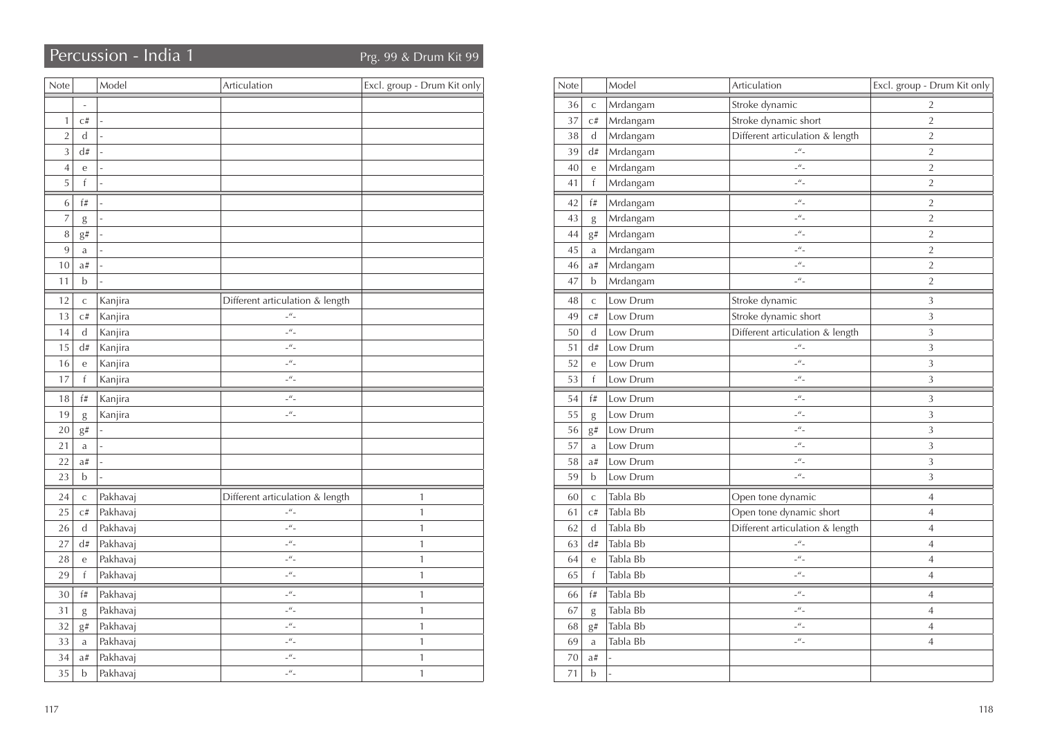## Percussion - India 1

Prg. 99 & Drum Kit 99

| Note | | Model | Articulation | Excl. group - Drum Kit only |
|---|---|---|---|---|
| | - | | | |
| 1 | c# | - | | |
| 2 | d | - | | |
| 3 | d# | - | | |
| 4 | e | - | | |
| 5 | f | - | | |
| 6 | f# | - | | |
| 7 | g | - | | |
| 8 | g# | - | | |
| 9 | a | - | | |
| 10 | a# | - | | |
| 11 | b | - | | |
| 12 | c | Kanjira | Different articulation & length | |
| 13 | c# | Kanjira | -"- | |
| 14 | d | Kanjira | -"- | |
| 15 | d# | Kanjira | -"- | |
| 16 | e | Kanjira | -"- | |
| 17 | f | Kanjira | -"- | |
| 18 | f# | Kanjira | -"- | |
| 19 | g | Kanjira | -"- | |
| 20 | g# | - | | |
| 21 | a | - | | |
| 22 | a# | - | | |
| 23 | b | - | | |
| 24 | c | Pakhavaj | Different articulation & length | 1 |
| 25 | c# | Pakhavaj | -"- | 1 |
| 26 | d | Pakhavaj | -"- | 1 |
| 27 | d# | Pakhavaj | -"- | 1 |
| 28 | e | Pakhavaj | -"- | 1 |
| 29 | f | Pakhavaj | -"- | 1 |
| 30 | f# | Pakhavaj | -"- | 1 |
| 31 | g | Pakhavaj | -"- | 1 |
| 32 | g# | Pakhavaj | -"- | 1 |
| 33 | a | Pakhavaj | -"- | 1 |
| 34 | a# | Pakhavaj | -"- | 1 |
| 35 | b | Pakhavaj | -"- | 1 |
| 36 | c | Mrdangam | Stroke dynamic | 2 |
| 37 | c# | Mrdangam | Stroke dynamic short | 2 |
| 38 | d | Mrdangam | Different articulation & length | 2 |
| 39 | d# | Mrdangam | -"- | 2 |
| 40 | e | Mrdangam | -"- | 2 |
| 41 | f | Mrdangam | -"- | 2 |
| 42 | f# | Mrdangam | -"- | 2 |
| 43 | g | Mrdangam | -"- | 2 |
| 44 | g# | Mrdangam | -"- | 2 |
| 45 | a | Mrdangam | -"- | 2 |
| 46 | a# | Mrdangam | -"- | 2 |
| 47 | b | Mrdangam | -"- | 2 |
| 48 | c | Low Drum | Stroke dynamic | 3 |
| 49 | c# | Low Drum | Stroke dynamic short | 3 |
| 50 | d | Low Drum | Different articulation & length | 3 |
| 51 | d# | Low Drum | -"- | 3 |
| 52 | e | Low Drum | -"- | 3 |
| 53 | f | Low Drum | -"- | 3 |
| 54 | f# | Low Drum | -"- | 3 |
| 55 | g | Low Drum | -"- | 3 |
| 56 | g# | Low Drum | -"- | 3 |
| 57 | a | Low Drum | -"- | 3 |
| 58 | a# | Low Drum | -"- | 3 |
| 59 | b | Low Drum | -"- | 3 |
| 60 | c | Tabla Bb | Open tone dynamic | 4 |
| 61 | c# | Tabla Bb | Open tone dynamic short | 4 |
| 62 | d | Tabla Bb | Different articulation & length | 4 |
| 63 | d# | Tabla Bb | -"- | 4 |
| 64 | e | Tabla Bb | -"- | 4 |
| 65 | f | Tabla Bb | -"- | 4 |
| 66 | f# | Tabla Bb | -"- | 4 |
| 67 | g | Tabla Bb | -"- | 4 |
| 68 | g# | Tabla Bb | -"- | 4 |
| 69 | a | Tabla Bb | -"- | 4 |
| 70 | a# | - | | |
| 71 | b | - | | |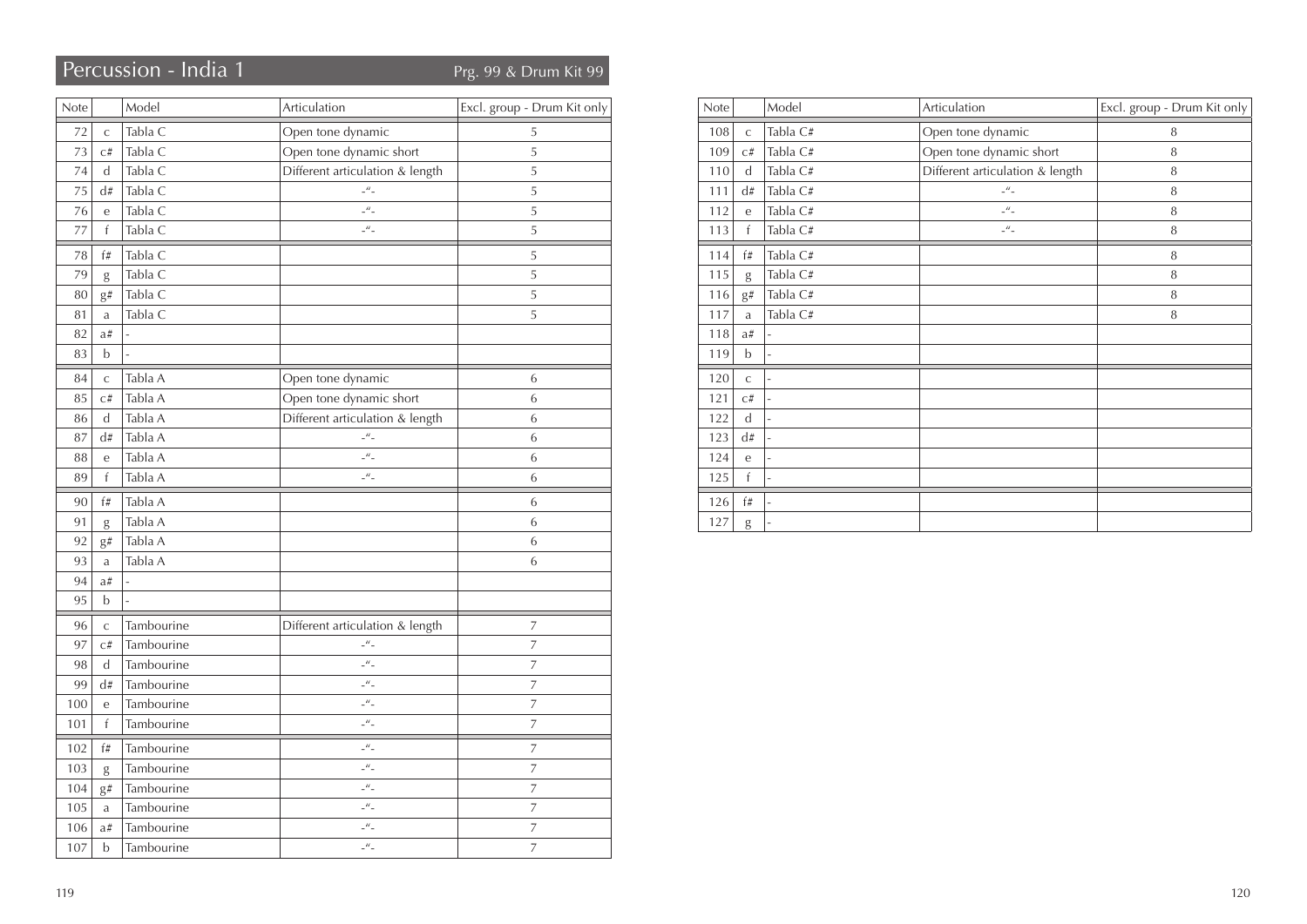# Percussion - India 1

Prg. 99 & Drum Kit 99

| Note | | Model | Articulation | Excl. group - Drum Kit only |
|---|---|---|---|---|
| 72 | c | Tabla C | Open tone dynamic | 5 |
| 73 | c# | Tabla C | Open tone dynamic short | 5 |
| 74 | d | Tabla C | Different articulation & length | 5 |
| 75 | d# | Tabla C | -"- | 5 |
| 76 | e | Tabla C | -"- | 5 |
| 77 | f | Tabla C | -"- | 5 |
| 78 | f# | Tabla C | | 5 |
| 79 | g | Tabla C | | 5 |
| 80 | g# | Tabla C | | 5 |
| 81 | a | Tabla C | | 5 |
| 82 | a# | - | | |
| 83 | b | - | | |
| 84 | c | Tabla A | Open tone dynamic | 6 |
| 85 | c# | Tabla A | Open tone dynamic short | 6 |
| 86 | d | Tabla A | Different articulation & length | 6 |
| 87 | d# | Tabla A | -"- | 6 |
| 88 | e | Tabla A | -"- | 6 |
| 89 | f | Tabla A | -"- | 6 |
| 90 | f# | Tabla A | | 6 |
| 91 | g | Tabla A | | 6 |
| 92 | g# | Tabla A | | 6 |
| 93 | a | Tabla A | | 6 |
| 94 | a# | - | | |
| 95 | b | - | | |
| 96 | c | Tambourine | Different articulation & length | 7 |
| 97 | c# | Tambourine | -"- | 7 |
| 98 | d | Tambourine | -"- | 7 |
| 99 | d# | Tambourine | -"- | 7 |
| 100 | e | Tambourine | -"- | 7 |
| 101 | f | Tambourine | -"- | 7 |
| 102 | f# | Tambourine | -"- | 7 |
| 103 | g | Tambourine | -"- | 7 |
| 104 | g# | Tambourine | -"- | 7 |
| 105 | a | Tambourine | -"- | 7 |
| 106 | a# | Tambourine | -"- | 7 |
| 107 | b | Tambourine | -"- | 7 |

| Note | | Model | Articulation | Excl. group - Drum Kit only |
|---|---|---|---|---|
| 108 | c | Tabla C# | Open tone dynamic | 8 |
| 109 | c# | Tabla C# | Open tone dynamic short | 8 |
| 110 | d | Tabla C# | Different articulation & length | 8 |
| 111 | d# | Tabla C# | -"- | 8 |
| 112 | e | Tabla C# | -"- | 8 |
| 113 | f | Tabla C# | -"- | 8 |
| 114 | f# | Tabla C# | | 8 |
| 115 | g | Tabla C# | | 8 |
| 116 | g# | Tabla C# | | 8 |
| 117 | a | Tabla C# | | 8 |
| 118 | a# | - | | |
| 119 | b | - | | |
| 120 | c | - | | |
| 121 | c# | - | | |
| 122 | d | - | | |
| 123 | d# | - | | |
| 124 | e | - | | |
| 125 | f | - | | |
| 126 | f# | - | | |
| 127 | g | - | | |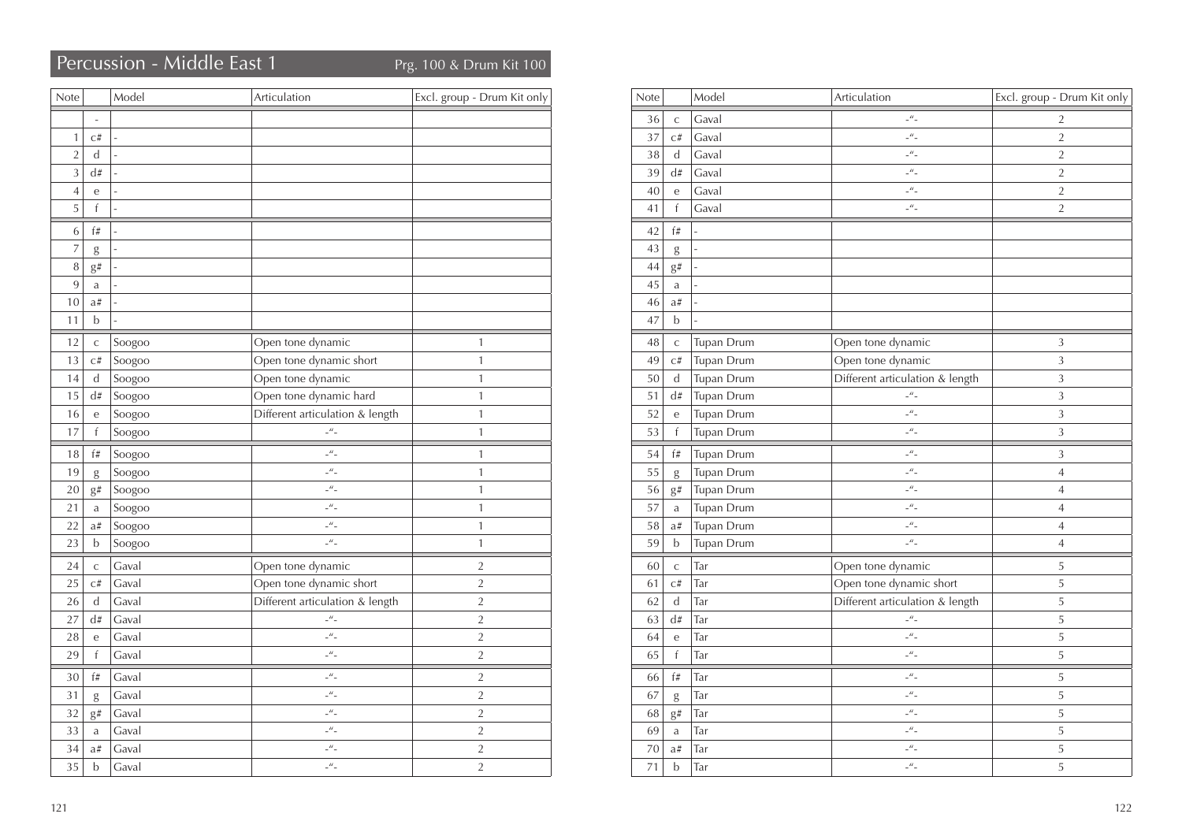# Percussion - Middle East 1

Prg. 100 & Drum Kit 100

| Note | | Model | Articulation | Excl. group - Drum Kit only |
|---|---|---|---|---|
| | - | | | |
| 1 | c# | - | | |
| 2 | d | - | | |
| 3 | d# | - | | |
| 4 | e | - | | |
| 5 | f | - | | |
| 6 | f# | - | | |
| 7 | g | - | | |
| 8 | g# | - | | |
| 9 | a | - | | |
| 10 | a# | - | | |
| 11 | b | - | | |
| 12 | c | Soogoo | Open tone dynamic | 1 |
| 13 | c# | Soogoo | Open tone dynamic short | 1 |
| 14 | d | Soogoo | Open tone dynamic | 1 |
| 15 | d# | Soogoo | Open tone dynamic hard | 1 |
| 16 | e | Soogoo | Different articulation & length | 1 |
| 17 | f | Soogoo | -"- | 1 |
| 18 | f# | Soogoo | -"- | 1 |
| 19 | g | Soogoo | -"- | 1 |
| 20 | g# | Soogoo | -"- | 1 |
| 21 | a | Soogoo | -"- | 1 |
| 22 | a# | Soogoo | -"- | 1 |
| 23 | b | Soogoo | -"- | 1 |
| 24 | c | Gaval | Open tone dynamic | 2 |
| 25 | c# | Gaval | Open tone dynamic short | 2 |
| 26 | d | Gaval | Different articulation & length | 2 |
| 27 | d# | Gaval | -"- | 2 |
| 28 | e | Gaval | -"- | 2 |
| 29 | f | Gaval | -"- | 2 |
| 30 | f# | Gaval | -"- | 2 |
| 31 | g | Gaval | -"- | 2 |
| 32 | g# | Gaval | -"- | 2 |
| 33 | a | Gaval | -"- | 2 |
| 34 | a# | Gaval | -"- | 2 |
| 35 | b | Gaval | -"- | 2 |

| Note | | Model | Articulation | Excl. group - Drum Kit only |
|---|---|---|---|---|
| 36 | c | Gaval | -"- | 2 |
| 37 | c# | Gaval | -"- | 2 |
| 38 | d | Gaval | -"- | 2 |
| 39 | d# | Gaval | -"- | 2 |
| 40 | e | Gaval | -"- | 2 |
| 41 | f | Gaval | -"- | 2 |
| 42 | f# | - | | |
| 43 | g | - | | |
| 44 | g# | - | | |
| 45 | a | - | | |
| 46 | a# | - | | |
| 47 | b | - | | |
| 48 | c | Tupan Drum | Open tone dynamic | 3 |
| 49 | c# | Tupan Drum | Open tone dynamic | 3 |
| 50 | d | Tupan Drum | Different articulation & length | 3 |
| 51 | d# | Tupan Drum | -"- | 3 |
| 52 | e | Tupan Drum | -"- | 3 |
| 53 | f | Tupan Drum | -"- | 3 |
| 54 | f# | Tupan Drum | -"- | 3 |
| 55 | g | Tupan Drum | -"- | 4 |
| 56 | g# | Tupan Drum | -"- | 4 |
| 57 | a | Tupan Drum | -"- | 4 |
| 58 | a# | Tupan Drum | -"- | 4 |
| 59 | b | Tupan Drum | -"- | 4 |
| 60 | c | Tar | Open tone dynamic | 5 |
| 61 | c# | Tar | Open tone dynamic short | 5 |
| 62 | d | Tar | Different articulation & length | 5 |
| 63 | d# | Tar | -"- | 5 |
| 64 | e | Tar | -"- | 5 |
| 65 | f | Tar | -"- | 5 |
| 66 | f# | Tar | -"- | 5 |
| 67 | g | Tar | -"- | 5 |
| 68 | g# | Tar | -"- | 5 |
| 69 | a | Tar | -"- | 5 |
| 70 | a# | Tar | -"- | 5 |
| 71 | b | Tar | -"- | 5 |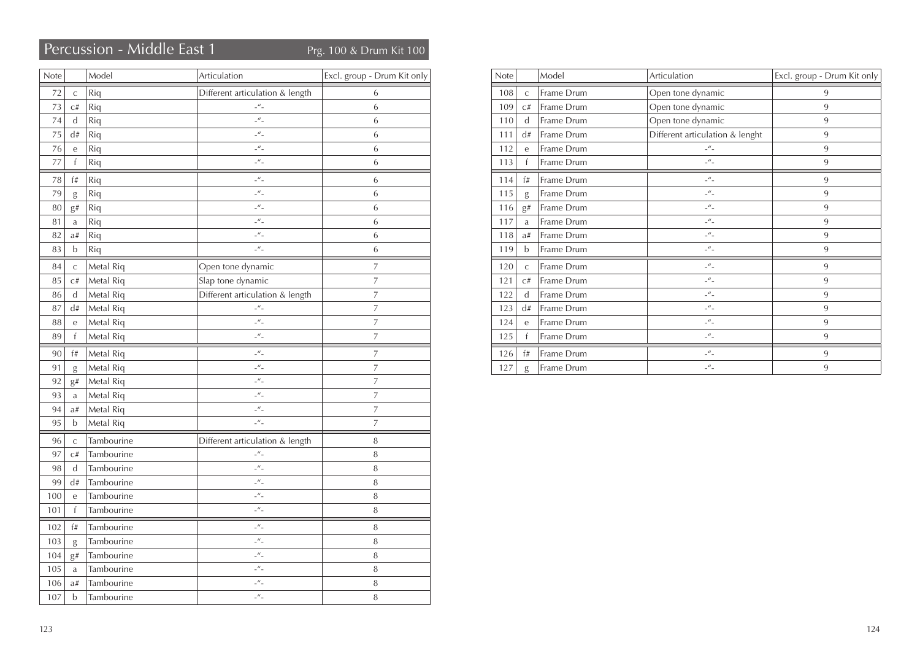# Percussion - Middle East 1

Prg. 100 & Drum Kit 100

| Note | | Model | Articulation | Excl. group - Drum Kit only |
|---|---|---|---|---|
| 72 | c | Riq | Different articulation & length | 6 |
| 73 | c# | Riq | -"- | 6 |
| 74 | d | Riq | -"- | 6 |
| 75 | d# | Riq | -"- | 6 |
| 76 | e | Riq | -"- | 6 |
| 77 | f | Riq | -"- | 6 |
| 78 | f# | Riq | -"- | 6 |
| 79 | g | Riq | -"- | 6 |
| 80 | g# | Riq | -"- | 6 |
| 81 | a | Riq | -"- | 6 |
| 82 | a# | Riq | -"- | 6 |
| 83 | b | Riq | -"- | 6 |
| 84 | c | Metal Riq | Open tone dynamic | 7 |
| 85 | c# | Metal Riq | Slap tone dynamic | 7 |
| 86 | d | Metal Riq | Different articulation & length | 7 |
| 87 | d# | Metal Riq | -"- | 7 |
| 88 | e | Metal Riq | -"- | 7 |
| 89 | f | Metal Riq | -"- | 7 |
| 90 | f# | Metal Riq | -"- | 7 |
| 91 | g | Metal Riq | -"- | 7 |
| 92 | g# | Metal Riq | -"- | 7 |
| 93 | a | Metal Riq | -"- | 7 |
| 94 | a# | Metal Riq | -"- | 7 |
| 95 | b | Metal Riq | -"- | 7 |
| 96 | c | Tambourine | Different articulation & length | 8 |
| 97 | c# | Tambourine | -"- | 8 |
| 98 | d | Tambourine | -"- | 8 |
| 99 | d# | Tambourine | -"- | 8 |
| 100 | e | Tambourine | -"- | 8 |
| 101 | f | Tambourine | -"- | 8 |
| 102 | f# | Tambourine | -"- | 8 |
| 103 | g | Tambourine | -"- | 8 |
| 104 | g# | Tambourine | -"- | 8 |
| 105 | a | Tambourine | -"- | 8 |
| 106 | a# | Tambourine | -"- | 8 |
| 107 | b | Tambourine | -"- | 8 |

| Note | | Model | Articulation | Excl. group - Drum Kit only |
|---|---|---|---|---|
| 108 | c | Frame Drum | Open tone dynamic | 9 |
| 109 | c# | Frame Drum | Open tone dynamic | 9 |
| 110 | d | Frame Drum | Open tone dynamic | 9 |
| 111 | d# | Frame Drum | Different articulation & lenght | 9 |
| 112 | e | Frame Drum | -"- | 9 |
| 113 | f | Frame Drum | -"- | 9 |
| 114 | f# | Frame Drum | -"- | 9 |
| 115 | g | Frame Drum | -"- | 9 |
| 116 | g# | Frame Drum | -"- | 9 |
| 117 | a | Frame Drum | -"- | 9 |
| 118 | a# | Frame Drum | -"- | 9 |
| 119 | b | Frame Drum | -"- | 9 |
| 120 | c | Frame Drum | -"- | 9 |
| 121 | c# | Frame Drum | -"- | 9 |
| 122 | d | Frame Drum | -"- | 9 |
| 123 | d# | Frame Drum | -"- | 9 |
| 124 | e | Frame Drum | -"- | 9 |
| 125 | f | Frame Drum | -"- | 9 |
| 126 | f# | Frame Drum | -"- | 9 |
| 127 | g | Frame Drum | -"- | 9 |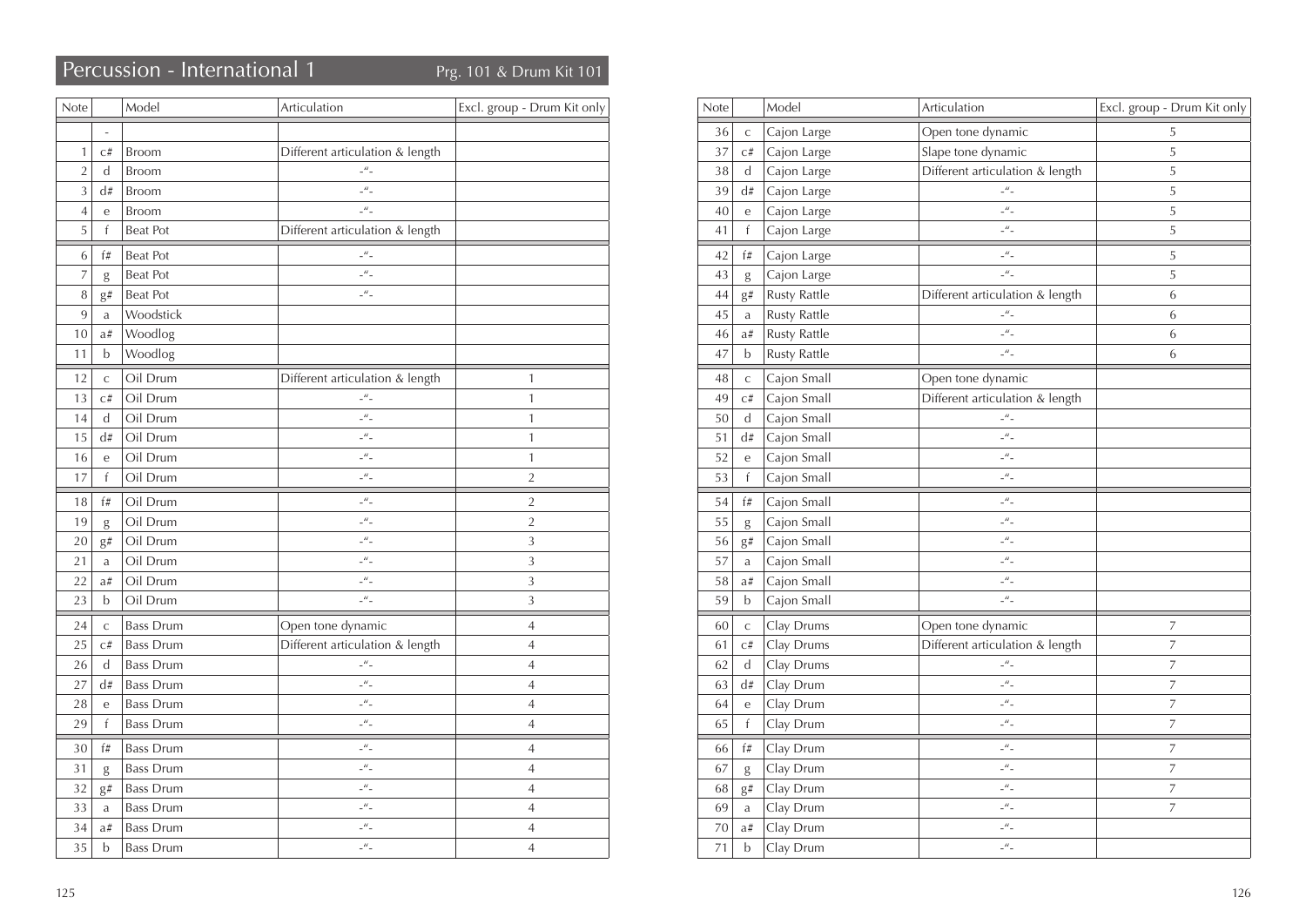## Percussion - International 1

Prg. 101 & Drum Kit 101

| Note | | Model | Articulation | Excl. group - Drum Kit only |
|---|---|---|---|---|
| | - | | | |
| 1 | c# | Broom | Different articulation & length | |
| 2 | d | Broom | -"- | |
| 3 | d# | Broom | -"- | |
| 4 | e | Broom | -"- | |
| 5 | f | Beat Pot | Different articulation & length | |
| 6 | f# | Beat Pot | -"- | |
| 7 | g | Beat Pot | -"- | |
| 8 | g# | Beat Pot | -"- | |
| 9 | a | Woodstick | | |
| 10 | a# | Woodlog | | |
| 11 | b | Woodlog | | |
| 12 | c | Oil Drum | Different articulation & length | 1 |
| 13 | c# | Oil Drum | -"- | 1 |
| 14 | d | Oil Drum | -"- | 1 |
| 15 | d# | Oil Drum | -"- | 1 |
| 16 | e | Oil Drum | -"- | 1 |
| 17 | f | Oil Drum | -"- | 2 |
| 18 | f# | Oil Drum | -"- | 2 |
| 19 | g | Oil Drum | -"- | 2 |
| 20 | g# | Oil Drum | -"- | 3 |
| 21 | a | Oil Drum | -"- | 3 |
| 22 | a# | Oil Drum | -"- | 3 |
| 23 | b | Oil Drum | -"- | 3 |
| 24 | c | Bass Drum | Open tone dynamic | 4 |
| 25 | c# | Bass Drum | Different articulation & length | 4 |
| 26 | d | Bass Drum | -"- | 4 |
| 27 | d# | Bass Drum | -"- | 4 |
| 28 | e | Bass Drum | -"- | 4 |
| 29 | f | Bass Drum | -"- | 4 |
| 30 | f# | Bass Drum | -"- | 4 |
| 31 | g | Bass Drum | -"- | 4 |
| 32 | g# | Bass Drum | -"- | 4 |
| 33 | a | Bass Drum | -"- | 4 |
| 34 | a# | Bass Drum | -"- | 4 |
| 35 | b | Bass Drum | -"- | 4 |

| Note | | Model | Articulation | Excl. group - Drum Kit only |
|---|---|---|---|---|
| 36 | c | Cajon Large | Open tone dynamic | 5 |
| 37 | c# | Cajon Large | Slape tone dynamic | 5 |
| 38 | d | Cajon Large | Different articulation & length | 5 |
| 39 | d# | Cajon Large | -"- | 5 |
| 40 | e | Cajon Large | -"- | 5 |
| 41 | f | Cajon Large | -"- | 5 |
| 42 | f# | Cajon Large | -"- | 5 |
| 43 | g | Cajon Large | -"- | 5 |
| 44 | g# | Rusty Rattle | Different articulation & length | 6 |
| 45 | a | Rusty Rattle | -"- | 6 |
| 46 | a# | Rusty Rattle | -"- | 6 |
| 47 | b | Rusty Rattle | -"- | 6 |
| 48 | c | Cajon Small | Open tone dynamic | |
| 49 | c# | Cajon Small | Different articulation & length | |
| 50 | d | Cajon Small | -"- | |
| 51 | d# | Cajon Small | -"- | |
| 52 | e | Cajon Small | -"- | |
| 53 | f | Cajon Small | -"- | |
| 54 | f# | Cajon Small | -"- | |
| 55 | g | Cajon Small | -"- | |
| 56 | g# | Cajon Small | -"- | |
| 57 | a | Cajon Small | -"- | |
| 58 | a# | Cajon Small | -"- | |
| 59 | b | Cajon Small | -"- | |
| 60 | c | Clay Drums | Open tone dynamic | 7 |
| 61 | c# | Clay Drums | Different articulation & length | 7 |
| 62 | d | Clay Drums | -"- | 7 |
| 63 | d# | Clay Drum | -"- | 7 |
| 64 | e | Clay Drum | -"- | 7 |
| 65 | f | Clay Drum | -"- | 7 |
| 66 | f# | Clay Drum | -"- | 7 |
| 67 | g | Clay Drum | -"- | 7 |
| 68 | g# | Clay Drum | -"- | 7 |
| 69 | a | Clay Drum | -"- | 7 |
| 70 | a# | Clay Drum | -"- | |
| 71 | b | Clay Drum | -"- | |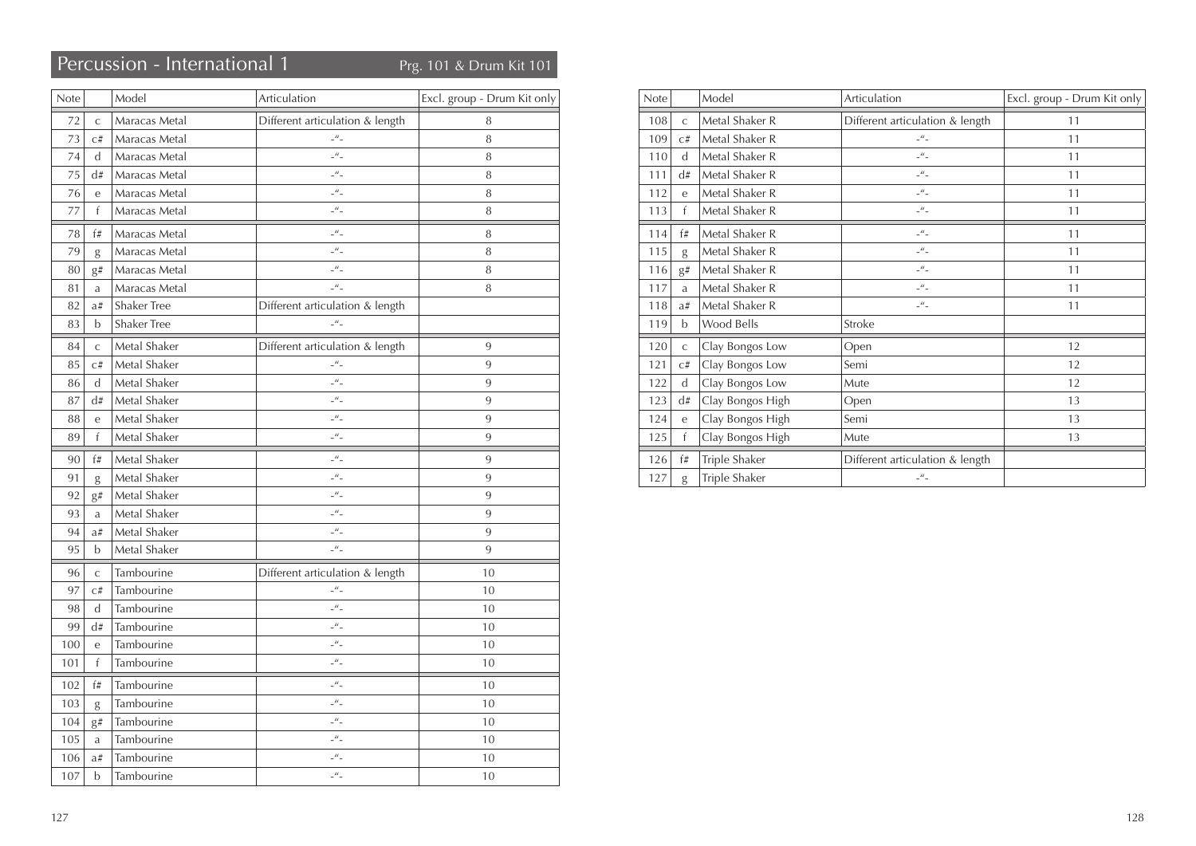## Percussion - International 1

Prg. 101 & Drum Kit 101

| Note | | Model | Articulation | Excl. group - Drum Kit only |
|---|---|---|---|---|
| 72 | c | Maracas Metal | Different articulation & length | 8 |
| 73 | c# | Maracas Metal | -"- | 8 |
| 74 | d | Maracas Metal | -"- | 8 |
| 75 | d# | Maracas Metal | -"- | 8 |
| 76 | e | Maracas Metal | -"- | 8 |
| 77 | f | Maracas Metal | -"- | 8 |
| 78 | f# | Maracas Metal | -"- | 8 |
| 79 | g | Maracas Metal | -"- | 8 |
| 80 | g# | Maracas Metal | -"- | 8 |
| 81 | a | Maracas Metal | -"- | 8 |
| 82 | a# | Shaker Tree | Different articulation & length | |
| 83 | b | Shaker Tree | -"- | |
| 84 | c | Metal Shaker | Different articulation & length | 9 |
| 85 | c# | Metal Shaker | -"- | 9 |
| 86 | d | Metal Shaker | -"- | 9 |
| 87 | d# | Metal Shaker | -"- | 9 |
| 88 | e | Metal Shaker | -"- | 9 |
| 89 | f | Metal Shaker | -"- | 9 |
| 90 | f# | Metal Shaker | -"- | 9 |
| 91 | g | Metal Shaker | -"- | 9 |
| 92 | g# | Metal Shaker | -"- | 9 |
| 93 | a | Metal Shaker | -"- | 9 |
| 94 | a# | Metal Shaker | -"- | 9 |
| 95 | b | Metal Shaker | -"- | 9 |
| 96 | c | Tambourine | Different articulation & length | 10 |
| 97 | c# | Tambourine | -"- | 10 |
| 98 | d | Tambourine | -"- | 10 |
| 99 | d# | Tambourine | -"- | 10 |
| 100 | e | Tambourine | -"- | 10 |
| 101 | f | Tambourine | -"- | 10 |
| 102 | f# | Tambourine | -"- | 10 |
| 103 | g | Tambourine | -"- | 10 |
| 104 | g# | Tambourine | -"- | 10 |
| 105 | a | Tambourine | -"- | 10 |
| 106 | a# | Tambourine | -"- | 10 |
| 107 | b | Tambourine | -"- | 10 |
| 108 | c | Metal Shaker R | Different articulation & length | 11 |
| 109 | c# | Metal Shaker R | -"- | 11 |
| 110 | d | Metal Shaker R | -"- | 11 |
| 111 | d# | Metal Shaker R | -"- | 11 |
| 112 | e | Metal Shaker R | -"- | 11 |
| 113 | f | Metal Shaker R | -"- | 11 |
| 114 | f# | Metal Shaker R | -"- | 11 |
| 115 | g | Metal Shaker R | -"- | 11 |
| 116 | g# | Metal Shaker R | -"- | 11 |
| 117 | a | Metal Shaker R | -"- | 11 |
| 118 | a# | Metal Shaker R | -"- | 11 |
| 119 | b | Wood Bells | Stroke | |
| 120 | c | Clay Bongos Low | Open | 12 |
| 121 | c# | Clay Bongos Low | Semi | 12 |
| 122 | d | Clay Bongos Low | Mute | 12 |
| 123 | d# | Clay Bongos High | Open | 13 |
| 124 | e | Clay Bongos High | Semi | 13 |
| 125 | f | Clay Bongos High | Mute | 13 |
| 126 | f# | Triple Shaker | Different articulation & length | |
| 127 | g | Triple Shaker | -"- | |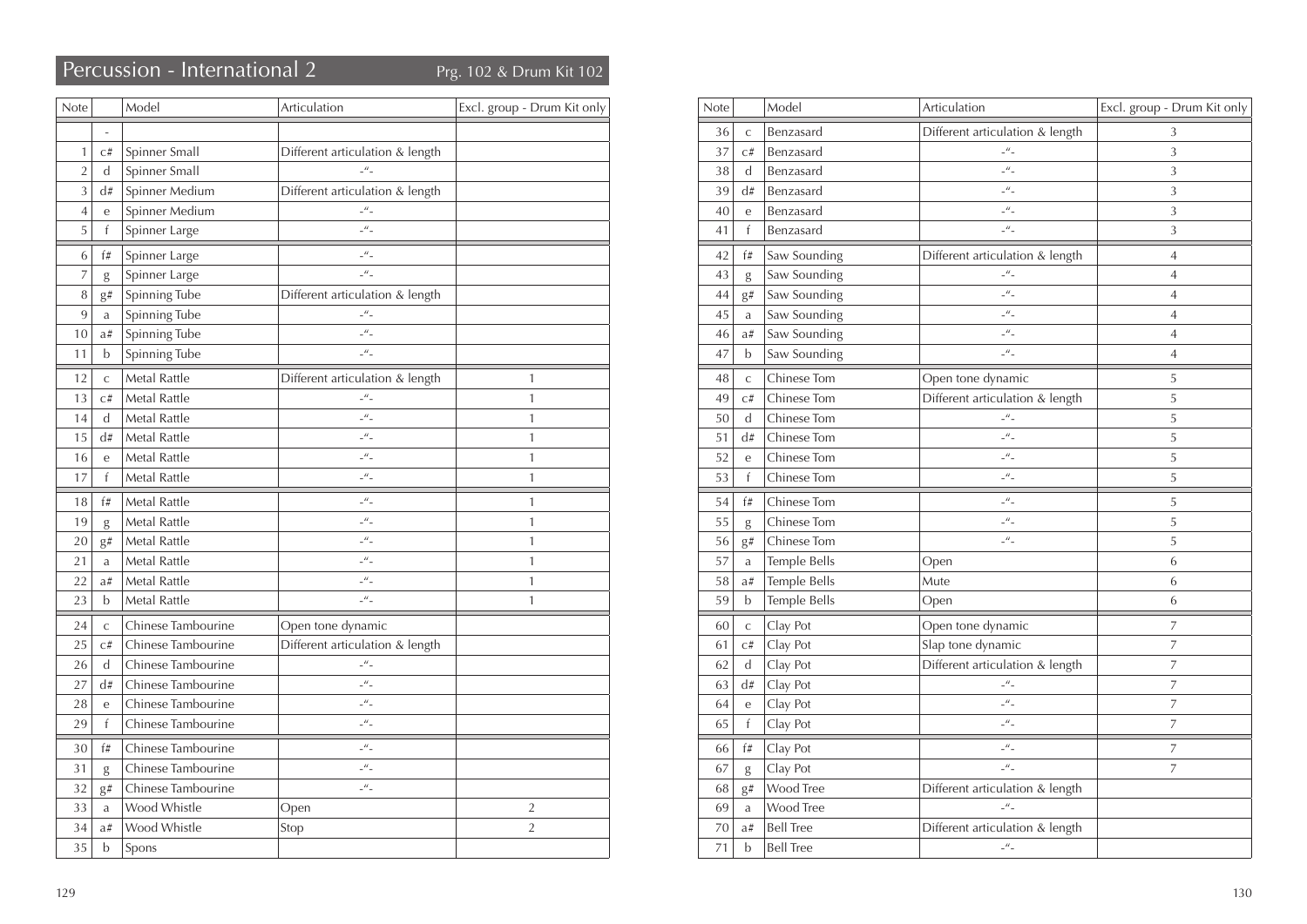## Percussion - International 2

Prg. 102 & Drum Kit 102

| Note | | Model | Articulation | Excl. group - Drum Kit only |
|---|---|---|---|---|
| | - | | | |
| 1 | c# | Spinner Small | Different articulation & length | |
| 2 | d | Spinner Small | -"- | |
| 3 | d# | Spinner Medium | Different articulation & length | |
| 4 | e | Spinner Medium | -"- | |
| 5 | f | Spinner Large | -"- | |
| 6 | f# | Spinner Large | -"- | |
| 7 | g | Spinner Large | -"- | |
| 8 | g# | Spinning Tube | Different articulation & length | |
| 9 | a | Spinning Tube | -"- | |
| 10 | a# | Spinning Tube | -"- | |
| 11 | b | Spinning Tube | -"- | |
| 12 | c | Metal Rattle | Different articulation & length | 1 |
| 13 | c# | Metal Rattle | -"- | 1 |
| 14 | d | Metal Rattle | -"- | 1 |
| 15 | d# | Metal Rattle | -"- | 1 |
| 16 | e | Metal Rattle | -"- | 1 |
| 17 | f | Metal Rattle | -"- | 1 |
| 18 | f# | Metal Rattle | -"- | 1 |
| 19 | g | Metal Rattle | -"- | 1 |
| 20 | g# | Metal Rattle | -"- | 1 |
| 21 | a | Metal Rattle | -"- | 1 |
| 22 | a# | Metal Rattle | -"- | 1 |
| 23 | b | Metal Rattle | -"- | 1 |
| 24 | c | Chinese Tambourine | Open tone dynamic | |
| 25 | c# | Chinese Tambourine | Different articulation & length | |
| 26 | d | Chinese Tambourine | -"- | |
| 27 | d# | Chinese Tambourine | -"- | |
| 28 | e | Chinese Tambourine | -"- | |
| 29 | f | Chinese Tambourine | -"- | |
| 30 | f# | Chinese Tambourine | -"- | |
| 31 | g | Chinese Tambourine | -"- | |
| 32 | g# | Chinese Tambourine | -"- | |
| 33 | a | Wood Whistle | Open | 2 |
| 34 | a# | Wood Whistle | Stop | 2 |
| 35 | b | Spons | | |
| 36 | c | Benzasard | Different articulation & length | 3 |
| 37 | c# | Benzasard | -"- | 3 |
| 38 | d | Benzasard | -"- | 3 |
| 39 | d# | Benzasard | -"- | 3 |
| 40 | e | Benzasard | -"- | 3 |
| 41 | f | Benzasard | -"- | 3 |
| 42 | f# | Saw Sounding | Different articulation & length | 4 |
| 43 | g | Saw Sounding | -"- | 4 |
| 44 | g# | Saw Sounding | -"- | 4 |
| 45 | a | Saw Sounding | -"- | 4 |
| 46 | a# | Saw Sounding | -"- | 4 |
| 47 | b | Saw Sounding | -"- | 4 |
| 48 | c | Chinese Tom | Open tone dynamic | 5 |
| 49 | c# | Chinese Tom | Different articulation & length | 5 |
| 50 | d | Chinese Tom | -"- | 5 |
| 51 | d# | Chinese Tom | -"- | 5 |
| 52 | e | Chinese Tom | -"- | 5 |
| 53 | f | Chinese Tom | -"- | 5 |
| 54 | f# | Chinese Tom | -"- | 5 |
| 55 | g | Chinese Tom | -"- | 5 |
| 56 | g# | Chinese Tom | -"- | 5 |
| 57 | a | Temple Bells | Open | 6 |
| 58 | a# | Temple Bells | Mute | 6 |
| 59 | b | Temple Bells | Open | 6 |
| 60 | c | Clay Pot | Open tone dynamic | 7 |
| 61 | c# | Clay Pot | Slap tone dynamic | 7 |
| 62 | d | Clay Pot | Different articulation & length | 7 |
| 63 | d# | Clay Pot | -"- | 7 |
| 64 | e | Clay Pot | -"- | 7 |
| 65 | f | Clay Pot | -"- | 7 |
| 66 | f# | Clay Pot | -"- | 7 |
| 67 | g | Clay Pot | -"- | 7 |
| 68 | g# | Wood Tree | Different articulation & length | |
| 69 | a | Wood Tree | -"- | |
| 70 | a# | Bell Tree | Different articulation & length | |
| 71 | b | Bell Tree | -"- | |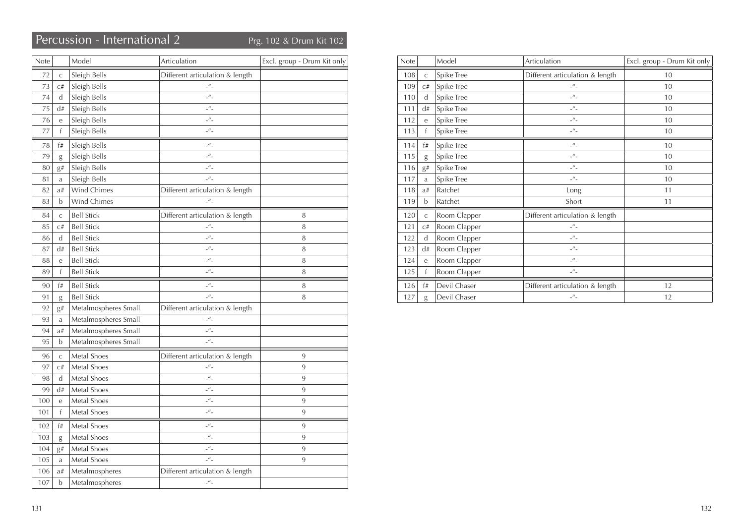# Percussion - International 2

Prg. 102 & Drum Kit 102

| Note | | Model | Articulation | Excl. group - Drum Kit only |
|---|---|---|---|---|
| 72 | c | Sleigh Bells | Different articulation & length | |
| 73 | c# | Sleigh Bells | -"- | |
| 74 | d | Sleigh Bells | -"- | |
| 75 | d# | Sleigh Bells | -"- | |
| 76 | e | Sleigh Bells | -"- | |
| 77 | f | Sleigh Bells | -"- | |
| 78 | f# | Sleigh Bells | -"- | |
| 79 | g | Sleigh Bells | -"- | |
| 80 | g# | Sleigh Bells | -"- | |
| 81 | a | Sleigh Bells | -"- | |
| 82 | a# | Wind Chimes | Different articulation & length | |
| 83 | b | Wind Chimes | -"- | |
| 84 | c | Bell Stick | Different articulation & length | 8 |
| 85 | c# | Bell Stick | -"- | 8 |
| 86 | d | Bell Stick | -"- | 8 |
| 87 | d# | Bell Stick | -"- | 8 |
| 88 | e | Bell Stick | -"- | 8 |
| 89 | f | Bell Stick | -"- | 8 |
| 90 | f# | Bell Stick | -"- | 8 |
| 91 | g | Bell Stick | -"- | 8 |
| 92 | g# | Metalmospheres Small | Different articulation & length | |
| 93 | a | Metalmospheres Small | -"- | |
| 94 | a# | Metalmospheres Small | -"- | |
| 95 | b | Metalmospheres Small | -"- | |
| 96 | c | Metal Shoes | Different articulation & length | 9 |
| 97 | c# | Metal Shoes | -"- | 9 |
| 98 | d | Metal Shoes | -"- | 9 |
| 99 | d# | Metal Shoes | -"- | 9 |
| 100 | e | Metal Shoes | -"- | 9 |
| 101 | f | Metal Shoes | -"- | 9 |
| 102 | f# | Metal Shoes | -"- | 9 |
| 103 | g | Metal Shoes | -"- | 9 |
| 104 | g# | Metal Shoes | -"- | 9 |
| 105 | a | Metal Shoes | -"- | 9 |
| 106 | a# | Metalmospheres | Different articulation & length | |
| 107 | b | Metalmospheres | -"- | |
| 108 | c | Spike Tree | Different articulation & length | 10 |
| 109 | c# | Spike Tree | -"- | 10 |
| 110 | d | Spike Tree | -"- | 10 |
| 111 | d# | Spike Tree | -"- | 10 |
| 112 | e | Spike Tree | -"- | 10 |
| 113 | f | Spike Tree | -"- | 10 |
| 114 | f# | Spike Tree | -"- | 10 |
| 115 | g | Spike Tree | -"- | 10 |
| 116 | g# | Spike Tree | -"- | 10 |
| 117 | a | Spike Tree | -"- | 10 |
| 118 | a# | Ratchet | Long | 11 |
| 119 | b | Ratchet | Short | 11 |
| 120 | c | Room Clapper | Different articulation & length | |
| 121 | c# | Room Clapper | -"- | |
| 122 | d | Room Clapper | -"- | |
| 123 | d# | Room Clapper | -"- | |
| 124 | e | Room Clapper | -"- | |
| 125 | f | Room Clapper | -"- | |
| 126 | f# | Devil Chaser | Different articulation & length | 12 |
| 127 | g | Devil Chaser | -"- | 12 |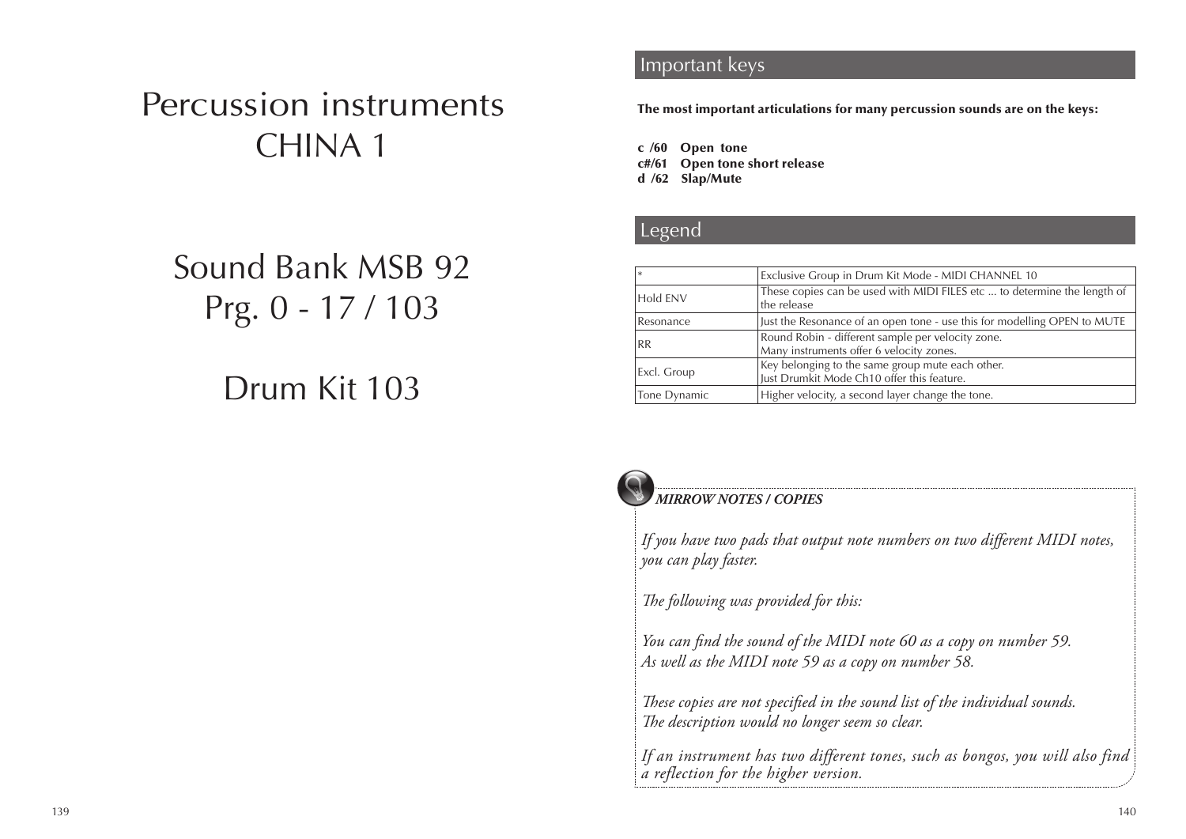# Percussion instruments CHINA 1

# Sound Bank MSB 92
# Prg. 0 - 17 / 103

# Drum Kit 103

## Important keys

**The most important articulations for many percussion sounds are on the keys:**

**c /60 Open tone**
**c#/61 Open tone short release**
**d /62 Slap/Mute**

## Legend

| | |
|---|---|
| * | Exclusive Group in Drum Kit Mode - MIDI CHANNEL 10 |
| Hold ENV | These copies can be used with MIDI FILES etc ... to determine the length of the release |
| Resonance | Just the Resonance of an open tone - use this for modelling OPEN to MUTE |
| RR | Round Robin - different sample per velocity zone. Many instruments offer 6 velocity zones. |
| Excl. Group | Key belonging to the same group mute each other. Just Drumkit Mode Ch10 offer this feature. |
| Tone Dynamic | Higher velocity, a second layer change the tone. |

***MIRROW NOTES / COPIES***

*If you have two pads that output note numbers on two different MIDI notes, you can play faster.*

*The following was provided for this:*

*You can find the sound of the MIDI note 60 as a copy on number 59.*
*As well as the MIDI note 59 as a copy on number 58.*

*These copies are not specified in the sound list of the individual sounds.*
*The description would no longer seem so clear.*

*If an instrument has two different tones, such as bongos, you will also find a reflection for the higher version.*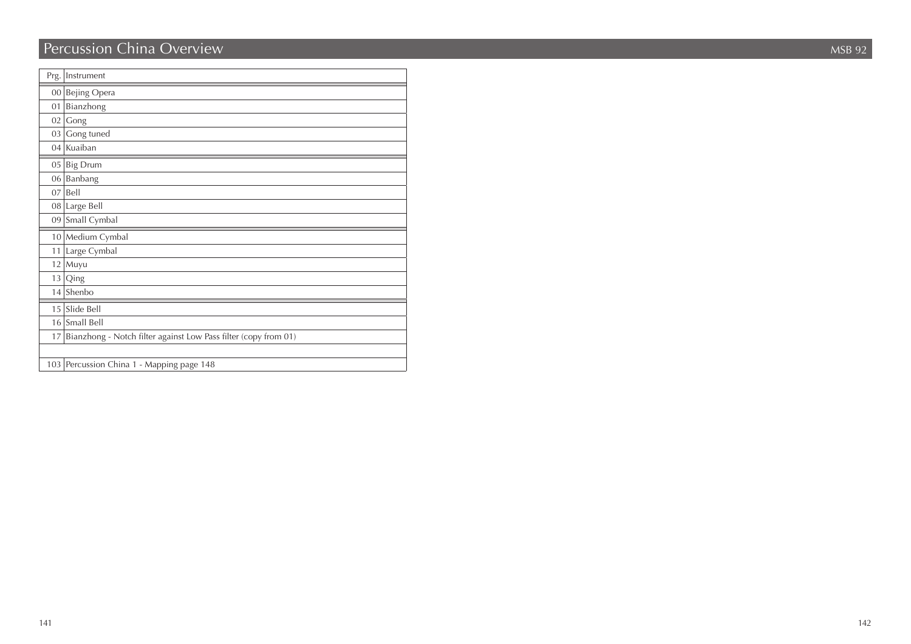# Percussion China Overview

MSB 92

| Prg. | Instrument |
|---|---|
| 00 | Bejing Opera |
| 01 | Bianzhong |
| 02 | Gong |
| 03 | Gong tuned |
| 04 | Kuaiban |
| 05 | Big Drum |
| 06 | Banbang |
| 07 | Bell |
| 08 | Large Bell |
| 09 | Small Cymbal |
| 10 | Medium Cymbal |
| 11 | Large Cymbal |
| 12 | Muyu |
| 13 | Qing |
| 14 | Shenbo |
| 15 | Slide Bell |
| 16 | Small Bell |
| 17 | Bianzhong - Notch filter against Low Pass filter (copy from 01) |
| | |
| 103 | Percussion China 1 - Mapping page 148 |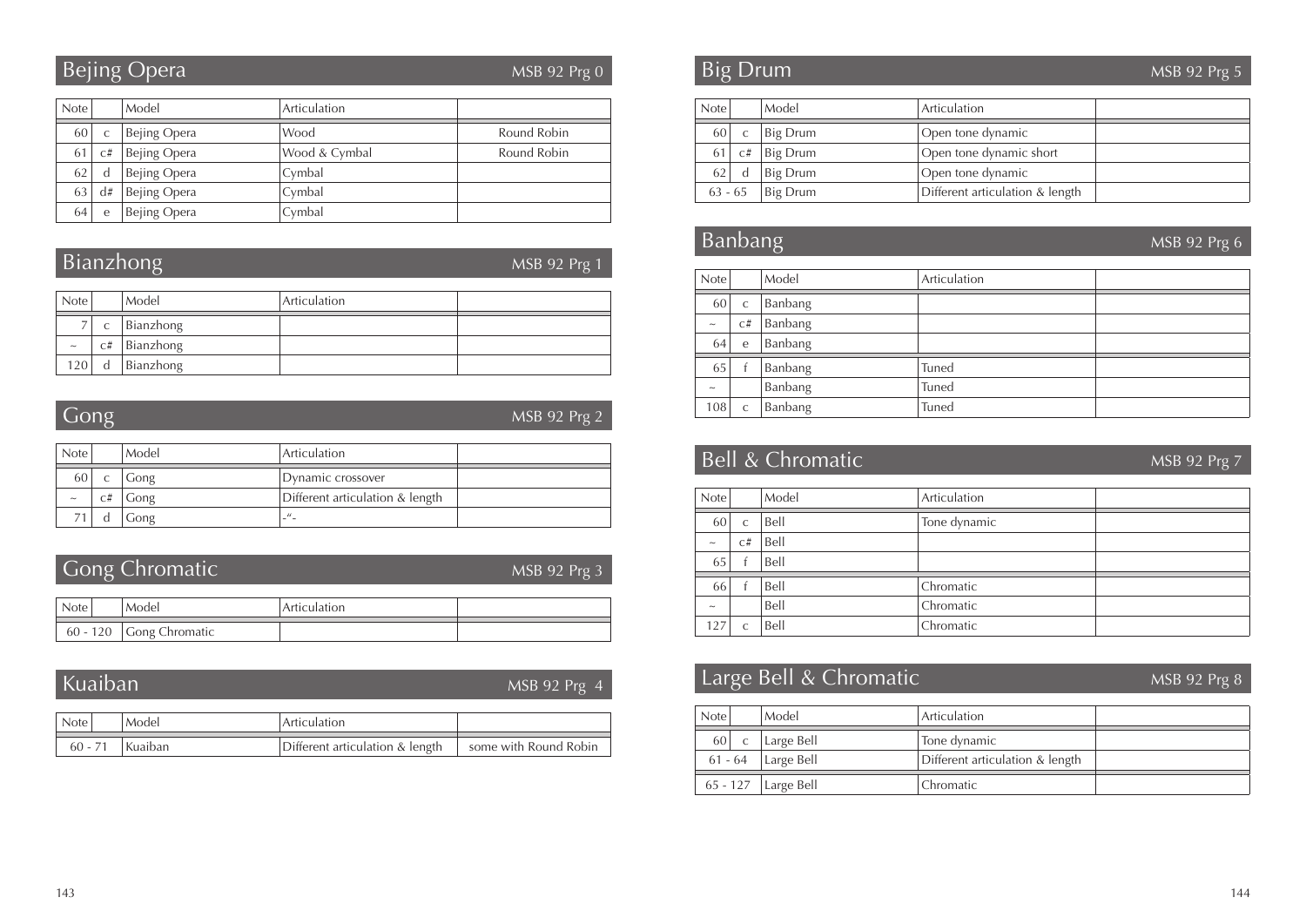## Bejing Opera

MSB 92 Prg 0

| Note | | Model | Articulation | |
|---|---|---|---|---|
| 60 | c | Bejing Opera | Wood | Round Robin |
| 61 | c# | Bejing Opera | Wood & Cymbal | Round Robin |
| 62 | d | Bejing Opera | Cymbal | |
| 63 | d# | Bejing Opera | Cymbal | |
| 64 | e | Bejing Opera | Cymbal | |

## Bianzhong

MSB 92 Prg 1

| Note | | Model | Articulation | |
|---|---|---|---|---|
| 7 | c | Bianzhong | | |
| ~ | c# | Bianzhong | | |
| 120 | d | Bianzhong | | |

## Gong

MSB 92 Prg 2

| Note | | Model | Articulation | |
|---|---|---|---|---|
| 60 | c | Gong | Dynamic crossover | |
| ~ | c# | Gong | Different articulation & length | |
| 71 | d | Gong | -"- | |

## Gong Chromatic

MSB 92 Prg 3

| Note | Model | Articulation | |
|---|---|---|---|
| 60 - 120 | Gong Chromatic | | |

## Kuaiban

MSB 92 Prg 4

| Note | Model | Articulation | |
|---|---|---|---|
| 60 - 71 | Kuaiban | Different articulation & length | some with Round Robin |

## Big Drum

MSB 92 Prg 5

| Note | | Model | Articulation | |
|---|---|---|---|---|
| 60 | c | Big Drum | Open tone dynamic | |
| 61 | c# | Big Drum | Open tone dynamic short | |
| 62 | d | Big Drum | Open tone dynamic | |
| 63 - 65 | | Big Drum | Different articulation & length | |

## Banbang

MSB 92 Prg 6

| Note | | Model | Articulation | |
|---|---|---|---|---|
| 60 | c | Banbang | | |
| ~ | c# | Banbang | | |
| 64 | e | Banbang | | |
| 65 | f | Banbang | Tuned | |
| ~ | | Banbang | Tuned | |
| 108 | c | Banbang | Tuned | |

## Bell & Chromatic

MSB 92 Prg 7

| Note | | Model | Articulation | |
|---|---|---|---|---|
| 60 | c | Bell | Tone dynamic | |
| ~ | c# | Bell | | |
| 65 | f | Bell | | |
| 66 | f | Bell | Chromatic | |
| ~ | | Bell | Chromatic | |
| 127 | c | Bell | Chromatic | |

## Large Bell & Chromatic

MSB 92 Prg 8

| Note | | Model | Articulation | |
|---|---|---|---|---|
| 60 | c | Large Bell | Tone dynamic | |
| 61 - 64 | | Large Bell | Different articulation & length | |
| 65 - 127 | | Large Bell | Chromatic | |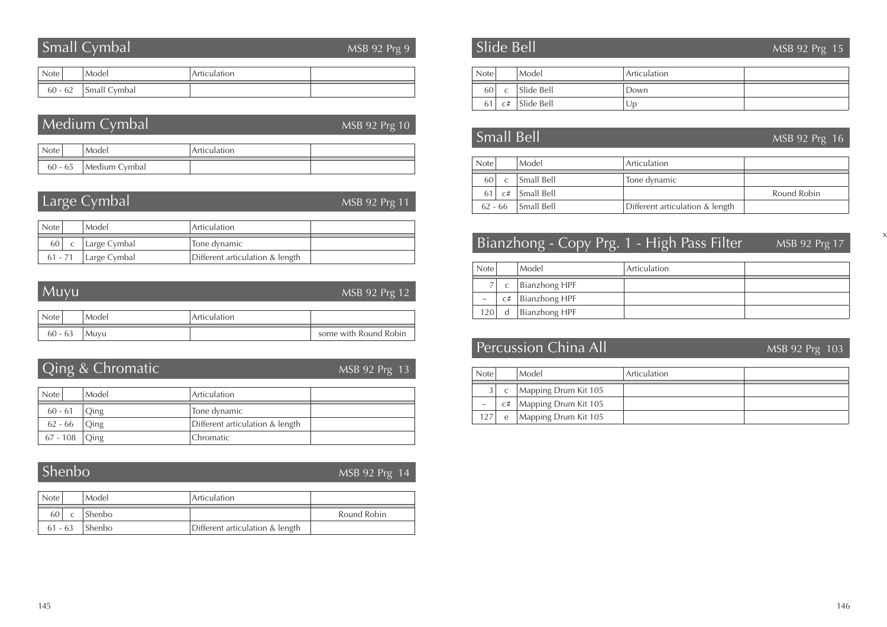## Small Cymbal

MSB 92 Prg 9

| Note | | Model | Articulation | |
|---|---|---|---|---|
| 60 - 62 | | Small Cymbal | | |

## Medium Cymbal

MSB 92 Prg 10

| Note | | Model | Articulation | |
|---|---|---|---|---|
| 60 - 65 | | Medium Cymbal | | |

## Large Cymbal

MSB 92 Prg 11

| Note | | Model | Articulation | |
|---|---|---|---|---|
| 60 | c | Large Cymbal | Tone dynamic | |
| 61 - 71 | | Large Cymbal | Different articulation & length | |

## Muyu

MSB 92 Prg 12

| Note | | Model | Articulation | |
|---|---|---|---|---|
| 60 - 63 | | Muyu | | some with Round Robin |

## Qing & Chromatic

MSB 92 Prg 13

| Note | | Model | Articulation | |
|---|---|---|---|---|
| 60 - 61 | | Qing | Tone dynamic | |
| 62 - 66 | | Qing | Different articulation & length | |
| 67 - 108 | | Qing | Chromatic | |

## Shenbo

MSB 92 Prg 14

| Note | | Model | Articulation | |
|---|---|---|---|---|
| 60 | c | Shenbo | | Round Robin |
| 61 - 63 | | Shenbo | Different articulation & length | |

## Slide Bell

MSB 92 Prg 15

| Note | | Model | Articulation | |
|---|---|---|---|---|
| 60 | c | Slide Bell | Down | |
| 61 | c# | Slide Bell | Up | |

## Small Bell

MSB 92 Prg 16

| Note | | Model | Articulation | |
|---|---|---|---|---|
| 60 | c | Small Bell | Tone dynamic | |
| 61 | c# | Small Bell | | Round Robin |
| 62 - 66 | | Small Bell | Different articulation & length | |

## Bianzhong - Copy Prg. 1 - High Pass Filter

MSB 92 Prg 17

| Note | | Model | Articulation | |
|---|---|---|---|---|
| 7 | c | Bianzhong HPF | | |
| ~ | c# | Bianzhong HPF | | |
| 120 | d | Bianzhong HPF | | |

## Percussion China All

MSB 92 Prg 103

| Note | | Model | Articulation | |
|---|---|---|---|---|
| 3 | c | Mapping Drum Kit 105 | | |
| ~ | c# | Mapping Drum Kit 105 | | |
| 127 | e | Mapping Drum Kit 105 | | |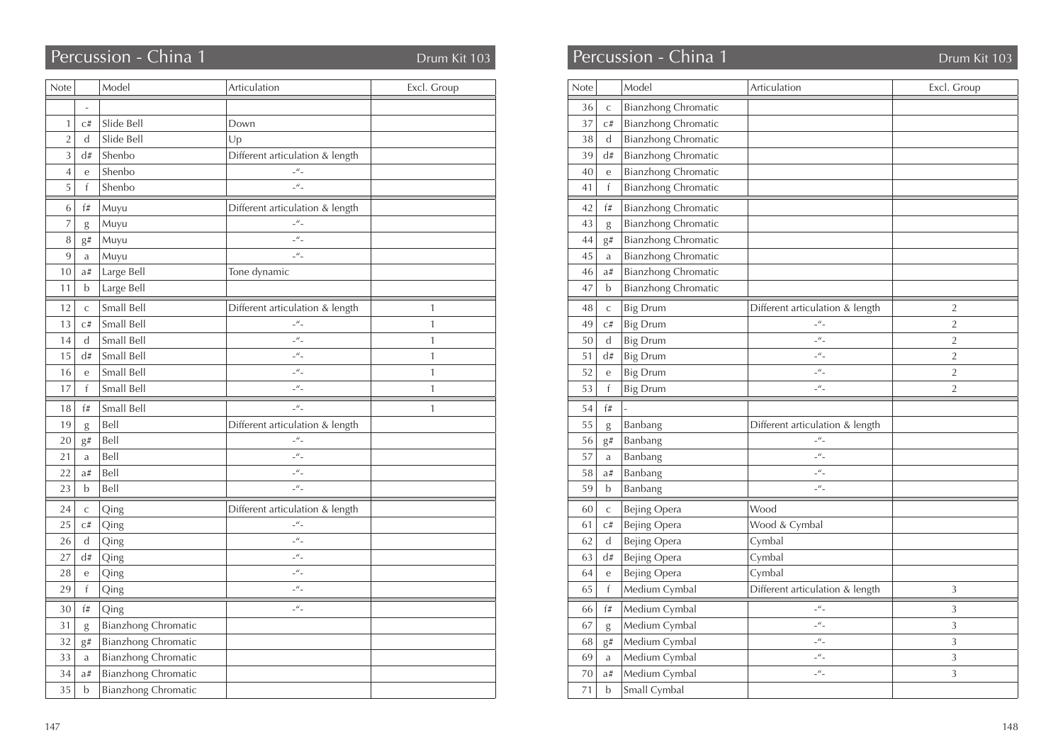## Percussion - China 1 — Drum Kit 103

| Note | | Model | Articulation | Excl. Group |
|---|---|---|---|---|
| | - | | | |
| 1 | c# | Slide Bell | Down | |
| 2 | d | Slide Bell | Up | |
| 3 | d# | Shenbo | Different articulation & length | |
| 4 | e | Shenbo | -"- | |
| 5 | f | Shenbo | -"- | |
| 6 | f# | Muyu | Different articulation & length | |
| 7 | g | Muyu | -"- | |
| 8 | g# | Muyu | -"- | |
| 9 | a | Muyu | -"- | |
| 10 | a# | Large Bell | Tone dynamic | |
| 11 | b | Large Bell | | |
| 12 | c | Small Bell | Different articulation & length | 1 |
| 13 | c# | Small Bell | -"- | 1 |
| 14 | d | Small Bell | -"- | 1 |
| 15 | d# | Small Bell | -"- | 1 |
| 16 | e | Small Bell | -"- | 1 |
| 17 | f | Small Bell | -"- | 1 |
| 18 | f# | Small Bell | -"- | 1 |
| 19 | g | Bell | Different articulation & length | |
| 20 | g# | Bell | -"- | |
| 21 | a | Bell | -"- | |
| 22 | a# | Bell | -"- | |
| 23 | b | Bell | -"- | |
| 24 | c | Qing | Different articulation & length | |
| 25 | c# | Qing | -"- | |
| 26 | d | Qing | -"- | |
| 27 | d# | Qing | -"- | |
| 28 | e | Qing | -"- | |
| 29 | f | Qing | -"- | |
| 30 | f# | Qing | -"- | |
| 31 | g | Bianzhong Chromatic | | |
| 32 | g# | Bianzhong Chromatic | | |
| 33 | a | Bianzhong Chromatic | | |
| 34 | a# | Bianzhong Chromatic | | |
| 35 | b | Bianzhong Chromatic | | |

## Percussion - China 1 — Drum Kit 103

| Note | | Model | Articulation | Excl. Group |
|---|---|---|---|---|
| 36 | c | Bianzhong Chromatic | | |
| 37 | c# | Bianzhong Chromatic | | |
| 38 | d | Bianzhong Chromatic | | |
| 39 | d# | Bianzhong Chromatic | | |
| 40 | e | Bianzhong Chromatic | | |
| 41 | f | Bianzhong Chromatic | | |
| 42 | f# | Bianzhong Chromatic | | |
| 43 | g | Bianzhong Chromatic | | |
| 44 | g# | Bianzhong Chromatic | | |
| 45 | a | Bianzhong Chromatic | | |
| 46 | a# | Bianzhong Chromatic | | |
| 47 | b | Bianzhong Chromatic | | |
| 48 | c | Big Drum | Different articulation & length | 2 |
| 49 | c# | Big Drum | -"- | 2 |
| 50 | d | Big Drum | -"- | 2 |
| 51 | d# | Big Drum | -"- | 2 |
| 52 | e | Big Drum | -"- | 2 |
| 53 | f | Big Drum | -"- | 2 |
| 54 | f# | - | | |
| 55 | g | Banbang | Different articulation & length | |
| 56 | g# | Banbang | -"- | |
| 57 | a | Banbang | -"- | |
| 58 | a# | Banbang | -"- | |
| 59 | b | Banbang | -"- | |
| 60 | c | Bejing Opera | Wood | |
| 61 | c# | Bejing Opera | Wood & Cymbal | |
| 62 | d | Bejing Opera | Cymbal | |
| 63 | d# | Bejing Opera | Cymbal | |
| 64 | e | Bejing Opera | Cymbal | |
| 65 | f | Medium Cymbal | Different articulation & length | 3 |
| 66 | f# | Medium Cymbal | -"- | 3 |
| 67 | g | Medium Cymbal | -"- | 3 |
| 68 | g# | Medium Cymbal | -"- | 3 |
| 69 | a | Medium Cymbal | -"- | 3 |
| 70 | a# | Medium Cymbal | -"- | 3 |
| 71 | b | Small Cymbal | | |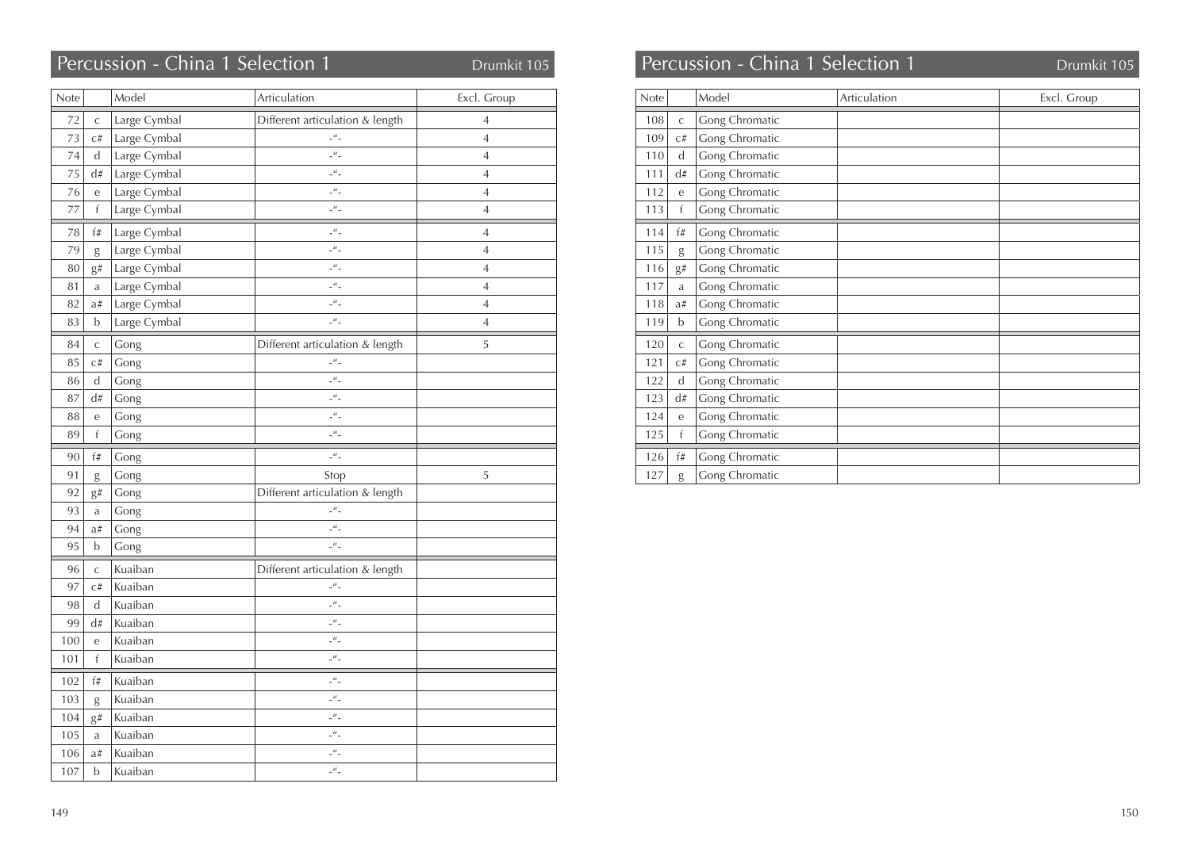# Percussion - China 1 Selection 1

Drumkit 105

| Note | | Model | Articulation | Excl. Group |
|---|---|---|---|---|
| 72 | c | Large Cymbal | Different articulation & length | 4 |
| 73 | c# | Large Cymbal | -"- | 4 |
| 74 | d | Large Cymbal | -"- | 4 |
| 75 | d# | Large Cymbal | -"- | 4 |
| 76 | e | Large Cymbal | -"- | 4 |
| 77 | f | Large Cymbal | -"- | 4 |
| 78 | f# | Large Cymbal | -"- | 4 |
| 79 | g | Large Cymbal | -"- | 4 |
| 80 | g# | Large Cymbal | -"- | 4 |
| 81 | a | Large Cymbal | -"- | 4 |
| 82 | a# | Large Cymbal | -"- | 4 |
| 83 | b | Large Cymbal | -"- | 4 |
| 84 | c | Gong | Different articulation & length | 5 |
| 85 | c# | Gong | -"- | |
| 86 | d | Gong | -"- | |
| 87 | d# | Gong | -"- | |
| 88 | e | Gong | -"- | |
| 89 | f | Gong | -"- | |
| 90 | f# | Gong | -"- | |
| 91 | g | Gong | Stop | 5 |
| 92 | g# | Gong | Different articulation & length | |
| 93 | a | Gong | -"- | |
| 94 | a# | Gong | -"- | |
| 95 | b | Gong | -"- | |
| 96 | c | Kuaiban | Different articulation & length | |
| 97 | c# | Kuaiban | -"- | |
| 98 | d | Kuaiban | -"- | |
| 99 | d# | Kuaiban | -"- | |
| 100 | e | Kuaiban | -"- | |
| 101 | f | Kuaiban | -"- | |
| 102 | f# | Kuaiban | -"- | |
| 103 | g | Kuaiban | -"- | |
| 104 | g# | Kuaiban | -"- | |
| 105 | a | Kuaiban | -"- | |
| 106 | a# | Kuaiban | -"- | |
| 107 | b | Kuaiban | -"- | |

# Percussion - China 1 Selection 1

Drumkit 105

| Note | | Model | Articulation | Excl. Group |
|---|---|---|---|---|
| 108 | c | Gong Chromatic | | |
| 109 | c# | Gong Chromatic | | |
| 110 | d | Gong Chromatic | | |
| 111 | d# | Gong Chromatic | | |
| 112 | e | Gong Chromatic | | |
| 113 | f | Gong Chromatic | | |
| 114 | f# | Gong Chromatic | | |
| 115 | g | Gong Chromatic | | |
| 116 | g# | Gong Chromatic | | |
| 117 | a | Gong Chromatic | | |
| 118 | a# | Gong Chromatic | | |
| 119 | b | Gong Chromatic | | |
| 120 | c | Gong Chromatic | | |
| 121 | c# | Gong Chromatic | | |
| 122 | d | Gong Chromatic | | |
| 123 | d# | Gong Chromatic | | |
| 124 | e | Gong Chromatic | | |
| 125 | f | Gong Chromatic | | |
| 126 | f# | Gong Chromatic | | |
| 127 | g | Gong Chromatic | | |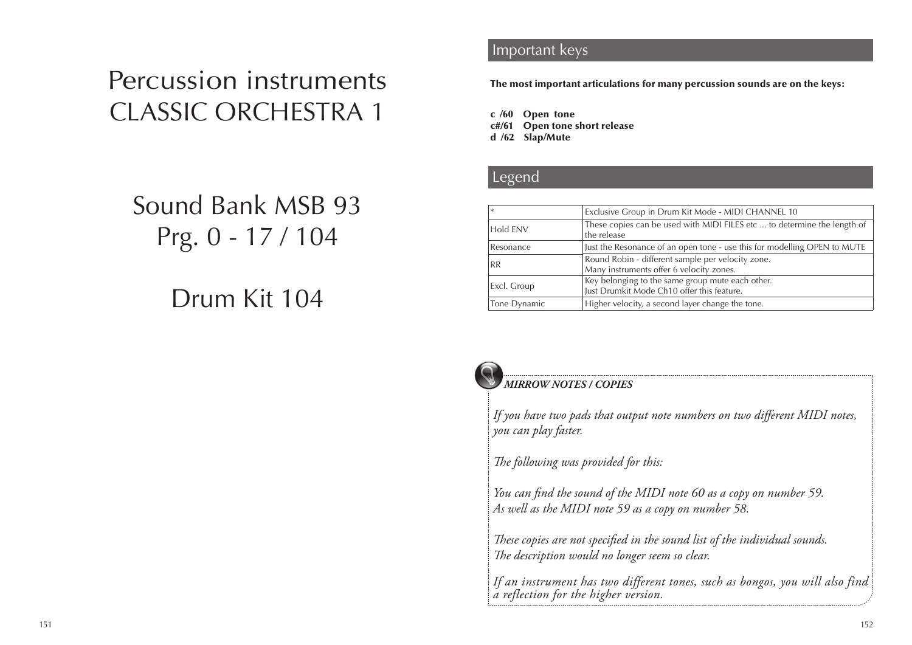# Percussion instruments CLASSIC ORCHESTRA 1

# Sound Bank MSB 93 Prg. 0 - 17 / 104

# Drum Kit 104

## Important keys

**The most important articulations for many percussion sounds are on the keys:**

**c /60 Open tone**
**c#/61 Open tone short release**
**d /62 Slap/Mute**

## Legend

| | |
|---|---|
| * | Exclusive Group in Drum Kit Mode - MIDI CHANNEL 10 |
| Hold ENV | These copies can be used with MIDI FILES etc ... to determine the length of the release |
| Resonance | Just the Resonance of an open tone - use this for modelling OPEN to MUTE |
| RR | Round Robin - different sample per velocity zone. Many instruments offer 6 velocity zones. |
| Excl. Group | Key belonging to the same group mute each other. Just Drumkit Mode Ch10 offer this feature. |
| Tone Dynamic | Higher velocity, a second layer change the tone. |

***MIRROW NOTES / COPIES***

*If you have two pads that output note numbers on two different MIDI notes, you can play faster.*

*The following was provided for this:*

*You can find the sound of the MIDI note 60 as a copy on number 59.*
*As well as the MIDI note 59 as a copy on number 58.*

*These copies are not specified in the sound list of the individual sounds.*
*The description would no longer seem so clear.*

*If an instrument has two different tones, such as bongos, you will also find a reflection for the higher version.*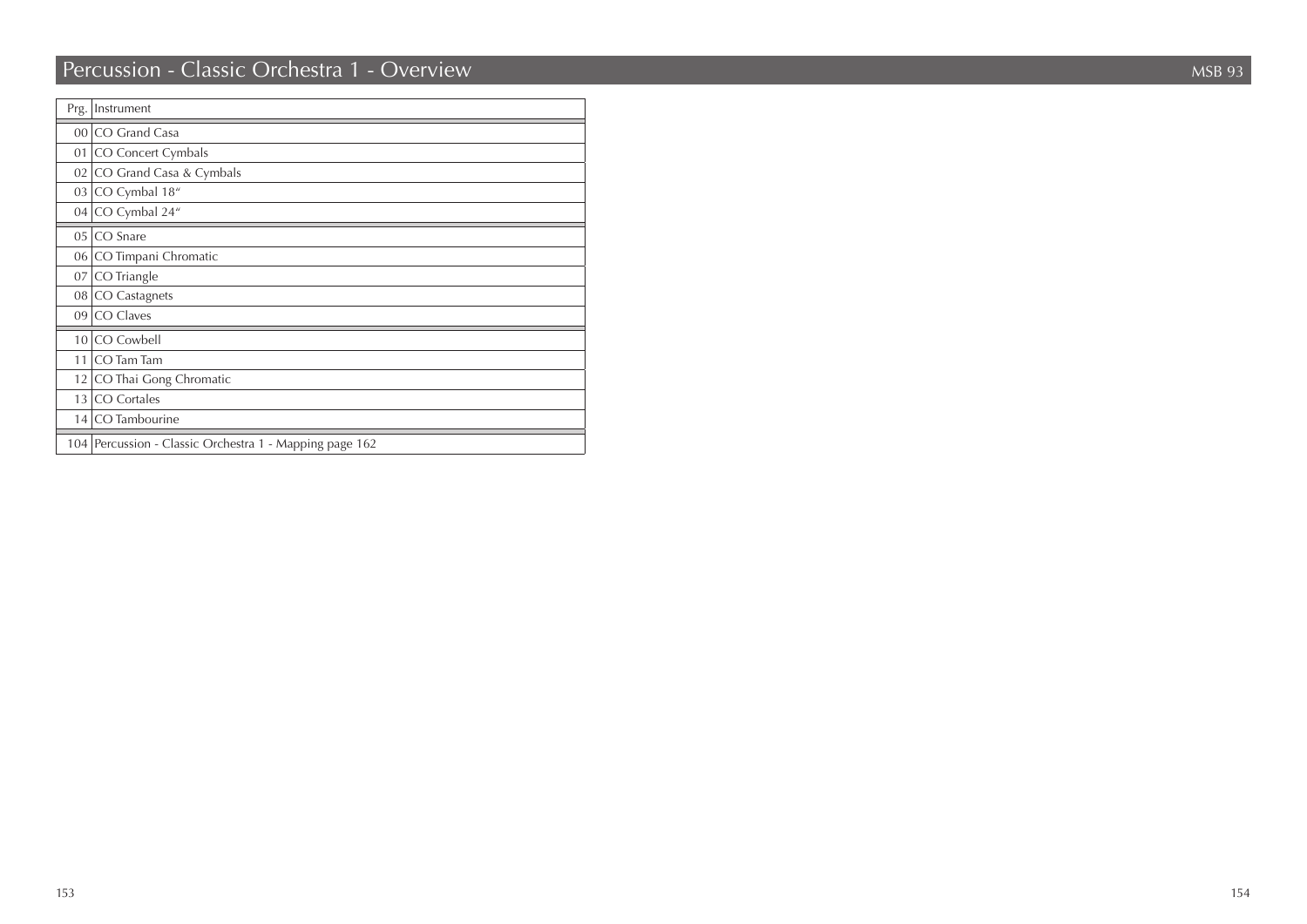# Percussion - Classic Orchestra 1 - Overview

MSB 93

| Prg. | Instrument |
|---|---|
| 00 | CO Grand Casa |
| 01 | CO Concert Cymbals |
| 02 | CO Grand Casa & Cymbals |
| 03 | CO Cymbal 18" |
| 04 | CO Cymbal 24" |
| 05 | CO Snare |
| 06 | CO Timpani Chromatic |
| 07 | CO Triangle |
| 08 | CO Castagnets |
| 09 | CO Claves |
| 10 | CO Cowbell |
| 11 | CO Tam Tam |
| 12 | CO Thai Gong Chromatic |
| 13 | CO Cortales |
| 14 | CO Tambourine |
| 104 | Percussion - Classic Orchestra 1 - Mapping page 162 |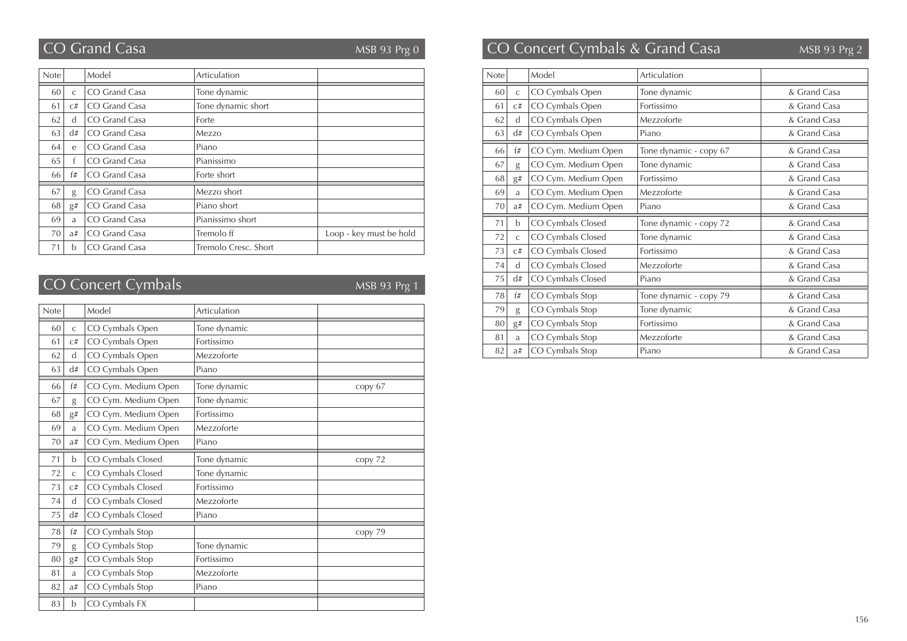## CO Grand Casa

MSB 93 Prg 0

| Note | | Model | Articulation | |
|---|---|---|---|---|
| 60 | c | CO Grand Casa | Tone dynamic | |
| 61 | c# | CO Grand Casa | Tone dynamic short | |
| 62 | d | CO Grand Casa | Forte | |
| 63 | d# | CO Grand Casa | Mezzo | |
| 64 | e | CO Grand Casa | Piano | |
| 65 | f | CO Grand Casa | Pianissimo | |
| 66 | f# | CO Grand Casa | Forte short | |
| 67 | g | CO Grand Casa | Mezzo short | |
| 68 | g# | CO Grand Casa | Piano short | |
| 69 | a | CO Grand Casa | Pianissimo short | |
| 70 | a# | CO Grand Casa | Tremolo ff | Loop - key must be hold |
| 71 | b | CO Grand Casa | Tremolo Cresc. Short | |

## CO Concert Cymbals

MSB 93 Prg 1

| Note | | Model | Articulation | |
|---|---|---|---|---|
| 60 | c | CO Cymbals Open | Tone dynamic | |
| 61 | c# | CO Cymbals Open | Fortissimo | |
| 62 | d | CO Cymbals Open | Mezzoforte | |
| 63 | d# | CO Cymbals Open | Piano | |
| 66 | f# | CO Cym. Medium Open | Tone dynamic | copy 67 |
| 67 | g | CO Cym. Medium Open | Tone dynamic | |
| 68 | g# | CO Cym. Medium Open | Fortissimo | |
| 69 | a | CO Cym. Medium Open | Mezzoforte | |
| 70 | a# | CO Cym. Medium Open | Piano | |
| 71 | b | CO Cymbals Closed | Tone dynamic | copy 72 |
| 72 | c | CO Cymbals Closed | Tone dynamic | |
| 73 | c# | CO Cymbals Closed | Fortissimo | |
| 74 | d | CO Cymbals Closed | Mezzoforte | |
| 75 | d# | CO Cymbals Closed | Piano | |
| 78 | f# | CO Cymbals Stop | | copy 79 |
| 79 | g | CO Cymbals Stop | Tone dynamic | |
| 80 | g# | CO Cymbals Stop | Fortissimo | |
| 81 | a | CO Cymbals Stop | Mezzoforte | |
| 82 | a# | CO Cymbals Stop | Piano | |
| 83 | b | CO Cymbals FX | | |

## CO Concert Cymbals & Grand Casa

MSB 93 Prg 2

| Note | | Model | Articulation | |
|---|---|---|---|---|
| 60 | c | CO Cymbals Open | Tone dynamic | & Grand Casa |
| 61 | c# | CO Cymbals Open | Fortissimo | & Grand Casa |
| 62 | d | CO Cymbals Open | Mezzoforte | & Grand Casa |
| 63 | d# | CO Cymbals Open | Piano | & Grand Casa |
| 66 | f# | CO Cym. Medium Open | Tone dynamic - copy 67 | & Grand Casa |
| 67 | g | CO Cym. Medium Open | Tone dynamic | & Grand Casa |
| 68 | g# | CO Cym. Medium Open | Fortissimo | & Grand Casa |
| 69 | a | CO Cym. Medium Open | Mezzoforte | & Grand Casa |
| 70 | a# | CO Cym. Medium Open | Piano | & Grand Casa |
| 71 | b | CO Cymbals Closed | Tone dynamic - copy 72 | & Grand Casa |
| 72 | c | CO Cymbals Closed | Tone dynamic | & Grand Casa |
| 73 | c# | CO Cymbals Closed | Fortissimo | & Grand Casa |
| 74 | d | CO Cymbals Closed | Mezzoforte | & Grand Casa |
| 75 | d# | CO Cymbals Closed | Piano | & Grand Casa |
| 78 | f# | CO Cymbals Stop | Tone dynamic - copy 79 | & Grand Casa |
| 79 | g | CO Cymbals Stop | Tone dynamic | & Grand Casa |
| 80 | g# | CO Cymbals Stop | Fortissimo | & Grand Casa |
| 81 | a | CO Cymbals Stop | Mezzoforte | & Grand Casa |
| 82 | a# | CO Cymbals Stop | Piano | & Grand Casa |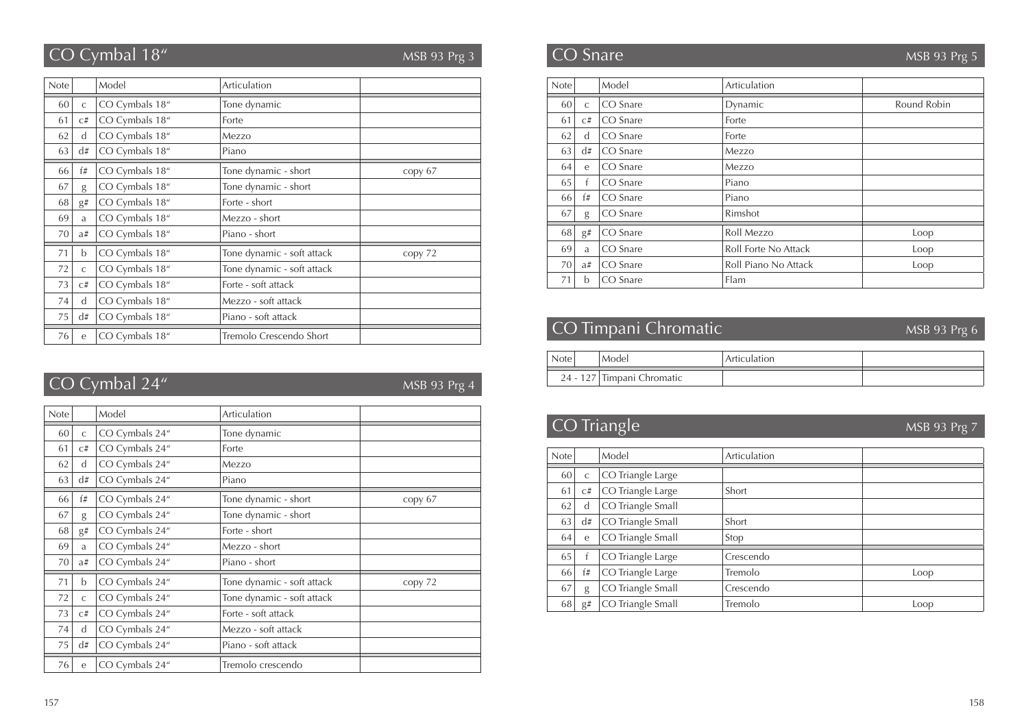## CO Cymbal 18" MSB 93 Prg 3

| Note | | Model | Articulation | |
|---|---|---|---|---|
| 60 | c | CO Cymbals 18" | Tone dynamic | |
| 61 | c# | CO Cymbals 18" | Forte | |
| 62 | d | CO Cymbals 18" | Mezzo | |
| 63 | d# | CO Cymbals 18" | Piano | |
| 66 | f# | CO Cymbals 18" | Tone dynamic - short | copy 67 |
| 67 | g | CO Cymbals 18" | Tone dynamic - short | |
| 68 | g# | CO Cymbals 18" | Forte - short | |
| 69 | a | CO Cymbals 18" | Mezzo - short | |
| 70 | a# | CO Cymbals 18" | Piano - short | |
| 71 | b | CO Cymbals 18" | Tone dynamic - soft attack | copy 72 |
| 72 | c | CO Cymbals 18" | Tone dynamic - soft attack | |
| 73 | c# | CO Cymbals 18" | Forte - soft attack | |
| 74 | d | CO Cymbals 18" | Mezzo - soft attack | |
| 75 | d# | CO Cymbals 18" | Piano - soft attack | |
| 76 | e | CO Cymbals 18" | Tremolo Crescendo Short | |

## CO Cymbal 24" MSB 93 Prg 4

| Note | | Model | Articulation | |
|---|---|---|---|---|
| 60 | c | CO Cymbals 24" | Tone dynamic | |
| 61 | c# | CO Cymbals 24" | Forte | |
| 62 | d | CO Cymbals 24" | Mezzo | |
| 63 | d# | CO Cymbals 24" | Piano | |
| 66 | f# | CO Cymbals 24" | Tone dynamic - short | copy 67 |
| 67 | g | CO Cymbals 24" | Tone dynamic - short | |
| 68 | g# | CO Cymbals 24" | Forte - short | |
| 69 | a | CO Cymbals 24" | Mezzo - short | |
| 70 | a# | CO Cymbals 24" | Piano - short | |
| 71 | b | CO Cymbals 24" | Tone dynamic - soft attack | copy 72 |
| 72 | c | CO Cymbals 24" | Tone dynamic - soft attack | |
| 73 | c# | CO Cymbals 24" | Forte - soft attack | |
| 74 | d | CO Cymbals 24" | Mezzo - soft attack | |
| 75 | d# | CO Cymbals 24" | Piano - soft attack | |
| 76 | e | CO Cymbals 24" | Tremolo crescendo | |

## CO Snare MSB 93 Prg 5

| Note | | Model | Articulation | |
|---|---|---|---|---|
| 60 | c | CO Snare | Dynamic | Round Robin |
| 61 | c# | CO Snare | Forte | |
| 62 | d | CO Snare | Forte | |
| 63 | d# | CO Snare | Mezzo | |
| 64 | e | CO Snare | Mezzo | |
| 65 | f | CO Snare | Piano | |
| 66 | f# | CO Snare | Piano | |
| 67 | g | CO Snare | Rimshot | |
| 68 | g# | CO Snare | Roll Mezzo | Loop |
| 69 | a | CO Snare | Roll Forte No Attack | Loop |
| 70 | a# | CO Snare | Roll Piano No Attack | Loop |
| 71 | b | CO Snare | Flam | |

## CO Timpani Chromatic MSB 93 Prg 6

| Note | | Model | Articulation | |
|---|---|---|---|---|
| 24 - 127 | | Timpani Chromatic | | |

## CO Triangle MSB 93 Prg 7

| Note | | Model | Articulation | |
|---|---|---|---|---|
| 60 | c | CO Triangle Large | | |
| 61 | c# | CO Triangle Large | Short | |
| 62 | d | CO Triangle Small | | |
| 63 | d# | CO Triangle Small | Short | |
| 64 | e | CO Triangle Small | Stop | |
| 65 | f | CO Triangle Large | Crescendo | |
| 66 | f# | CO Triangle Large | Tremolo | Loop |
| 67 | g | CO Triangle Small | Crescendo | |
| 68 | g# | CO Triangle Small | Tremolo | Loop |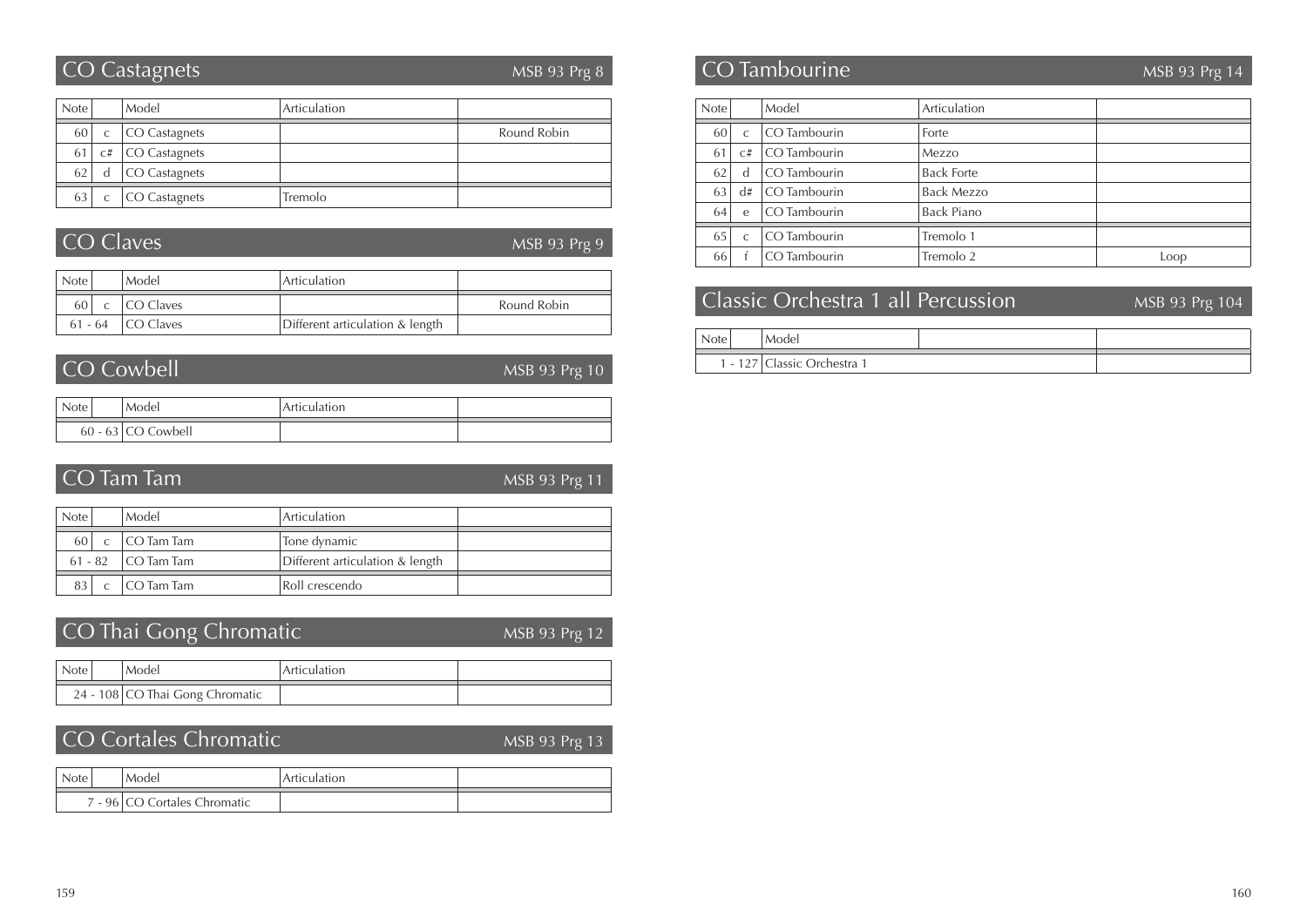## CO Castagnets

MSB 93 Prg 8

| Note | | Model | Articulation | |
|---|---|---|---|---|
| 60 | c | CO Castagnets | | Round Robin |
| 61 | c# | CO Castagnets | | |
| 62 | d | CO Castagnets | | |
| 63 | c | CO Castagnets | Tremolo | |

## CO Claves

MSB 93 Prg 9

| Note | | Model | Articulation | |
|---|---|---|---|---|
| 60 | c | CO Claves | | Round Robin |
| 61 - 64 | | CO Claves | Different articulation & length | |

## CO Cowbell

MSB 93 Prg 10

| Note | | Model | Articulation | |
|---|---|---|---|---|
| 60 - 63 | | CO Cowbell | | |

## CO Tam Tam

MSB 93 Prg 11

| Note | | Model | Articulation | |
|---|---|---|---|---|
| 60 | c | CO Tam Tam | Tone dynamic | |
| 61 - 82 | | CO Tam Tam | Different articulation & length | |
| 83 | c | CO Tam Tam | Roll crescendo | |

## CO Thai Gong Chromatic

MSB 93 Prg 12

| Note | | Model | Articulation | |
|---|---|---|---|---|
| 24 - 108 | | CO Thai Gong Chromatic | | |

## CO Cortales Chromatic

MSB 93 Prg 13

| Note | | Model | Articulation | |
|---|---|---|---|---|
| 7 - 96 | | CO Cortales Chromatic | | |

## CO Tambourine

MSB 93 Prg 14

| Note | | Model | Articulation | |
|---|---|---|---|---|
| 60 | c | CO Tambourin | Forte | |
| 61 | c# | CO Tambourin | Mezzo | |
| 62 | d | CO Tambourin | Back Forte | |
| 63 | d# | CO Tambourin | Back Mezzo | |
| 64 | e | CO Tambourin | Back Piano | |
| 65 | c | CO Tambourin | Tremolo 1 | |
| 66 | f | CO Tambourin | Tremolo 2 | Loop |

## Classic Orchestra 1 all Percussion

MSB 93 Prg 104

| Note | | Model | | |
|---|---|---|---|---|
| 1 - 127 | | Classic Orchestra 1 | | |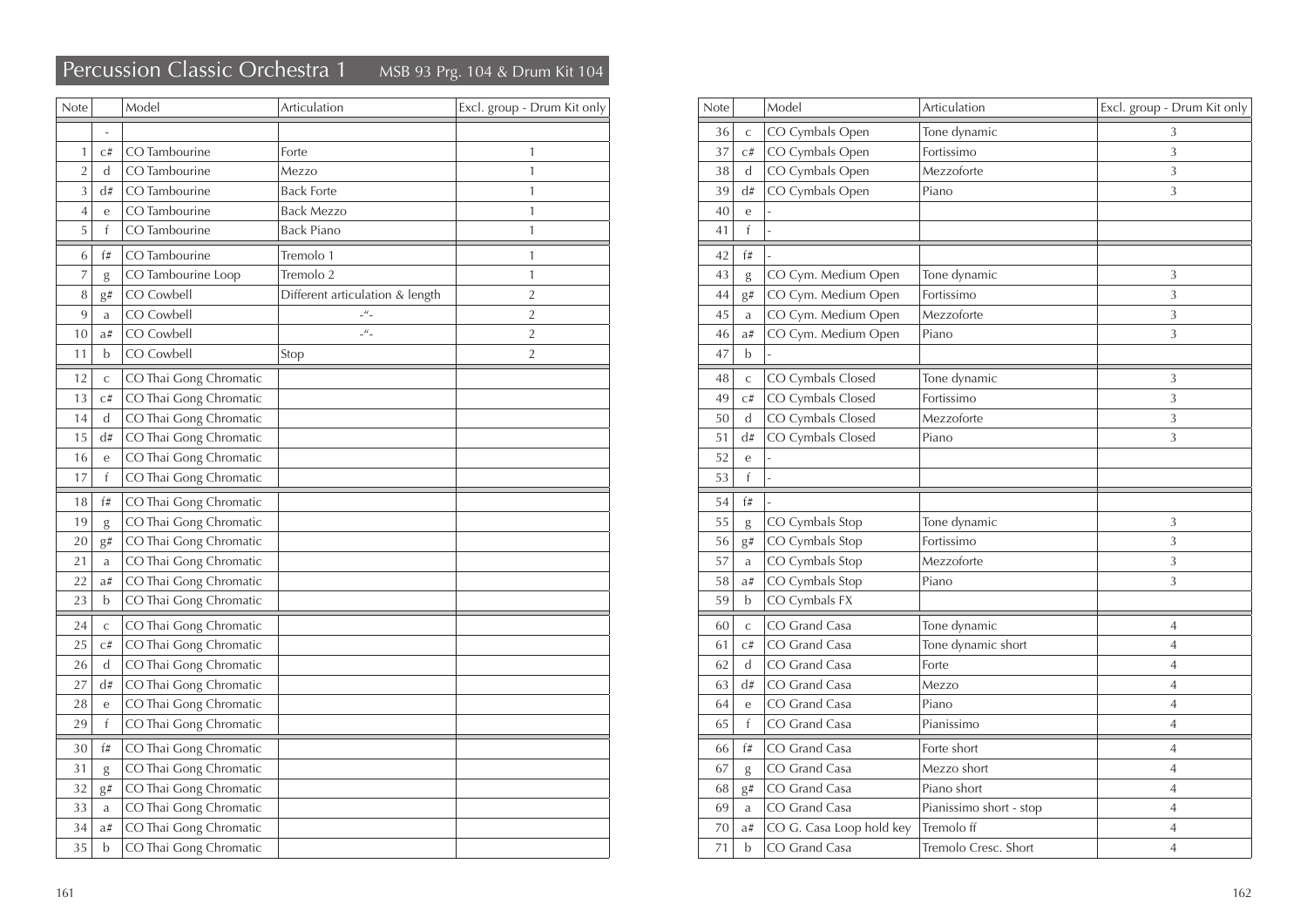## Percussion Classic Orchestra 1 MSB 93 Prg. 104 & Drum Kit 104

| Note | | Model | Articulation | Excl. group - Drum Kit only |
|---|---|---|---|---|
| | - | | | |
| 1 | c# | CO Tambourine | Forte | 1 |
| 2 | d | CO Tambourine | Mezzo | 1 |
| 3 | d# | CO Tambourine | Back Forte | 1 |
| 4 | e | CO Tambourine | Back Mezzo | 1 |
| 5 | f | CO Tambourine | Back Piano | 1 |
| 6 | f# | CO Tambourine | Tremolo 1 | 1 |
| 7 | g | CO Tambourine Loop | Tremolo 2 | 1 |
| 8 | g# | CO Cowbell | Different articulation & length | 2 |
| 9 | a | CO Cowbell | -"- | 2 |
| 10 | a# | CO Cowbell | -"- | 2 |
| 11 | b | CO Cowbell | Stop | 2 |
| 12 | c | CO Thai Gong Chromatic | | |
| 13 | c# | CO Thai Gong Chromatic | | |
| 14 | d | CO Thai Gong Chromatic | | |
| 15 | d# | CO Thai Gong Chromatic | | |
| 16 | e | CO Thai Gong Chromatic | | |
| 17 | f | CO Thai Gong Chromatic | | |
| 18 | f# | CO Thai Gong Chromatic | | |
| 19 | g | CO Thai Gong Chromatic | | |
| 20 | g# | CO Thai Gong Chromatic | | |
| 21 | a | CO Thai Gong Chromatic | | |
| 22 | a# | CO Thai Gong Chromatic | | |
| 23 | b | CO Thai Gong Chromatic | | |
| 24 | c | CO Thai Gong Chromatic | | |
| 25 | c# | CO Thai Gong Chromatic | | |
| 26 | d | CO Thai Gong Chromatic | | |
| 27 | d# | CO Thai Gong Chromatic | | |
| 28 | e | CO Thai Gong Chromatic | | |
| 29 | f | CO Thai Gong Chromatic | | |
| 30 | f# | CO Thai Gong Chromatic | | |
| 31 | g | CO Thai Gong Chromatic | | |
| 32 | g# | CO Thai Gong Chromatic | | |
| 33 | a | CO Thai Gong Chromatic | | |
| 34 | a# | CO Thai Gong Chromatic | | |
| 35 | b | CO Thai Gong Chromatic | | |

| Note | | Model | Articulation | Excl. group - Drum Kit only |
|---|---|---|---|---|
| 36 | c | CO Cymbals Open | Tone dynamic | 3 |
| 37 | c# | CO Cymbals Open | Fortissimo | 3 |
| 38 | d | CO Cymbals Open | Mezzoforte | 3 |
| 39 | d# | CO Cymbals Open | Piano | 3 |
| 40 | e | - | | |
| 41 | f | - | | |
| 42 | f# | - | | |
| 43 | g | CO Cym. Medium Open | Tone dynamic | 3 |
| 44 | g# | CO Cym. Medium Open | Fortissimo | 3 |
| 45 | a | CO Cym. Medium Open | Mezzoforte | 3 |
| 46 | a# | CO Cym. Medium Open | Piano | 3 |
| 47 | b | - | | |
| 48 | c | CO Cymbals Closed | Tone dynamic | 3 |
| 49 | c# | CO Cymbals Closed | Fortissimo | 3 |
| 50 | d | CO Cymbals Closed | Mezzoforte | 3 |
| 51 | d# | CO Cymbals Closed | Piano | 3 |
| 52 | e | - | | |
| 53 | f | - | | |
| 54 | f# | - | | |
| 55 | g | CO Cymbals Stop | Tone dynamic | 3 |
| 56 | g# | CO Cymbals Stop | Fortissimo | 3 |
| 57 | a | CO Cymbals Stop | Mezzoforte | 3 |
| 58 | a# | CO Cymbals Stop | Piano | 3 |
| 59 | b | CO Cymbals FX | | |
| 60 | c | CO Grand Casa | Tone dynamic | 4 |
| 61 | c# | CO Grand Casa | Tone dynamic short | 4 |
| 62 | d | CO Grand Casa | Forte | 4 |
| 63 | d# | CO Grand Casa | Mezzo | 4 |
| 64 | e | CO Grand Casa | Piano | 4 |
| 65 | f | CO Grand Casa | Pianissimo | 4 |
| 66 | f# | CO Grand Casa | Forte short | 4 |
| 67 | g | CO Grand Casa | Mezzo short | 4 |
| 68 | g# | CO Grand Casa | Piano short | 4 |
| 69 | a | CO Grand Casa | Pianissimo short - stop | 4 |
| 70 | a# | CO G. Casa Loop hold key | Tremolo ff | 4 |
| 71 | b | CO Grand Casa | Tremolo Cresc. Short | 4 |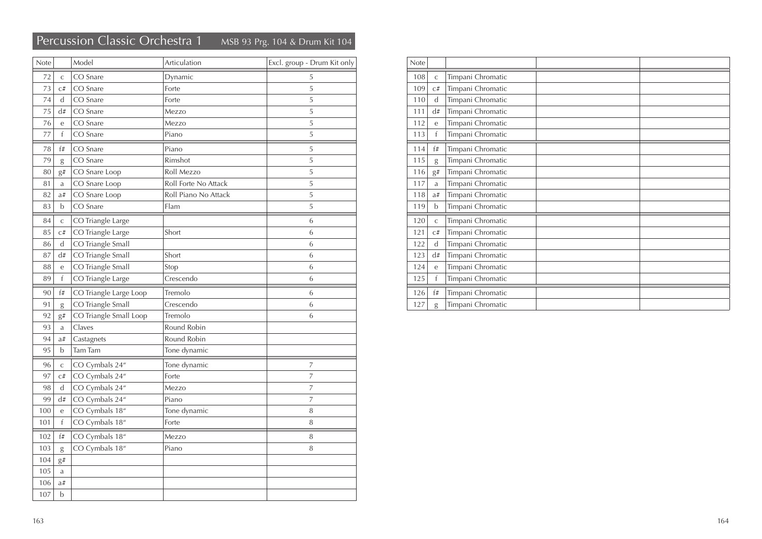## Percussion Classic Orchestra 1 MSB 93 Prg. 104 & Drum Kit 104

| Note | | Model | Articulation | Excl. group - Drum Kit only |
|---|---|---|---|---|
| 72 | c | CO Snare | Dynamic | 5 |
| 73 | c# | CO Snare | Forte | 5 |
| 74 | d | CO Snare | Forte | 5 |
| 75 | d# | CO Snare | Mezzo | 5 |
| 76 | e | CO Snare | Mezzo | 5 |
| 77 | f | CO Snare | Piano | 5 |
| 78 | f# | CO Snare | Piano | 5 |
| 79 | g | CO Snare | Rimshot | 5 |
| 80 | g# | CO Snare Loop | Roll Mezzo | 5 |
| 81 | a | CO Snare Loop | Roll Forte No Attack | 5 |
| 82 | a# | CO Snare Loop | Roll Piano No Attack | 5 |
| 83 | b | CO Snare | Flam | 5 |
| 84 | c | CO Triangle Large | | 6 |
| 85 | c# | CO Triangle Large | Short | 6 |
| 86 | d | CO Triangle Small | | 6 |
| 87 | d# | CO Triangle Small | Short | 6 |
| 88 | e | CO Triangle Small | Stop | 6 |
| 89 | f | CO Triangle Large | Crescendo | 6 |
| 90 | f# | CO Triangle Large Loop | Tremolo | 6 |
| 91 | g | CO Triangle Small | Crescendo | 6 |
| 92 | g# | CO Triangle Small Loop | Tremolo | 6 |
| 93 | a | Claves | Round Robin | |
| 94 | a# | Castagnets | Round Robin | |
| 95 | b | Tam Tam | Tone dynamic | |
| 96 | c | CO Cymbals 24“ | Tone dynamic | 7 |
| 97 | c# | CO Cymbals 24“ | Forte | 7 |
| 98 | d | CO Cymbals 24“ | Mezzo | 7 |
| 99 | d# | CO Cymbals 24“ | Piano | 7 |
| 100 | e | CO Cymbals 18“ | Tone dynamic | 8 |
| 101 | f | CO Cymbals 18“ | Forte | 8 |
| 102 | f# | CO Cymbals 18“ | Mezzo | 8 |
| 103 | g | CO Cymbals 18“ | Piano | 8 |
| 104 | g# | | | |
| 105 | a | | | |
| 106 | a# | | | |
| 107 | b | | | |
| 108 | c | Timpani Chromatic | | |
| 109 | c# | Timpani Chromatic | | |
| 110 | d | Timpani Chromatic | | |
| 111 | d# | Timpani Chromatic | | |
| 112 | e | Timpani Chromatic | | |
| 113 | f | Timpani Chromatic | | |
| 114 | f# | Timpani Chromatic | | |
| 115 | g | Timpani Chromatic | | |
| 116 | g# | Timpani Chromatic | | |
| 117 | a | Timpani Chromatic | | |
| 118 | a# | Timpani Chromatic | | |
| 119 | b | Timpani Chromatic | | |
| 120 | c | Timpani Chromatic | | |
| 121 | c# | Timpani Chromatic | | |
| 122 | d | Timpani Chromatic | | |
| 123 | d# | Timpani Chromatic | | |
| 124 | e | Timpani Chromatic | | |
| 125 | f | Timpani Chromatic | | |
| 126 | f# | Timpani Chromatic | | |
| 127 | g | Timpani Chromatic | | |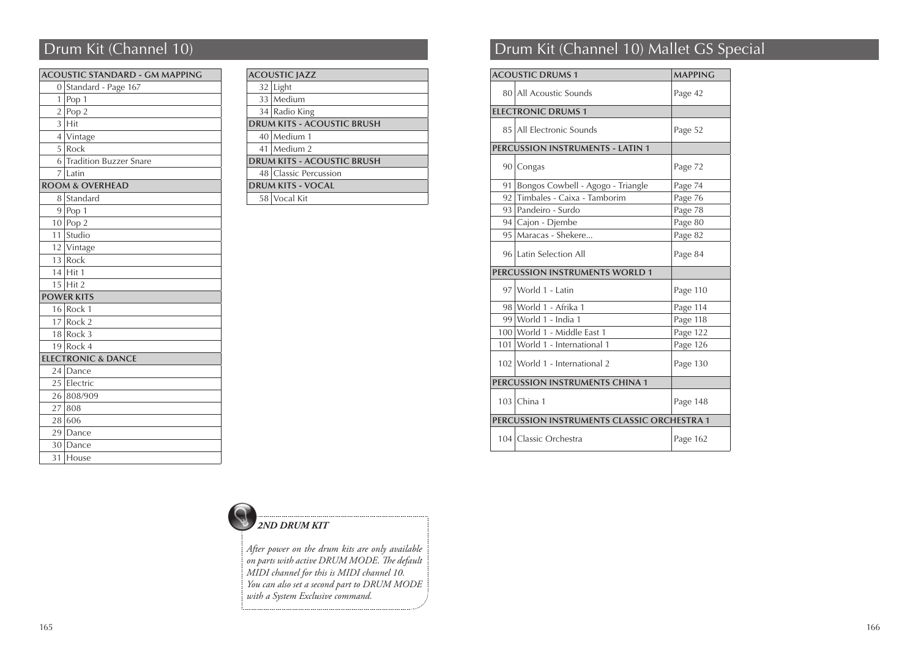# Drum Kit (Channel 10)

| ACOUSTIC STANDARD - GM MAPPING | |
|---|---|
| 0 | Standard - Page 167 |
| 1 | Pop 1 |
| 2 | Pop 2 |
| 3 | Hit |
| 4 | Vintage |
| 5 | Rock |
| 6 | Tradition Buzzer Snare |
| 7 | Latin |
| **ROOM & OVERHEAD** | |
| 8 | Standard |
| 9 | Pop 1 |
| 10 | Pop 2 |
| 11 | Studio |
| 12 | Vintage |
| 13 | Rock |
| 14 | Hit 1 |
| 15 | Hit 2 |
| **POWER KITS** | |
| 16 | Rock 1 |
| 17 | Rock 2 |
| 18 | Rock 3 |
| 19 | Rock 4 |
| **ELECTRONIC & DANCE** | |
| 24 | Dance |
| 25 | Electric |
| 26 | 808/909 |
| 27 | 808 |
| 28 | 606 |
| 29 | Dance |
| 30 | Dance |
| 31 | House |

| ACOUSTIC JAZZ | |
|---|---|
| 32 | Light |
| 33 | Medium |
| 34 | Radio King |
| **DRUM KITS - ACOUSTIC BRUSH** | |
| 40 | Medium 1 |
| 41 | Medium 2 |
| **DRUM KITS - ACOUSTIC BRUSH** | |
| 48 | Classic Percussion |
| **DRUM KITS - VOCAL** | |
| 58 | Vocal Kit |

***2ND DRUM KIT***

*After power on the drum kits are only available on parts with active DRUM MODE. The default MIDI channel for this is MIDI channel 10. You can also set a second part to DRUM MODE with a System Exclusive command.*

# Drum Kit (Channel 10) Mallet GS Special

| ACOUSTIC DRUMS 1 | | MAPPING |
|---|---|---|
| 80 | All Acoustic Sounds | Page 42 |
| **ELECTRONIC DRUMS 1** | | |
| 85 | All Electronic Sounds | Page 52 |
| **PERCUSSION INSTRUMENTS - LATIN 1** | | |
| 90 | Congas | Page 72 |
| 91 | Bongos Cowbell - Agogo - Triangle | Page 74 |
| 92 | Timbales - Caixa - Tamborim | Page 76 |
| 93 | Pandeiro - Surdo | Page 78 |
| 94 | Cajon - Djembe | Page 80 |
| 95 | Maracas - Shekere... | Page 82 |
| 96 | Latin Selection All | Page 84 |
| **PERCUSSION INSTRUMENTS WORLD 1** | | |
| 97 | World 1 - Latin | Page 110 |
| 98 | World 1 - Afrika 1 | Page 114 |
| 99 | World 1 - India 1 | Page 118 |
| 100 | World 1 - Middle East 1 | Page 122 |
| 101 | World 1 - International 1 | Page 126 |
| 102 | World 1 - International 2 | Page 130 |
| **PERCUSSION INSTRUMENTS CHINA 1** | | |
| 103 | China 1 | Page 148 |
| **PERCUSSION INSTRUMENTS CLASSIC ORCHESTRA 1** | | |
| 104 | Classic Orchestra | Page 162 |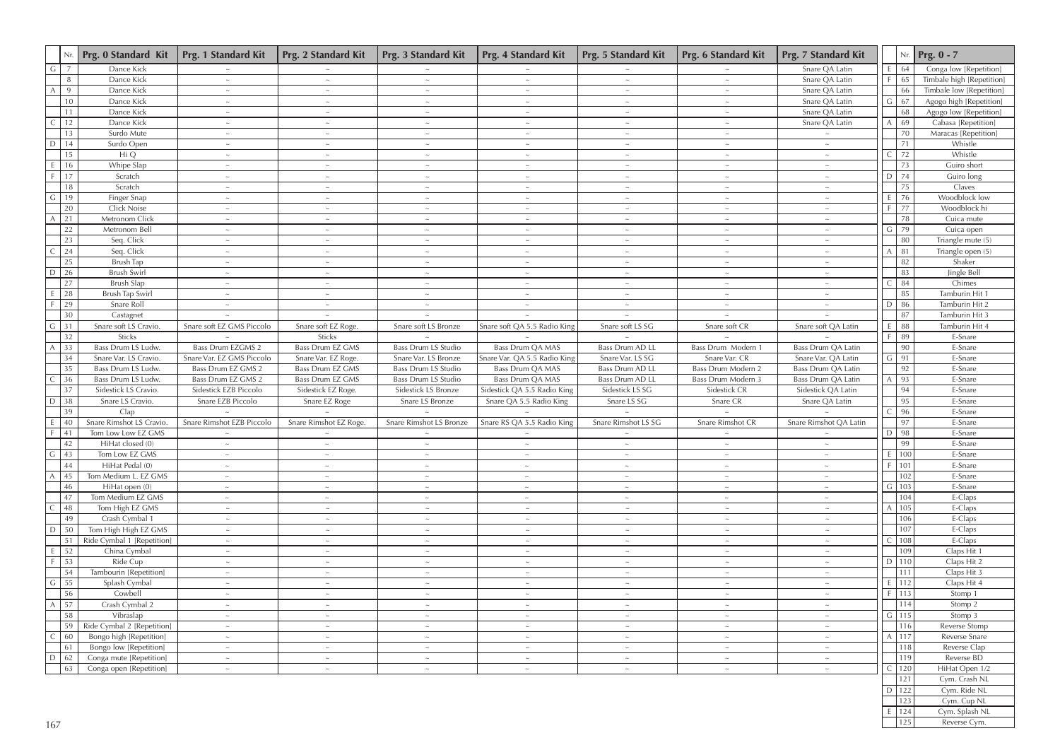| | Nr. | Prg. 0 Standard Kit | Prg. 1 Standard Kit | Prg. 2 Standard Kit | Prg. 3 Standard Kit | Prg. 4 Standard Kit | Prg. 5 Standard Kit | Prg. 6 Standard Kit | Prg. 7 Standard Kit |
|---|---|---|---|---|---|---|---|---|---|
| G | 7 | Dance Kick | ~ | ~ | ~ | ~ | ~ | ~ | Snare QA Latin |
| | 8 | Dance Kick | ~ | ~ | ~ | ~ | ~ | ~ | Snare QA Latin |
| A | 9 | Dance Kick | ~ | ~ | ~ | ~ | ~ | ~ | Snare QA Latin |
| | 10 | Dance Kick | ~ | ~ | ~ | ~ | ~ | ~ | Snare QA Latin |
| | 11 | Dance Kick | ~ | ~ | ~ | ~ | ~ | ~ | Snare QA Latin |
| C | 12 | Dance Kick | ~ | ~ | ~ | ~ | ~ | ~ | Snare QA Latin |
| | 13 | Surdo Mute | ~ | ~ | ~ | ~ | ~ | ~ | ~ |
| D | 14 | Surdo Open | ~ | ~ | ~ | ~ | ~ | ~ | ~ |
| | 15 | Hi Q | ~ | ~ | ~ | ~ | ~ | ~ | ~ |
| E | 16 | Whipe Slap | ~ | ~ | ~ | ~ | ~ | ~ | ~ |
| F | 17 | Scratch | ~ | ~ | ~ | ~ | ~ | ~ | ~ |
| | 18 | Scratch | ~ | ~ | ~ | ~ | ~ | ~ | ~ |
| G | 19 | Finger Snap | ~ | ~ | ~ | ~ | ~ | ~ | ~ |
| | 20 | Click Noise | ~ | ~ | ~ | ~ | ~ | ~ | ~ |
| A | 21 | Metronom Click | ~ | ~ | ~ | ~ | ~ | ~ | ~ |
| | 22 | Metronom Bell | ~ | ~ | ~ | ~ | ~ | ~ | ~ |
| | 23 | Seq. Click | ~ | ~ | ~ | ~ | ~ | ~ | ~ |
| C | 24 | Seq. Click | ~ | ~ | ~ | ~ | ~ | ~ | ~ |
| | 25 | Brush Tap | ~ | ~ | ~ | ~ | ~ | ~ | ~ |
| D | 26 | Brush Swirl | ~ | ~ | ~ | ~ | ~ | ~ | ~ |
| | 27 | Brush Slap | ~ | ~ | ~ | ~ | ~ | ~ | ~ |
| E | 28 | Brush Tap Swirl | ~ | ~ | ~ | ~ | ~ | ~ | ~ |
| F | 29 | Snare Roll | ~ | ~ | ~ | ~ | ~ | ~ | ~ |
| | 30 | Castagnet | ~ | ~ | ~ | ~ | ~ | ~ | ~ |
| G | 31 | Snare soft LS Cravio. | Snare soft EZ GMS Piccolo | Snare soft EZ Roge. | Snare soft LS Bronze | Snare soft QA 5.5 Radio King | Snare soft LS SG | Snare soft CR | Snare soft QA Latin |
| | 32 | Sticks | ~ | Sticks | ~ | ~ | ~ | ~ | ~ |
| A | 33 | Bass Drum LS Ludw. | Bass Drum EZGMS 2 | Bass Drum EZ GMS | Bass Drum LS Studio | Bass Drum QA MAS | Bass Drum AD LL | Bass Drum Modern 1 | Bass Drum QA Latin |
| | 34 | Snare Var. LS Cravio. | Snare Var. EZ GMS Piccolo | Snare Var. EZ Roge. | Snare Var. LS Bronze | Snare Var. QA 5.5 Radio King | Snare Var. LS SG | Snare Var. CR | Snare Var. QA Latin |
| | 35 | Bass Drum LS Ludw. | Bass Drum EZ GMS 2 | Bass Drum EZ GMS | Bass Drum LS Studio | Bass Drum QA MAS | Bass Drum AD LL | Bass Drum Modern 2 | Bass Drum QA Latin |
| C | 36 | Bass Drum LS Ludw. | Bass Drum EZ GMS 2 | Bass Drum EZ GMS | Bass Drum LS Studio | Bass Drum QA MAS | Bass Drum AD LL | Bass Drum Modern 3 | Bass Drum QA Latin |
| | 37 | Sidestick LS Cravio. | Sidestick EZB Piccolo | Sidestick EZ Roge. | Sidestick LS Bronze | Sidestick QA 5.5 Radio King | Sidestick LS SG | Sidestick CR | Sidestick QA Latin |
| D | 38 | Snare LS Cravio. | Snare EZB Piccolo | Snare EZ Roge | Snare LS Bronze | Snare QA 5.5 Radio King | Snare LS SG | Snare CR | Snare QA Latin |
| | 39 | Clap | ~ | ~ | ~ | ~ | ~ | ~ | ~ |
| E | 40 | Snare Rimshot LS Cravio. | Snare Rimshot EZB Piccolo | Snare Rimshot EZ Roge. | Snare Rimshot LS Bronze | Snare RS QA 5.5 Radio King | Snare Rimshot LS SG | Snare Rimshot CR | Snare Rimshot QA Latin |
| F | 41 | Tom Low Low EZ GMS | ~ | ~ | ~ | ~ | ~ | ~ | ~ |
| | 42 | HiHat closed (0) | ~ | ~ | ~ | ~ | ~ | ~ | ~ |
| G | 43 | Tom Low EZ GMS | ~ | ~ | ~ | ~ | ~ | ~ | ~ |
| | 44 | HiHat Pedal (0) | ~ | ~ | ~ | ~ | ~ | ~ | ~ |
| A | 45 | Tom Medium L. EZ GMS | ~ | ~ | ~ | ~ | ~ | ~ | ~ |
| | 46 | HiHat open (0) | ~ | ~ | ~ | ~ | ~ | ~ | ~ |
| | 47 | Tom Medium EZ GMS | ~ | ~ | ~ | ~ | ~ | ~ | ~ |
| C | 48 | Tom High EZ GMS | ~ | ~ | ~ | ~ | ~ | ~ | ~ |
| | 49 | Crash Cymbal 1 | ~ | ~ | ~ | ~ | ~ | ~ | ~ |
| D | 50 | Tom High High EZ GMS | ~ | ~ | ~ | ~ | ~ | ~ | ~ |
| | 51 | Ride Cymbal 1 [Repetition] | ~ | ~ | ~ | ~ | ~ | ~ | ~ |
| E | 52 | China Cymbal | ~ | ~ | ~ | ~ | ~ | ~ | ~ |
| F | 53 | Ride Cup | ~ | ~ | ~ | ~ | ~ | ~ | ~ |
| | 54 | Tambourin [Repetition] | ~ | ~ | ~ | ~ | ~ | ~ | ~ |
| G | 55 | Splash Cymbal | ~ | ~ | ~ | ~ | ~ | ~ | ~ |
| | 56 | Cowbell | ~ | ~ | ~ | ~ | ~ | ~ | ~ |
| A | 57 | Crash Cymbal 2 | ~ | ~ | ~ | ~ | ~ | ~ | ~ |
| | 58 | Vibraslap | ~ | ~ | ~ | ~ | ~ | ~ | ~ |
| | 59 | Ride Cymbal 2 [Repetition] | ~ | ~ | ~ | ~ | ~ | ~ | ~ |
| C | 60 | Bongo high [Repetition] | ~ | ~ | ~ | ~ | ~ | ~ | ~ |
| | 61 | Bongo low [Repetition] | ~ | ~ | ~ | ~ | ~ | ~ | ~ |
| D | 62 | Conga mute [Repetition] | ~ | ~ | ~ | ~ | ~ | ~ | ~ |
| | 63 | Conga open [Repetition] | ~ | ~ | ~ | ~ | ~ | ~ | ~ |

| | Nr. | Prg. 0 - 7 |
|---|---|---|
| E | 64 | Conga low [Repetition] |
| F | 65 | Timbale high [Repetition] |
| | 66 | Timbale low [Repetition] |
| G | 67 | Agogo high [Repetition] |
| | 68 | Agogo low [Repetition] |
| A | 69 | Cabasa [Repetition] |
| | 70 | Maracas [Repetition] |
| | 71 | Whistle |
| C | 72 | Whistle |
| | 73 | Guiro short |
| D | 74 | Guiro long |
| | 75 | Claves |
| E | 76 | Woodblock low |
| F | 77 | Woodblock hi |
| | 78 | Cuica mute |
| G | 79 | Cuica open |
| | 80 | Triangle mute (5) |
| A | 81 | Triangle open (5) |
| | 82 | Shaker |
| | 83 | Jingle Bell |
| C | 84 | Chimes |
| | 85 | Tamburin Hit 1 |
| D | 86 | Tamburin Hit 2 |
| | 87 | Tamburin Hit 3 |
| E | 88 | Tamburin Hit 4 |
| F | 89 | E-Snare |
| | 90 | E-Snare |
| G | 91 | E-Snare |
| | 92 | E-Snare |
| A | 93 | E-Snare |
| | 94 | E-Snare |
| | 95 | E-Snare |
| C | 96 | E-Snare |
| | 97 | E-Snare |
| D | 98 | E-Snare |
| | 99 | E-Snare |
| E | 100 | E-Snare |
| F | 101 | E-Snare |
| | 102 | E-Snare |
| G | 103 | E-Snare |
| | 104 | E-Claps |
| A | 105 | E-Claps |
| | 106 | E-Claps |
| | 107 | E-Claps |
| C | 108 | E-Claps |
| | 109 | Claps Hit 1 |
| D | 110 | Claps Hit 2 |
| | 111 | Claps Hit 3 |
| E | 112 | Claps Hit 4 |
| F | 113 | Stomp 1 |
| | 114 | Stomp 2 |
| G | 115 | Stomp 3 |
| | 116 | Reverse Stomp |
| A | 117 | Reverse Snare |
| | 118 | Reverse Clap |
| | 119 | Reverse BD |
| C | 120 | HiHat Open 1/2 |
| | 121 | Cym. Crash NL |
| D | 122 | Cym. Ride NL |
| | 123 | Cym. Cup NL |
| E | 124 | Cym. Splash NL |
| | 125 | Reverse Cym. |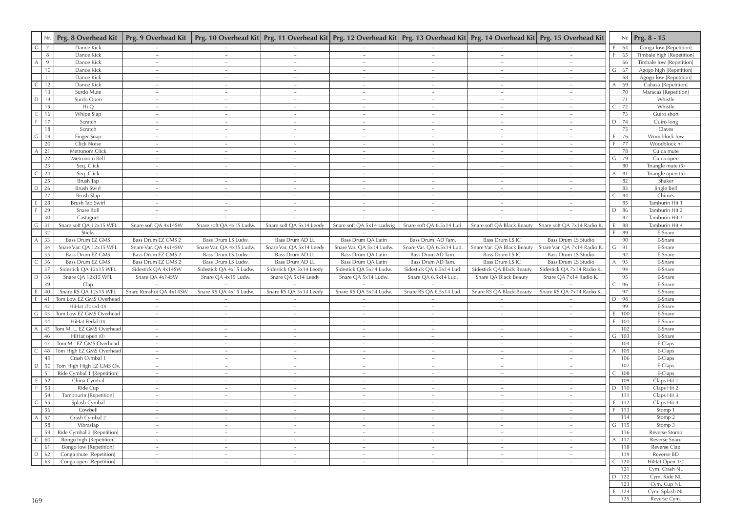| | Nr. | Prg. 8 Overhead Kit | Prg. 9 Overhead Kit | Prg. 10 Overhead Kit | Prg. 11 Overhead Kit | Prg. 12 Overhead Kit | Prg. 13 Overhead Kit | Prg. 14 Overhead Kit | Prg. 15 Overhead Kit |
|---|---|---|---|---|---|---|---|---|---|
| G | 7 | Dance Kick | ~ | ~ | ~ | ~ | ~ | ~ | ~ |
| | 8 | Dance Kick | ~ | ~ | ~ | ~ | ~ | ~ | ~ |
| A | 9 | Dance Kick | ~ | ~ | ~ | ~ | ~ | ~ | ~ |
| | 10 | Dance Kick | ~ | ~ | ~ | ~ | ~ | ~ | ~ |
| | 11 | Dance Kick | ~ | ~ | ~ | ~ | ~ | ~ | ~ |
| C | 12 | Dance Kick | ~ | ~ | ~ | ~ | ~ | ~ | ~ |
| | 13 | Surdo Mute | ~ | ~ | ~ | ~ | ~ | ~ | ~ |
| D | 14 | Surdo Open | ~ | ~ | ~ | ~ | ~ | ~ | ~ |
| | 15 | Hi Q | ~ | ~ | ~ | ~ | ~ | ~ | ~ |
| E | 16 | Whipe Slap | ~ | ~ | ~ | ~ | ~ | ~ | ~ |
| F | 17 | Scratch | ~ | ~ | ~ | ~ | ~ | ~ | ~ |
| | 18 | Scratch | ~ | ~ | ~ | ~ | ~ | ~ | ~ |
| G | 19 | Finger Snap | ~ | ~ | ~ | ~ | ~ | ~ | ~ |
| | 20 | Click Noise | ~ | ~ | ~ | ~ | ~ | ~ | ~ |
| A | 21 | Metronom Click | ~ | ~ | ~ | ~ | ~ | ~ | ~ |
| | 22 | Metronom Bell | ~ | ~ | ~ | ~ | ~ | ~ | ~ |
| | 23 | Seq. Click | ~ | ~ | ~ | ~ | ~ | ~ | ~ |
| C | 24 | Seq. Click | ~ | ~ | ~ | ~ | ~ | ~ | ~ |
| | 25 | Brush Tap | ~ | ~ | ~ | ~ | ~ | ~ | ~ |
| D | 26 | Brush Swirl | ~ | ~ | ~ | ~ | ~ | ~ | ~ |
| | 27 | Brush Slap | ~ | ~ | ~ | ~ | ~ | ~ | ~ |
| E | 28 | Brush Tap Swirl | ~ | ~ | ~ | ~ | ~ | ~ | ~ |
| F | 29 | Snare Roll | ~ | ~ | ~ | ~ | ~ | ~ | ~ |
| | 30 | Castagnet | ~ | ~ | ~ | ~ | ~ | ~ | ~ |
| G | 31 | Snare soft QA 12x15 WFL | Snare soft QA 4x14SW | Snare soft QA 4x15 Ludw. | Snare soft QA 5x14 Leedy | Snare soft QA 5x14 Ludwig | Snare soft QA 6.5x14 Lud. | Snare soft QA Black Beauty | Snare soft QA 7x14 Radio K. |
| | 32 | Sticks | ~ | ~ | ~ | ~ | ~ | ~ | ~ |
| A | 33 | Bass Drum EZ GMS | Bass Drum EZ GMS 2 | Bass Drum LS Ludw. | Bass Drum AD LL | Bass Drum QA Latin | Bass Drum AD Tam. | Bass Drum LS IC | Bass Drum LS Studio |
| | 34 | Snare Var. QA 12x15 WFL | Snare Var. QA 4x14SW | Snare Var. QA 4x15 Ludw. | Snare Var. QA 5x14 Leedy | Snare Var. QA 5x14 Ludw. | Snare Var. QA 6.5x14 Lud. | Snare Var. QA Black Beauty | Snare Var. QA 7x14 Radio K. |
| | 35 | Bass Drum EZ GMS | Bass Drum EZ GMS 2 | Bass Drum LS Ludw. | Bass Drum AD LL | Bass Drum QA Latin | Bass Drum AD Tam. | Bass Drum LS IC | Bass Drum LS Studio |
| C | 36 | Bass Drum EZ GMS | Bass Drum EZ GMS 2 | Bass Drum LS Ludw. | Bass Drum AD LL | Bass Drum QA Latin | Bass Drum AD Tam. | Bass Drum LS IC | Bass Drum LS Studio |
| | 37 | Sidestick QA 12x15 WFL | Sidestick QA 4x14SW | Sidestick QA 4x15 Ludw. | Sidestick QA 5x14 Leedy | Sidestick QA 5x14 Ludw. | Sidestick QA 6.5x14 Lud. | Sidestick QA Black Beauty | Sidestick QA 7x14 Radio K. |
| D | 38 | Snare QA 12x15 WFL | Snare QA 4x14SW | Snare QA 4x15 Ludw. | Snare QA 5x14 Leedy | Snare QA 5x14 Ludw. | Snare QA 6.5x14 Lud. | Snare QA Black Beauty | Snare QA 7x14 Radio K. |
| | 39 | Clap | ~ | ~ | ~ | ~ | ~ | ~ | ~ |
| E | 40 | Snare RS QA 12x15 WFL | Snare Rimshot QA 4x14SW | Snare RS QA 4x15 Ludw. | Snare RS QA 5x14 Leedy | Snare RS QA 5x14 Ludw. | Snare RS QA 6.5x14 Lud. | Snare RS QA Black Beauty | Snare RS QA 7x14 Radio K. |
| F | 41 | Tom Low EZ GMS Overhead | ~ | ~ | ~ | ~ | ~ | ~ | ~ |
| | 42 | HiHat closed (0) | ~ | ~ | ~ | ~ | ~ | ~ | ~ |
| G | 43 | Tom Low EZ GMS Overhead | ~ | ~ | ~ | ~ | ~ | ~ | ~ |
| | 44 | HiHat Pedal (0) | ~ | ~ | ~ | ~ | ~ | ~ | ~ |
| A | 45 | Tom M. L. EZ GMS Overhead | ~ | ~ | ~ | ~ | ~ | ~ | ~ |
| | 46 | HiHat open (0) | ~ | ~ | ~ | ~ | ~ | ~ | ~ |
| | 47 | Tom M. EZ GMS Overhead | ~ | ~ | ~ | ~ | ~ | ~ | ~ |
| C | 48 | Tom High EZ GMS Overhead | ~ | ~ | ~ | ~ | ~ | ~ | ~ |
| | 49 | Crash Cymbal 1 | ~ | ~ | ~ | ~ | ~ | ~ | ~ |
| D | 50 | Tom High High EZ GMS Ov. | ~ | ~ | ~ | ~ | ~ | ~ | ~ |
| | 51 | Ride Cymbal 1 [Repetition] | ~ | ~ | ~ | ~ | ~ | ~ | ~ |
| E | 52 | China Cymbal | ~ | ~ | ~ | ~ | ~ | ~ | ~ |
| F | 53 | Ride Cup | ~ | ~ | ~ | ~ | ~ | ~ | ~ |
| | 54 | Tambourin [Repetition] | ~ | ~ | ~ | ~ | ~ | ~ | ~ |
| G | 55 | Splash Cymbal | ~ | ~ | ~ | ~ | ~ | ~ | ~ |
| | 56 | Cowbell | ~ | ~ | ~ | ~ | ~ | ~ | ~ |
| A | 57 | Crash Cymbal 2 | ~ | ~ | ~ | ~ | ~ | ~ | ~ |
| | 58 | Vibraslap | ~ | ~ | ~ | ~ | ~ | ~ | ~ |
| | 59 | Ride Cymbal 2 [Repetition] | ~ | ~ | ~ | ~ | ~ | ~ | ~ |
| C | 60 | Bongo high [Repetition] | ~ | ~ | ~ | ~ | ~ | ~ | ~ |
| | 61 | Bongo low [Repetition] | ~ | ~ | ~ | ~ | ~ | ~ | ~ |
| D | 62 | Conga mute [Repetition] | ~ | ~ | ~ | ~ | ~ | ~ | ~ |
| | 63 | Conga open [Repetition] | ~ | ~ | ~ | ~ | ~ | ~ | ~ |

| | Nr. | Prg. 8 - 15 |
|---|---|---|
| E | 64 | Conga low [Repetition] |
| F | 65 | Timbale high [Repetition] |
| | 66 | Timbale low [Repetition] |
| G | 67 | Agogo high [Repetition] |
| | 68 | Agogo low [Repetition] |
| A | 69 | Cabasa [Repetition] |
| | 70 | Maracas [Repetition] |
| | 71 | Whistle |
| C | 72 | Whistle |
| | 73 | Guiro short |
| D | 74 | Guiro long |
| | 75 | Claves |
| E | 76 | Woodblock low |
| F | 77 | Woodblock hi |
| | 78 | Cuica mute |
| G | 79 | Cuica open |
| | 80 | Triangle mute (5) |
| A | 81 | Triangle open (5) |
| | 82 | Shaker |
| | 83 | Jingle Bell |
| C | 84 | Chimes |
| | 85 | Tamburin Hit 1 |
| D | 86 | Tamburin Hit 2 |
| | 87 | Tamburin Hit 3 |
| E | 88 | Tamburin Hit 4 |
| F | 89 | E-Snare |
| | 90 | E-Snare |
| G | 91 | E-Snare |
| | 92 | E-Snare |
| A | 93 | E-Snare |
| | 94 | E-Snare |
| | 95 | E-Snare |
| C | 96 | E-Snare |
| | 97 | E-Snare |
| D | 98 | E-Snare |
| | 99 | E-Snare |
| E | 100 | E-Snare |
| F | 101 | E-Snare |
| | 102 | E-Snare |
| G | 103 | E-Snare |
| | 104 | E-Claps |
| A | 105 | E-Claps |
| | 106 | E-Claps |
| | 107 | E-Claps |
| C | 108 | E-Claps |
| | 109 | Claps Hit 1 |
| D | 110 | Claps Hit 2 |
| | 111 | Claps Hit 3 |
| E | 112 | Claps Hit 4 |
| F | 113 | Stomp 1 |
| | 114 | Stomp 2 |
| G | 115 | Stomp 3 |
| | 116 | Reverse Stomp |
| A | 117 | Reverse Snare |
| | 118 | Reverse Clap |
| | 119 | Reverse BD |
| C | 120 | HiHat Open 1/2 |
| | 121 | Cym. Crash NL |
| D | 122 | Cym. Ride NL |
| | 123 | Cym. Cup NL |
| E | 124 | Cym. Splash NL |
| | 125 | Reverse Cym. |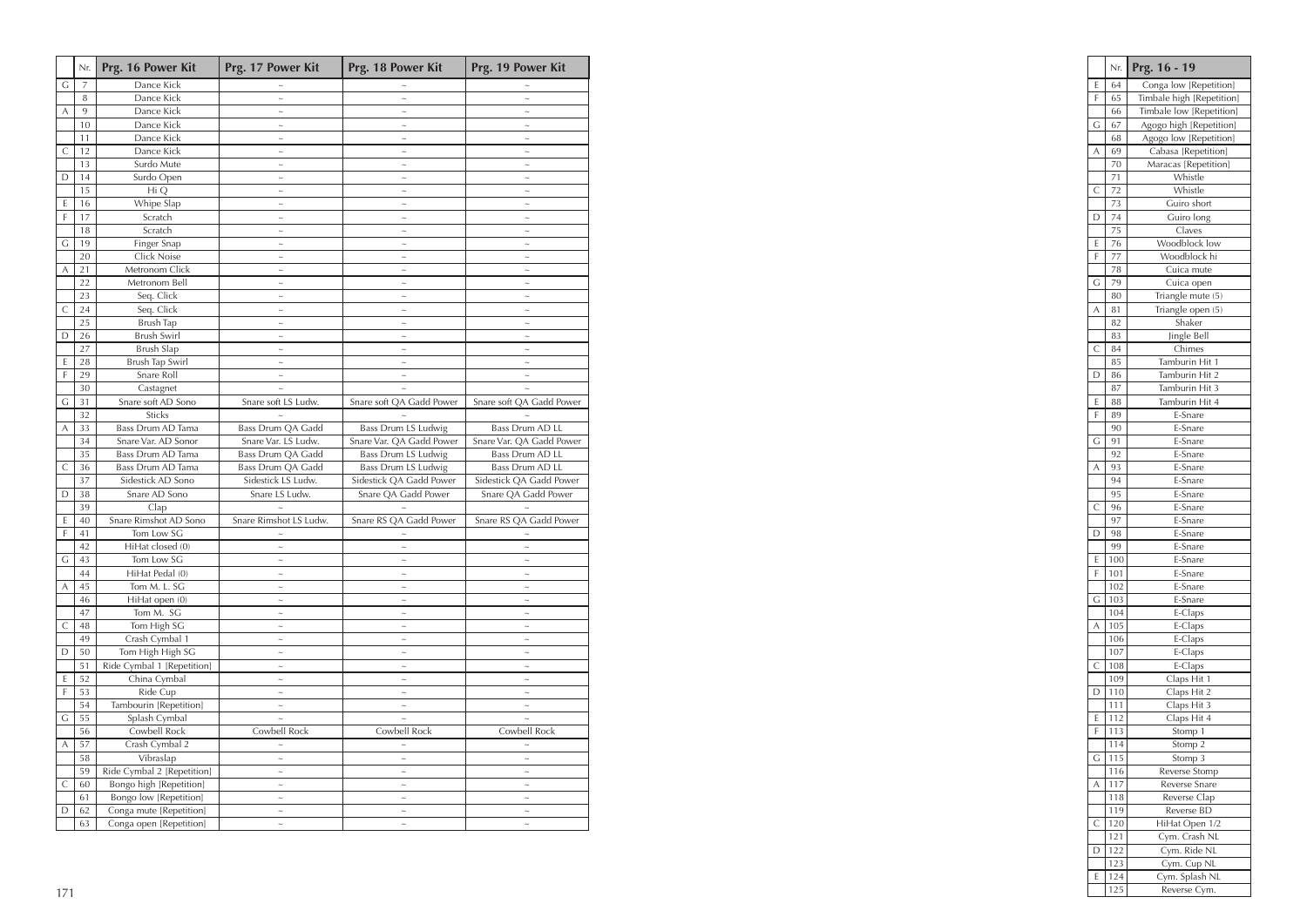| | Nr. | Prg. 16 Power Kit | Prg. 17 Power Kit | Prg. 18 Power Kit | Prg. 19 Power Kit |
|---|---|---|---|---|---|
| G | 7 | Dance Kick | ~ | ~ | ~ |
| | 8 | Dance Kick | ~ | ~ | ~ |
| A | 9 | Dance Kick | ~ | ~ | ~ |
| | 10 | Dance Kick | ~ | ~ | ~ |
| | 11 | Dance Kick | ~ | ~ | ~ |
| C | 12 | Dance Kick | ~ | ~ | ~ |
| | 13 | Surdo Mute | ~ | ~ | ~ |
| D | 14 | Surdo Open | ~ | ~ | ~ |
| | 15 | Hi Q | ~ | ~ | ~ |
| E | 16 | Whipe Slap | ~ | ~ | ~ |
| F | 17 | Scratch | ~ | ~ | ~ |
| | 18 | Scratch | ~ | ~ | ~ |
| G | 19 | Finger Snap | ~ | ~ | ~ |
| | 20 | Click Noise | ~ | ~ | ~ |
| A | 21 | Metronom Click | ~ | ~ | ~ |
| | 22 | Metronom Bell | ~ | ~ | ~ |
| | 23 | Seq. Click | ~ | ~ | ~ |
| C | 24 | Seq. Click | ~ | ~ | ~ |
| | 25 | Brush Tap | ~ | ~ | ~ |
| D | 26 | Brush Swirl | ~ | ~ | ~ |
| | 27 | Brush Slap | ~ | ~ | ~ |
| E | 28 | Brush Tap Swirl | ~ | ~ | ~ |
| F | 29 | Snare Roll | ~ | ~ | ~ |
| | 30 | Castagnet | ~ | ~ | ~ |
| G | 31 | Snare soft AD Sono | Snare soft LS Ludw. | Snare soft QA Gadd Power | Snare soft QA Gadd Power |
| | 32 | Sticks | ~ | ~ | ~ |
| A | 33 | Bass Drum AD Tama | Bass Drum QA Gadd | Bass Drum LS Ludwig | Bass Drum AD LL |
| | 34 | Snare Var. AD Sonor | Snare Var. LS Ludw. | Snare Var. QA Gadd Power | Snare Var. QA Gadd Power |
| | 35 | Bass Drum AD Tama | Bass Drum QA Gadd | Bass Drum LS Ludwig | Bass Drum AD LL |
| C | 36 | Bass Drum AD Tama | Bass Drum QA Gadd | Bass Drum LS Ludwig | Bass Drum AD LL |
| | 37 | Sidestick AD Sono | Sidestick LS Ludw. | Sidestick QA Gadd Power | Sidestick QA Gadd Power |
| D | 38 | Snare AD Sono | Snare LS Ludw. | Snare QA Gadd Power | Snare QA Gadd Power |
| | 39 | Clap | ~ | ~ | ~ |
| E | 40 | Snare Rimshot AD Sono | Snare Rimshot LS Ludw. | Snare RS QA Gadd Power | Snare RS QA Gadd Power |
| F | 41 | Tom Low SG | ~ | ~ | ~ |
| | 42 | HiHat closed (0) | ~ | ~ | ~ |
| G | 43 | Tom Low SG | ~ | ~ | ~ |
| | 44 | HiHat Pedal (0) | ~ | ~ | ~ |
| A | 45 | Tom M. L. SG | ~ | ~ | ~ |
| | 46 | HiHat open (0) | ~ | ~ | ~ |
| | 47 | Tom M. SG | ~ | ~ | ~ |
| C | 48 | Tom High SG | ~ | ~ | ~ |
| | 49 | Crash Cymbal 1 | ~ | ~ | ~ |
| D | 50 | Tom High High SG | ~ | ~ | ~ |
| | 51 | Ride Cymbal 1 [Repetition] | ~ | ~ | ~ |
| E | 52 | China Cymbal | ~ | ~ | ~ |
| F | 53 | Ride Cup | ~ | ~ | ~ |
| | 54 | Tambourin [Repetition] | ~ | ~ | ~ |
| G | 55 | Splash Cymbal | ~ | ~ | ~ |
| | 56 | Cowbell Rock | Cowbell Rock | Cowbell Rock | Cowbell Rock |
| A | 57 | Crash Cymbal 2 | ~ | ~ | ~ |
| | 58 | Vibraslap | ~ | ~ | ~ |
| | 59 | Ride Cymbal 2 [Repetition] | ~ | ~ | ~ |
| C | 60 | Bongo high [Repetition] | ~ | ~ | ~ |
| | 61 | Bongo low [Repetition] | ~ | ~ | ~ |
| D | 62 | Conga mute [Repetition] | ~ | ~ | ~ |
| | 63 | Conga open [Repetition] | ~ | ~ | ~ |

| | Nr. | Prg. 16 - 19 |
|---|---|---|
| E | 64 | Conga low [Repetition] |
| F | 65 | Timbale high [Repetition] |
| | 66 | Timbale low [Repetition] |
| G | 67 | Agogo high [Repetition] |
| | 68 | Agogo low [Repetition] |
| A | 69 | Cabasa [Repetition] |
| | 70 | Maracas [Repetition] |
| | 71 | Whistle |
| C | 72 | Whistle |
| | 73 | Guiro short |
| D | 74 | Guiro long |
| | 75 | Claves |
| E | 76 | Woodblock low |
| F | 77 | Woodblock hi |
| | 78 | Cuica mute |
| G | 79 | Cuica open |
| | 80 | Triangle mute (5) |
| A | 81 | Triangle open (5) |
| | 82 | Shaker |
| | 83 | Jingle Bell |
| C | 84 | Chimes |
| | 85 | Tamburin Hit 1 |
| D | 86 | Tamburin Hit 2 |
| | 87 | Tamburin Hit 3 |
| E | 88 | Tamburin Hit 4 |
| F | 89 | E-Snare |
| | 90 | E-Snare |
| G | 91 | E-Snare |
| | 92 | E-Snare |
| A | 93 | E-Snare |
| | 94 | E-Snare |
| | 95 | E-Snare |
| C | 96 | E-Snare |
| | 97 | E-Snare |
| D | 98 | E-Snare |
| | 99 | E-Snare |
| E | 100 | E-Snare |
| F | 101 | E-Snare |
| | 102 | E-Snare |
| G | 103 | E-Snare |
| | 104 | E-Claps |
| A | 105 | E-Claps |
| | 106 | E-Claps |
| | 107 | E-Claps |
| C | 108 | E-Claps |
| | 109 | Claps Hit 1 |
| D | 110 | Claps Hit 2 |
| | 111 | Claps Hit 3 |
| E | 112 | Claps Hit 4 |
| F | 113 | Stomp 1 |
| | 114 | Stomp 2 |
| G | 115 | Stomp 3 |
| | 116 | Reverse Stomp |
| A | 117 | Reverse Snare |
| | 118 | Reverse Clap |
| | 119 | Reverse BD |
| C | 120 | HiHat Open 1/2 |
| | 121 | Cym. Crash NL |
| D | 122 | Cym. Ride NL |
| | 123 | Cym. Cup NL |
| E | 124 | Cym. Splash NL |
| | 125 | Reverse Cym. |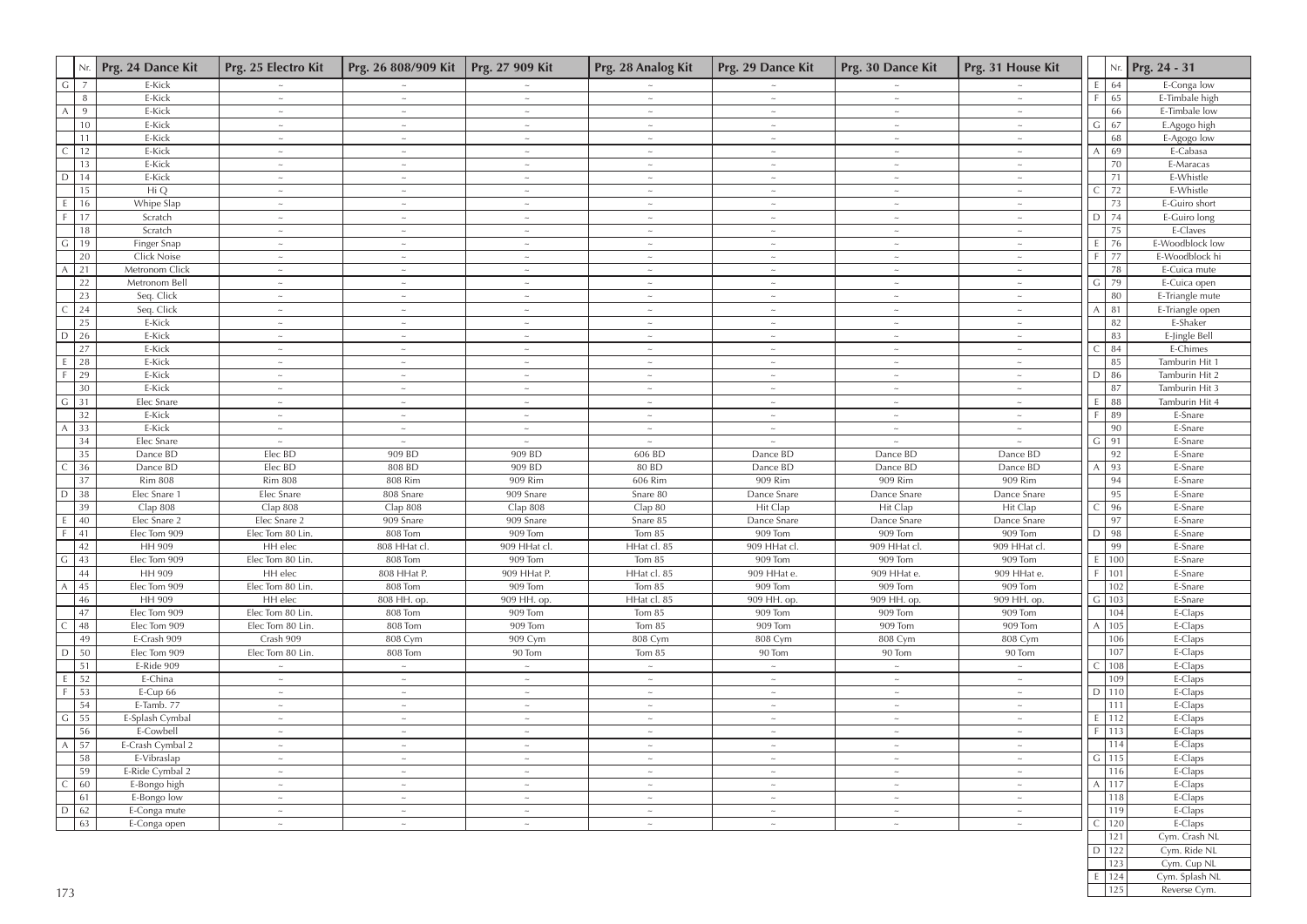| | Nr. | Prg. 24 Dance Kit | Prg. 25 Electro Kit | Prg. 26 808/909 Kit | Prg. 27 909 Kit | Prg. 28 Analog Kit | Prg. 29 Dance Kit | Prg. 30 Dance Kit | Prg. 31 House Kit |
|---|---|---|---|---|---|---|---|---|---|
| G | 7 | E-Kick | ~ | ~ | ~ | ~ | ~ | ~ | ~ |
| | 8 | E-Kick | ~ | ~ | ~ | ~ | ~ | ~ | ~ |
| A | 9 | E-Kick | ~ | ~ | ~ | ~ | ~ | ~ | ~ |
| | 10 | E-Kick | ~ | ~ | ~ | ~ | ~ | ~ | ~ |
| | 11 | E-Kick | ~ | ~ | ~ | ~ | ~ | ~ | ~ |
| C | 12 | E-Kick | ~ | ~ | ~ | ~ | ~ | ~ | ~ |
| | 13 | E-Kick | ~ | ~ | ~ | ~ | ~ | ~ | ~ |
| D | 14 | E-Kick | ~ | ~ | ~ | ~ | ~ | ~ | ~ |
| | 15 | Hi Q | ~ | ~ | ~ | ~ | ~ | ~ | ~ |
| E | 16 | Whipe Slap | ~ | ~ | ~ | ~ | ~ | ~ | ~ |
| F | 17 | Scratch | ~ | ~ | ~ | ~ | ~ | ~ | ~ |
| | 18 | Scratch | ~ | ~ | ~ | ~ | ~ | ~ | ~ |
| G | 19 | Finger Snap | ~ | ~ | ~ | ~ | ~ | ~ | ~ |
| | 20 | Click Noise | ~ | ~ | ~ | ~ | ~ | ~ | ~ |
| A | 21 | Metronom Click | ~ | ~ | ~ | ~ | ~ | ~ | ~ |
| | 22 | Metronom Bell | ~ | ~ | ~ | ~ | ~ | ~ | ~ |
| | 23 | Seq. Click | ~ | ~ | ~ | ~ | ~ | ~ | ~ |
| C | 24 | Seq. Click | ~ | ~ | ~ | ~ | ~ | ~ | ~ |
| | 25 | E-Kick | ~ | ~ | ~ | ~ | ~ | ~ | ~ |
| D | 26 | E-Kick | ~ | ~ | ~ | ~ | ~ | ~ | ~ |
| | 27 | E-Kick | ~ | ~ | ~ | ~ | ~ | ~ | ~ |
| E | 28 | E-Kick | ~ | ~ | ~ | ~ | ~ | ~ | ~ |
| F | 29 | E-Kick | ~ | ~ | ~ | ~ | ~ | ~ | ~ |
| | 30 | E-Kick | ~ | ~ | ~ | ~ | ~ | ~ | ~ |
| G | 31 | Elec Snare | ~ | ~ | ~ | ~ | ~ | ~ | ~ |
| | 32 | E-Kick | ~ | ~ | ~ | ~ | ~ | ~ | ~ |
| A | 33 | E-Kick | ~ | ~ | ~ | ~ | ~ | ~ | ~ |
| | 34 | Elec Snare | ~ | ~ | ~ | ~ | ~ | ~ | ~ |
| | 35 | Dance BD | Elec BD | 909 BD | 909 BD | 606 BD | Dance BD | Dance BD | Dance BD |
| C | 36 | Dance BD | Elec BD | 808 BD | 909 BD | 80 BD | Dance BD | Dance BD | Dance BD |
| | 37 | Rim 808 | Rim 808 | 808 Rim | 909 Rim | 606 Rim | 909 Rim | 909 Rim | 909 Rim |
| D | 38 | Elec Snare 1 | Elec Snare | 808 Snare | 909 Snare | Snare 80 | Dance Snare | Dance Snare | Dance Snare |
| | 39 | Clap 808 | Clap 808 | Clap 808 | Clap 808 | Clap 80 | Hit Clap | Hit Clap | Hit Clap |
| E | 40 | Elec Snare 2 | Elec Snare 2 | 909 Snare | 909 Snare | Snare 85 | Dance Snare | Dance Snare | Dance Snare |
| F | 41 | Elec Tom 909 | Elec Tom 80 Lin. | 808 Tom | 909 Tom | Tom 85 | 909 Tom | 909 Tom | 909 Tom |
| | 42 | HH 909 | HH elec | 808 HHat cl. | 909 HHat cl. | HHat cl. 85 | 909 HHat cl. | 909 HHat cl. | 909 HHat cl. |
| G | 43 | Elec Tom 909 | Elec Tom 80 Lin. | 808 Tom | 909 Tom | Tom 85 | 909 Tom | 909 Tom | 909 Tom |
| | 44 | HH 909 | HH elec | 808 HHat P. | 909 HHat P. | HHat cl. 85 | 909 HHat e. | 909 HHat e. | 909 HHat e. |
| A | 45 | Elec Tom 909 | Elec Tom 80 Lin. | 808 Tom | 909 Tom | Tom 85 | 909 Tom | 909 Tom | 909 Tom |
| | 46 | HH 909 | HH elec | 808 HH. op. | 909 HH. op. | HHat cl. 85 | 909 HH. op. | 909 HH. op. | 909 HH. op. |
| | 47 | Elec Tom 909 | Elec Tom 80 Lin. | 808 Tom | 909 Tom | Tom 85 | 909 Tom | 909 Tom | 909 Tom |
| C | 48 | Elec Tom 909 | Elec Tom 80 Lin. | 808 Tom | 909 Tom | Tom 85 | 909 Tom | 909 Tom | 909 Tom |
| | 49 | E-Crash 909 | Crash 909 | 808 Cym | 909 Cym | 808 Cym | 808 Cym | 808 Cym | 808 Cym |
| D | 50 | Elec Tom 909 | Elec Tom 80 Lin. | 808 Tom | 90 Tom | Tom 85 | 90 Tom | 90 Tom | 90 Tom |
| | 51 | E-Ride 909 | ~ | ~ | ~ | ~ | ~ | ~ | ~ |
| E | 52 | E-China | ~ | ~ | ~ | ~ | ~ | ~ | ~ |
| F | 53 | E-Cup 66 | ~ | ~ | ~ | ~ | ~ | ~ | ~ |
| | 54 | E-Tamb. 77 | ~ | ~ | ~ | ~ | ~ | ~ | ~ |
| G | 55 | E-Splash Cymbal | ~ | ~ | ~ | ~ | ~ | ~ | ~ |
| | 56 | E-Cowbell | ~ | ~ | ~ | ~ | ~ | ~ | ~ |
| A | 57 | E-Crash Cymbal 2 | ~ | ~ | ~ | ~ | ~ | ~ | ~ |
| | 58 | E-Vibraslap | ~ | ~ | ~ | ~ | ~ | ~ | ~ |
| | 59 | E-Ride Cymbal 2 | ~ | ~ | ~ | ~ | ~ | ~ | ~ |
| C | 60 | E-Bongo high | ~ | ~ | ~ | ~ | ~ | ~ | ~ |
| | 61 | E-Bongo low | ~ | ~ | ~ | ~ | ~ | ~ | ~ |
| D | 62 | E-Conga mute | ~ | ~ | ~ | ~ | ~ | ~ | ~ |
| | 63 | E-Conga open | ~ | ~ | ~ | ~ | ~ | ~ | ~ |

| | Nr. | Prg. 24 - 31 |
|---|---|---|
| E | 64 | E-Conga low |
| F | 65 | E-Timbale high |
| | 66 | E-Timbale low |
| G | 67 | E.Agogo high |
| | 68 | E-Agogo low |
| A | 69 | E-Cabasa |
| | 70 | E-Maracas |
| | 71 | E-Whistle |
| C | 72 | E-Whistle |
| | 73 | E-Guiro short |
| D | 74 | E-Guiro long |
| | 75 | E-Claves |
| E | 76 | E-Woodblock low |
| F | 77 | E-Woodblock hi |
| | 78 | E-Cuica mute |
| G | 79 | E-Cuica open |
| | 80 | E-Triangle mute |
| A | 81 | E-Triangle open |
| | 82 | E-Shaker |
| | 83 | E-Jingle Bell |
| C | 84 | E-Chimes |
| | 85 | Tamburin Hit 1 |
| D | 86 | Tamburin Hit 2 |
| | 87 | Tamburin Hit 3 |
| E | 88 | Tamburin Hit 4 |
| F | 89 | E-Snare |
| | 90 | E-Snare |
| G | 91 | E-Snare |
| | 92 | E-Snare |
| A | 93 | E-Snare |
| | 94 | E-Snare |
| | 95 | E-Snare |
| C | 96 | E-Snare |
| | 97 | E-Snare |
| D | 98 | E-Snare |
| | 99 | E-Snare |
| E | 100 | E-Snare |
| F | 101 | E-Snare |
| | 102 | E-Snare |
| G | 103 | E-Snare |
| | 104 | E-Claps |
| A | 105 | E-Claps |
| | 106 | E-Claps |
| | 107 | E-Claps |
| C | 108 | E-Claps |
| | 109 | E-Claps |
| D | 110 | E-Claps |
| | 111 | E-Claps |
| E | 112 | E-Claps |
| F | 113 | E-Claps |
| | 114 | E-Claps |
| G | 115 | E-Claps |
| | 116 | E-Claps |
| A | 117 | E-Claps |
| | 118 | E-Claps |
| | 119 | E-Claps |
| C | 120 | E-Claps |
| | 121 | Cym. Crash NL |
| D | 122 | Cym. Ride NL |
| | 123 | Cym. Cup NL |
| E | 124 | Cym. Splash NL |
| | 125 | Reverse Cym. |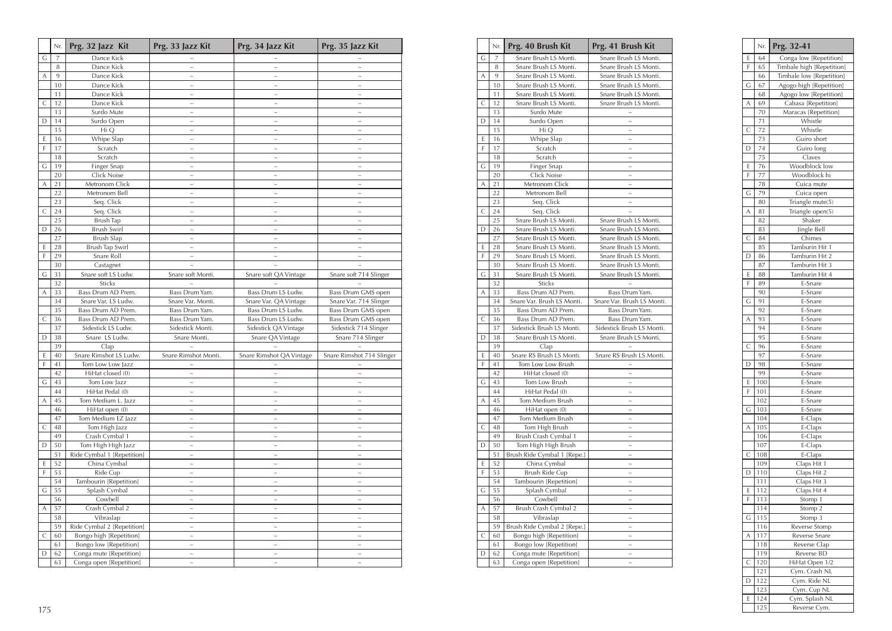|  | Nr. | Prg. 32 Jazz Kit | Prg. 33 Jazz Kit | Prg. 34 Jazz Kit | Prg. 35 Jazz Kit |
|---|---|---|---|---|---|
| G | 7 | Dance Kick | ~ | ~ | ~ |
|  | 8 | Dance Kick | ~ | ~ | ~ |
| A | 9 | Dance Kick | ~ | ~ | ~ |
|  | 10 | Dance Kick | ~ | ~ | ~ |
|  | 11 | Dance Kick | ~ | ~ | ~ |
| C | 12 | Dance Kick | ~ | ~ | ~ |
|  | 13 | Surdo Mute | ~ | ~ | ~ |
| D | 14 | Surdo Open | ~ | ~ | ~ |
|  | 15 | Hi Q | ~ | ~ | ~ |
| E | 16 | Whipe Slap | ~ | ~ | ~ |
| F | 17 | Scratch | ~ | ~ | ~ |
|  | 18 | Scratch | ~ | ~ | ~ |
| G | 19 | Finger Snap | ~ | ~ | ~ |
|  | 20 | Click Noise | ~ | ~ | ~ |
| A | 21 | Metronom Click | ~ | ~ | ~ |
|  | 22 | Metronom Bell | ~ | ~ | ~ |
|  | 23 | Seq. Click | ~ | ~ | ~ |
| C | 24 | Seq. Click | ~ | ~ | ~ |
|  | 25 | Brush Tap | ~ | ~ | ~ |
| D | 26 | Brush Swirl | ~ | ~ | ~ |
|  | 27 | Brush Slap | ~ | ~ | ~ |
| E | 28 | Brush Tap Swirl | ~ | ~ | ~ |
| F | 29 | Snare Roll | ~ | ~ | ~ |
|  | 30 | Castagnet | ~ | ~ | ~ |
| G | 31 | Snare soft LS Ludw. | Snare soft Monti. | Snare soft QA Vintage | Snare soft 714 Slinger |
|  | 32 | Sticks | ~ | ~ | ~ |
| A | 33 | Bass Drum AD Prem. | Bass Drum Yam. | Bass Drum LS Ludw. | Bass Drum GMS open |
|  | 34 | Snare Var. LS Ludw. | Snare Var. Monti. | Snare Var. QA Vintage | Snare Var. 714 Slinger |
|  | 35 | Bass Drum AD Prem. | Bass Drum Yam. | Bass Drum LS Ludw. | Bass Drum GMS open |
| C | 36 | Bass Drum AD Prem. | Bass Drum Yam. | Bass Drum LS Ludw. | Bass Drum GMS open |
|  | 37 | Sidestick LS Ludw. | Sidestick Monti. | Sidestick QA Vintage | Sidestick 714 Slinger |
| D | 38 | Snare LS Ludw. | Snare Monti. | Snare QA Vintage | Snare 714 Slinger |
|  | 39 | Clap | ~ | ~ | ~ |
| E | 40 | Snare Rimshot LS Ludw. | Snare Rimshot Monti. | Snare Rimshot QA Vintage | Snare Rimshot 714 Slinger |
| F | 41 | Tom Low Low Jazz | ~ | ~ | ~ |
|  | 42 | HiHat closed (0) | ~ | ~ | ~ |
| G | 43 | Tom Low Jazz | ~ | ~ | ~ |
|  | 44 | HiHat Pedal (0) | ~ | ~ | ~ |
| A | 45 | Tom Medium L. Jazz | ~ | ~ | ~ |
|  | 46 | HiHat open (0) | ~ | ~ | ~ |
|  | 47 | Tom Medium EZ Jazz | ~ | ~ | ~ |
| C | 48 | Tom High Jazz | ~ | ~ | ~ |
|  | 49 | Crash Cymbal 1 | ~ | ~ | ~ |
| D | 50 | Tom High High Jazz | ~ | ~ | ~ |
|  | 51 | Ride Cymbal 1 [Repetition] | ~ | ~ | ~ |
| E | 52 | China Cymbal | ~ | ~ | ~ |
| F | 53 | Ride Cup | ~ | ~ | ~ |
|  | 54 | Tambourin [Repetition] | ~ | ~ | ~ |
| G | 55 | Splash Cymbal | ~ | ~ | ~ |
|  | 56 | Cowbell | ~ | ~ | ~ |
| A | 57 | Crash Cymbal 2 | ~ | ~ | ~ |
|  | 58 | Vibraslap | ~ | ~ | ~ |
|  | 59 | Ride Cymbal 2 [Repetition] | ~ | ~ | ~ |
| C | 60 | Bongo high [Repetition] | ~ | ~ | ~ |
|  | 61 | Bongo low [Repetition] | ~ | ~ | ~ |
| D | 62 | Conga mute [Repetition] | ~ | ~ | ~ |
|  | 63 | Conga open [Repetition] | ~ | ~ | ~ |

|  | Nr. | Prg. 40 Brush Kit | Prg. 41 Brush Kit |
|---|---|---|---|
| G | 7 | Snare Brush LS Monti. | Snare Brush LS Monti. |
|  | 8 | Snare Brush LS Monti. | Snare Brush LS Monti. |
| A | 9 | Snare Brush LS Monti. | Snare Brush LS Monti. |
|  | 10 | Snare Brush LS Monti. | Snare Brush LS Monti. |
|  | 11 | Snare Brush LS Monti. | Snare Brush LS Monti. |
| C | 12 | Snare Brush LS Monti. | Snare Brush LS Monti. |
|  | 13 | Surdo Mute | ~ |
| D | 14 | Surdo Open | ~ |
|  | 15 | Hi Q | ~ |
| E | 16 | Whipe Slap | ~ |
| F | 17 | Scratch | ~ |
|  | 18 | Scratch | ~ |
| G | 19 | Finger Snap | ~ |
|  | 20 | Click Noise | ~ |
| A | 21 | Metronom Click | ~ |
|  | 22 | Metronom Bell | ~ |
|  | 23 | Seq. Click | ~ |
| C | 24 | Seq. Click | ~ |
|  | 25 | Snare Brush LS Monti. | Snare Brush LS Monti. |
| D | 26 | Snare Brush LS Monti. | Snare Brush LS Monti. |
|  | 27 | Snare Brush LS Monti. | Snare Brush LS Monti. |
| E | 28 | Snare Brush LS Monti. | Snare Brush LS Monti. |
| F | 29 | Snare Brush LS Monti. | Snare Brush LS Monti. |
|  | 30 | Snare Brush LS Monti. | Snare Brush LS Monti. |
| G | 31 | Snare Brush LS Monti. | Snare Brush LS Monti. |
|  | 32 | Sticks | ~ |
| A | 33 | Bass Drum AD Prem. | Bass Drum Yam. |
|  | 34 | Snare Var. Brush LS Monti. | Snare Var. Brush LS Monti. |
|  | 35 | Bass Drum AD Prem. | Bass Drum Yam. |
| C | 36 | Bass Drum AD Prem. | Bass Drum Yam. |
|  | 37 | Sidestick Brush LS Monti. | Sidestick Brush LS Monti. |
| D | 38 | Snare Brush LS Monti. | Snare Brush LS Monti. |
|  | 39 | Clap | ~ |
| E | 40 | Snare RS Brush LS Monti. | Snare RS Brush LS Monti. |
| F | 41 | Tom Low Low Brush | ~ |
|  | 42 | HiHat closed (0) | ~ |
| G | 43 | Tom Low Brush | ~ |
|  | 44 | HiHat Pedal (0) | ~ |
| A | 45 | Tom Medium Brush | ~ |
|  | 46 | HiHat open (0) | ~ |
|  | 47 | Tom Medium Brush | ~ |
| C | 48 | Tom High Brush | ~ |
|  | 49 | Brush Crash Cymbal 1 | ~ |
| D | 50 | Tom High High Brush | ~ |
|  | 51 | Brush Ride Cymbal 1 [Repe.] | ~ |
| E | 52 | China Cymbal | ~ |
| F | 53 | Brush Ride Cup | ~ |
|  | 54 | Tambourin [Repetition] | ~ |
| G | 55 | Splash Cymbal | ~ |
|  | 56 | Cowbell | ~ |
| A | 57 | Brush Crash Cymbal 2 | ~ |
|  | 58 | Vibraslap | ~ |
|  | 59 | Brush Ride Cymbal 2 [Repe.] | ~ |
| C | 60 | Bongo high [Repetition] | ~ |
|  | 61 | Bongo low [Repetition] | ~ |
| D | 62 | Conga mute [Repetition] | ~ |
|  | 63 | Conga open [Repetition] | ~ |

|  | Nr. | Prg. 32-41 |
|---|---|---|
| E | 64 | Conga low [Repetition] |
| F | 65 | Timbale high [Repetition] |
|  | 66 | Timbale low [Repetition] |
| G | 67 | Agogo high [Repetition] |
|  | 68 | Agogo low [Repetition] |
| A | 69 | Cabasa [Repetition] |
|  | 70 | Maracas [Repetition] |
|  | 71 | Whistle |
| C | 72 | Whistle |
|  | 73 | Guiro short |
| D | 74 | Guiro long |
|  | 75 | Claves |
| E | 76 | Woodblock low |
| F | 77 | Woodblock hi |
|  | 78 | Cuica mute |
| G | 79 | Cuica open |
|  | 80 | Triangle mute(5) |
| A | 81 | Triangle open(5) |
|  | 82 | Shaker |
|  | 83 | Jingle Bell |
| C | 84 | Chimes |
|  | 85 | Tamburin Hit 1 |
| D | 86 | Tamburin Hit 2 |
|  | 87 | Tamburin Hit 3 |
| E | 88 | Tamburin Hit 4 |
| F | 89 | E-Snare |
|  | 90 | E-Snare |
| G | 91 | E-Snare |
|  | 92 | E-Snare |
| A | 93 | E-Snare |
|  | 94 | E-Snare |
|  | 95 | E-Snare |
| C | 96 | E-Snare |
|  | 97 | E-Snare |
| D | 98 | E-Snare |
|  | 99 | E-Snare |
| E | 100 | E-Snare |
| F | 101 | E-Snare |
|  | 102 | E-Snare |
| G | 103 | E-Snare |
|  | 104 | E-Claps |
| A | 105 | E-Claps |
|  | 106 | E-Claps |
|  | 107 | E-Claps |
| C | 108 | E-Claps |
|  | 109 | Claps Hit 1 |
| D | 110 | Claps Hit 2 |
|  | 111 | Claps Hit 3 |
| E | 112 | Claps Hit 4 |
| F | 113 | Stomp 1 |
|  | 114 | Stomp 2 |
| G | 115 | Stomp 3 |
|  | 116 | Reverse Stomp |
| A | 117 | Reverse Snare |
|  | 118 | Reverse Clap |
|  | 119 | Reverse BD |
| C | 120 | HiHat Open 1/2 |
|  | 121 | Cym. Crash NL |
| D | 122 | Cym. Ride NL |
|  | 123 | Cym. Cup NL |
| E | 124 | Cym. Splash NL |
|  | 125 | Reverse Cym. |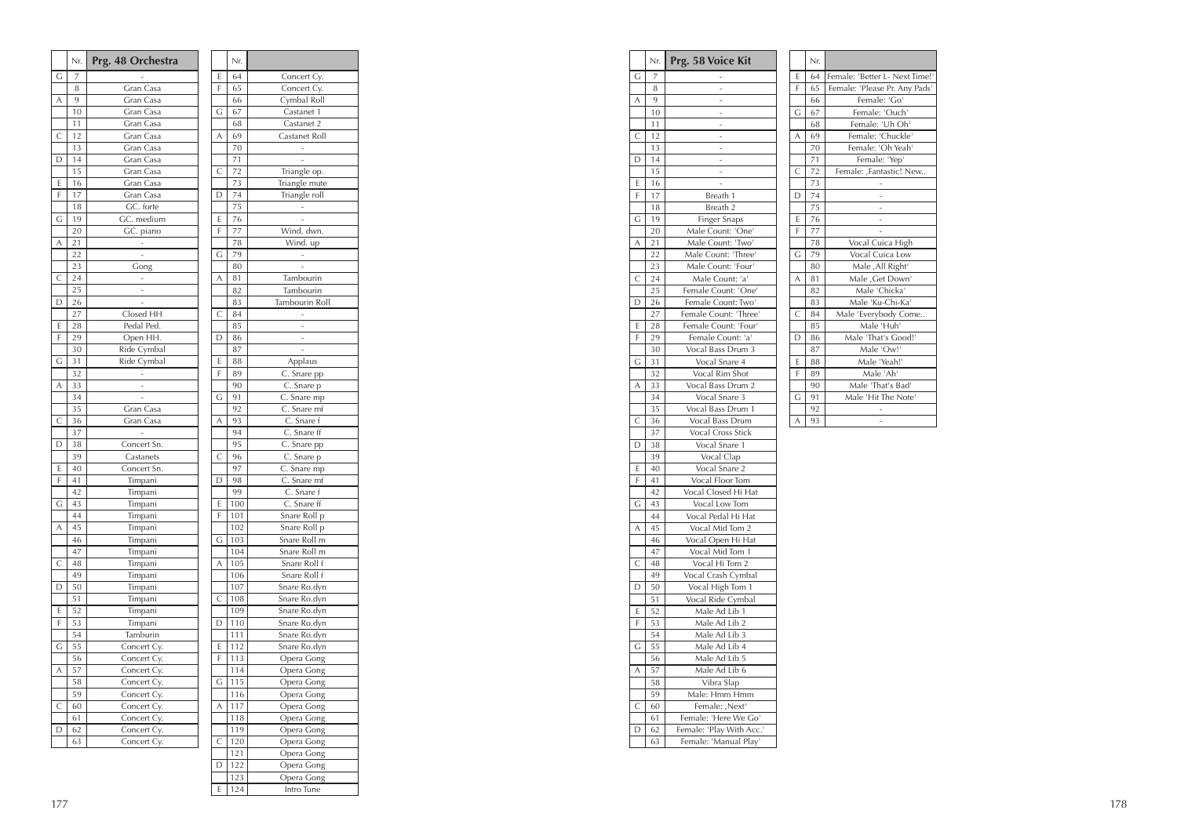| | Nr. | Prg. 48 Orchestra |
|---|---|---|
| G | 7 | - |
| | 8 | Gran Casa |
| A | 9 | Gran Casa |
| | 10 | Gran Casa |
| | 11 | Gran Casa |
| C | 12 | Gran Casa |
| | 13 | Gran Casa |
| D | 14 | Gran Casa |
| | 15 | Gran Casa |
| E | 16 | Gran Casa |
| F | 17 | Gran Casa |
| | 18 | GC. forte |
| G | 19 | GC. medium |
| | 20 | GC. piano |
| A | 21 | - |
| | 22 | - |
| | 23 | Gong |
| C | 24 | - |
| | 25 | - |
| D | 26 | - |
| | 27 | Closed HH |
| E | 28 | Pedal Ped. |
| F | 29 | Open HH. |
| | 30 | Ride Cymbal |
| G | 31 | Ride Cymbal |
| | 32 | - |
| A | 33 | - |
| | 34 | - |
| | 35 | Gran Casa |
| C | 36 | Gran Casa |
| | 37 | - |
| D | 38 | Concert Sn. |
| | 39 | Castanets |
| E | 40 | Concert Sn. |
| F | 41 | Timpani |
| | 42 | Timpani |
| G | 43 | Timpani |
| | 44 | Timpani |
| A | 45 | Timpani |
| | 46 | Timpani |
| | 47 | Timpani |
| C | 48 | Timpani |
| | 49 | Timpani |
| D | 50 | Timpani |
| | 51 | Timpani |
| E | 52 | Timpani |
| F | 53 | Timpani |
| | 54 | Tamburin |
| G | 55 | Concert Cy. |
| | 56 | Concert Cy. |
| A | 57 | Concert Cy. |
| | 58 | Concert Cy. |
| | 59 | Concert Cy. |
| C | 60 | Concert Cy. |
| | 61 | Concert Cy. |
| D | 62 | Concert Cy. |
| | 63 | Concert Cy. |

| | Nr. | |
|---|---|---|
| E | 64 | Concert Cy. |
| F | 65 | Concert Cy. |
| | 66 | Cymbal Roll |
| G | 67 | Castanet 1 |
| | 68 | Castanet 2 |
| A | 69 | Castanet Roll |
| | 70 | - |
| | 71 | - |
| C | 72 | Triangle op. |
| | 73 | Triangle mute |
| D | 74 | Triangle roll |
| | 75 | - |
| E | 76 | - |
| F | 77 | Wind. dwn. |
| | 78 | Wind. up |
| G | 79 | - |
| | 80 | - |
| A | 81 | Tambourin |
| | 82 | Tambourin |
| | 83 | Tambourin Roll |
| C | 84 | - |
| | 85 | - |
| D | 86 | - |
| | 87 | - |
| E | 88 | Applaus |
| F | 89 | C. Snare pp |
| | 90 | C. Snare p |
| G | 91 | C. Snare mp |
| | 92 | C. Snare mf |
| A | 93 | C. Snare f |
| | 94 | C. Snare ff |
| | 95 | C. Snare pp |
| C | 96 | C. Snare p |
| | 97 | C. Snare mp |
| D | 98 | C. Snare mf |
| | 99 | C. Snare f |
| E | 100 | C. Snare ff |
| F | 101 | Snare Roll p |
| | 102 | Snare Roll p |
| G | 103 | Snare Roll m |
| | 104 | Snare Roll m |
| A | 105 | Snare Roll f |
| | 106 | Snare Roll f |
| | 107 | Snare Ro.dyn |
| C | 108 | Snare Ro.dyn |
| | 109 | Snare Ro.dyn |
| D | 110 | Snare Ro.dyn |
| | 111 | Snare Ro.dyn |
| E | 112 | Snare Ro.dyn |
| F | 113 | Opera Gong |
| | 114 | Opera Gong |
| G | 115 | Opera Gong |
| | 116 | Opera Gong |
| A | 117 | Opera Gong |
| | 118 | Opera Gong |
| | 119 | Opera Gong |
| C | 120 | Opera Gong |
| | 121 | Opera Gong |
| D | 122 | Opera Gong |
| | 123 | Opera Gong |
| E | 124 | Intro Tune |

| | Nr. | Prg. 58 Voice Kit |
|---|---|---|
| G | 7 | - |
| | 8 | - |
| A | 9 | - |
| | 10 | - |
| | 11 | - |
| C | 12 | - |
| | 13 | - |
| D | 14 | - |
| | 15 | - |
| E | 16 | - |
| F | 17 | Breath 1 |
| | 18 | Breath 2 |
| G | 19 | Finger Snaps |
| | 20 | Male Count: 'One' |
| A | 21 | Male Count: 'Two' |
| | 22 | Male Count: 'Three' |
| | 23 | Male Count: 'Four' |
| C | 24 | Male Count: 'a' |
| | 25 | Female Count: 'One' |
| D | 26 | Female Count: Two' |
| | 27 | Female Count: 'Three' |
| E | 28 | Female Count: 'Four' |
| F | 29 | Female Count: 'a' |
| | 30 | Vocal Bass Drum 3 |
| G | 31 | Vocal Snare 4 |
| | 32 | Vocal Rim Shot |
| A | 33 | Vocal Bass Drum 2 |
| | 34 | Vocal Snare 3 |
| | 35 | Vocal Bass Drum 1 |
| C | 36 | Vocal Bass Drum |
| | 37 | Vocal Cross Stick |
| D | 38 | Vocal Snare 1 |
| | 39 | Vocal Clap |
| E | 40 | Vocal Snare 2 |
| F | 41 | Vocal Floor Tom |
| | 42 | Vocal Closed Hi Hat |
| G | 43 | Vocal Low Tom |
| | 44 | Vocal Pedal Hi Hat |
| A | 45 | Vocal Mid Tom 2 |
| | 46 | Vocal Open Hi Hat |
| | 47 | Vocal Mid Tom 1 |
| C | 48 | Vocal Hi Tom 2 |
| | 49 | Vocal Crash Cymbal |
| D | 50 | Vocal High Tom 1 |
| | 51 | Vocal Ride Cymbal |
| E | 52 | Male Ad Lib 1 |
| F | 53 | Male Ad Lib 2 |
| | 54 | Male Ad Lib 3 |
| G | 55 | Male Ad Lib 4 |
| | 56 | Male Ad Lib 5 |
| A | 57 | Male Ad Lib 6 |
| | 58 | Vibra Slap |
| | 59 | Male: Hmm Hmm |
| C | 60 | Female: ,Next' |
| | 61 | Female: 'Here We Go' |
| D | 62 | Female: 'Play With Acc.' |
| | 63 | Female: 'Manual Play' |

| | Nr. | |
|---|---|---|
| E | 64 | Female: 'Better L- Next Time!' |
| F | 65 | Female: 'Please Pr. Any Pads' |
| | 66 | Female: 'Go' |
| G | 67 | Female: 'Ouch' |
| | 68 | Female: 'Uh Oh' |
| A | 69 | Female: 'Chuckle' |
| | 70 | Female: 'Oh Yeah' |
| | 71 | Female: 'Yep' |
| C | 72 | Female: ,Fantastic! New.. |
| | 73 | - |
| D | 74 | - |
| | 75 | - |
| E | 76 | - |
| F | 77 | - |
| | 78 | Vocal Cuica High |
| G | 79 | Vocal Cuica Low |
| | 80 | Male ,All Right' |
| A | 81 | Male ,Get Down' |
| | 82 | Male 'Chicka' |
| | 83 | Male 'Ku-Chi-Ka' |
| C | 84 | Male 'Everybody Come.. |
| | 85 | Male 'Huh' |
| D | 86 | Male 'That's Good!' |
| | 87 | Male 'Ow!' |
| E | 88 | Male 'Yeah!' |
| F | 89 | Male 'Ah' |
| | 90 | Male 'That's Bad' |
| G | 91 | Male 'Hit The Note' |
| | 92 | - |
| A | 93 | - |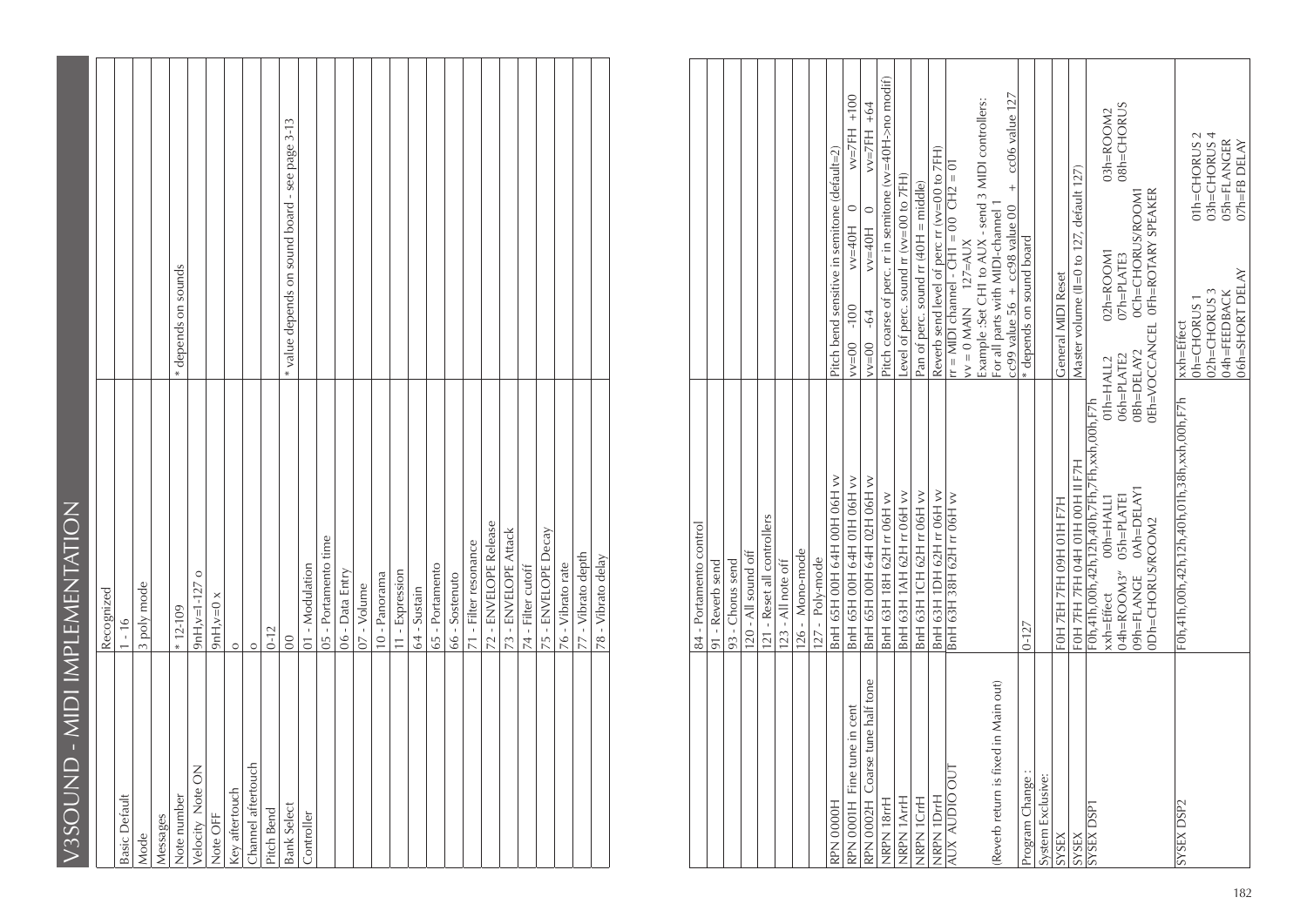# V3SOUND - MIDI IMPLEMENTATION

| | | |
|---|---|---|
| | Recognized | |
| Basic Default | 1 - 16 | |
| Mode | 3 poly mode | |
| Messages | | |
| Note number | * 12-109 | * depends on sounds |
| Velocity Note ON | 9nH,v=1-127 o | |
| Note OFF | 9nH,v=0 x | |
| Key aftertouch | o | |
| Channel aftertouch | o | |
| Pitch Bend | 0-12 | |
| Bank Select | 00 | * value depends on sound board - see page 3-13 |
| Controller | 01 - Modulation | |
| | 05 - Portamento time | |
| | 06 - Data Entry | |
| | 07 - Volume | |
| | 10 - Panorama | |
| | 11 - Expression | |
| | 64 - Sustain | |
| | 65 - Portamento | |
| | 66 - Sostenuto | |
| | 71 - Filter resonance | |
| | 72 - ENVELOPE Release | |
| | 73 - ENVELOPE Attack | |
| | 74 - Filter cutoff | |
| | 75 - ENVELOPE Decay | |
| | 76 - Vibrato rate | |
| | 77 - Vibrato depth | |
| | 78 - Vibrato delay | |
| | 84 - Portamento control | |
| | 91 - Reverb send | |
| | 93 - Chorus send | |
| | 120 - All sound off | |
| | 121 - Reset all controllers | |
| | 123 - All note off | |
| | 126 - Mono-mode | |
| | 127 - Poly-mode | |
| RPN 0000H | BnH 65H 00H 64H 00H 06H vv | Pitch bend sensitive in semitone (default=2) |
| RPN 0001H Fine tune in cent | BnH 65H 00H 64H 01H 06H vv | vv=00 -100 vv=40H 0 vv=7FH +100 |
| RPN 0002H Coarse tune half tone | BnH 65H 00H 64H 02H 06H vv | vv=00 -64 vv=40H 0 vv=7FH +64 |
| NRPN 18rrH | BnH 63H 18H 62H rr 06H vv | Pitch coarse of perc. rr in semitone (vv=40H->no modif) |
| NRPN 1ArrH | BnH 63H 1AH 62H rr 06H vv | Level of perc. sound rr (vv=00 to 7FH) |
| NRPN 1CrrH | BnH 63H 1CH 62H rr 06H vv | Pan of perc. sound rr (40H = middle) |
| NRPN 1DrrH | BnH 63H 1DH 62H rr 06H vv | Reverb send level of perc rr (vv=00 to 7FH) |
| AUX AUDIO OUT (Reverb return is fixed in Main out) | BnH 63H 38H 62H rr 06H vv | rr = MIDI channel - CH1 = 00 CH2 = 01<br>vv = 0 MAIN 127=AUX<br>Example :Set CH1 to AUX - send 3 MIDI controllers:<br>For all parts with MIDI-channel 1<br>cc99 value 56 + cc98 value 00 + cc06 value 127 |
| Program Change : | 0-127 | * depends on sound board |
| System Exclusive: | | |
| SYSEX | F0H 7EH 7FH 09H 01H F7H | General MIDI Reset |
| SYSEX | F0H 7FH 7FH 04H 01H 00H ll F7H | Master volume (ll=0 to 127, default 127) |
| SYSEX DSP1 | F0h,41h,00h,42h,12h,40h,7Fh,7Fh,xxh,00h,F7h<br>xxh=Effect 00h=HALL1 01h=HALL2 02h=ROOM1 03h=ROOM2<br>04h=ROOM3" 05h=PLATE1 06h=PLATE2 07h=PLATE3 08h=CHORUS<br>09h=FLANGE 0Ah=DELAY1 0Bh=DELAY2 0Ch=CHORUS/ROOM1<br>0Dh=CHORUS/ROOM2 0Eh=VOCCANCEL 0Fh=ROTARY SPEAKER | |
| SYSEX DSP2 | F0h,41h,00h,42h,12h,40h,01h,38h,xxh,00h,F7h | xxh=Effect<br>0h=CHORUS1 01h=CHORUS 2<br>02h=CHORUS 3 03h=CHORUS 4<br>04h=FEEDBACK 05h=FLANGER<br>06h=SHORT DELAY 07h=FB DELAY |